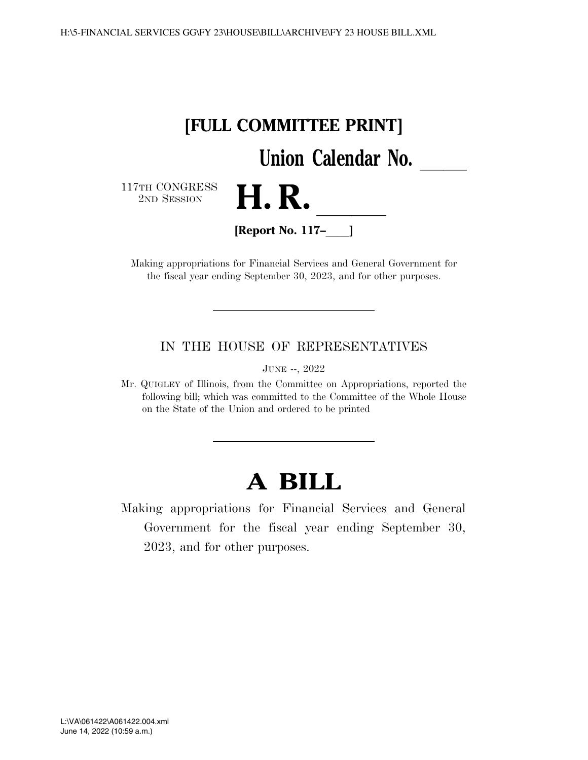**[FULL COMMITTEE PRINT]**

**Union Calendar No. \_\_\_\_\_**

117TH CONGRESS
2ND SESSION

# H. R. \_\_\_\_\_\_

**[Report No. 117–\_\_\_\_]**

Making appropriations for Financial Services and General Government for the fiscal year ending September 30, 2023, and for other purposes.

---

IN THE HOUSE OF REPRESENTATIVES

JUNE --, 2022

Mr. QUIGLEY of Illinois, from the Committee on Appropriations, reported the following bill; which was committed to the Committee of the Whole House on the State of the Union and ordered to be printed

---

# A BILL

Making appropriations for Financial Services and General Government for the fiscal year ending September 30, 2023, and for other purposes.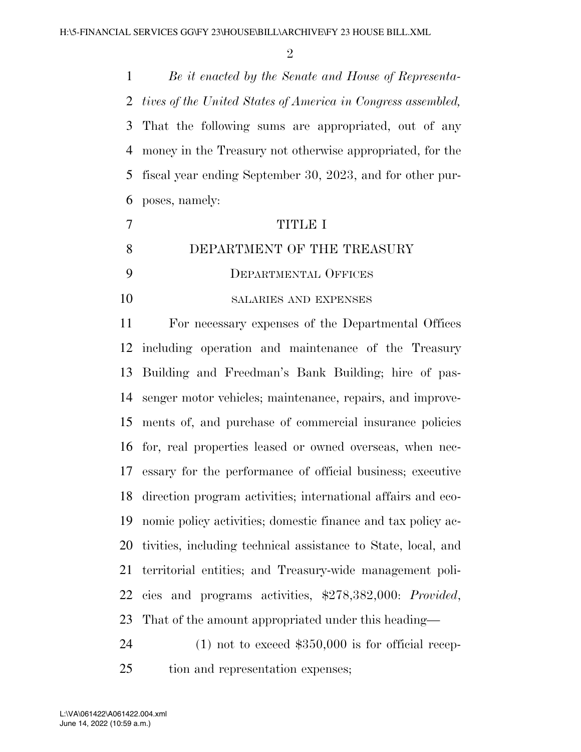*Be it enacted by the Senate and House of Representatives of the United States of America in Congress assembled,* That the following sums are appropriated, out of any money in the Treasury not otherwise appropriated, for the fiscal year ending September 30, 2023, and for other purposes, namely:

# TITLE I

# DEPARTMENT OF THE TREASURY

## DEPARTMENTAL OFFICES

### SALARIES AND EXPENSES

For necessary expenses of the Departmental Offices including operation and maintenance of the Treasury Building and Freedman's Bank Building; hire of passenger motor vehicles; maintenance, repairs, and improvements of, and purchase of commercial insurance policies for, real properties leased or owned overseas, when necessary for the performance of official business; executive direction program activities; international affairs and economic policy activities; domestic finance and tax policy activities, including technical assistance to State, local, and territorial entities; and Treasury-wide management policies and programs activities, $278,382,000: *Provided*, That of the amount appropriated under this heading—

(1) not to exceed $350,000 is for official reception and representation expenses;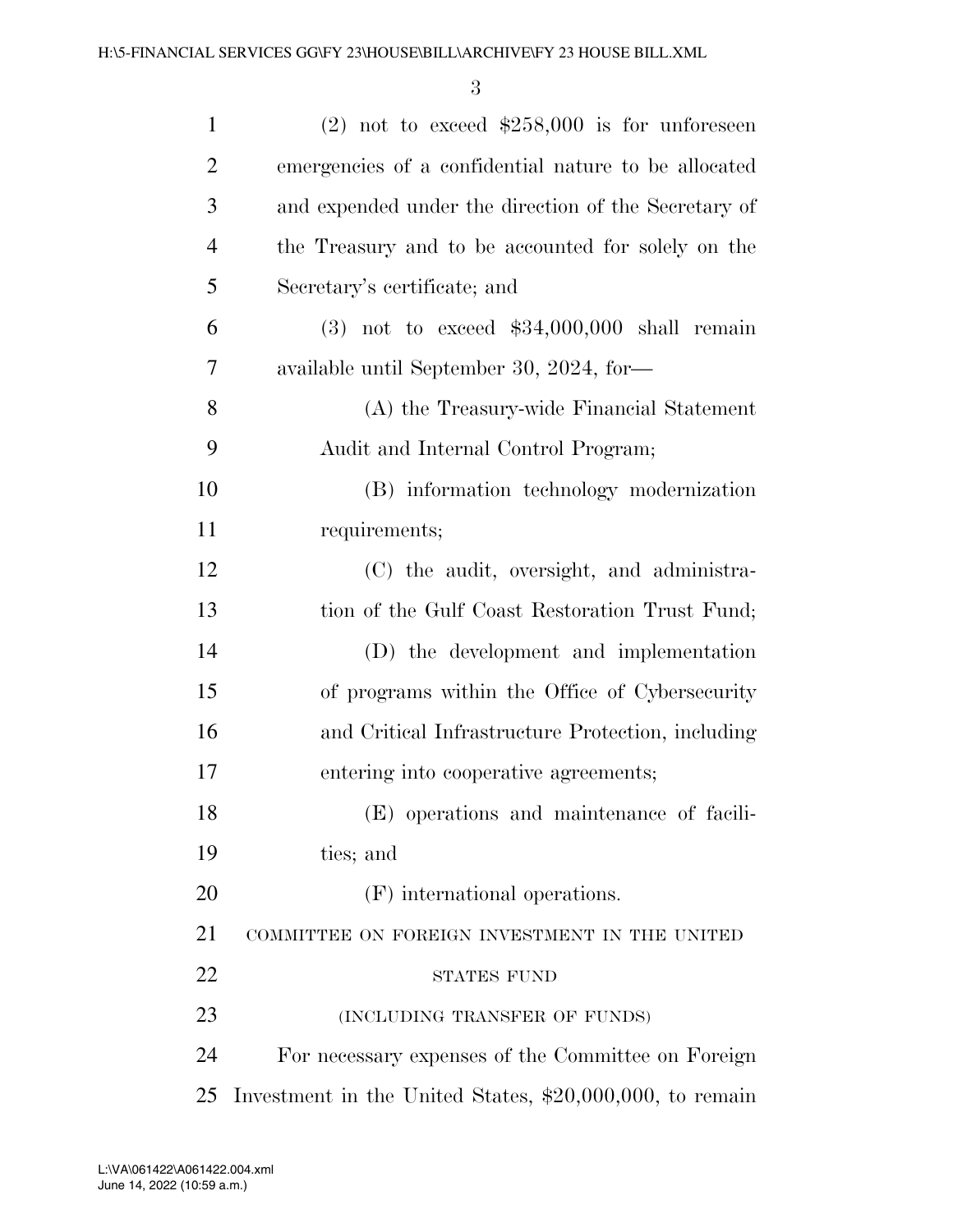(2) not to exceed $258,000 is for unforeseen emergencies of a confidential nature to be allocated and expended under the direction of the Secretary of the Treasury and to be accounted for solely on the Secretary's certificate; and

(3) not to exceed $34,000,000 shall remain available until September 30, 2024, for—

(A) the Treasury-wide Financial Statement Audit and Internal Control Program;

(B) information technology modernization requirements;

(C) the audit, oversight, and administration of the Gulf Coast Restoration Trust Fund;

(D) the development and implementation of programs within the Office of Cybersecurity and Critical Infrastructure Protection, including entering into cooperative agreements;

(E) operations and maintenance of facilities; and

(F) international operations.

COMMITTEE ON FOREIGN INVESTMENT IN THE UNITED STATES FUND

(INCLUDING TRANSFER OF FUNDS)

For necessary expenses of the Committee on Foreign Investment in the United States, $20,000,000, to remain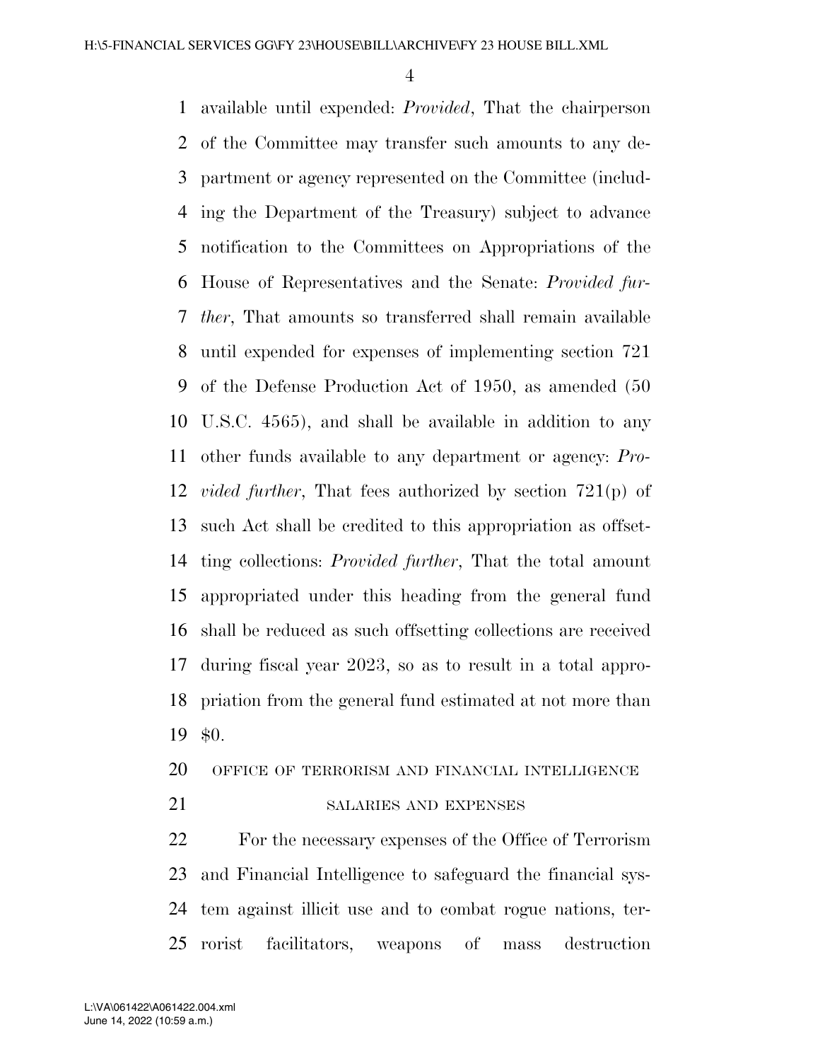available until expended: *Provided*, That the chairperson of the Committee may transfer such amounts to any department or agency represented on the Committee (including the Department of the Treasury) subject to advance notification to the Committees on Appropriations of the House of Representatives and the Senate: *Provided further*, That amounts so transferred shall remain available until expended for expenses of implementing section 721 of the Defense Production Act of 1950, as amended (50 U.S.C. 4565), and shall be available in addition to any other funds available to any department or agency: *Provided further*, That fees authorized by section 721(p) of such Act shall be credited to this appropriation as offsetting collections: *Provided further*, That the total amount appropriated under this heading from the general fund shall be reduced as such offsetting collections are received during fiscal year 2023, so as to result in a total appropriation from the general fund estimated at not more than $0.

OFFICE OF TERRORISM AND FINANCIAL INTELLIGENCE

SALARIES AND EXPENSES

For the necessary expenses of the Office of Terrorism and Financial Intelligence to safeguard the financial system against illicit use and to combat rogue nations, terrorist facilitators, weapons of mass destruction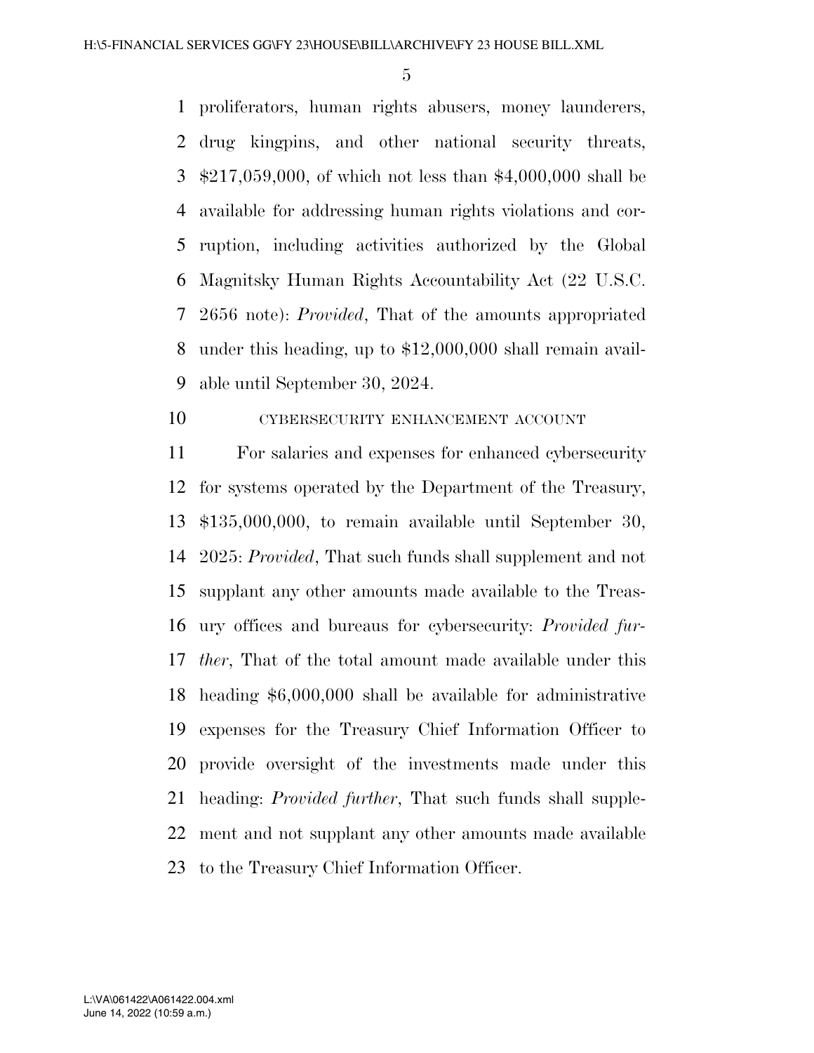proliferators, human rights abusers, money launderers, drug kingpins, and other national security threats, $217,059,000, of which not less than $4,000,000 shall be available for addressing human rights violations and corruption, including activities authorized by the Global Magnitsky Human Rights Accountability Act (22 U.S.C. 2656 note): *Provided*, That of the amounts appropriated under this heading, up to $12,000,000 shall remain available until September 30, 2024.

CYBERSECURITY ENHANCEMENT ACCOUNT

For salaries and expenses for enhanced cybersecurity for systems operated by the Department of the Treasury, $135,000,000, to remain available until September 30, 2025: *Provided*, That such funds shall supplement and not supplant any other amounts made available to the Treasury offices and bureaus for cybersecurity: *Provided further*, That of the total amount made available under this heading $6,000,000 shall be available for administrative expenses for the Treasury Chief Information Officer to provide oversight of the investments made under this heading: *Provided further*, That such funds shall supplement and not supplant any other amounts made available to the Treasury Chief Information Officer.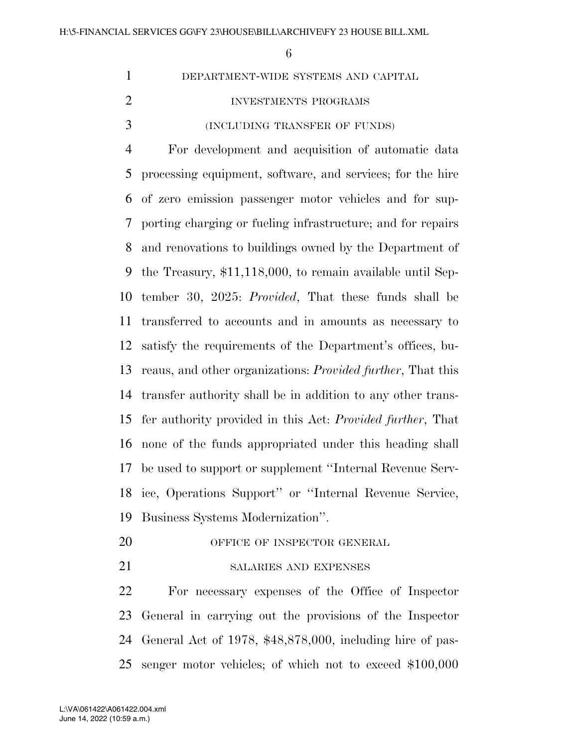DEPARTMENT-WIDE SYSTEMS AND CAPITAL INVESTMENTS PROGRAMS

(INCLUDING TRANSFER OF FUNDS)

For development and acquisition of automatic data processing equipment, software, and services; for the hire of zero emission passenger motor vehicles and for supporting charging or fueling infrastructure; and for repairs and renovations to buildings owned by the Department of the Treasury, $11,118,000, to remain available until September 30, 2025: *Provided*, That these funds shall be transferred to accounts and in amounts as necessary to satisfy the requirements of the Department's offices, bureaus, and other organizations: *Provided further*, That this transfer authority shall be in addition to any other transfer authority provided in this Act: *Provided further*, That none of the funds appropriated under this heading shall be used to support or supplement "Internal Revenue Service, Operations Support" or "Internal Revenue Service, Business Systems Modernization".

OFFICE OF INSPECTOR GENERAL

SALARIES AND EXPENSES

For necessary expenses of the Office of Inspector General in carrying out the provisions of the Inspector General Act of 1978, $48,878,000, including hire of passenger motor vehicles; of which not to exceed $100,000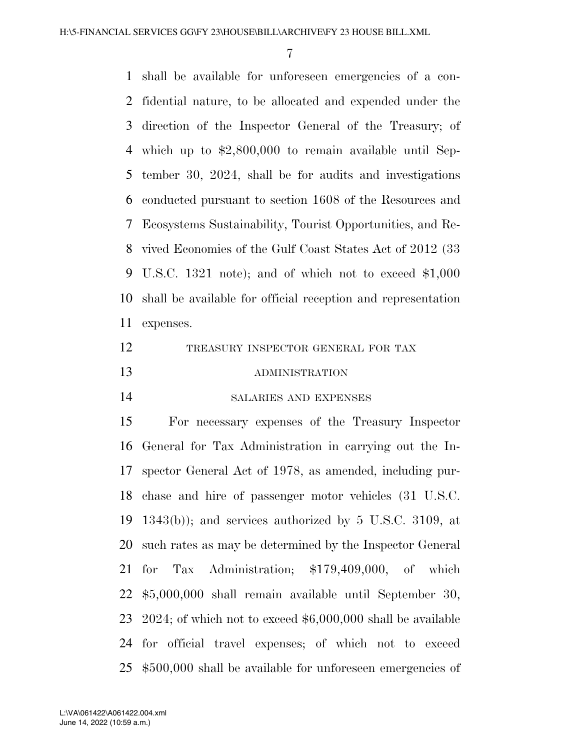shall be available for unforeseen emergencies of a confidential nature, to be allocated and expended under the direction of the Inspector General of the Treasury; of which up to $2,800,000 to remain available until September 30, 2024, shall be for audits and investigations conducted pursuant to section 1608 of the Resources and Ecosystems Sustainability, Tourist Opportunities, and Revived Economies of the Gulf Coast States Act of 2012 (33 U.S.C. 1321 note); and of which not to exceed $1,000 shall be available for official reception and representation expenses.

TREASURY INSPECTOR GENERAL FOR TAX ADMINISTRATION

SALARIES AND EXPENSES

For necessary expenses of the Treasury Inspector General for Tax Administration in carrying out the Inspector General Act of 1978, as amended, including purchase and hire of passenger motor vehicles (31 U.S.C. 1343(b)); and services authorized by 5 U.S.C. 3109, at such rates as may be determined by the Inspector General for Tax Administration; $179,409,000, of which $5,000,000 shall remain available until September 30, 2024; of which not to exceed $6,000,000 shall be available for official travel expenses; of which not to exceed $500,000 shall be available for unforeseen emergencies of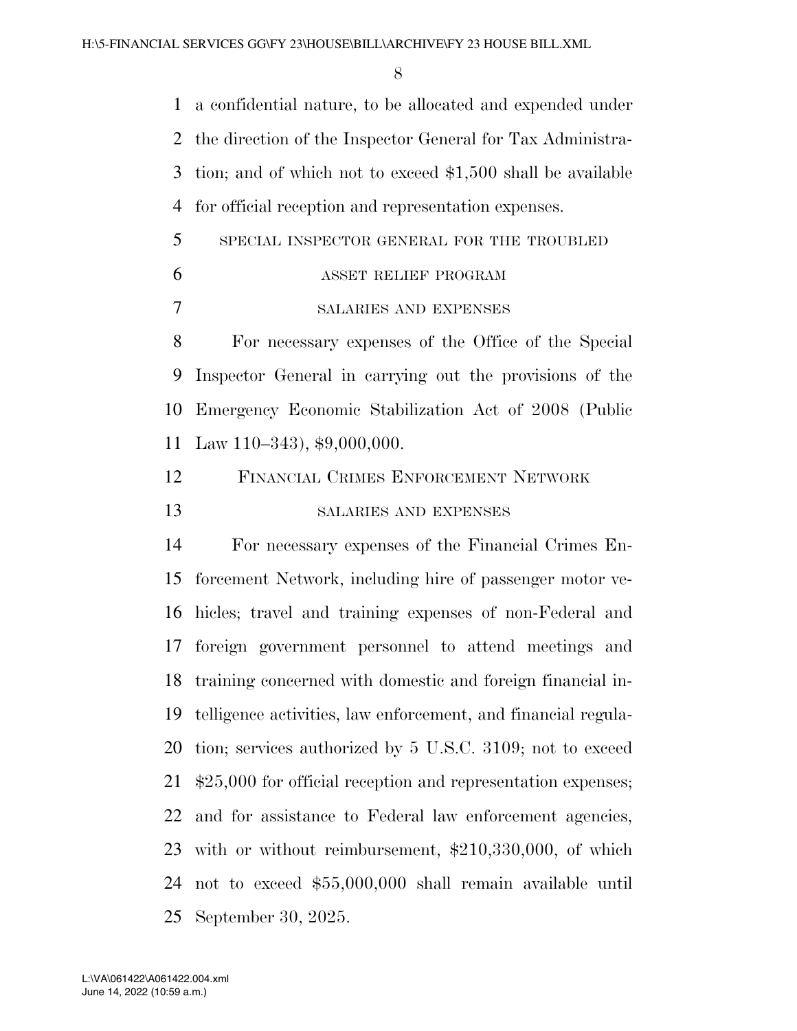a confidential nature, to be allocated and expended under the direction of the Inspector General for Tax Administration; and of which not to exceed $1,500 shall be available for official reception and representation expenses.

SPECIAL INSPECTOR GENERAL FOR THE TROUBLED ASSET RELIEF PROGRAM

SALARIES AND EXPENSES

For necessary expenses of the Office of the Special Inspector General in carrying out the provisions of the Emergency Economic Stabilization Act of 2008 (Public Law 110–343), $9,000,000.

FINANCIAL CRIMES ENFORCEMENT NETWORK

SALARIES AND EXPENSES

For necessary expenses of the Financial Crimes Enforcement Network, including hire of passenger motor vehicles; travel and training expenses of non-Federal and foreign government personnel to attend meetings and training concerned with domestic and foreign financial intelligence activities, law enforcement, and financial regulation; services authorized by 5 U.S.C. 3109; not to exceed $25,000 for official reception and representation expenses; and for assistance to Federal law enforcement agencies, with or without reimbursement, $210,330,000, of which not to exceed $55,000,000 shall remain available until September 30, 2025.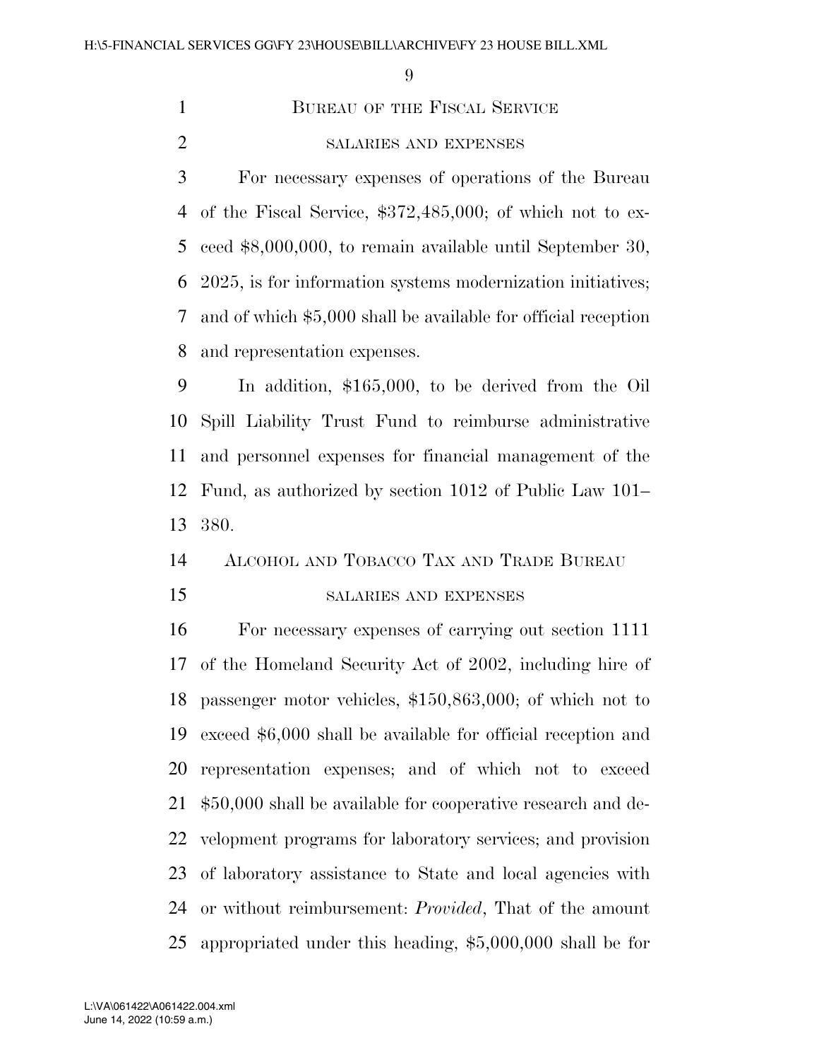## BUREAU OF THE FISCAL SERVICE

### SALARIES AND EXPENSES

For necessary expenses of operations of the Bureau of the Fiscal Service, $372,485,000; of which not to exceed $8,000,000, to remain available until September 30, 2025, is for information systems modernization initiatives; and of which $5,000 shall be available for official reception and representation expenses.

In addition, $165,000, to be derived from the Oil Spill Liability Trust Fund to reimburse administrative and personnel expenses for financial management of the Fund, as authorized by section 1012 of Public Law 101–380.

## ALCOHOL AND TOBACCO TAX AND TRADE BUREAU

### SALARIES AND EXPENSES

For necessary expenses of carrying out section 1111 of the Homeland Security Act of 2002, including hire of passenger motor vehicles, $150,863,000; of which not to exceed $6,000 shall be available for official reception and representation expenses; and of which not to exceed $50,000 shall be available for cooperative research and development programs for laboratory services; and provision of laboratory assistance to State and local agencies with or without reimbursement: *Provided*, That of the amount appropriated under this heading, $5,000,000 shall be for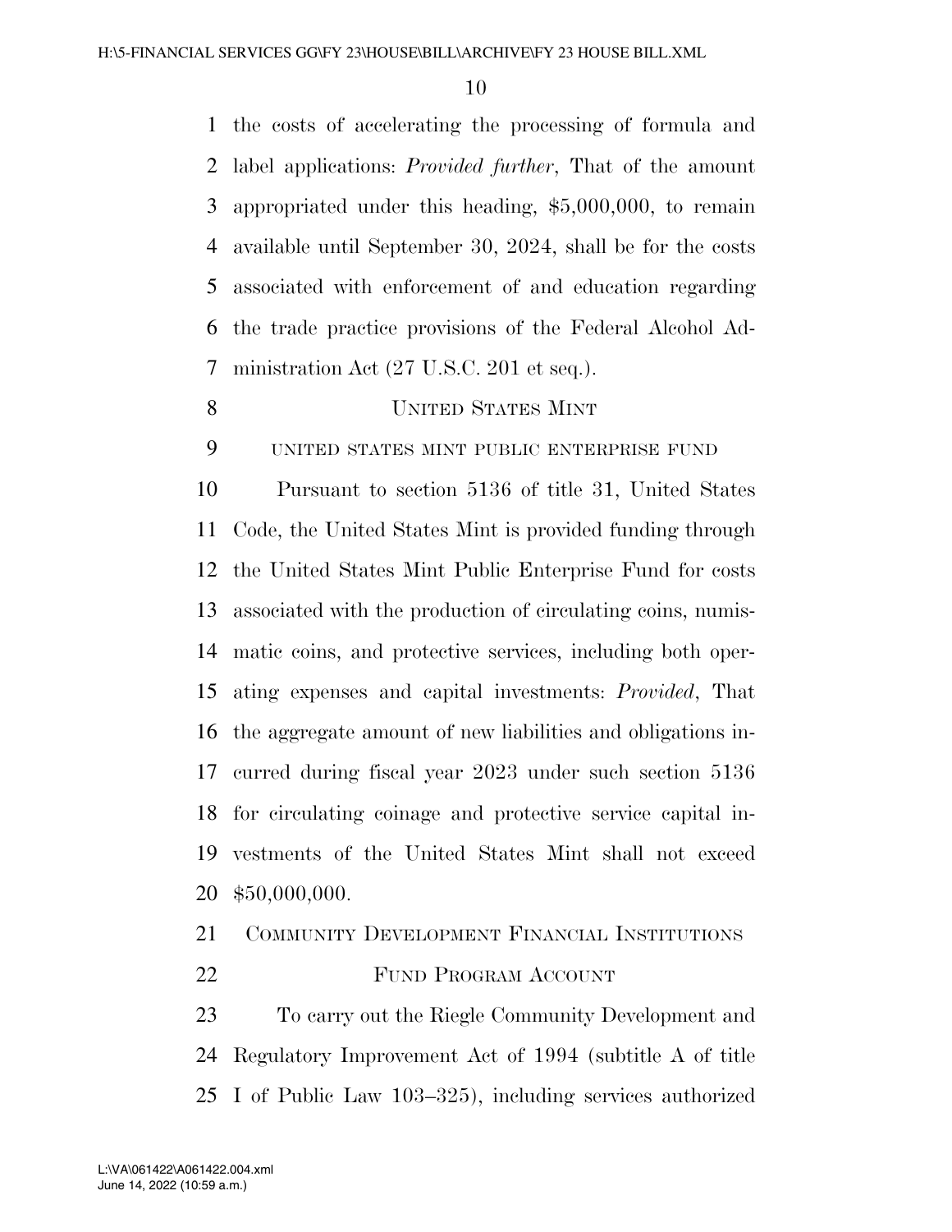the costs of accelerating the processing of formula and label applications: *Provided further*, That of the amount appropriated under this heading, $5,000,000, to remain available until September 30, 2024, shall be for the costs associated with enforcement of and education regarding the trade practice provisions of the Federal Alcohol Administration Act (27 U.S.C. 201 et seq.).

## UNITED STATES MINT

### UNITED STATES MINT PUBLIC ENTERPRISE FUND

Pursuant to section 5136 of title 31, United States Code, the United States Mint is provided funding through the United States Mint Public Enterprise Fund for costs associated with the production of circulating coins, numismatic coins, and protective services, including both operating expenses and capital investments: *Provided*, That the aggregate amount of new liabilities and obligations incurred during fiscal year 2023 under such section 5136 for circulating coinage and protective service capital investments of the United States Mint shall not exceed $50,000,000.

## COMMUNITY DEVELOPMENT FINANCIAL INSTITUTIONS FUND PROGRAM ACCOUNT

To carry out the Riegle Community Development and Regulatory Improvement Act of 1994 (subtitle A of title I of Public Law 103–325), including services authorized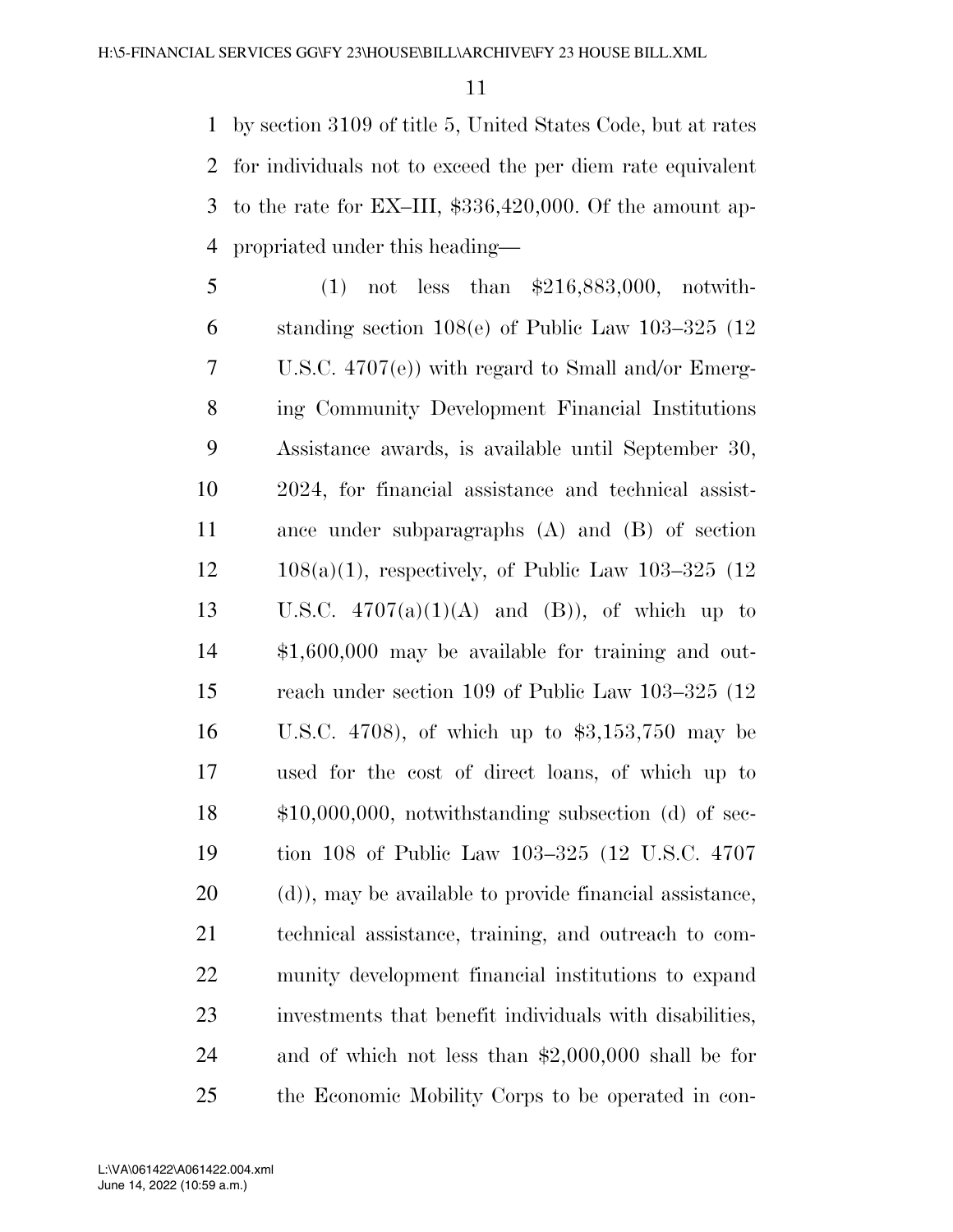by section 3109 of title 5, United States Code, but at rates for individuals not to exceed the per diem rate equivalent to the rate for EX–III, $336,420,000. Of the amount appropriated under this heading—

(1) not less than $216,883,000, notwithstanding section 108(e) of Public Law 103–325 (12 U.S.C. 4707(e)) with regard to Small and/or Emerging Community Development Financial Institutions Assistance awards, is available until September 30, 2024, for financial assistance and technical assistance under subparagraphs (A) and (B) of section 108(a)(1), respectively, of Public Law 103–325 (12 U.S.C. 4707(a)(1)(A) and (B)), of which up to $1,600,000 may be available for training and outreach under section 109 of Public Law 103–325 (12 U.S.C. 4708), of which up to $3,153,750 may be used for the cost of direct loans, of which up to $10,000,000, notwithstanding subsection (d) of section 108 of Public Law 103–325 (12 U.S.C. 4707 (d)), may be available to provide financial assistance, technical assistance, training, and outreach to community development financial institutions to expand investments that benefit individuals with disabilities, and of which not less than $2,000,000 shall be for the Economic Mobility Corps to be operated in con-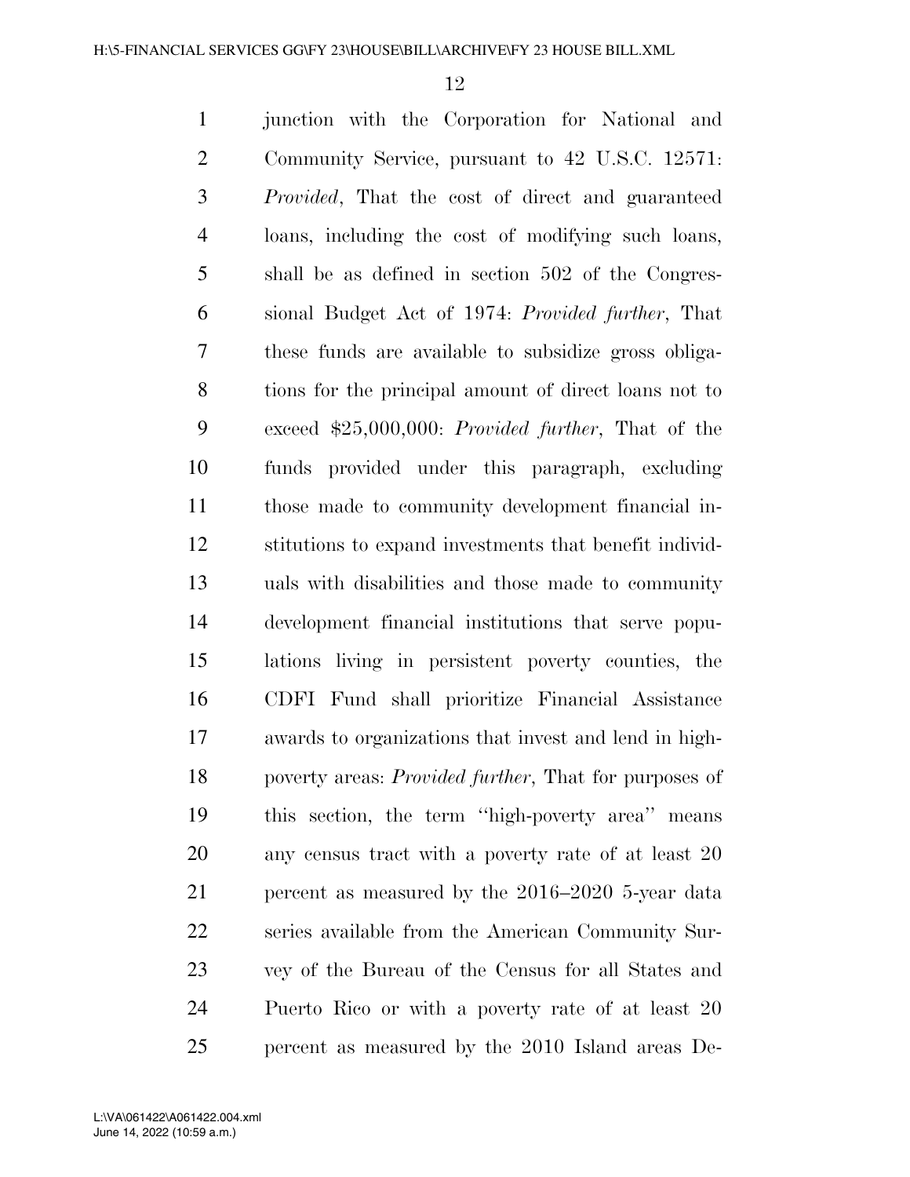junction with the Corporation for National and Community Service, pursuant to 42 U.S.C. 12571: *Provided*, That the cost of direct and guaranteed loans, including the cost of modifying such loans, shall be as defined in section 502 of the Congressional Budget Act of 1974: *Provided further*, That these funds are available to subsidize gross obligations for the principal amount of direct loans not to exceed $25,000,000: *Provided further*, That of the funds provided under this paragraph, excluding those made to community development financial institutions to expand investments that benefit individuals with disabilities and those made to community development financial institutions that serve populations living in persistent poverty counties, the CDFI Fund shall prioritize Financial Assistance awards to organizations that invest and lend in high-poverty areas: *Provided further*, That for purposes of this section, the term ''high-poverty area'' means any census tract with a poverty rate of at least 20 percent as measured by the 2016–2020 5-year data series available from the American Community Survey of the Bureau of the Census for all States and Puerto Rico or with a poverty rate of at least 20 percent as measured by the 2010 Island areas De-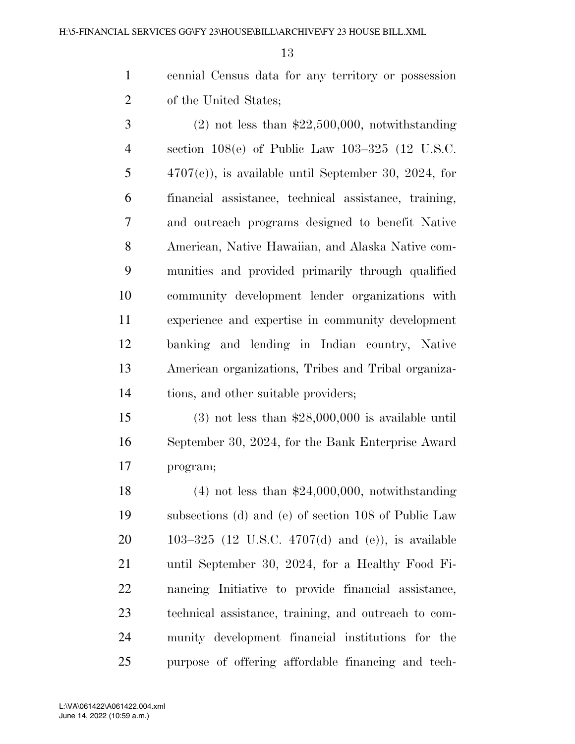cennial Census data for any territory or possession of the United States;

(2) not less than $22,500,000, notwithstanding section 108(e) of Public Law 103–325 (12 U.S.C. 4707(e)), is available until September 30, 2024, for financial assistance, technical assistance, training, and outreach programs designed to benefit Native American, Native Hawaiian, and Alaska Native communities and provided primarily through qualified community development lender organizations with experience and expertise in community development banking and lending in Indian country, Native American organizations, Tribes and Tribal organizations, and other suitable providers;

(3) not less than $28,000,000 is available until September 30, 2024, for the Bank Enterprise Award program;

(4) not less than $24,000,000, notwithstanding subsections (d) and (e) of section 108 of Public Law 103–325 (12 U.S.C. 4707(d) and (e)), is available until September 30, 2024, for a Healthy Food Financing Initiative to provide financial assistance, technical assistance, training, and outreach to community development financial institutions for the purpose of offering affordable financing and tech-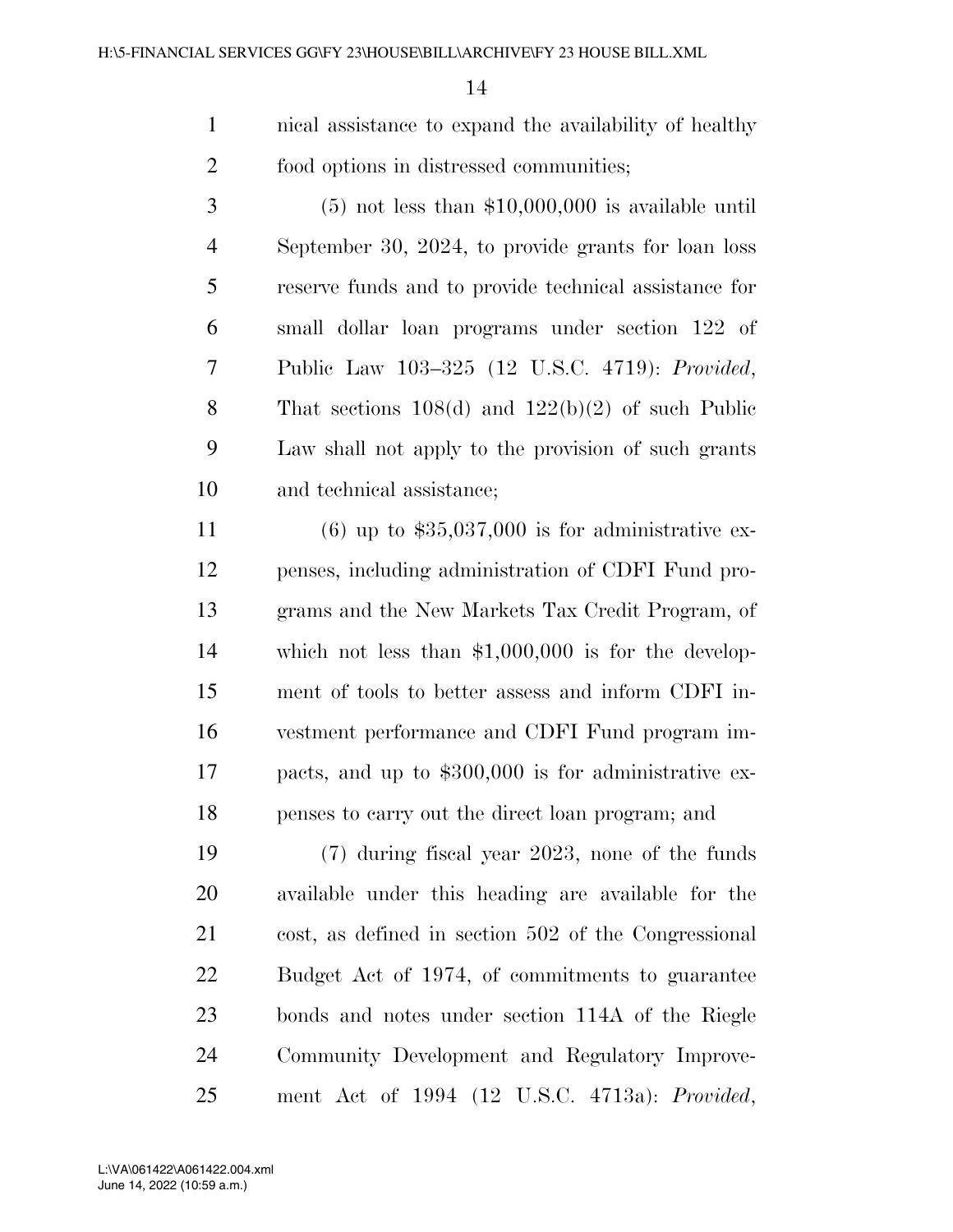nical assistance to expand the availability of healthy food options in distressed communities;

(5) not less than $10,000,000 is available until September 30, 2024, to provide grants for loan loss reserve funds and to provide technical assistance for small dollar loan programs under section 122 of Public Law 103–325 (12 U.S.C. 4719): *Provided*, That sections 108(d) and 122(b)(2) of such Public Law shall not apply to the provision of such grants and technical assistance;

(6) up to $35,037,000 is for administrative expenses, including administration of CDFI Fund programs and the New Markets Tax Credit Program, of which not less than $1,000,000 is for the development of tools to better assess and inform CDFI investment performance and CDFI Fund program impacts, and up to $300,000 is for administrative expenses to carry out the direct loan program; and

(7) during fiscal year 2023, none of the funds available under this heading are available for the cost, as defined in section 502 of the Congressional Budget Act of 1974, of commitments to guarantee bonds and notes under section 114A of the Riegle Community Development and Regulatory Improvement Act of 1994 (12 U.S.C. 4713a): *Provided*,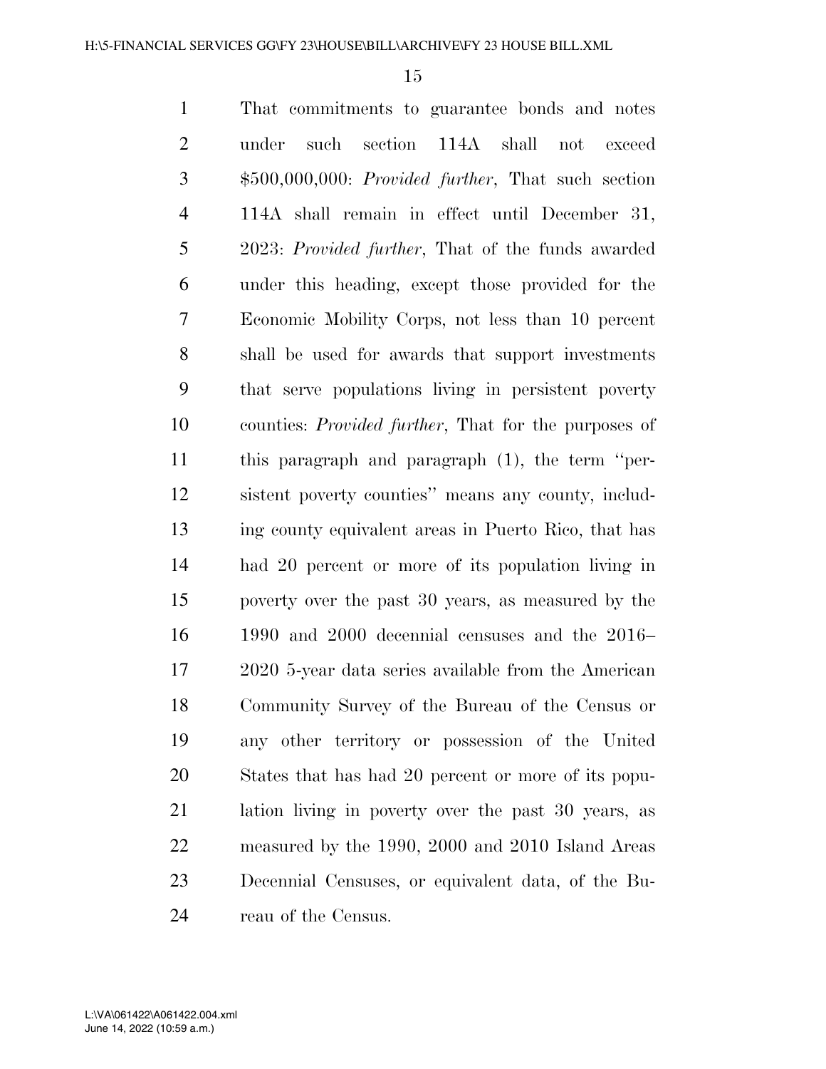That commitments to guarantee bonds and notes under such section 114A shall not exceed $500,000,000: *Provided further*, That such section 114A shall remain in effect until December 31, 2023: *Provided further*, That of the funds awarded under this heading, except those provided for the Economic Mobility Corps, not less than 10 percent shall be used for awards that support investments that serve populations living in persistent poverty counties: *Provided further*, That for the purposes of this paragraph and paragraph (1), the term ''persistent poverty counties'' means any county, including county equivalent areas in Puerto Rico, that has had 20 percent or more of its population living in poverty over the past 30 years, as measured by the 1990 and 2000 decennial censuses and the 2016–2020 5-year data series available from the American Community Survey of the Bureau of the Census or any other territory or possession of the United States that has had 20 percent or more of its population living in poverty over the past 30 years, as measured by the 1990, 2000 and 2010 Island Areas Decennial Censuses, or equivalent data, of the Bureau of the Census.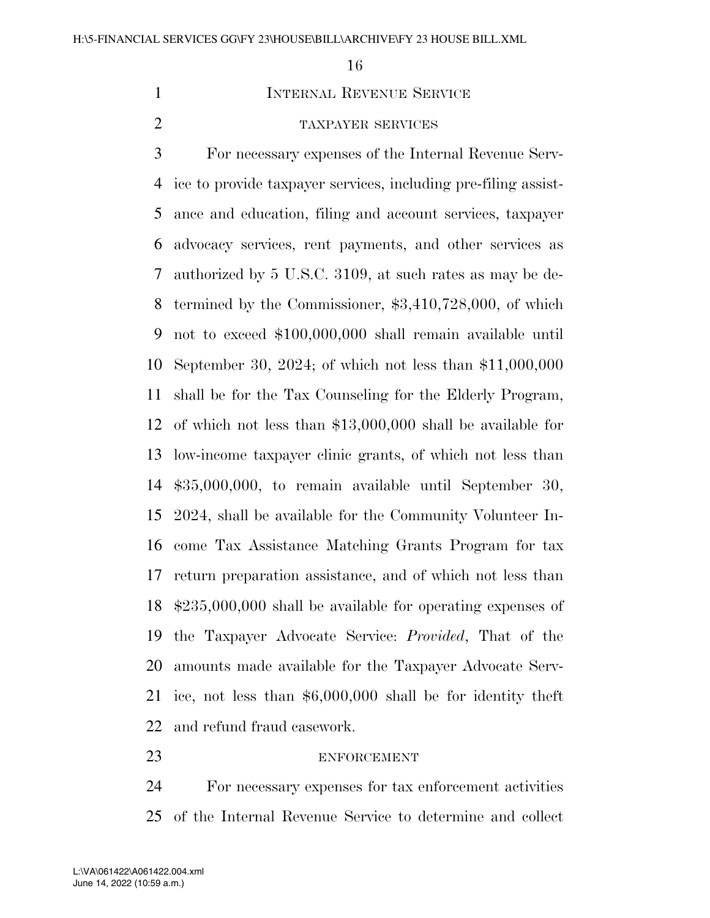## Internal Revenue Service

### taxpayer services

For necessary expenses of the Internal Revenue Service to provide taxpayer services, including pre-filing assistance and education, filing and account services, taxpayer advocacy services, rent payments, and other services as authorized by 5 U.S.C. 3109, at such rates as may be determined by the Commissioner, $3,410,728,000, of which not to exceed $100,000,000 shall remain available until September 30, 2024; of which not less than $11,000,000 shall be for the Tax Counseling for the Elderly Program, of which not less than $13,000,000 shall be available for low-income taxpayer clinic grants, of which not less than $35,000,000, to remain available until September 30, 2024, shall be available for the Community Volunteer Income Tax Assistance Matching Grants Program for tax return preparation assistance, and of which not less than $235,000,000 shall be available for operating expenses of the Taxpayer Advocate Service: *Provided*, That of the amounts made available for the Taxpayer Advocate Service, not less than $6,000,000 shall be for identity theft and refund fraud casework.

### enforcement

For necessary expenses for tax enforcement activities of the Internal Revenue Service to determine and collect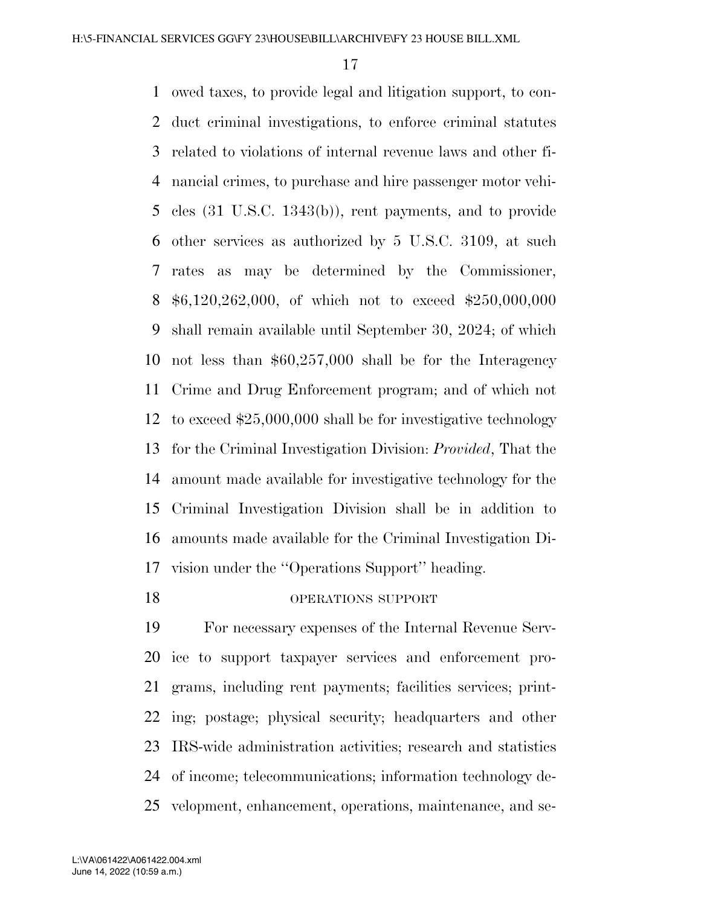owed taxes, to provide legal and litigation support, to conduct criminal investigations, to enforce criminal statutes related to violations of internal revenue laws and other financial crimes, to purchase and hire passenger motor vehicles (31 U.S.C. 1343(b)), rent payments, and to provide other services as authorized by 5 U.S.C. 3109, at such rates as may be determined by the Commissioner, $6,120,262,000, of which not to exceed $250,000,000 shall remain available until September 30, 2024; of which not less than $60,257,000 shall be for the Interagency Crime and Drug Enforcement program; and of which not to exceed $25,000,000 shall be for investigative technology for the Criminal Investigation Division: *Provided*, That the amount made available for investigative technology for the Criminal Investigation Division shall be in addition to amounts made available for the Criminal Investigation Division under the ''Operations Support'' heading.

OPERATIONS SUPPORT

For necessary expenses of the Internal Revenue Service to support taxpayer services and enforcement programs, including rent payments; facilities services; printing; postage; physical security; headquarters and other IRS-wide administration activities; research and statistics of income; telecommunications; information technology development, enhancement, operations, maintenance, and se-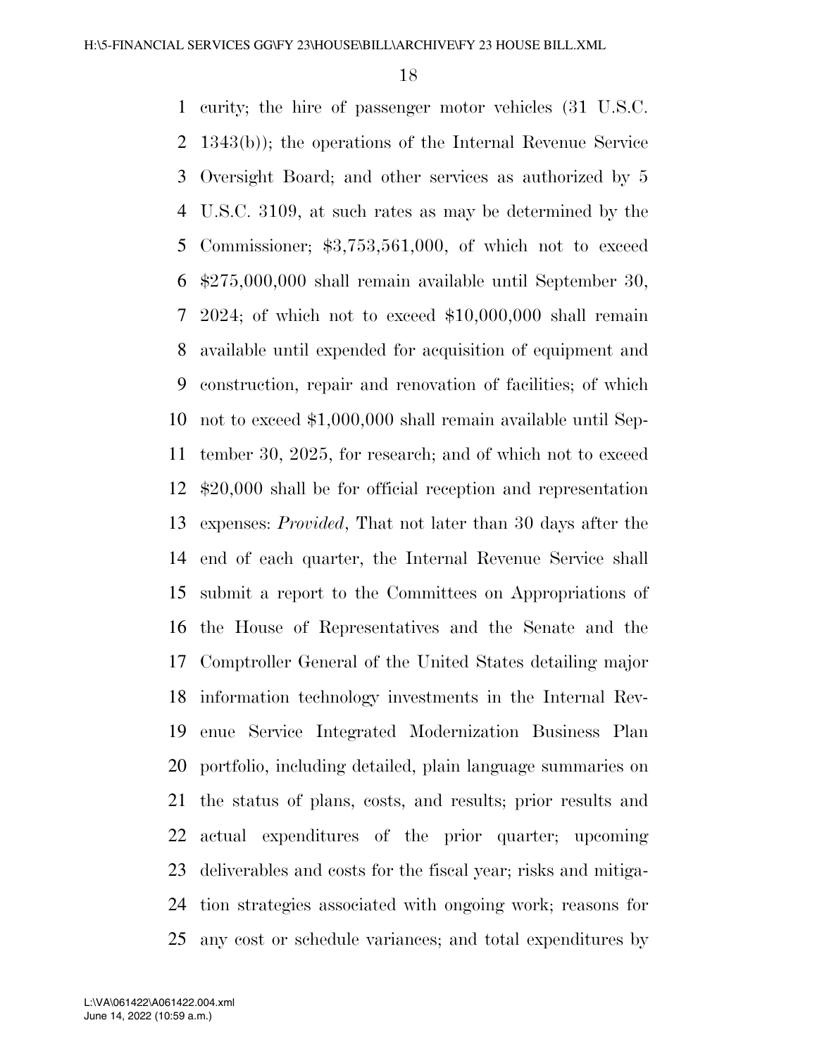curity; the hire of passenger motor vehicles (31 U.S.C. 1343(b)); the operations of the Internal Revenue Service Oversight Board; and other services as authorized by 5 U.S.C. 3109, at such rates as may be determined by the Commissioner; $3,753,561,000, of which not to exceed $275,000,000 shall remain available until September 30, 2024; of which not to exceed $10,000,000 shall remain available until expended for acquisition of equipment and construction, repair and renovation of facilities; of which not to exceed $1,000,000 shall remain available until September 30, 2025, for research; and of which not to exceed $20,000 shall be for official reception and representation expenses: *Provided*, That not later than 30 days after the end of each quarter, the Internal Revenue Service shall submit a report to the Committees on Appropriations of the House of Representatives and the Senate and the Comptroller General of the United States detailing major information technology investments in the Internal Revenue Service Integrated Modernization Business Plan portfolio, including detailed, plain language summaries on the status of plans, costs, and results; prior results and actual expenditures of the prior quarter; upcoming deliverables and costs for the fiscal year; risks and mitigation strategies associated with ongoing work; reasons for any cost or schedule variances; and total expenditures by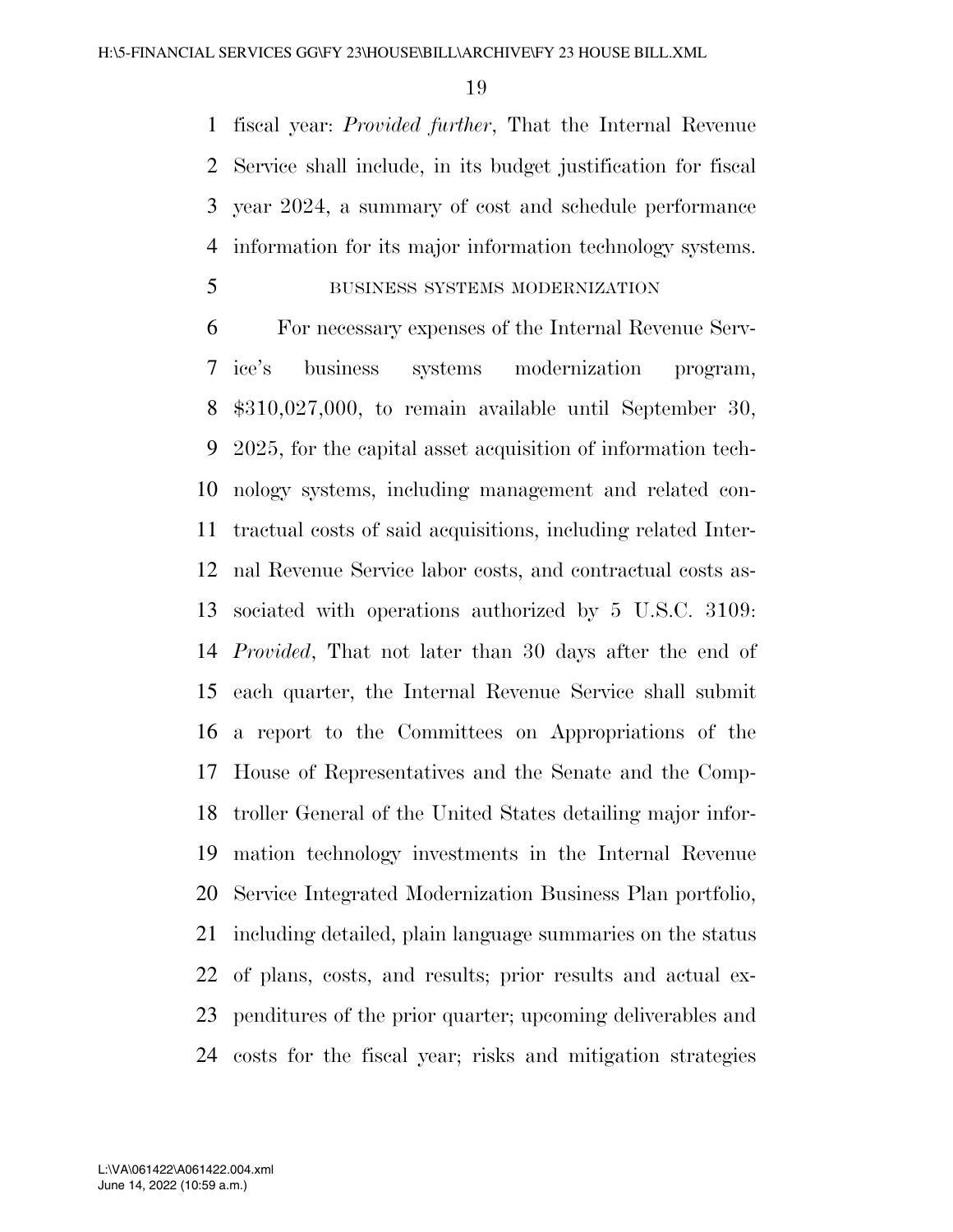fiscal year: *Provided further*, That the Internal Revenue Service shall include, in its budget justification for fiscal year 2024, a summary of cost and schedule performance information for its major information technology systems.

BUSINESS SYSTEMS MODERNIZATION

For necessary expenses of the Internal Revenue Service's business systems modernization program, $310,027,000, to remain available until September 30, 2025, for the capital asset acquisition of information technology systems, including management and related contractual costs of said acquisitions, including related Internal Revenue Service labor costs, and contractual costs associated with operations authorized by 5 U.S.C. 3109: *Provided*, That not later than 30 days after the end of each quarter, the Internal Revenue Service shall submit a report to the Committees on Appropriations of the House of Representatives and the Senate and the Comptroller General of the United States detailing major information technology investments in the Internal Revenue Service Integrated Modernization Business Plan portfolio, including detailed, plain language summaries on the status of plans, costs, and results; prior results and actual expenditures of the prior quarter; upcoming deliverables and costs for the fiscal year; risks and mitigation strategies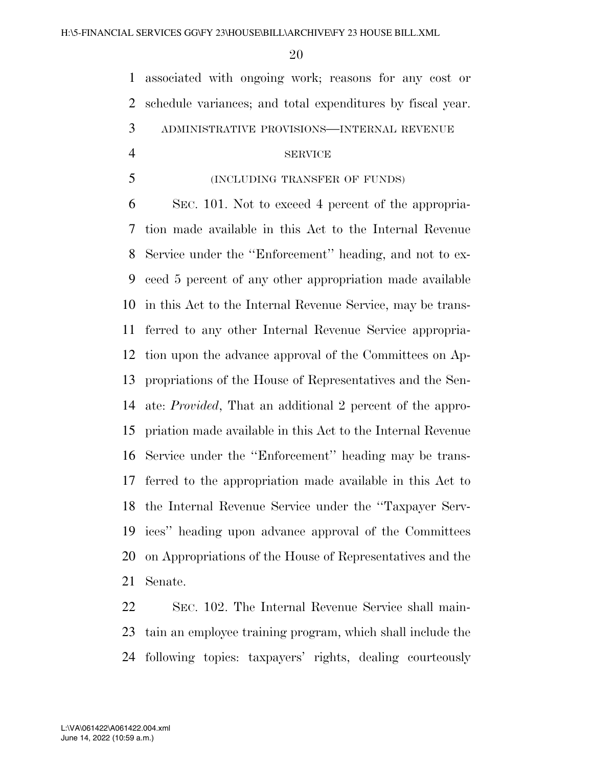associated with ongoing work; reasons for any cost or schedule variances; and total expenditures by fiscal year.

ADMINISTRATIVE PROVISIONS—INTERNAL REVENUE SERVICE

(INCLUDING TRANSFER OF FUNDS)

SEC. 101. Not to exceed 4 percent of the appropriation made available in this Act to the Internal Revenue Service under the ''Enforcement'' heading, and not to exceed 5 percent of any other appropriation made available in this Act to the Internal Revenue Service, may be transferred to any other Internal Revenue Service appropriation upon the advance approval of the Committees on Appropriations of the House of Representatives and the Senate: *Provided*, That an additional 2 percent of the appropriation made available in this Act to the Internal Revenue Service under the ''Enforcement'' heading may be transferred to the appropriation made available in this Act to the Internal Revenue Service under the ''Taxpayer Services'' heading upon advance approval of the Committees on Appropriations of the House of Representatives and the Senate.

SEC. 102. The Internal Revenue Service shall maintain an employee training program, which shall include the following topics: taxpayers' rights, dealing courteously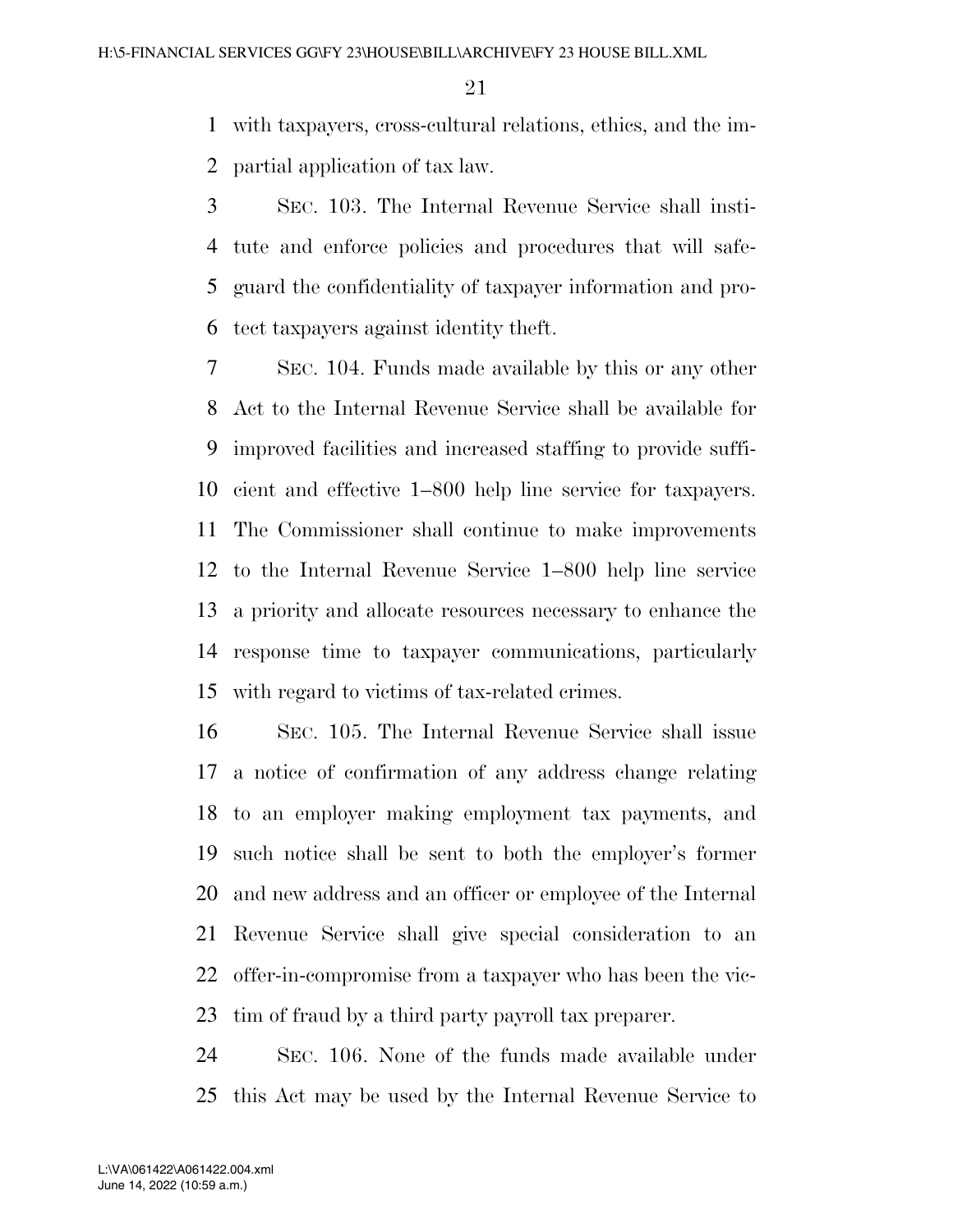with taxpayers, cross-cultural relations, ethics, and the impartial application of tax law.

SEC. 103. The Internal Revenue Service shall institute and enforce policies and procedures that will safeguard the confidentiality of taxpayer information and protect taxpayers against identity theft.

SEC. 104. Funds made available by this or any other Act to the Internal Revenue Service shall be available for improved facilities and increased staffing to provide sufficient and effective 1–800 help line service for taxpayers. The Commissioner shall continue to make improvements to the Internal Revenue Service 1–800 help line service a priority and allocate resources necessary to enhance the response time to taxpayer communications, particularly with regard to victims of tax-related crimes.

SEC. 105. The Internal Revenue Service shall issue a notice of confirmation of any address change relating to an employer making employment tax payments, and such notice shall be sent to both the employer's former and new address and an officer or employee of the Internal Revenue Service shall give special consideration to an offer-in-compromise from a taxpayer who has been the victim of fraud by a third party payroll tax preparer.

SEC. 106. None of the funds made available under this Act may be used by the Internal Revenue Service to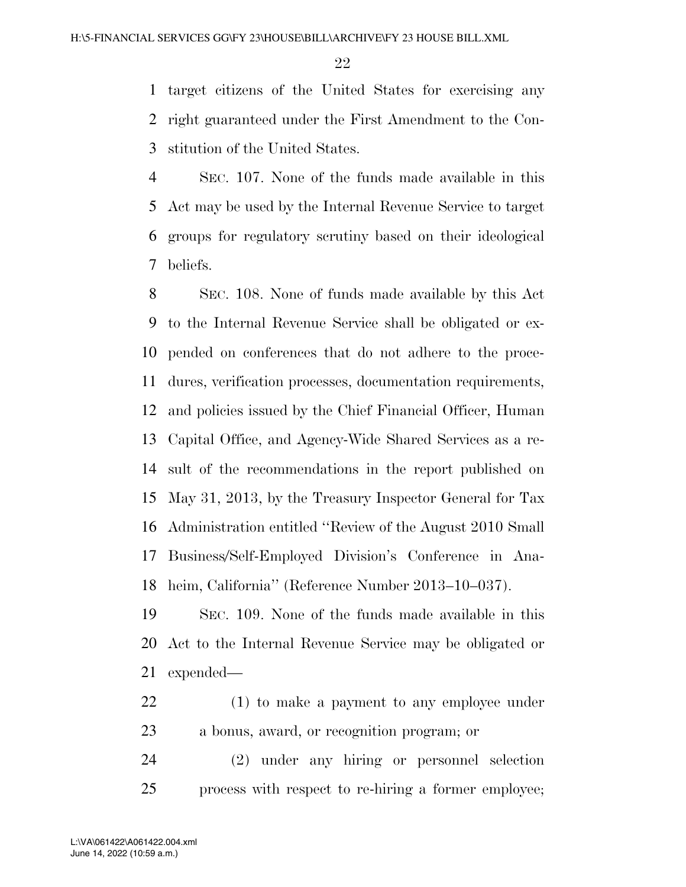target citizens of the United States for exercising any right guaranteed under the First Amendment to the Constitution of the United States.

SEC. 107. None of the funds made available in this Act may be used by the Internal Revenue Service to target groups for regulatory scrutiny based on their ideological beliefs.

SEC. 108. None of funds made available by this Act to the Internal Revenue Service shall be obligated or expended on conferences that do not adhere to the procedures, verification processes, documentation requirements, and policies issued by the Chief Financial Officer, Human Capital Office, and Agency-Wide Shared Services as a result of the recommendations in the report published on May 31, 2013, by the Treasury Inspector General for Tax Administration entitled ''Review of the August 2010 Small Business/Self-Employed Division's Conference in Anaheim, California'' (Reference Number 2013–10–037).

SEC. 109. None of the funds made available in this Act to the Internal Revenue Service may be obligated or expended—

(1) to make a payment to any employee under a bonus, award, or recognition program; or

(2) under any hiring or personnel selection process with respect to re-hiring a former employee;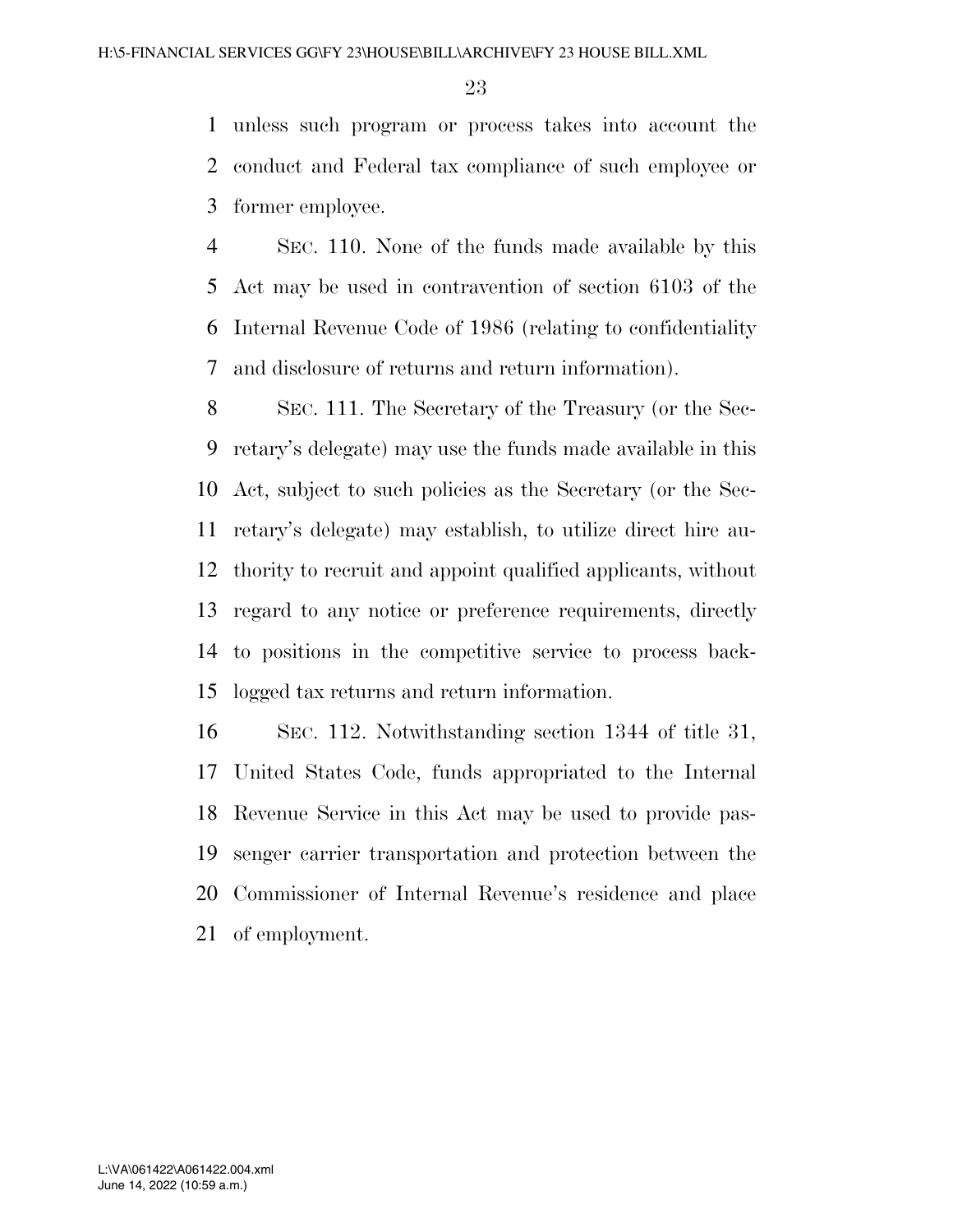unless such program or process takes into account the conduct and Federal tax compliance of such employee or former employee.

SEC. 110. None of the funds made available by this Act may be used in contravention of section 6103 of the Internal Revenue Code of 1986 (relating to confidentiality and disclosure of returns and return information).

SEC. 111. The Secretary of the Treasury (or the Secretary's delegate) may use the funds made available in this Act, subject to such policies as the Secretary (or the Secretary's delegate) may establish, to utilize direct hire authority to recruit and appoint qualified applicants, without regard to any notice or preference requirements, directly to positions in the competitive service to process backlogged tax returns and return information.

SEC. 112. Notwithstanding section 1344 of title 31, United States Code, funds appropriated to the Internal Revenue Service in this Act may be used to provide passenger carrier transportation and protection between the Commissioner of Internal Revenue's residence and place of employment.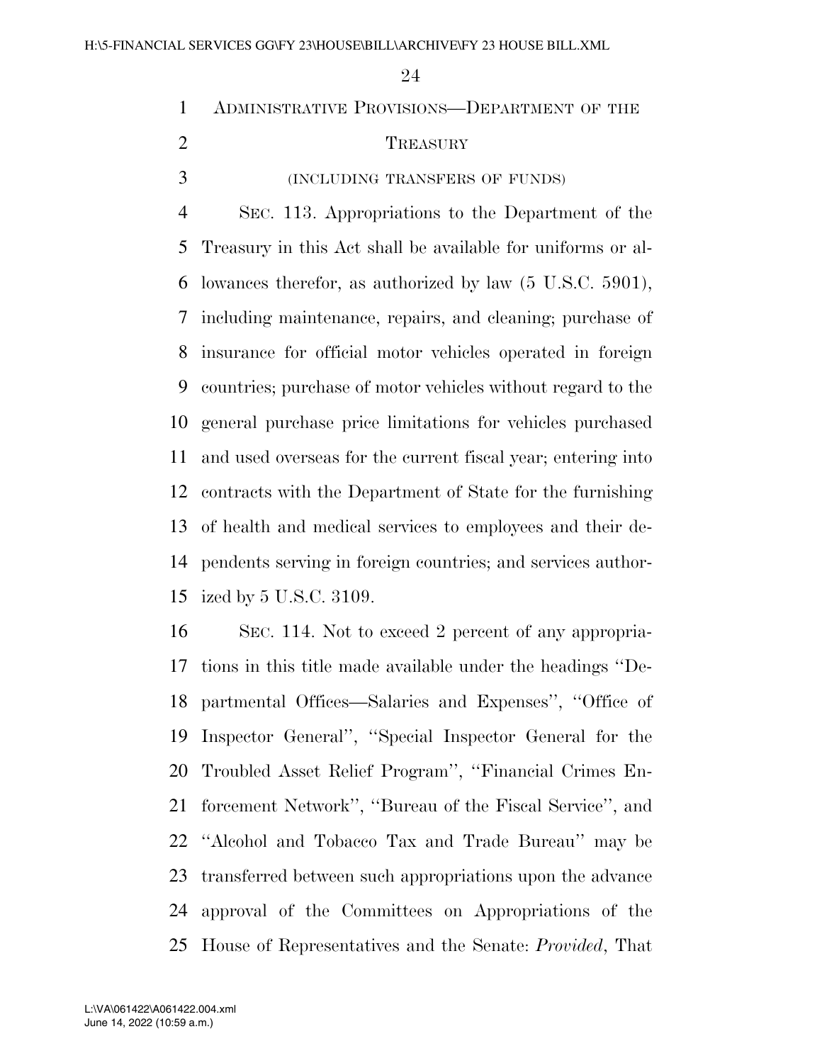## Administrative Provisions—Department of the Treasury

(INCLUDING TRANSFERS OF FUNDS)

Sec. 113. Appropriations to the Department of the Treasury in this Act shall be available for uniforms or allowances therefor, as authorized by law (5 U.S.C. 5901), including maintenance, repairs, and cleaning; purchase of insurance for official motor vehicles operated in foreign countries; purchase of motor vehicles without regard to the general purchase price limitations for vehicles purchased and used overseas for the current fiscal year; entering into contracts with the Department of State for the furnishing of health and medical services to employees and their dependents serving in foreign countries; and services authorized by 5 U.S.C. 3109.

Sec. 114. Not to exceed 2 percent of any appropriations in this title made available under the headings ''Departmental Offices—Salaries and Expenses'', ''Office of Inspector General'', ''Special Inspector General for the Troubled Asset Relief Program'', ''Financial Crimes Enforcement Network'', ''Bureau of the Fiscal Service'', and ''Alcohol and Tobacco Tax and Trade Bureau'' may be transferred between such appropriations upon the advance approval of the Committees on Appropriations of the House of Representatives and the Senate: *Provided*, That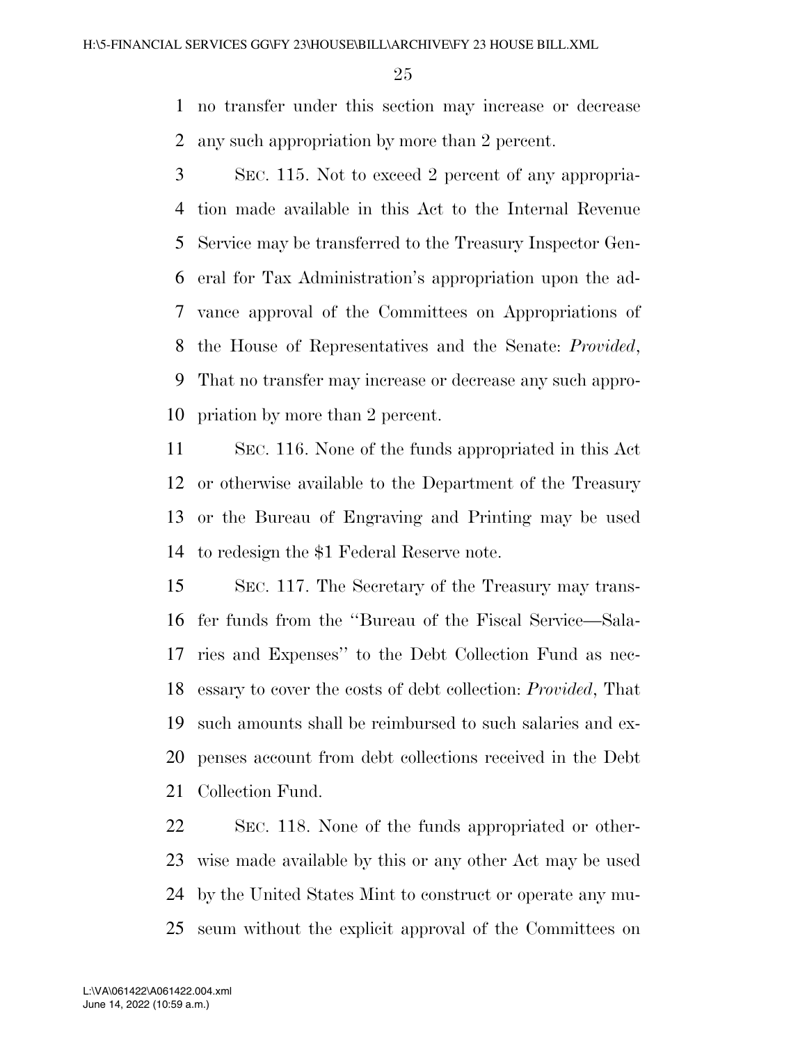no transfer under this section may increase or decrease any such appropriation by more than 2 percent.

SEC. 115. Not to exceed 2 percent of any appropriation made available in this Act to the Internal Revenue Service may be transferred to the Treasury Inspector General for Tax Administration's appropriation upon the advance approval of the Committees on Appropriations of the House of Representatives and the Senate: *Provided*, That no transfer may increase or decrease any such appropriation by more than 2 percent.

SEC. 116. None of the funds appropriated in this Act or otherwise available to the Department of the Treasury or the Bureau of Engraving and Printing may be used to redesign the $1 Federal Reserve note.

SEC. 117. The Secretary of the Treasury may transfer funds from the ''Bureau of the Fiscal Service—Salaries and Expenses'' to the Debt Collection Fund as necessary to cover the costs of debt collection: *Provided*, That such amounts shall be reimbursed to such salaries and expenses account from debt collections received in the Debt Collection Fund.

SEC. 118. None of the funds appropriated or otherwise made available by this or any other Act may be used by the United States Mint to construct or operate any museum without the explicit approval of the Committees on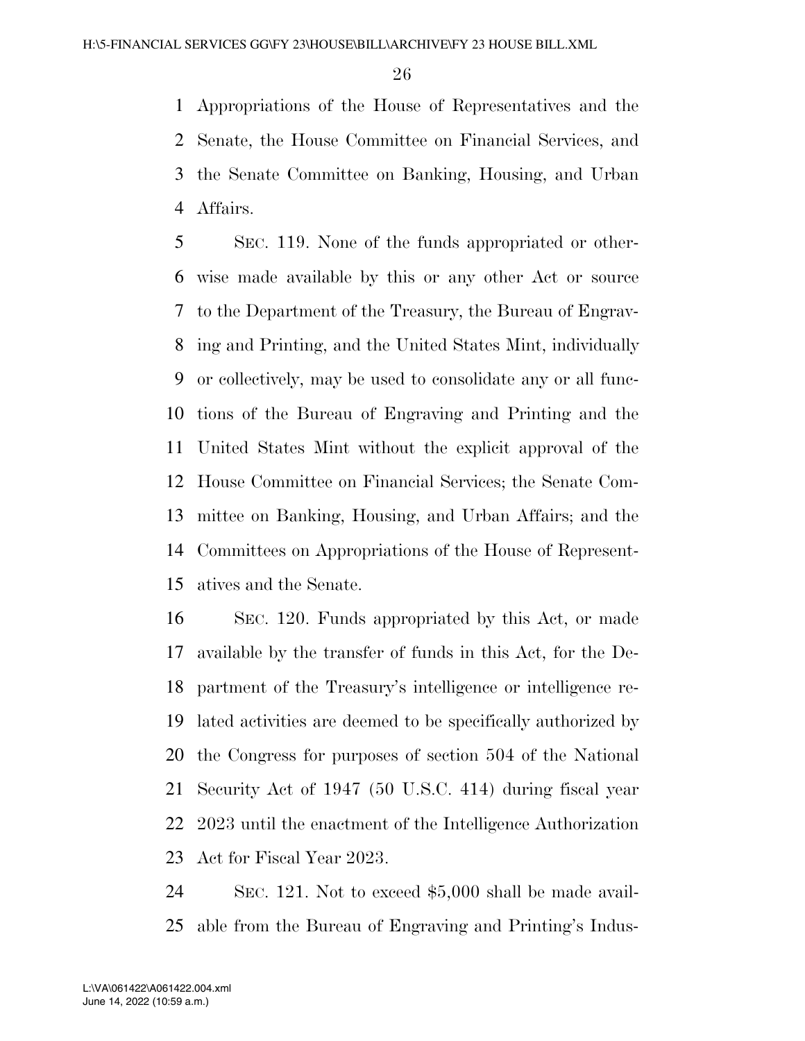Appropriations of the House of Representatives and the Senate, the House Committee on Financial Services, and the Senate Committee on Banking, Housing, and Urban Affairs.

SEC. 119. None of the funds appropriated or otherwise made available by this or any other Act or source to the Department of the Treasury, the Bureau of Engraving and Printing, and the United States Mint, individually or collectively, may be used to consolidate any or all functions of the Bureau of Engraving and Printing and the United States Mint without the explicit approval of the House Committee on Financial Services; the Senate Committee on Banking, Housing, and Urban Affairs; and the Committees on Appropriations of the House of Representatives and the Senate.

SEC. 120. Funds appropriated by this Act, or made available by the transfer of funds in this Act, for the Department of the Treasury's intelligence or intelligence related activities are deemed to be specifically authorized by the Congress for purposes of section 504 of the National Security Act of 1947 (50 U.S.C. 414) during fiscal year 2023 until the enactment of the Intelligence Authorization Act for Fiscal Year 2023.

SEC. 121. Not to exceed $5,000 shall be made available from the Bureau of Engraving and Printing's Indus-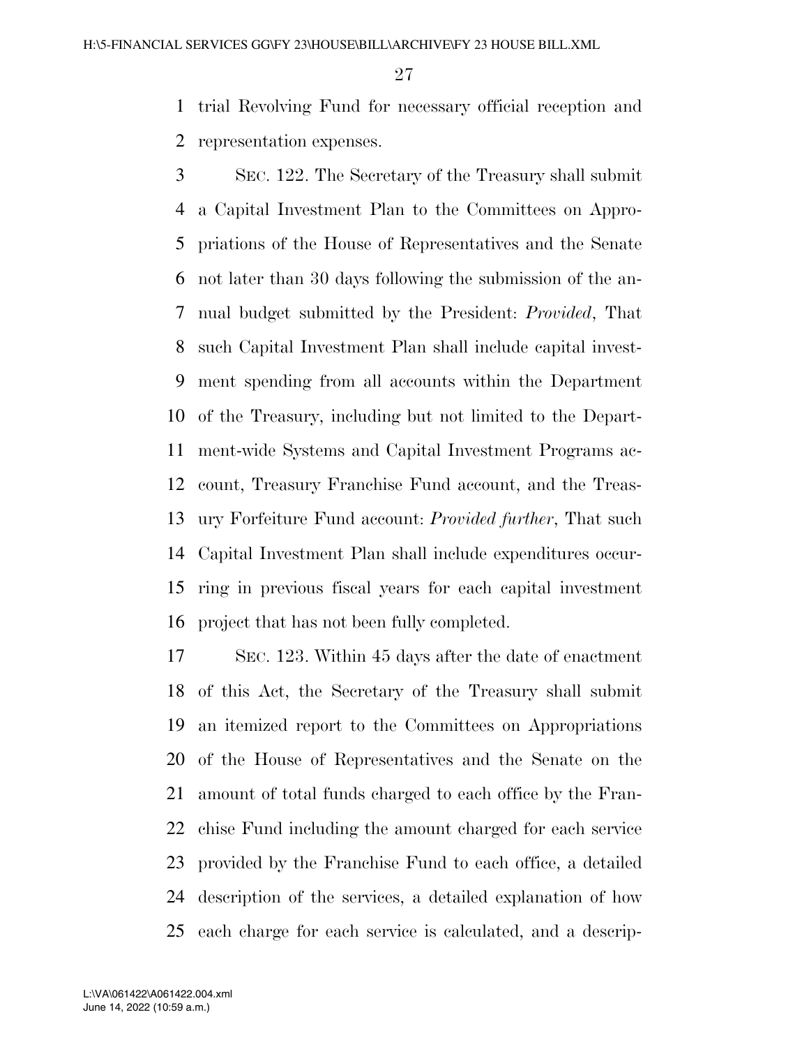trial Revolving Fund for necessary official reception and representation expenses.

SEC. 122. The Secretary of the Treasury shall submit a Capital Investment Plan to the Committees on Appropriations of the House of Representatives and the Senate not later than 30 days following the submission of the annual budget submitted by the President: *Provided*, That such Capital Investment Plan shall include capital investment spending from all accounts within the Department of the Treasury, including but not limited to the Department-wide Systems and Capital Investment Programs account, Treasury Franchise Fund account, and the Treasury Forfeiture Fund account: *Provided further*, That such Capital Investment Plan shall include expenditures occurring in previous fiscal years for each capital investment project that has not been fully completed.

SEC. 123. Within 45 days after the date of enactment of this Act, the Secretary of the Treasury shall submit an itemized report to the Committees on Appropriations of the House of Representatives and the Senate on the amount of total funds charged to each office by the Franchise Fund including the amount charged for each service provided by the Franchise Fund to each office, a detailed description of the services, a detailed explanation of how each charge for each service is calculated, and a descrip-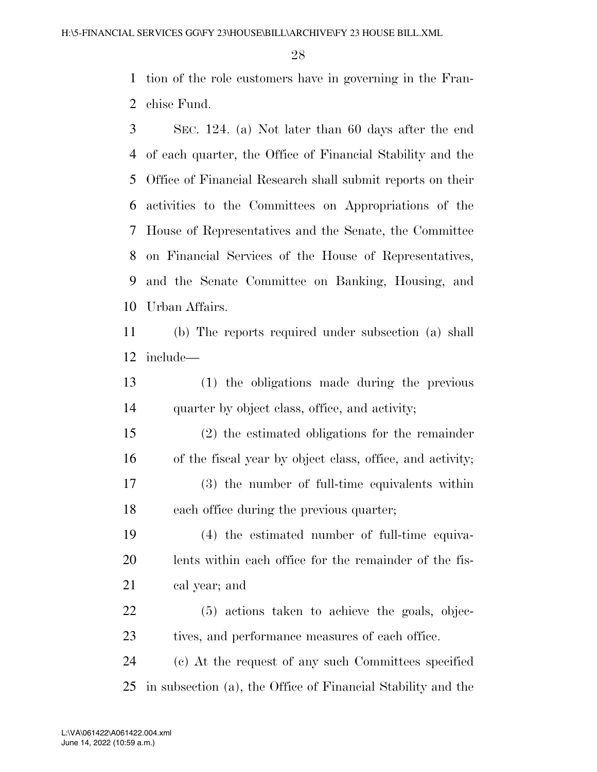tion of the role customers have in governing in the Franchise Fund.

SEC. 124. (a) Not later than 60 days after the end of each quarter, the Office of Financial Stability and the Office of Financial Research shall submit reports on their activities to the Committees on Appropriations of the House of Representatives and the Senate, the Committee on Financial Services of the House of Representatives, and the Senate Committee on Banking, Housing, and Urban Affairs.

(b) The reports required under subsection (a) shall include—

(1) the obligations made during the previous quarter by object class, office, and activity;

(2) the estimated obligations for the remainder of the fiscal year by object class, office, and activity;

(3) the number of full-time equivalents within each office during the previous quarter;

(4) the estimated number of full-time equivalents within each office for the remainder of the fiscal year; and

(5) actions taken to achieve the goals, objectives, and performance measures of each office.

(c) At the request of any such Committees specified in subsection (a), the Office of Financial Stability and the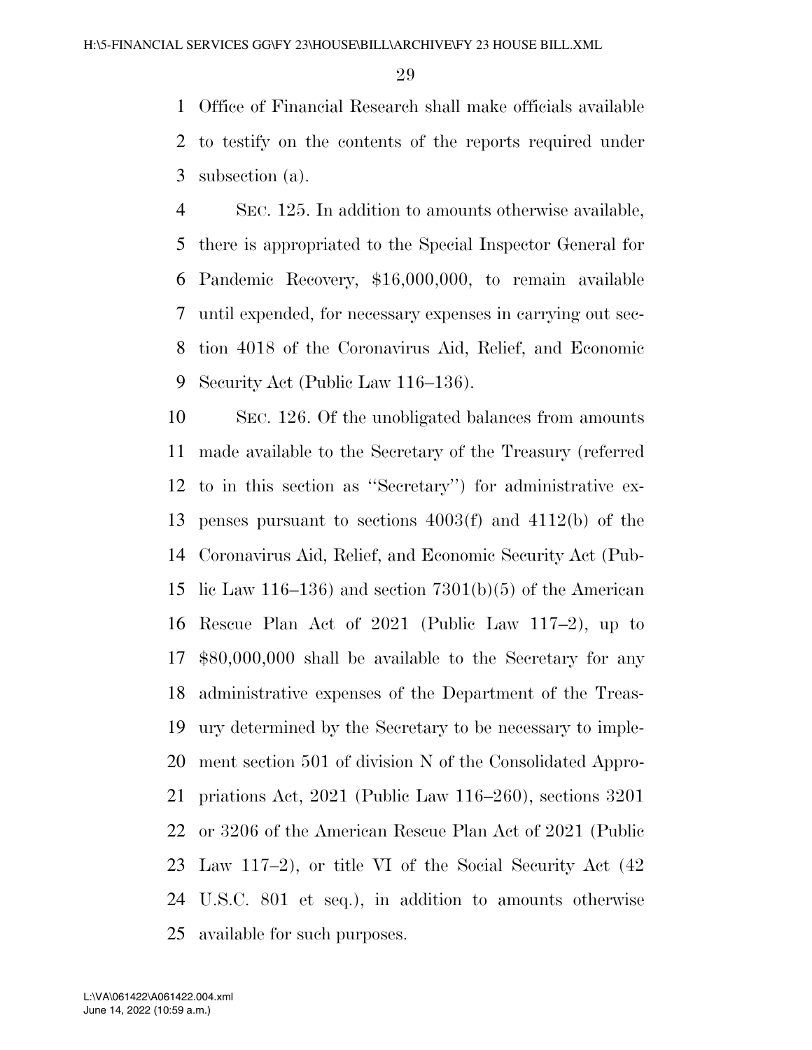Office of Financial Research shall make officials available to testify on the contents of the reports required under subsection (a).

SEC. 125. In addition to amounts otherwise available, there is appropriated to the Special Inspector General for Pandemic Recovery, $16,000,000, to remain available until expended, for necessary expenses in carrying out section 4018 of the Coronavirus Aid, Relief, and Economic Security Act (Public Law 116–136).

SEC. 126. Of the unobligated balances from amounts made available to the Secretary of the Treasury (referred to in this section as "Secretary") for administrative expenses pursuant to sections 4003(f) and 4112(b) of the Coronavirus Aid, Relief, and Economic Security Act (Public Law 116–136) and section 7301(b)(5) of the American Rescue Plan Act of 2021 (Public Law 117–2), up to $80,000,000 shall be available to the Secretary for any administrative expenses of the Department of the Treasury determined by the Secretary to be necessary to implement section 501 of division N of the Consolidated Appropriations Act, 2021 (Public Law 116–260), sections 3201 or 3206 of the American Rescue Plan Act of 2021 (Public Law 117–2), or title VI of the Social Security Act (42 U.S.C. 801 et seq.), in addition to amounts otherwise available for such purposes.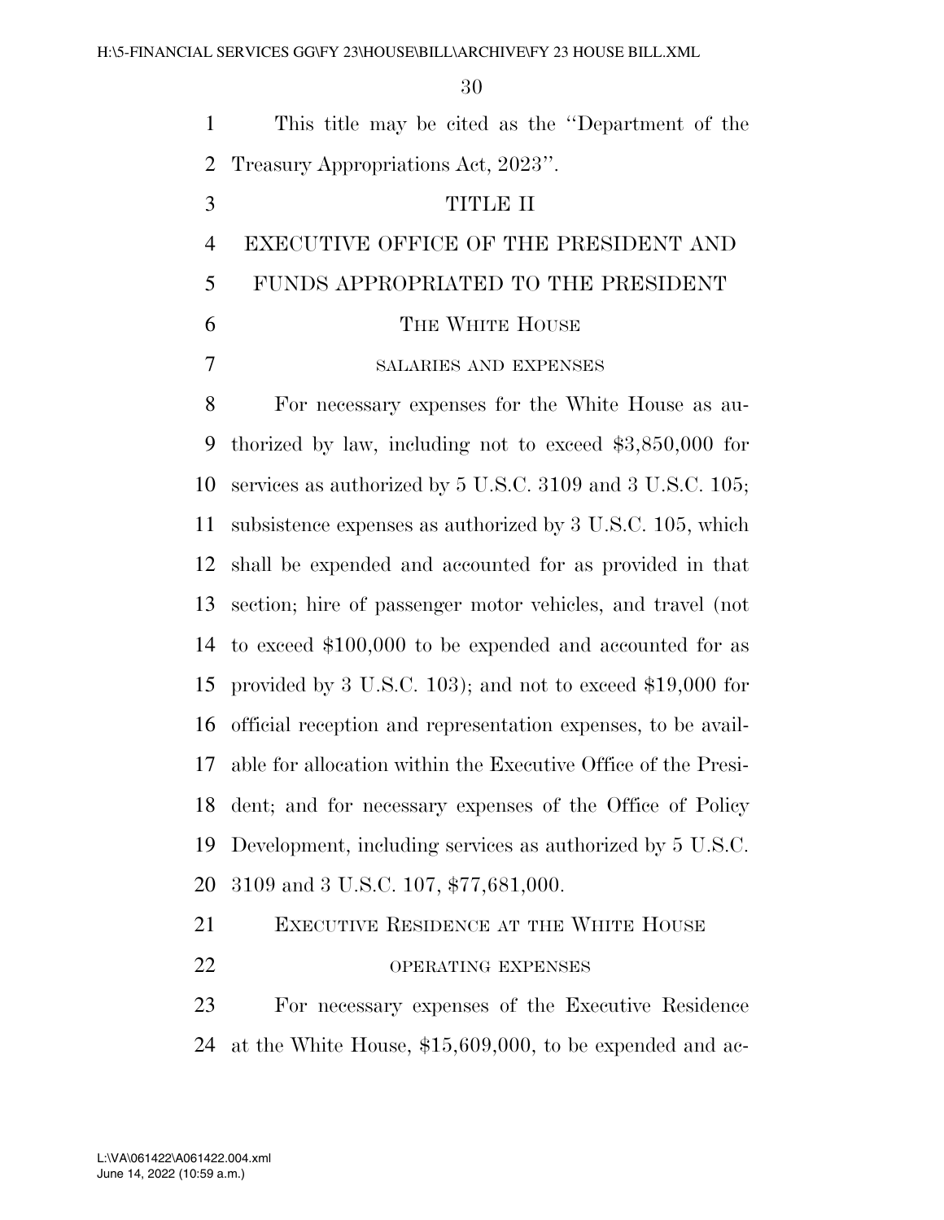This title may be cited as the ''Department of the Treasury Appropriations Act, 2023''.

# TITLE II

# EXECUTIVE OFFICE OF THE PRESIDENT AND FUNDS APPROPRIATED TO THE PRESIDENT

## The White House

### salaries and expenses

For necessary expenses for the White House as authorized by law, including not to exceed $3,850,000 for services as authorized by 5 U.S.C. 3109 and 3 U.S.C. 105; subsistence expenses as authorized by 3 U.S.C. 105, which shall be expended and accounted for as provided in that section; hire of passenger motor vehicles, and travel (not to exceed $100,000 to be expended and accounted for as provided by 3 U.S.C. 103); and not to exceed $19,000 for official reception and representation expenses, to be available for allocation within the Executive Office of the President; and for necessary expenses of the Office of Policy Development, including services as authorized by 5 U.S.C. 3109 and 3 U.S.C. 107, $77,681,000.

## Executive Residence at the White House

### operating expenses

For necessary expenses of the Executive Residence at the White House, $15,609,000, to be expended and ac-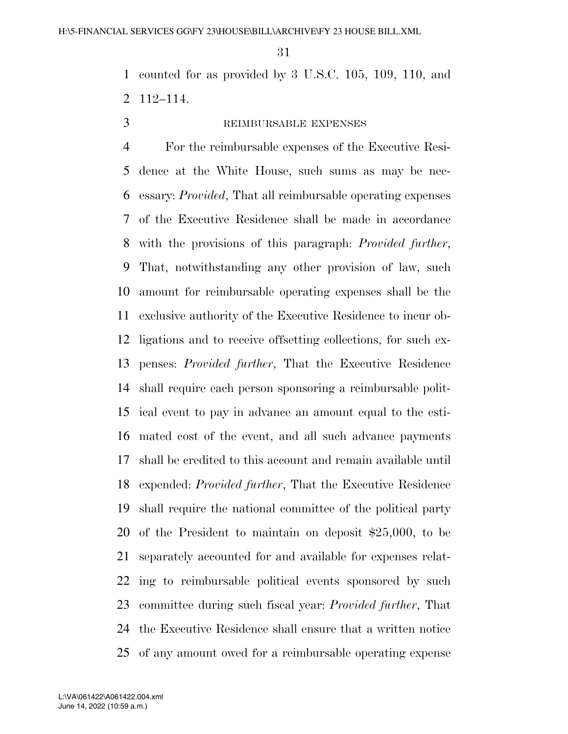counted for as provided by 3 U.S.C. 105, 109, 110, and 112–114.

REIMBURSABLE EXPENSES

For the reimbursable expenses of the Executive Residence at the White House, such sums as may be necessary: *Provided*, That all reimbursable operating expenses of the Executive Residence shall be made in accordance with the provisions of this paragraph: *Provided further*, That, notwithstanding any other provision of law, such amount for reimbursable operating expenses shall be the exclusive authority of the Executive Residence to incur obligations and to receive offsetting collections, for such expenses: *Provided further*, That the Executive Residence shall require each person sponsoring a reimbursable political event to pay in advance an amount equal to the estimated cost of the event, and all such advance payments shall be credited to this account and remain available until expended: *Provided further*, That the Executive Residence shall require the national committee of the political party of the President to maintain on deposit $25,000, to be separately accounted for and available for expenses relating to reimbursable political events sponsored by such committee during such fiscal year: *Provided further*, That the Executive Residence shall ensure that a written notice of any amount owed for a reimbursable operating expense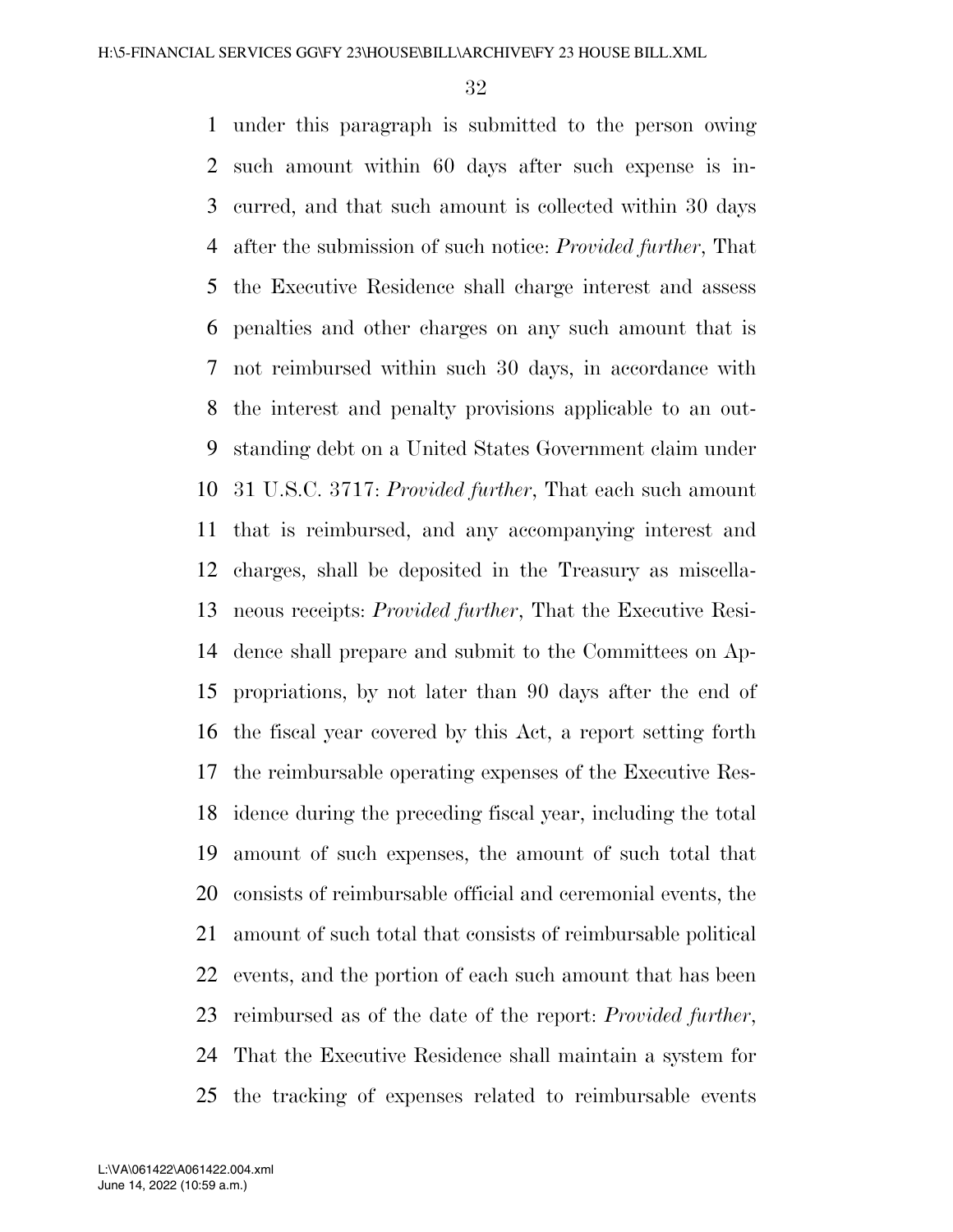under this paragraph is submitted to the person owing such amount within 60 days after such expense is incurred, and that such amount is collected within 30 days after the submission of such notice: *Provided further*, That the Executive Residence shall charge interest and assess penalties and other charges on any such amount that is not reimbursed within such 30 days, in accordance with the interest and penalty provisions applicable to an outstanding debt on a United States Government claim under 31 U.S.C. 3717: *Provided further*, That each such amount that is reimbursed, and any accompanying interest and charges, shall be deposited in the Treasury as miscellaneous receipts: *Provided further*, That the Executive Residence shall prepare and submit to the Committees on Appropriations, by not later than 90 days after the end of the fiscal year covered by this Act, a report setting forth the reimbursable operating expenses of the Executive Residence during the preceding fiscal year, including the total amount of such expenses, the amount of such total that consists of reimbursable official and ceremonial events, the amount of such total that consists of reimbursable political events, and the portion of each such amount that has been reimbursed as of the date of the report: *Provided further*, That the Executive Residence shall maintain a system for the tracking of expenses related to reimbursable events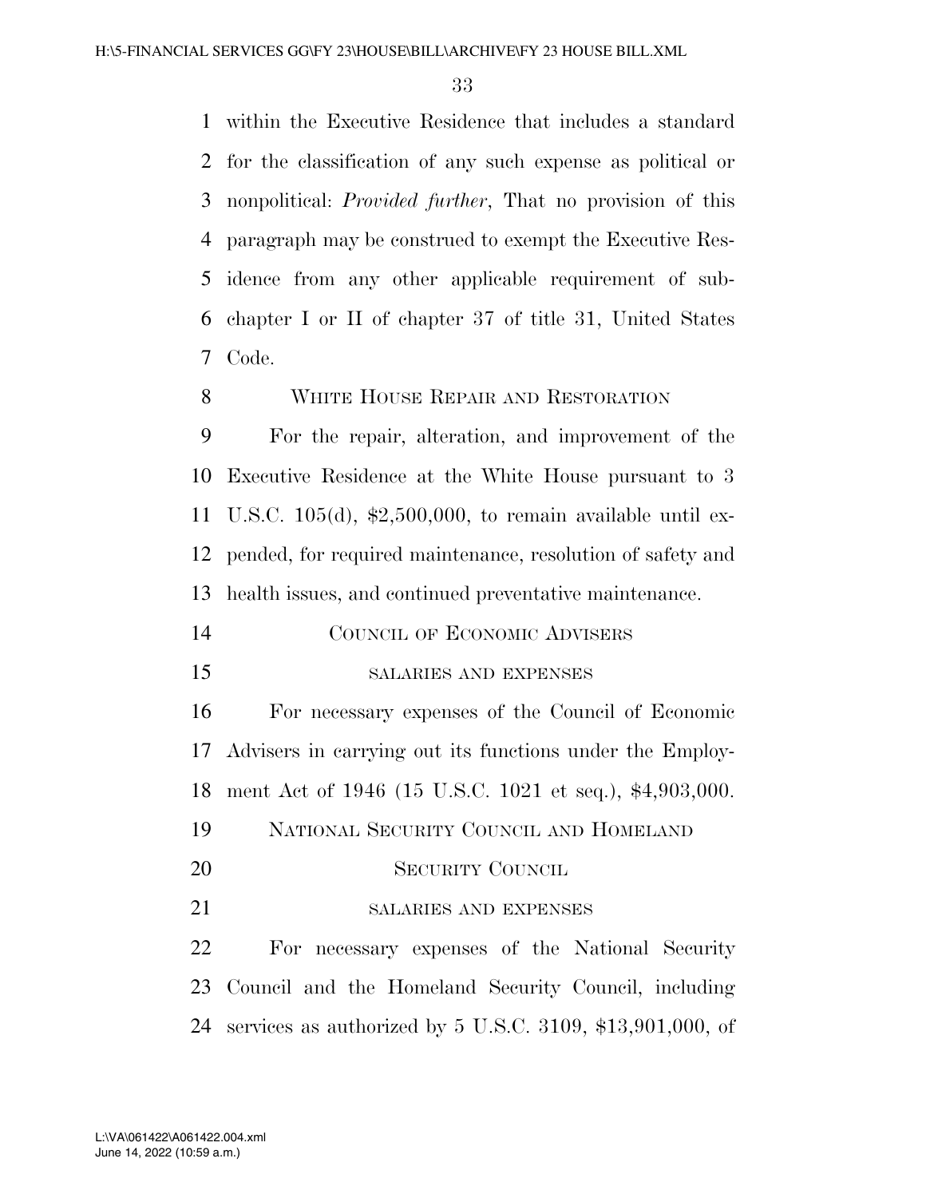within the Executive Residence that includes a standard for the classification of any such expense as political or nonpolitical: *Provided further*, That no provision of this paragraph may be construed to exempt the Executive Residence from any other applicable requirement of subchapter I or II of chapter 37 of title 31, United States Code.

WHITE HOUSE REPAIR AND RESTORATION

For the repair, alteration, and improvement of the Executive Residence at the White House pursuant to 3 U.S.C. 105(d), $2,500,000, to remain available until expended, for required maintenance, resolution of safety and health issues, and continued preventative maintenance.

COUNCIL OF ECONOMIC ADVISERS

SALARIES AND EXPENSES

For necessary expenses of the Council of Economic Advisers in carrying out its functions under the Employment Act of 1946 (15 U.S.C. 1021 et seq.), $4,903,000.

NATIONAL SECURITY COUNCIL AND HOMELAND SECURITY COUNCIL

SALARIES AND EXPENSES

For necessary expenses of the National Security Council and the Homeland Security Council, including services as authorized by 5 U.S.C. 3109, $13,901,000, of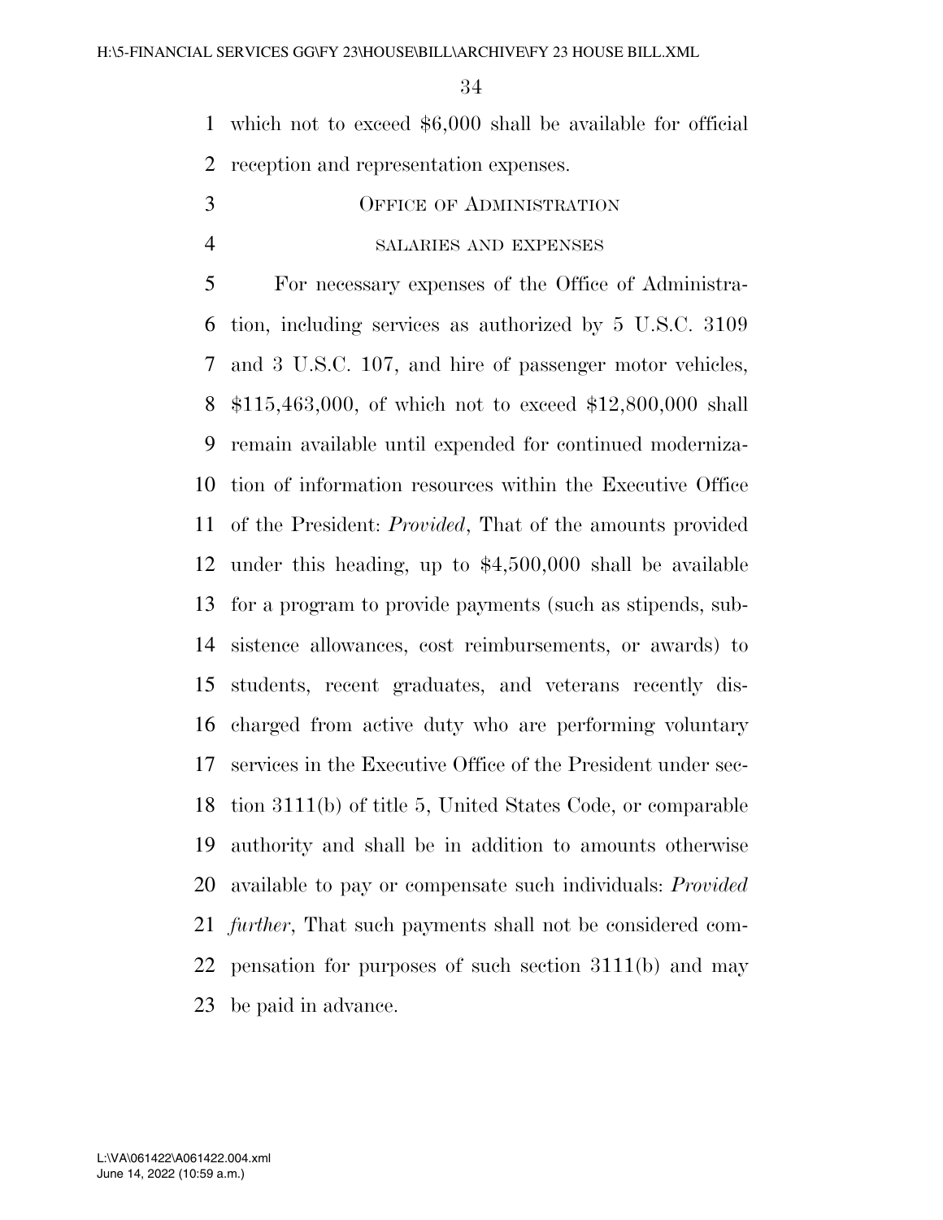which not to exceed $6,000 shall be available for official reception and representation expenses.

### Office of Administration

#### salaries and expenses

For necessary expenses of the Office of Administration, including services as authorized by 5 U.S.C. 3109 and 3 U.S.C. 107, and hire of passenger motor vehicles, $115,463,000, of which not to exceed $12,800,000 shall remain available until expended for continued modernization of information resources within the Executive Office of the President: *Provided*, That of the amounts provided under this heading, up to $4,500,000 shall be available for a program to provide payments (such as stipends, subsistence allowances, cost reimbursements, or awards) to students, recent graduates, and veterans recently discharged from active duty who are performing voluntary services in the Executive Office of the President under section 3111(b) of title 5, United States Code, or comparable authority and shall be in addition to amounts otherwise available to pay or compensate such individuals: *Provided further*, That such payments shall not be considered compensation for purposes of such section 3111(b) and may be paid in advance.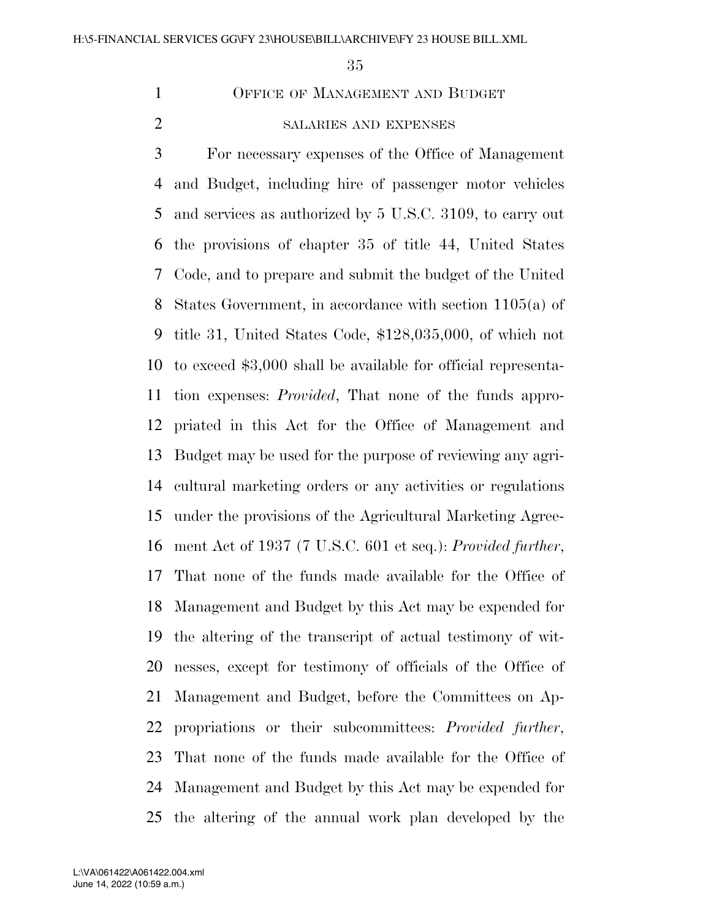## Office of Management and Budget

### salaries and expenses

For necessary expenses of the Office of Management and Budget, including hire of passenger motor vehicles and services as authorized by 5 U.S.C. 3109, to carry out the provisions of chapter 35 of title 44, United States Code, and to prepare and submit the budget of the United States Government, in accordance with section 1105(a) of title 31, United States Code, $128,035,000, of which not to exceed $3,000 shall be available for official representation expenses: *Provided*, That none of the funds appropriated in this Act for the Office of Management and Budget may be used for the purpose of reviewing any agricultural marketing orders or any activities or regulations under the provisions of the Agricultural Marketing Agreement Act of 1937 (7 U.S.C. 601 et seq.): *Provided further*, That none of the funds made available for the Office of Management and Budget by this Act may be expended for the altering of the transcript of actual testimony of witnesses, except for testimony of officials of the Office of Management and Budget, before the Committees on Appropriations or their subcommittees: *Provided further*, That none of the funds made available for the Office of Management and Budget by this Act may be expended for the altering of the annual work plan developed by the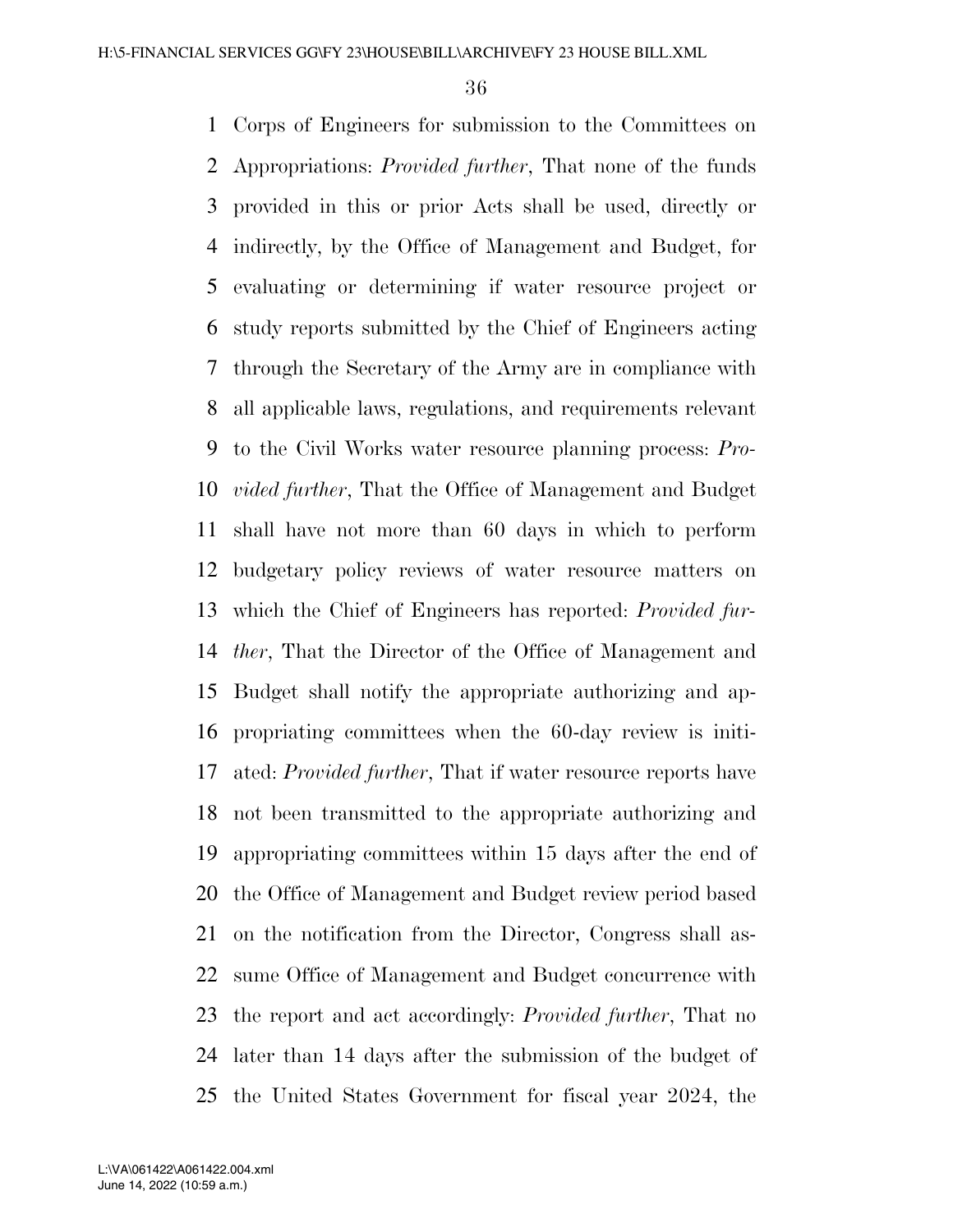Corps of Engineers for submission to the Committees on Appropriations: *Provided further*, That none of the funds provided in this or prior Acts shall be used, directly or indirectly, by the Office of Management and Budget, for evaluating or determining if water resource project or study reports submitted by the Chief of Engineers acting through the Secretary of the Army are in compliance with all applicable laws, regulations, and requirements relevant to the Civil Works water resource planning process: *Provided further*, That the Office of Management and Budget shall have not more than 60 days in which to perform budgetary policy reviews of water resource matters on which the Chief of Engineers has reported: *Provided further*, That the Director of the Office of Management and Budget shall notify the appropriate authorizing and appropriating committees when the 60-day review is initiated: *Provided further*, That if water resource reports have not been transmitted to the appropriate authorizing and appropriating committees within 15 days after the end of the Office of Management and Budget review period based on the notification from the Director, Congress shall assume Office of Management and Budget concurrence with the report and act accordingly: *Provided further*, That no later than 14 days after the submission of the budget of the United States Government for fiscal year 2024, the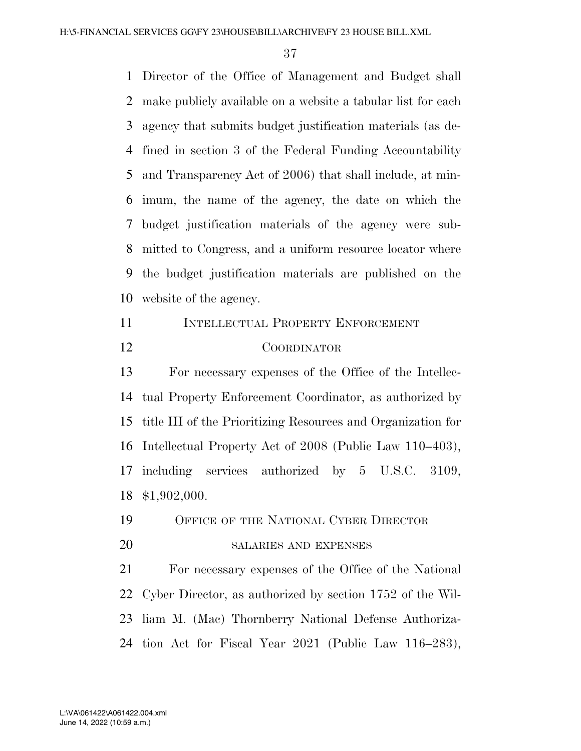Director of the Office of Management and Budget shall make publicly available on a website a tabular list for each agency that submits budget justification materials (as defined in section 3 of the Federal Funding Accountability and Transparency Act of 2006) that shall include, at minimum, the name of the agency, the date on which the budget justification materials of the agency were submitted to Congress, and a uniform resource locator where the budget justification materials are published on the website of the agency.

## Intellectual Property Enforcement Coordinator

For necessary expenses of the Office of the Intellectual Property Enforcement Coordinator, as authorized by title III of the Prioritizing Resources and Organization for Intellectual Property Act of 2008 (Public Law 110–403), including services authorized by 5 U.S.C. 3109, $1,902,000.

## Office of the National Cyber Director

### salaries and expenses

For necessary expenses of the Office of the National Cyber Director, as authorized by section 1752 of the William M. (Mac) Thornberry National Defense Authorization Act for Fiscal Year 2021 (Public Law 116–283),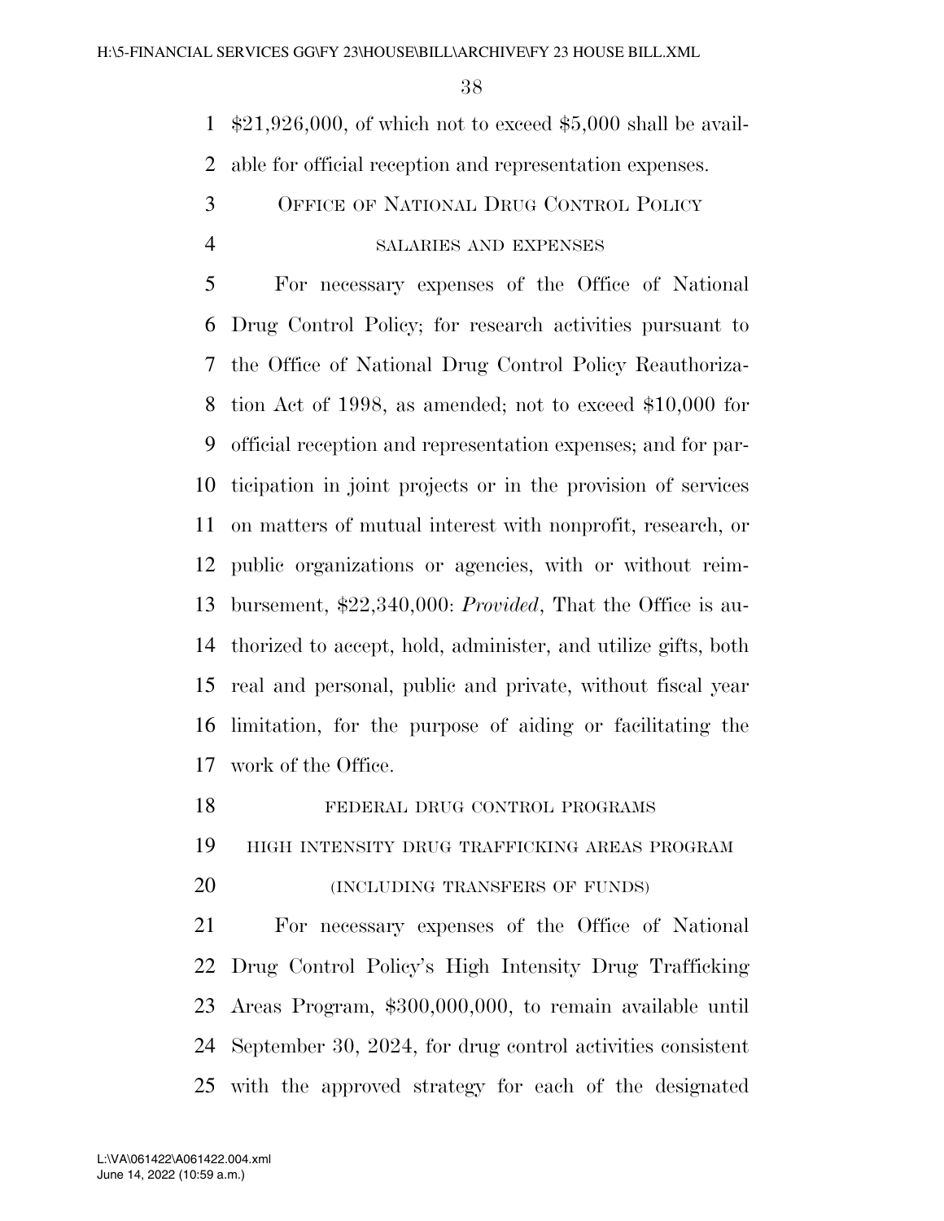$21,926,000, of which not to exceed $5,000 shall be available for official reception and representation expenses.

## OFFICE OF NATIONAL DRUG CONTROL POLICY

### SALARIES AND EXPENSES

For necessary expenses of the Office of National Drug Control Policy; for research activities pursuant to the Office of National Drug Control Policy Reauthorization Act of 1998, as amended; not to exceed $10,000 for official reception and representation expenses; and for participation in joint projects or in the provision of services on matters of mutual interest with nonprofit, research, or public organizations or agencies, with or without reimbursement, $22,340,000: *Provided*, That the Office is authorized to accept, hold, administer, and utilize gifts, both real and personal, public and private, without fiscal year limitation, for the purpose of aiding or facilitating the work of the Office.

### FEDERAL DRUG CONTROL PROGRAMS

### HIGH INTENSITY DRUG TRAFFICKING AREAS PROGRAM

### (INCLUDING TRANSFERS OF FUNDS)

For necessary expenses of the Office of National Drug Control Policy's High Intensity Drug Trafficking Areas Program, $300,000,000, to remain available until September 30, 2024, for drug control activities consistent with the approved strategy for each of the designated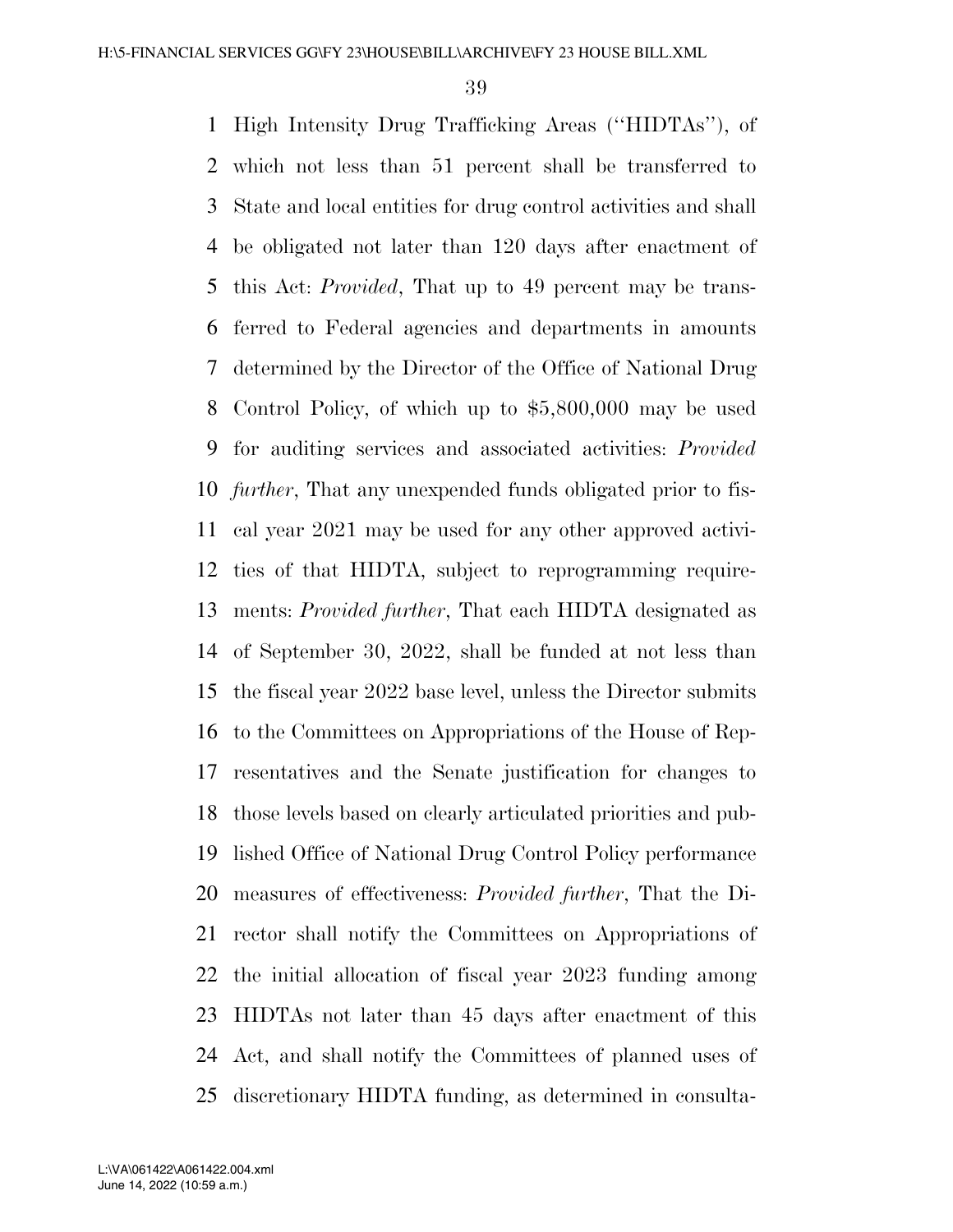High Intensity Drug Trafficking Areas (''HIDTAs''), of which not less than 51 percent shall be transferred to State and local entities for drug control activities and shall be obligated not later than 120 days after enactment of this Act: *Provided*, That up to 49 percent may be transferred to Federal agencies and departments in amounts determined by the Director of the Office of National Drug Control Policy, of which up to $5,800,000 may be used for auditing services and associated activities: *Provided further*, That any unexpended funds obligated prior to fiscal year 2021 may be used for any other approved activities of that HIDTA, subject to reprogramming requirements: *Provided further*, That each HIDTA designated as of September 30, 2022, shall be funded at not less than the fiscal year 2022 base level, unless the Director submits to the Committees on Appropriations of the House of Representatives and the Senate justification for changes to those levels based on clearly articulated priorities and published Office of National Drug Control Policy performance measures of effectiveness: *Provided further*, That the Director shall notify the Committees on Appropriations of the initial allocation of fiscal year 2023 funding among HIDTAs not later than 45 days after enactment of this Act, and shall notify the Committees of planned uses of discretionary HIDTA funding, as determined in consulta-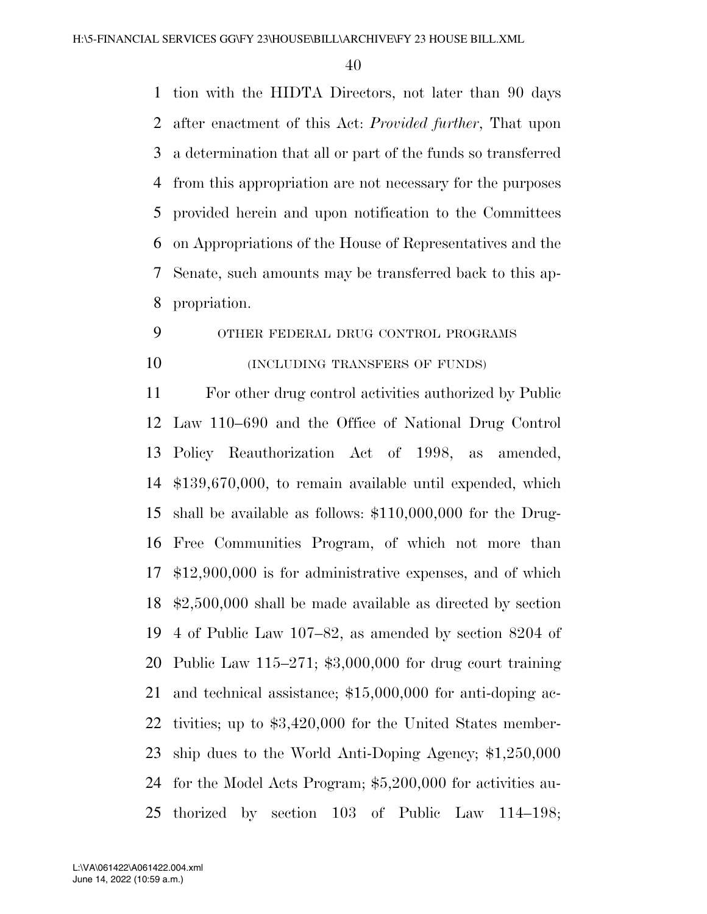tion with the HIDTA Directors, not later than 90 days after enactment of this Act: *Provided further*, That upon a determination that all or part of the funds so transferred from this appropriation are not necessary for the purposes provided herein and upon notification to the Committees on Appropriations of the House of Representatives and the Senate, such amounts may be transferred back to this appropriation.

OTHER FEDERAL DRUG CONTROL PROGRAMS

(INCLUDING TRANSFERS OF FUNDS)

For other drug control activities authorized by Public Law 110–690 and the Office of National Drug Control Policy Reauthorization Act of 1998, as amended, $139,670,000, to remain available until expended, which shall be available as follows: $110,000,000 for the Drug-Free Communities Program, of which not more than $12,900,000 is for administrative expenses, and of which $2,500,000 shall be made available as directed by section 4 of Public Law 107–82, as amended by section 8204 of Public Law 115–271; $3,000,000 for drug court training and technical assistance; $15,000,000 for anti-doping activities; up to $3,420,000 for the United States membership dues to the World Anti-Doping Agency; $1,250,000 for the Model Acts Program; $5,200,000 for activities authorized by section 103 of Public Law 114–198;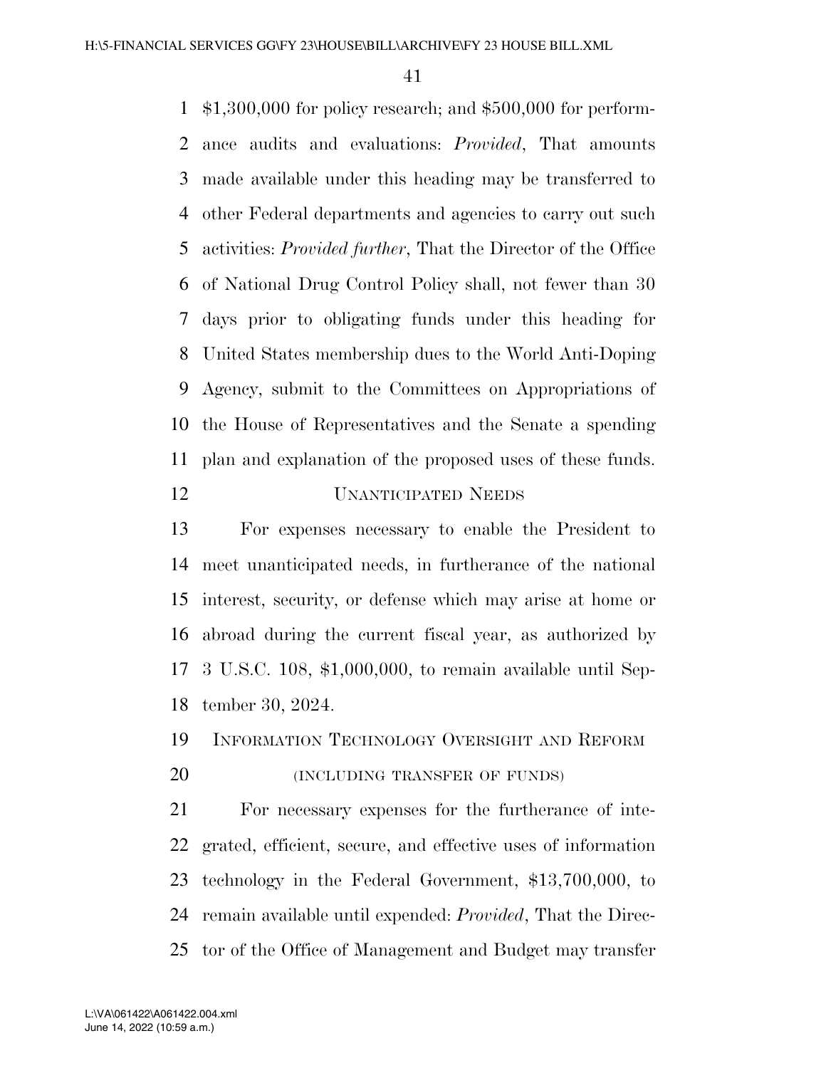$1,300,000 for policy research; and $500,000 for performance audits and evaluations: *Provided*, That amounts made available under this heading may be transferred to other Federal departments and agencies to carry out such activities: *Provided further*, That the Director of the Office of National Drug Control Policy shall, not fewer than 30 days prior to obligating funds under this heading for United States membership dues to the World Anti-Doping Agency, submit to the Committees on Appropriations of the House of Representatives and the Senate a spending plan and explanation of the proposed uses of these funds.

UNANTICIPATED NEEDS

For expenses necessary to enable the President to meet unanticipated needs, in furtherance of the national interest, security, or defense which may arise at home or abroad during the current fiscal year, as authorized by 3 U.S.C. 108, $1,000,000, to remain available until September 30, 2024.

INFORMATION TECHNOLOGY OVERSIGHT AND REFORM

(INCLUDING TRANSFER OF FUNDS)

For necessary expenses for the furtherance of integrated, efficient, secure, and effective uses of information technology in the Federal Government, $13,700,000, to remain available until expended: *Provided*, That the Director of the Office of Management and Budget may transfer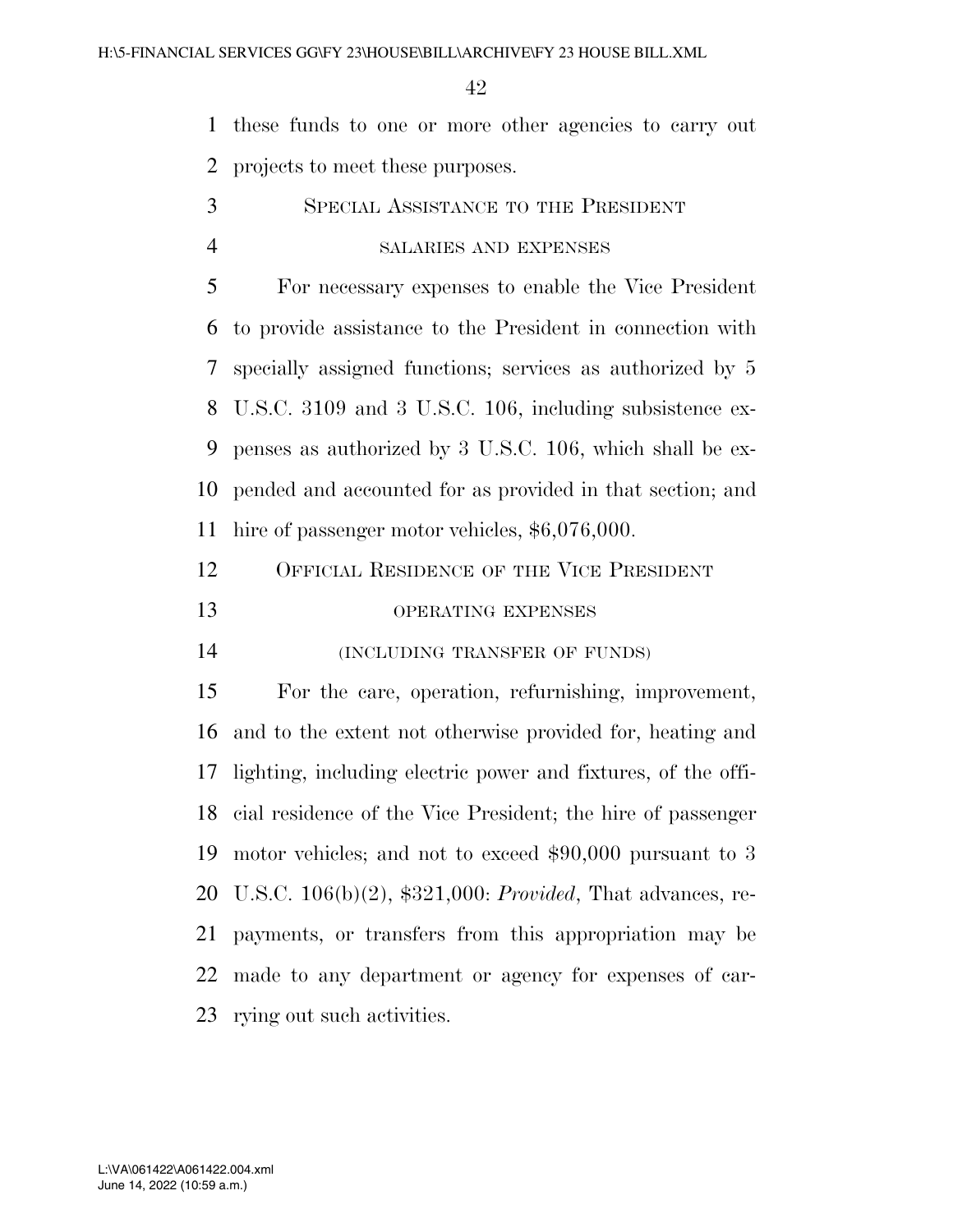these funds to one or more other agencies to carry out projects to meet these purposes.

## Special Assistance to the President

### salaries and expenses

For necessary expenses to enable the Vice President to provide assistance to the President in connection with specially assigned functions; services as authorized by 5 U.S.C. 3109 and 3 U.S.C. 106, including subsistence expenses as authorized by 3 U.S.C. 106, which shall be expended and accounted for as provided in that section; and hire of passenger motor vehicles, $6,076,000.

## Official Residence of the Vice President

### operating expenses

(including transfer of funds)

For the care, operation, refurnishing, improvement, and to the extent not otherwise provided for, heating and lighting, including electric power and fixtures, of the official residence of the Vice President; the hire of passenger motor vehicles; and not to exceed $90,000 pursuant to 3 U.S.C. 106(b)(2), $321,000: *Provided*, That advances, repayments, or transfers from this appropriation may be made to any department or agency for expenses of carrying out such activities.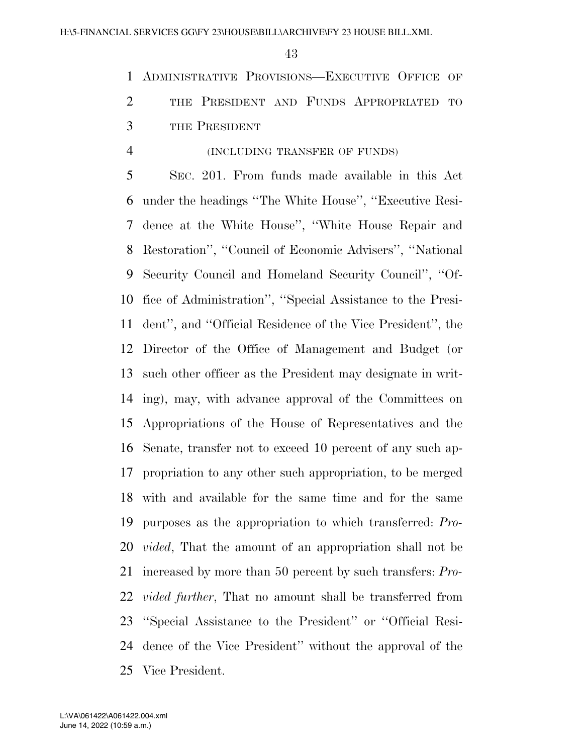## ADMINISTRATIVE PROVISIONS—EXECUTIVE OFFICE OF THE PRESIDENT AND FUNDS APPROPRIATED TO THE PRESIDENT

(INCLUDING TRANSFER OF FUNDS)

SEC. 201. From funds made available in this Act under the headings ''The White House'', ''Executive Residence at the White House'', ''White House Repair and Restoration'', ''Council of Economic Advisers'', ''National Security Council and Homeland Security Council'', ''Office of Administration'', ''Special Assistance to the President'', and ''Official Residence of the Vice President'', the Director of the Office of Management and Budget (or such other officer as the President may designate in writing), may, with advance approval of the Committees on Appropriations of the House of Representatives and the Senate, transfer not to exceed 10 percent of any such appropriation to any other such appropriation, to be merged with and available for the same time and for the same purposes as the appropriation to which transferred: *Provided*, That the amount of an appropriation shall not be increased by more than 50 percent by such transfers: *Provided further*, That no amount shall be transferred from ''Special Assistance to the President'' or ''Official Residence of the Vice President'' without the approval of the Vice President.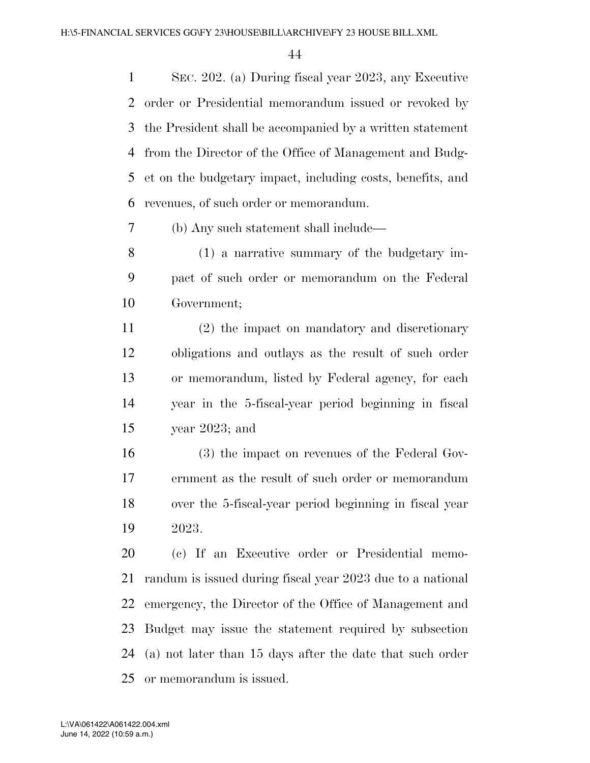SEC. 202. (a) During fiscal year 2023, any Executive order or Presidential memorandum issued or revoked by the President shall be accompanied by a written statement from the Director of the Office of Management and Budget on the budgetary impact, including costs, benefits, and revenues, of such order or memorandum.

(b) Any such statement shall include—

(1) a narrative summary of the budgetary impact of such order or memorandum on the Federal Government;

(2) the impact on mandatory and discretionary obligations and outlays as the result of such order or memorandum, listed by Federal agency, for each year in the 5-fiscal-year period beginning in fiscal year 2023; and

(3) the impact on revenues of the Federal Government as the result of such order or memorandum over the 5-fiscal-year period beginning in fiscal year 2023.

(c) If an Executive order or Presidential memorandum is issued during fiscal year 2023 due to a national emergency, the Director of the Office of Management and Budget may issue the statement required by subsection (a) not later than 15 days after the date that such order or memorandum is issued.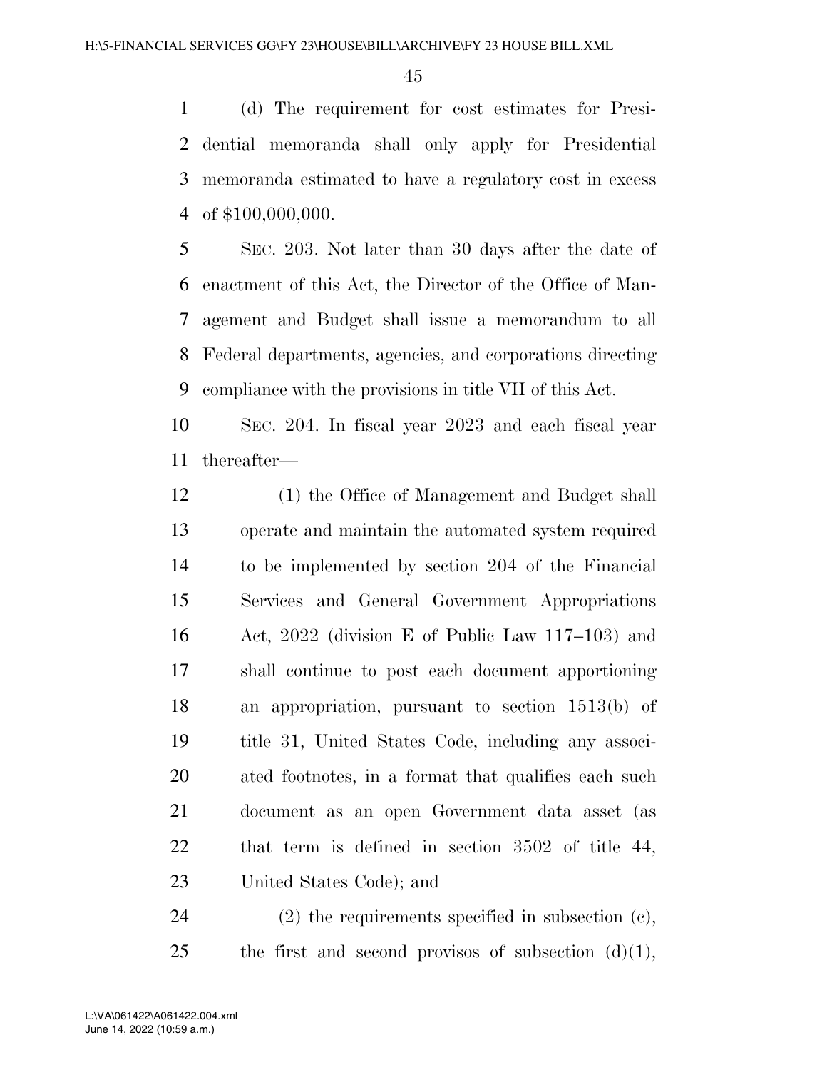(d) The requirement for cost estimates for Presidential memoranda shall only apply for Presidential memoranda estimated to have a regulatory cost in excess of $100,000,000.

SEC. 203. Not later than 30 days after the date of enactment of this Act, the Director of the Office of Management and Budget shall issue a memorandum to all Federal departments, agencies, and corporations directing compliance with the provisions in title VII of this Act.

SEC. 204. In fiscal year 2023 and each fiscal year thereafter—

(1) the Office of Management and Budget shall operate and maintain the automated system required to be implemented by section 204 of the Financial Services and General Government Appropriations Act, 2022 (division E of Public Law 117–103) and shall continue to post each document apportioning an appropriation, pursuant to section 1513(b) of title 31, United States Code, including any associated footnotes, in a format that qualifies each such document as an open Government data asset (as that term is defined in section 3502 of title 44, United States Code); and

(2) the requirements specified in subsection (c), the first and second provisos of subsection (d)(1),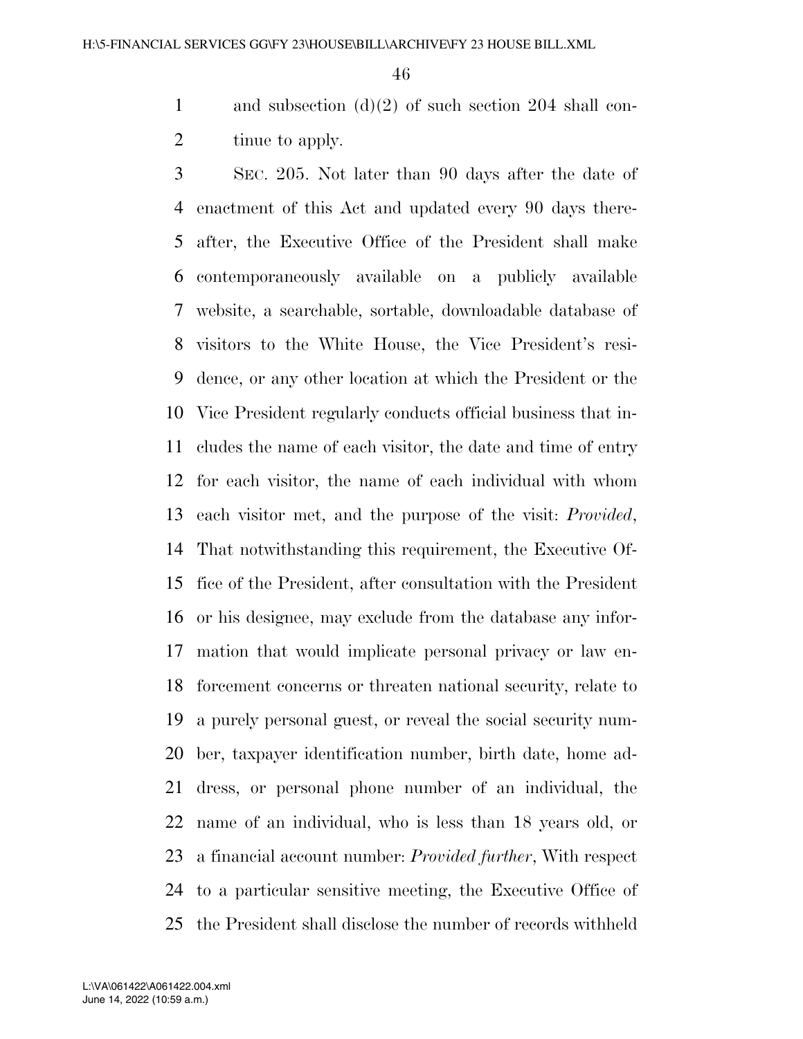and subsection (d)(2) of such section 204 shall continue to apply.

SEC. 205. Not later than 90 days after the date of enactment of this Act and updated every 90 days thereafter, the Executive Office of the President shall make contemporaneously available on a publicly available website, a searchable, sortable, downloadable database of visitors to the White House, the Vice President's residence, or any other location at which the President or the Vice President regularly conducts official business that includes the name of each visitor, the date and time of entry for each visitor, the name of each individual with whom each visitor met, and the purpose of the visit: *Provided*, That notwithstanding this requirement, the Executive Office of the President, after consultation with the President or his designee, may exclude from the database any information that would implicate personal privacy or law enforcement concerns or threaten national security, relate to a purely personal guest, or reveal the social security number, taxpayer identification number, birth date, home address, or personal phone number of an individual, the name of an individual, who is less than 18 years old, or a financial account number: *Provided further*, With respect to a particular sensitive meeting, the Executive Office of the President shall disclose the number of records withheld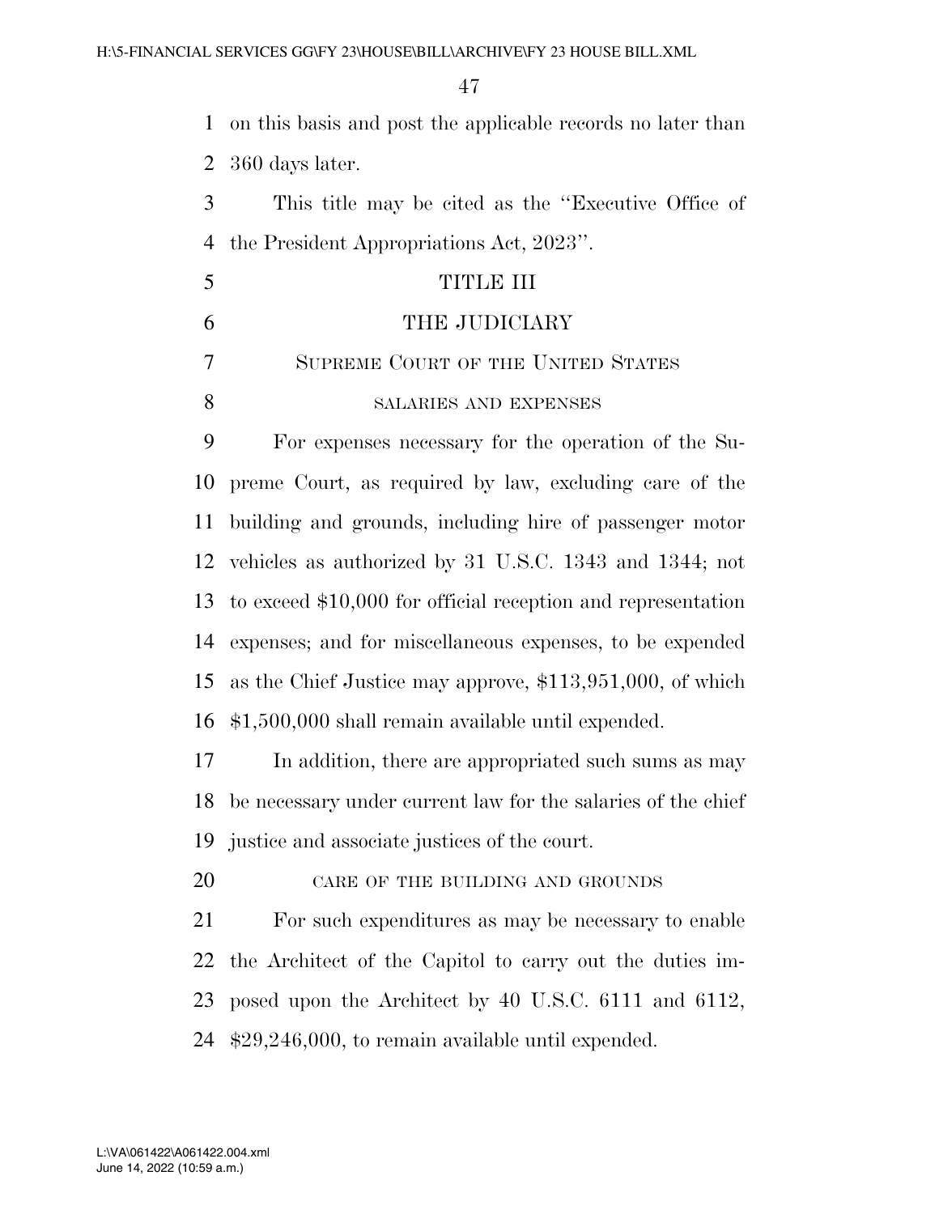on this basis and post the applicable records no later than 360 days later.

This title may be cited as the ''Executive Office of the President Appropriations Act, 2023''.

# TITLE III

# THE JUDICIARY

## Supreme Court of the United States

### salaries and expenses

For expenses necessary for the operation of the Supreme Court, as required by law, excluding care of the building and grounds, including hire of passenger motor vehicles as authorized by 31 U.S.C. 1343 and 1344; not to exceed $10,000 for official reception and representation expenses; and for miscellaneous expenses, to be expended as the Chief Justice may approve, $113,951,000, of which $1,500,000 shall remain available until expended.

In addition, there are appropriated such sums as may be necessary under current law for the salaries of the chief justice and associate justices of the court.

### care of the building and grounds

For such expenditures as may be necessary to enable the Architect of the Capitol to carry out the duties imposed upon the Architect by 40 U.S.C. 6111 and 6112, $29,246,000, to remain available until expended.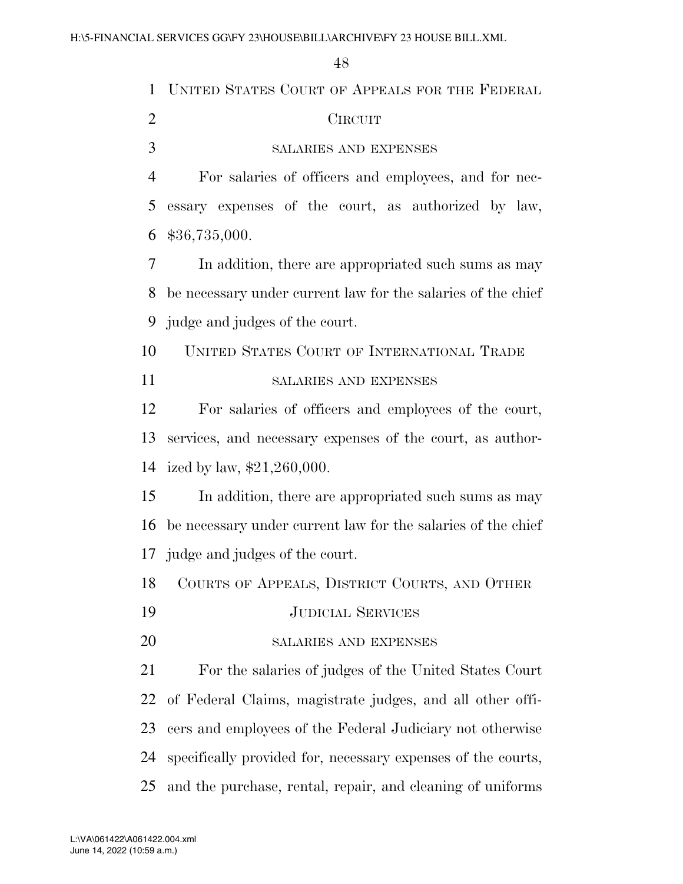## UNITED STATES COURT OF APPEALS FOR THE FEDERAL CIRCUIT

### SALARIES AND EXPENSES

For salaries of officers and employees, and for necessary expenses of the court, as authorized by law, $36,735,000.

In addition, there are appropriated such sums as may be necessary under current law for the salaries of the chief judge and judges of the court.

## UNITED STATES COURT OF INTERNATIONAL TRADE

### SALARIES AND EXPENSES

For salaries of officers and employees of the court, services, and necessary expenses of the court, as authorized by law, $21,260,000.

In addition, there are appropriated such sums as may be necessary under current law for the salaries of the chief judge and judges of the court.

## COURTS OF APPEALS, DISTRICT COURTS, AND OTHER JUDICIAL SERVICES

### SALARIES AND EXPENSES

For the salaries of judges of the United States Court of Federal Claims, magistrate judges, and all other officers and employees of the Federal Judiciary not otherwise specifically provided for, necessary expenses of the courts, and the purchase, rental, repair, and cleaning of uniforms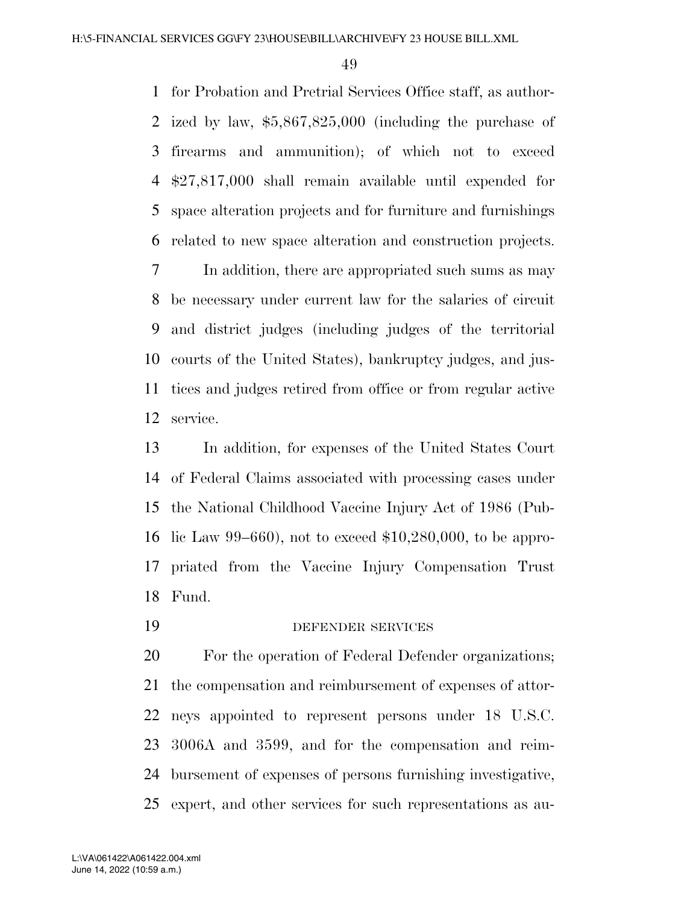for Probation and Pretrial Services Office staff, as authorized by law, $5,867,825,000 (including the purchase of firearms and ammunition); of which not to exceed $27,817,000 shall remain available until expended for space alteration projects and for furniture and furnishings related to new space alteration and construction projects.

In addition, there are appropriated such sums as may be necessary under current law for the salaries of circuit and district judges (including judges of the territorial courts of the United States), bankruptcy judges, and justices and judges retired from office or from regular active service.

In addition, for expenses of the United States Court of Federal Claims associated with processing cases under the National Childhood Vaccine Injury Act of 1986 (Public Law 99–660), not to exceed $10,280,000, to be appropriated from the Vaccine Injury Compensation Trust Fund.

DEFENDER SERVICES

For the operation of Federal Defender organizations; the compensation and reimbursement of expenses of attorneys appointed to represent persons under 18 U.S.C. 3006A and 3599, and for the compensation and reimbursement of expenses of persons furnishing investigative, expert, and other services for such representations as au-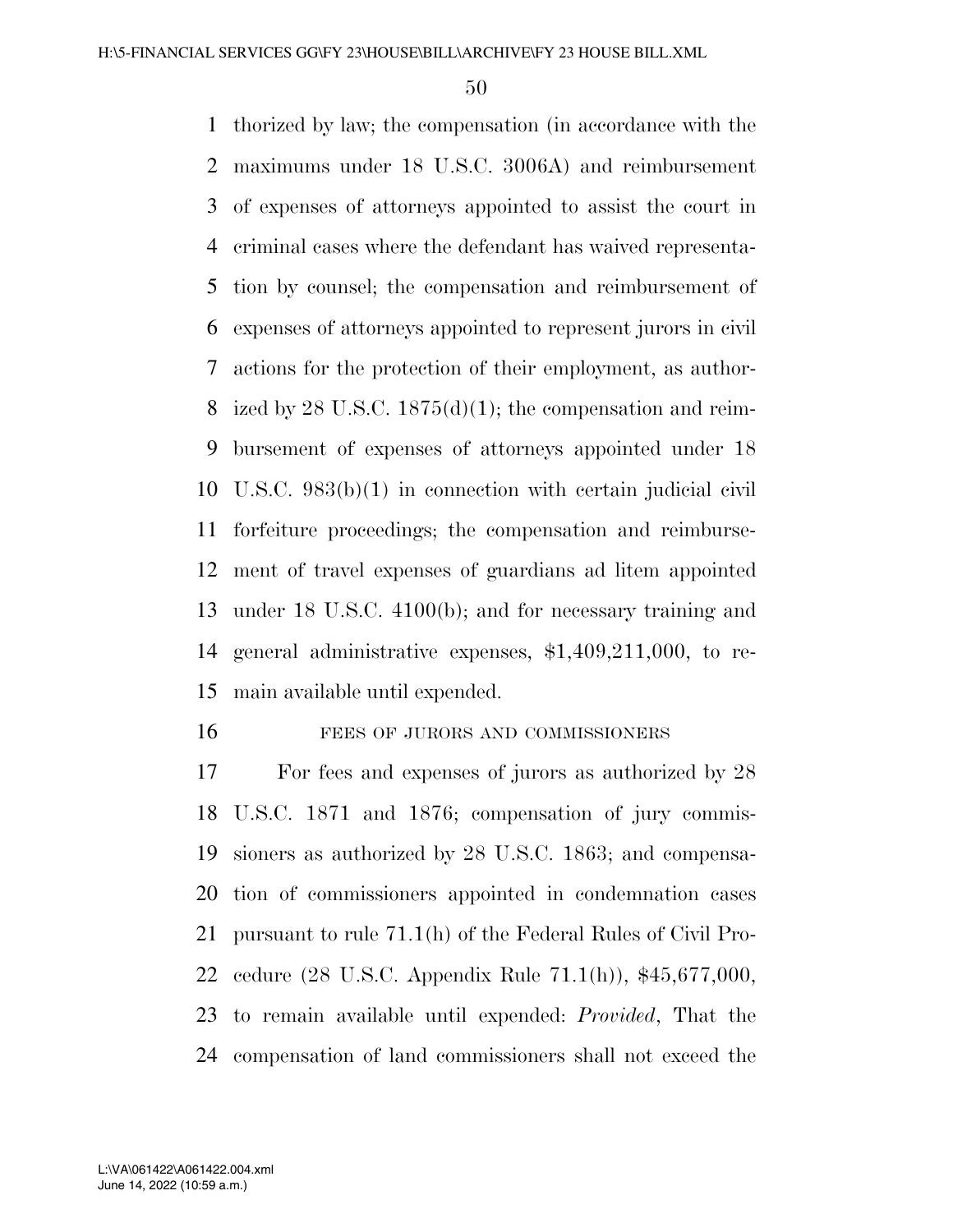thorized by law; the compensation (in accordance with the maximums under 18 U.S.C. 3006A) and reimbursement of expenses of attorneys appointed to assist the court in criminal cases where the defendant has waived representation by counsel; the compensation and reimbursement of expenses of attorneys appointed to represent jurors in civil actions for the protection of their employment, as authorized by 28 U.S.C. 1875(d)(1); the compensation and reimbursement of expenses of attorneys appointed under 18 U.S.C. 983(b)(1) in connection with certain judicial civil forfeiture proceedings; the compensation and reimbursement of travel expenses of guardians ad litem appointed under 18 U.S.C. 4100(b); and for necessary training and general administrative expenses, $1,409,211,000, to remain available until expended.

FEES OF JURORS AND COMMISSIONERS

For fees and expenses of jurors as authorized by 28 U.S.C. 1871 and 1876; compensation of jury commissioners as authorized by 28 U.S.C. 1863; and compensation of commissioners appointed in condemnation cases pursuant to rule 71.1(h) of the Federal Rules of Civil Procedure (28 U.S.C. Appendix Rule 71.1(h)), $45,677,000, to remain available until expended: *Provided*, That the compensation of land commissioners shall not exceed the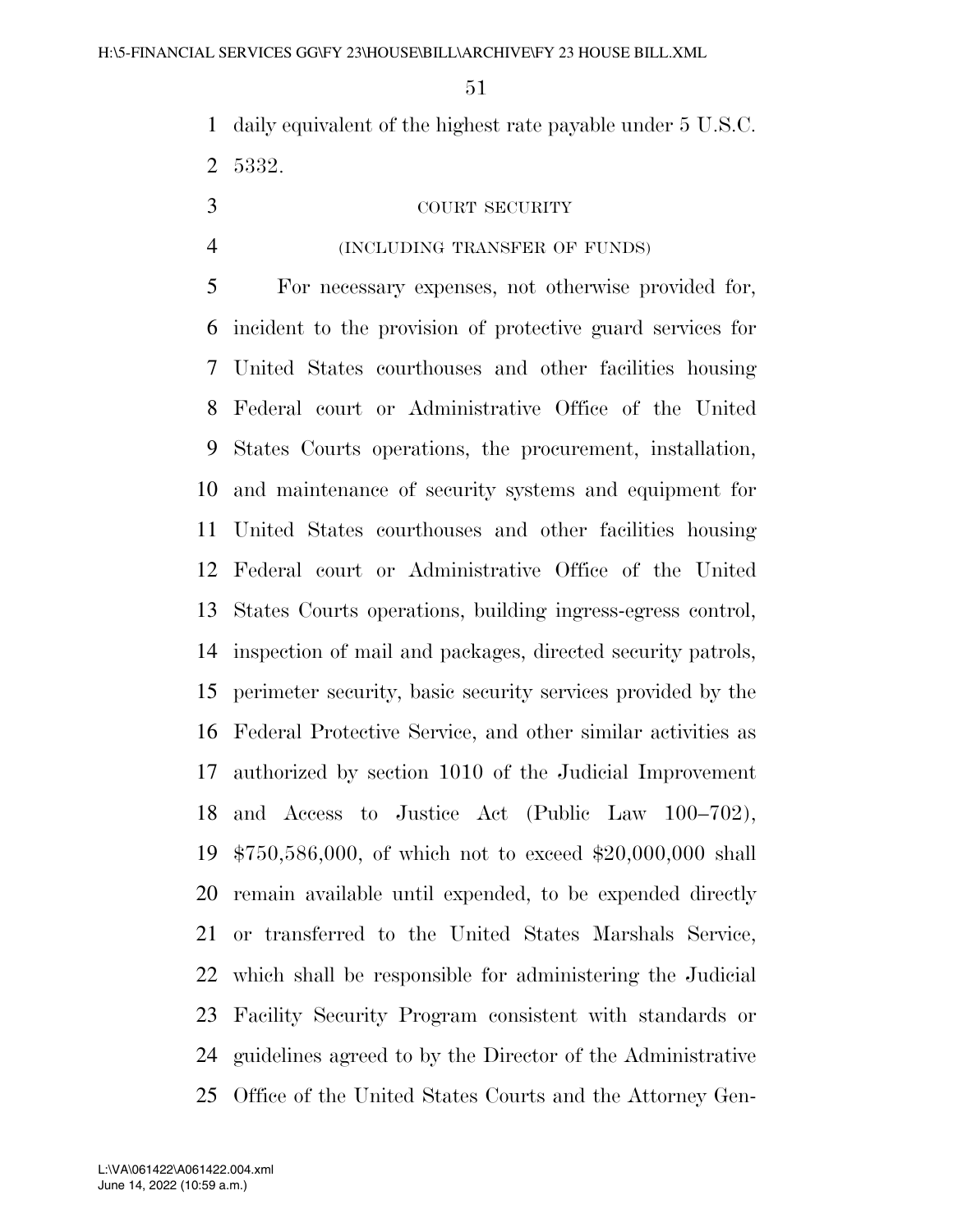daily equivalent of the highest rate payable under 5 U.S.C. 5332.

COURT SECURITY

(INCLUDING TRANSFER OF FUNDS)

For necessary expenses, not otherwise provided for, incident to the provision of protective guard services for United States courthouses and other facilities housing Federal court or Administrative Office of the United States Courts operations, the procurement, installation, and maintenance of security systems and equipment for United States courthouses and other facilities housing Federal court or Administrative Office of the United States Courts operations, building ingress-egress control, inspection of mail and packages, directed security patrols, perimeter security, basic security services provided by the Federal Protective Service, and other similar activities as authorized by section 1010 of the Judicial Improvement and Access to Justice Act (Public Law 100–702), $750,586,000, of which not to exceed $20,000,000 shall remain available until expended, to be expended directly or transferred to the United States Marshals Service, which shall be responsible for administering the Judicial Facility Security Program consistent with standards or guidelines agreed to by the Director of the Administrative Office of the United States Courts and the Attorney Gen-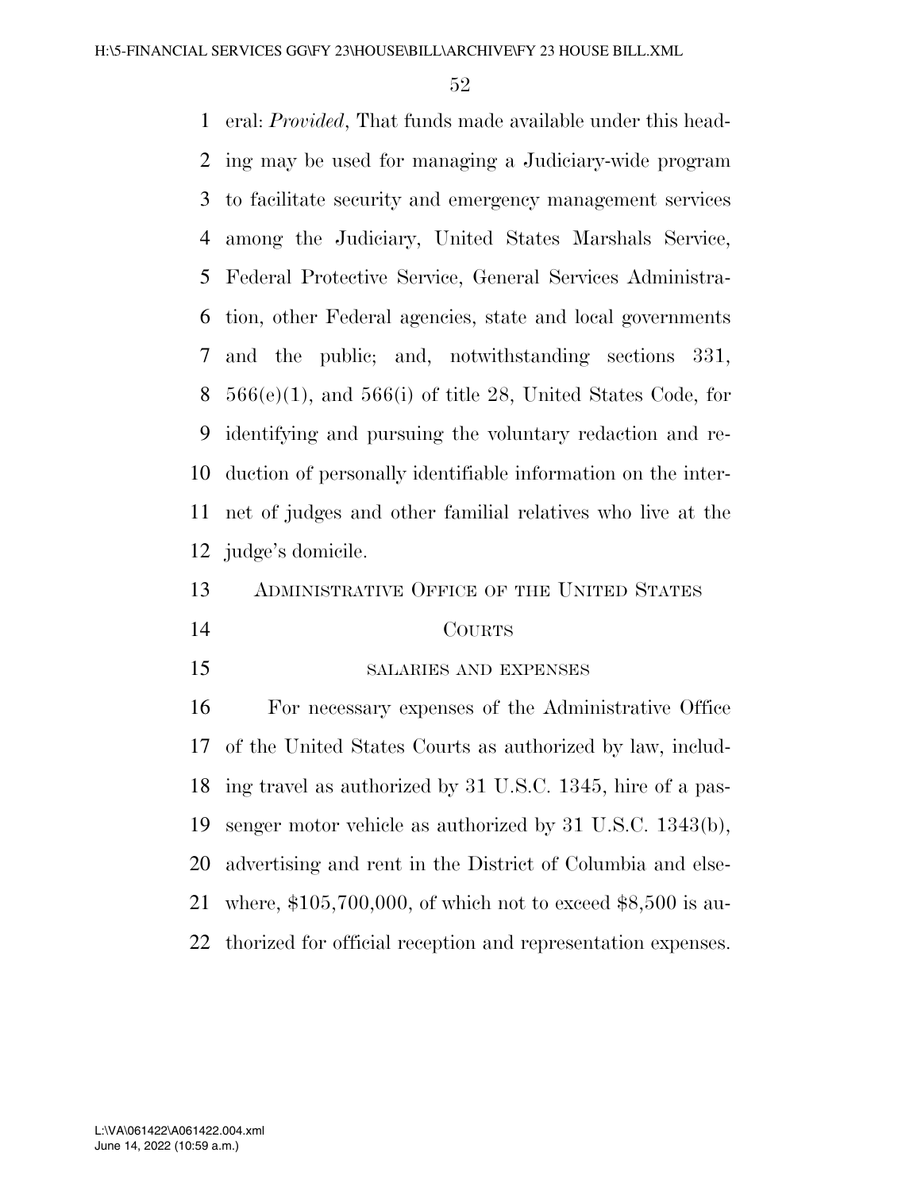eral: *Provided*, That funds made available under this heading may be used for managing a Judiciary-wide program to facilitate security and emergency management services among the Judiciary, United States Marshals Service, Federal Protective Service, General Services Administration, other Federal agencies, state and local governments and the public; and, notwithstanding sections 331, 566(e)(1), and 566(i) of title 28, United States Code, for identifying and pursuing the voluntary redaction and reduction of personally identifiable information on the internet of judges and other familial relatives who live at the judge's domicile.

## ADMINISTRATIVE OFFICE OF THE UNITED STATES COURTS

### SALARIES AND EXPENSES

For necessary expenses of the Administrative Office of the United States Courts as authorized by law, including travel as authorized by 31 U.S.C. 1345, hire of a passenger motor vehicle as authorized by 31 U.S.C. 1343(b), advertising and rent in the District of Columbia and elsewhere, $105,700,000, of which not to exceed $8,500 is authorized for official reception and representation expenses.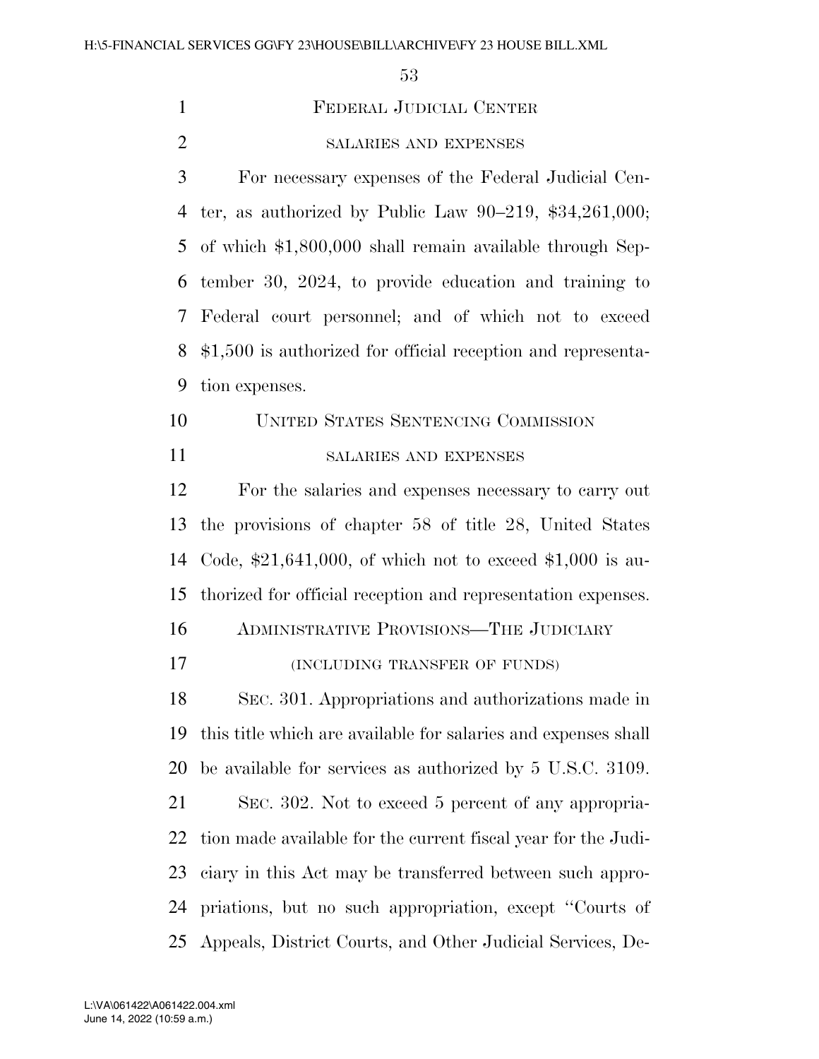## Federal Judicial Center

### salaries and expenses

For necessary expenses of the Federal Judicial Center, as authorized by Public Law 90–219, $34,261,000; of which $1,800,000 shall remain available through September 30, 2024, to provide education and training to Federal court personnel; and of which not to exceed $1,500 is authorized for official reception and representation expenses.

## United States Sentencing Commission

### salaries and expenses

For the salaries and expenses necessary to carry out the provisions of chapter 58 of title 28, United States Code, $21,641,000, of which not to exceed $1,000 is authorized for official reception and representation expenses.

## Administrative Provisions—The Judiciary

### (including transfer of funds)

Sec. 301. Appropriations and authorizations made in this title which are available for salaries and expenses shall be available for services as authorized by 5 U.S.C. 3109.

Sec. 302. Not to exceed 5 percent of any appropriation made available for the current fiscal year for the Judiciary in this Act may be transferred between such appropriations, but no such appropriation, except ''Courts of Appeals, District Courts, and Other Judicial Services, De-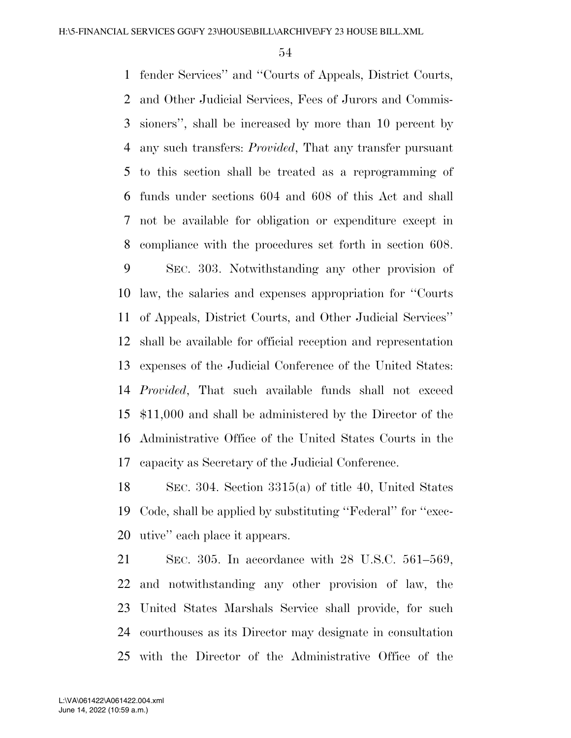fender Services'' and ''Courts of Appeals, District Courts, and Other Judicial Services, Fees of Jurors and Commissioners'', shall be increased by more than 10 percent by any such transfers: *Provided*, That any transfer pursuant to this section shall be treated as a reprogramming of funds under sections 604 and 608 of this Act and shall not be available for obligation or expenditure except in compliance with the procedures set forth in section 608.

SEC. 303. Notwithstanding any other provision of law, the salaries and expenses appropriation for ''Courts of Appeals, District Courts, and Other Judicial Services'' shall be available for official reception and representation expenses of the Judicial Conference of the United States: *Provided*, That such available funds shall not exceed $11,000 and shall be administered by the Director of the Administrative Office of the United States Courts in the capacity as Secretary of the Judicial Conference.

SEC. 304. Section 3315(a) of title 40, United States Code, shall be applied by substituting ''Federal'' for ''executive'' each place it appears.

SEC. 305. In accordance with 28 U.S.C. 561–569, and notwithstanding any other provision of law, the United States Marshals Service shall provide, for such courthouses as its Director may designate in consultation with the Director of the Administrative Office of the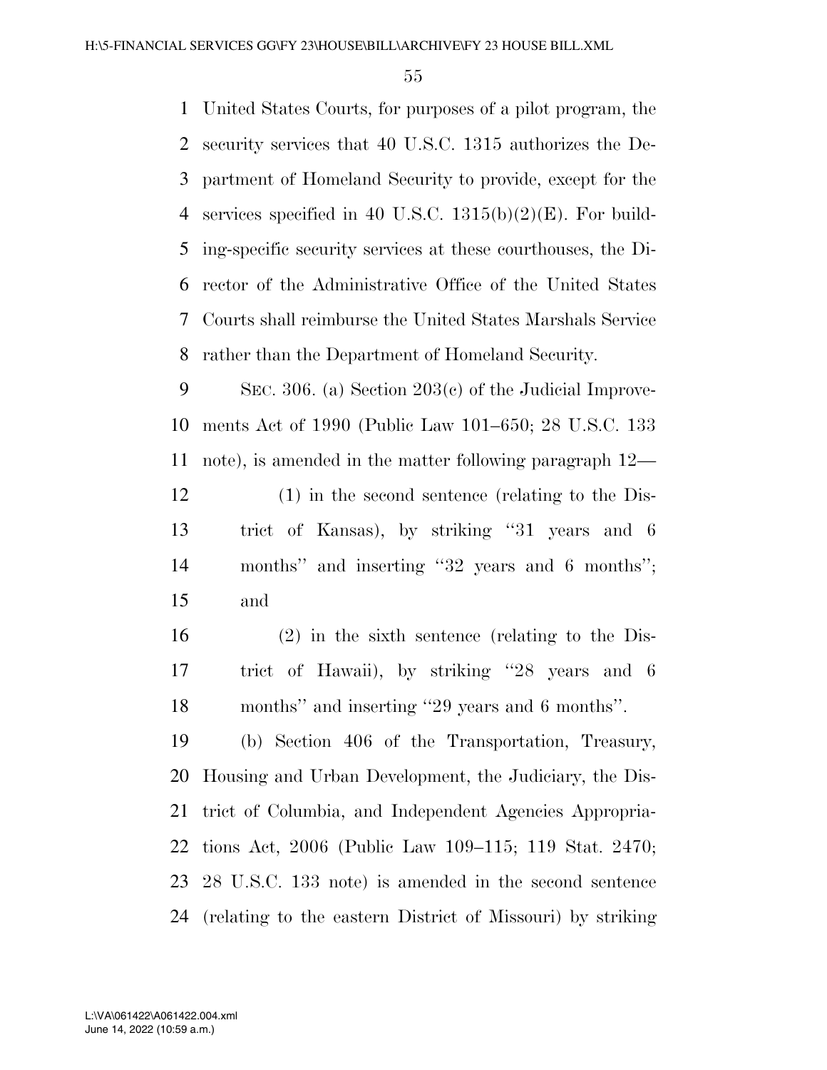United States Courts, for purposes of a pilot program, the security services that 40 U.S.C. 1315 authorizes the Department of Homeland Security to provide, except for the services specified in 40 U.S.C. 1315(b)(2)(E). For building-specific security services at these courthouses, the Director of the Administrative Office of the United States Courts shall reimburse the United States Marshals Service rather than the Department of Homeland Security.

SEC. 306. (a) Section 203(c) of the Judicial Improvements Act of 1990 (Public Law 101–650; 28 U.S.C. 133 note), is amended in the matter following paragraph 12—

(1) in the second sentence (relating to the District of Kansas), by striking "31 years and 6 months" and inserting "32 years and 6 months"; and

(2) in the sixth sentence (relating to the District of Hawaii), by striking "28 years and 6 months" and inserting "29 years and 6 months".

(b) Section 406 of the Transportation, Treasury, Housing and Urban Development, the Judiciary, the District of Columbia, and Independent Agencies Appropriations Act, 2006 (Public Law 109–115; 119 Stat. 2470; 28 U.S.C. 133 note) is amended in the second sentence (relating to the eastern District of Missouri) by striking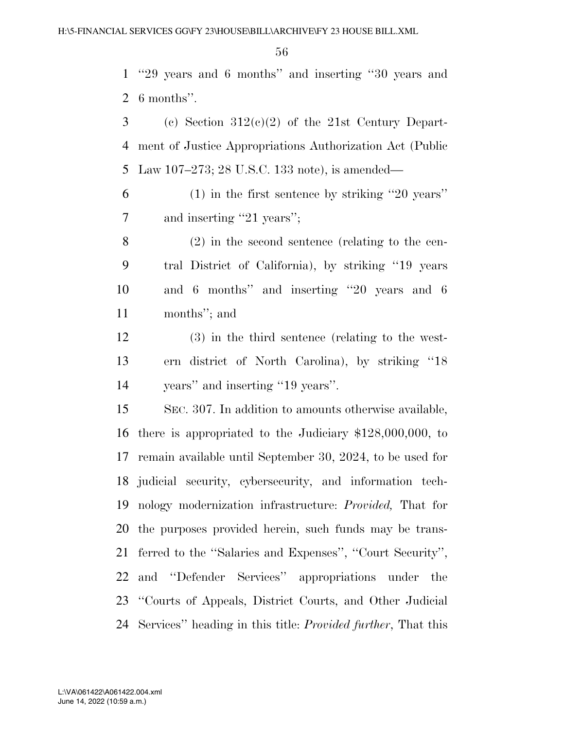"29 years and 6 months" and inserting "30 years and 6 months".

(c) Section 312(c)(2) of the 21st Century Department of Justice Appropriations Authorization Act (Public Law 107–273; 28 U.S.C. 133 note), is amended—

(1) in the first sentence by striking "20 years" and inserting "21 years";

(2) in the second sentence (relating to the central District of California), by striking "19 years and 6 months" and inserting "20 years and 6 months"; and

(3) in the third sentence (relating to the western district of North Carolina), by striking "18 years" and inserting "19 years".

SEC. 307. In addition to amounts otherwise available, there is appropriated to the Judiciary $128,000,000, to remain available until September 30, 2024, to be used for judicial security, cybersecurity, and information technology modernization infrastructure: *Provided,* That for the purposes provided herein, such funds may be transferred to the "Salaries and Expenses", "Court Security", and "Defender Services" appropriations under the "Courts of Appeals, District Courts, and Other Judicial Services" heading in this title: *Provided further*, That this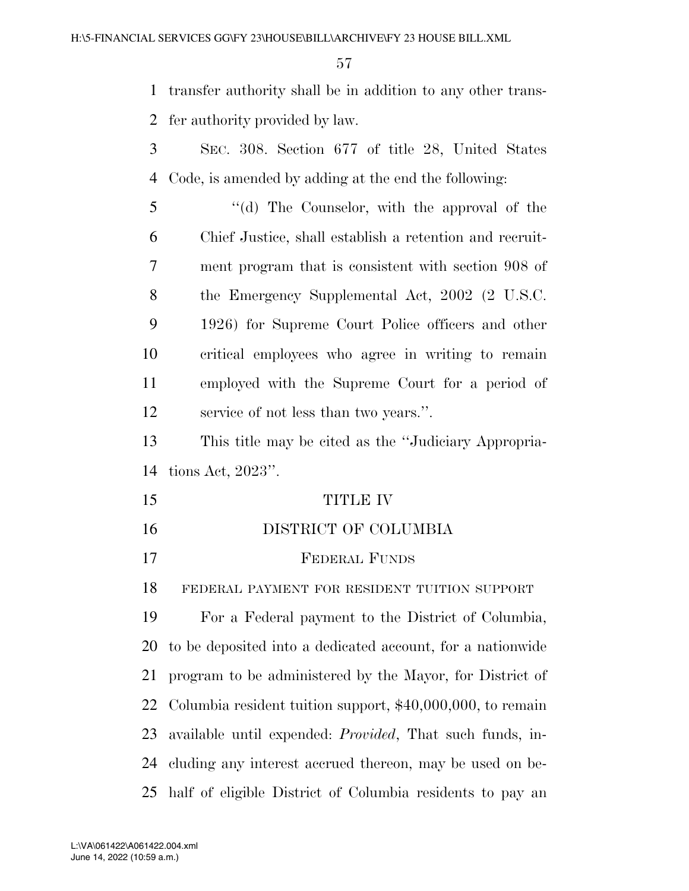transfer authority shall be in addition to any other transfer authority provided by law.

SEC. 308. Section 677 of title 28, United States Code, is amended by adding at the end the following:

> "(d) The Counselor, with the approval of the Chief Justice, shall establish a retention and recruitment program that is consistent with section 908 of the Emergency Supplemental Act, 2002 (2 U.S.C. 1926) for Supreme Court Police officers and other critical employees who agree in writing to remain employed with the Supreme Court for a period of service of not less than two years.".

This title may be cited as the "Judiciary Appropriations Act, 2023".

# TITLE IV

# DISTRICT OF COLUMBIA

## FEDERAL FUNDS

### FEDERAL PAYMENT FOR RESIDENT TUITION SUPPORT

For a Federal payment to the District of Columbia, to be deposited into a dedicated account, for a nationwide program to be administered by the Mayor, for District of Columbia resident tuition support, $40,000,000, to remain available until expended: *Provided*, That such funds, including any interest accrued thereon, may be used on behalf of eligible District of Columbia residents to pay an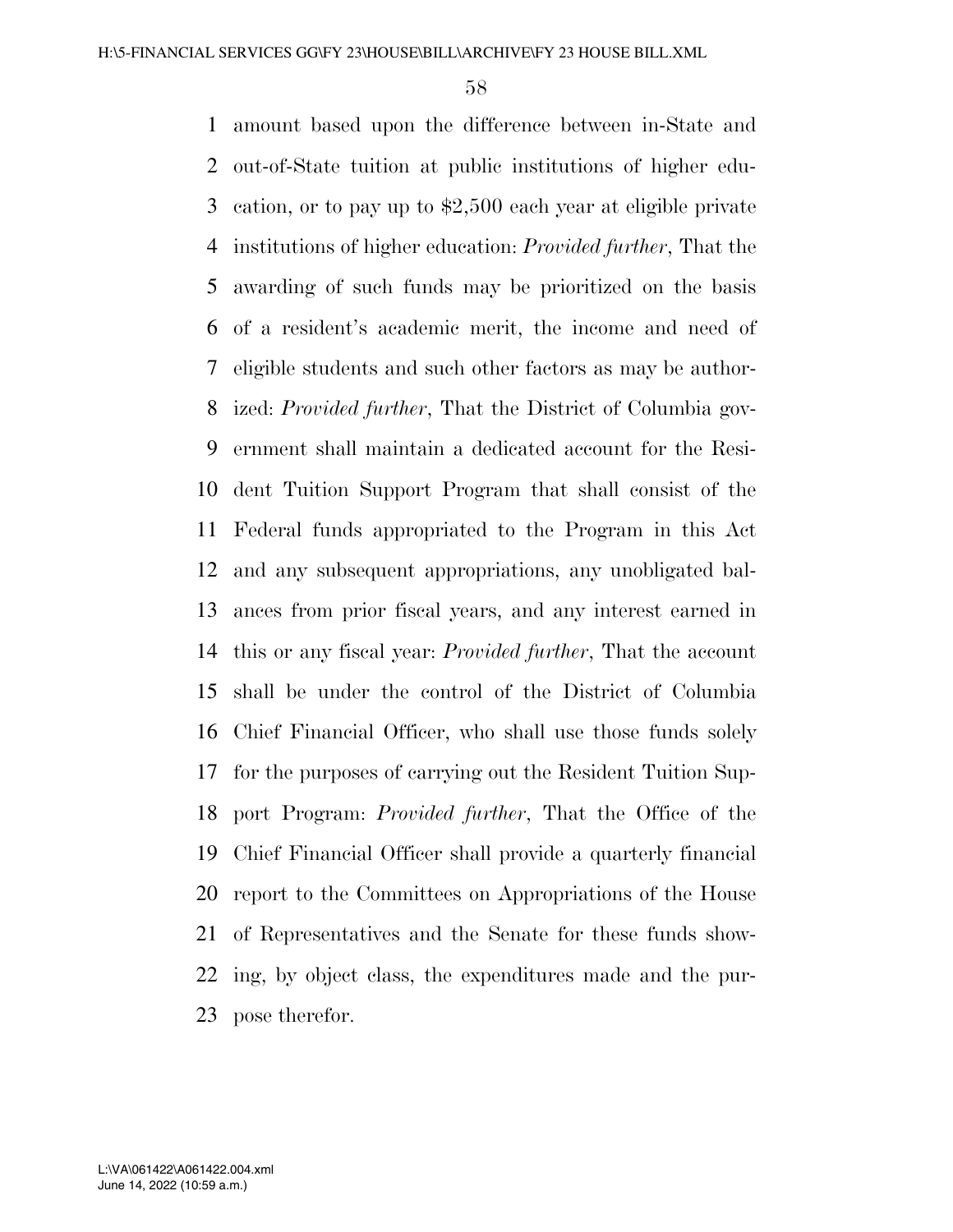amount based upon the difference between in-State and out-of-State tuition at public institutions of higher education, or to pay up to $2,500 each year at eligible private institutions of higher education: *Provided further*, That the awarding of such funds may be prioritized on the basis of a resident's academic merit, the income and need of eligible students and such other factors as may be authorized: *Provided further*, That the District of Columbia government shall maintain a dedicated account for the Resident Tuition Support Program that shall consist of the Federal funds appropriated to the Program in this Act and any subsequent appropriations, any unobligated balances from prior fiscal years, and any interest earned in this or any fiscal year: *Provided further*, That the account shall be under the control of the District of Columbia Chief Financial Officer, who shall use those funds solely for the purposes of carrying out the Resident Tuition Support Program: *Provided further*, That the Office of the Chief Financial Officer shall provide a quarterly financial report to the Committees on Appropriations of the House of Representatives and the Senate for these funds showing, by object class, the expenditures made and the purpose therefor.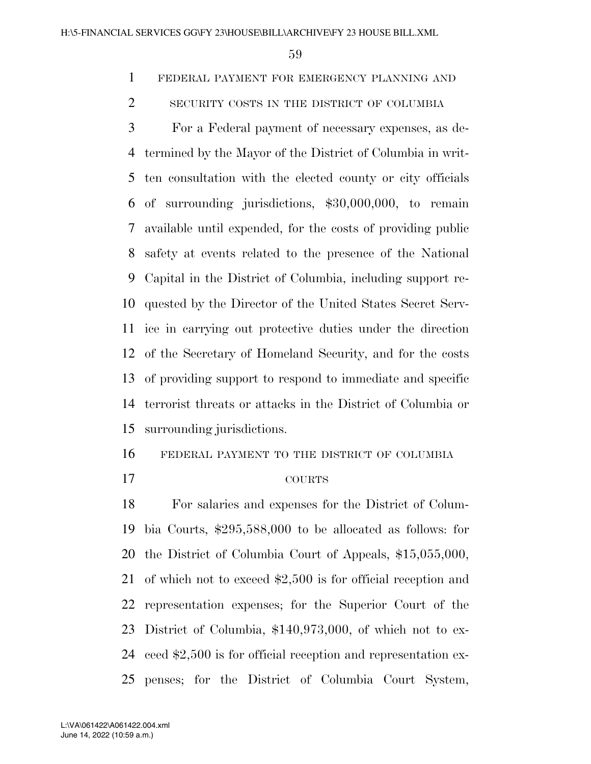FEDERAL PAYMENT FOR EMERGENCY PLANNING AND SECURITY COSTS IN THE DISTRICT OF COLUMBIA

For a Federal payment of necessary expenses, as determined by the Mayor of the District of Columbia in written consultation with the elected county or city officials of surrounding jurisdictions, $30,000,000, to remain available until expended, for the costs of providing public safety at events related to the presence of the National Capital in the District of Columbia, including support requested by the Director of the United States Secret Service in carrying out protective duties under the direction of the Secretary of Homeland Security, and for the costs of providing support to respond to immediate and specific terrorist threats or attacks in the District of Columbia or surrounding jurisdictions.

FEDERAL PAYMENT TO THE DISTRICT OF COLUMBIA COURTS

For salaries and expenses for the District of Columbia Courts, $295,588,000 to be allocated as follows: for the District of Columbia Court of Appeals, $15,055,000, of which not to exceed $2,500 is for official reception and representation expenses; for the Superior Court of the District of Columbia, $140,973,000, of which not to exceed $2,500 is for official reception and representation expenses; for the District of Columbia Court System,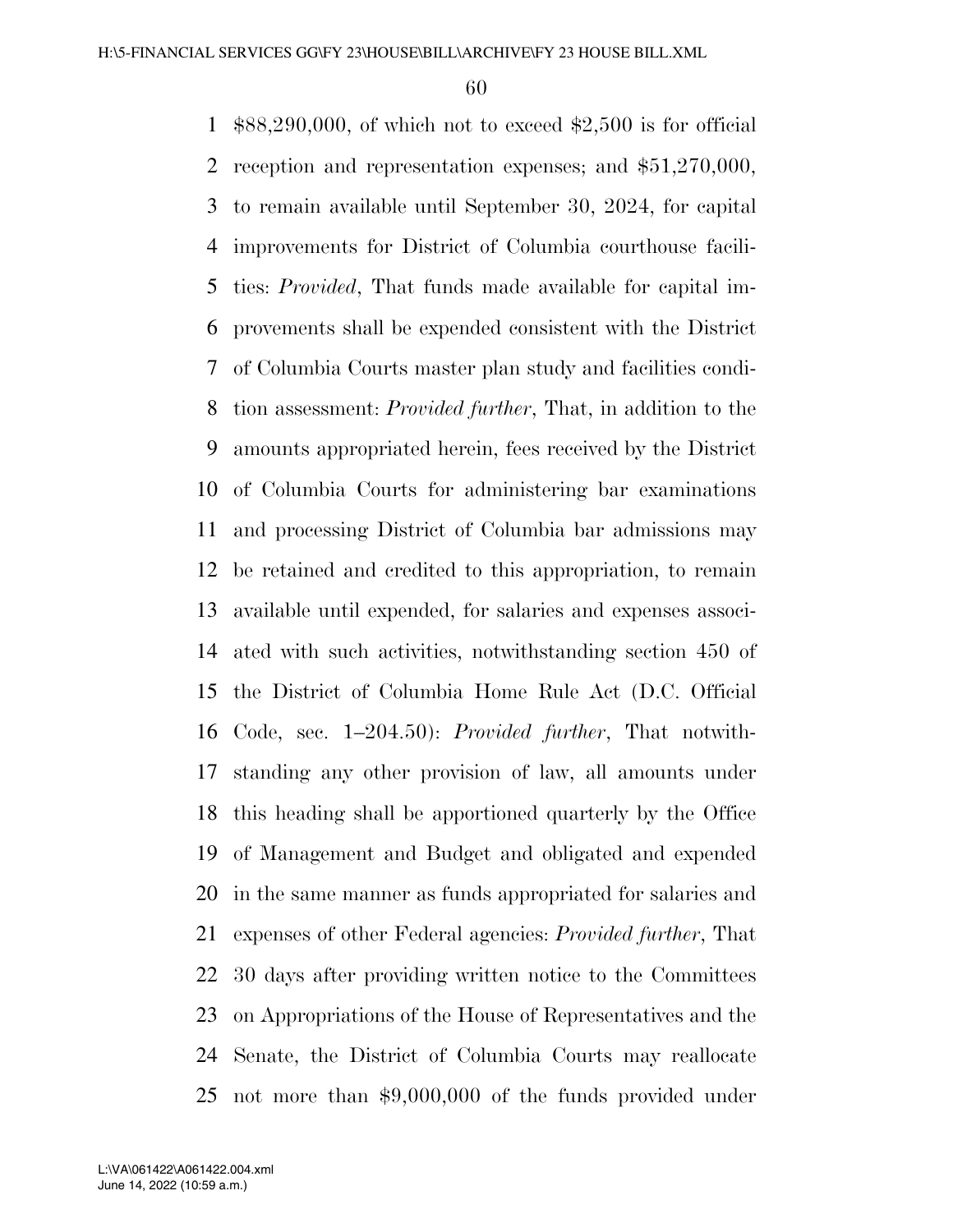$88,290,000, of which not to exceed $2,500 is for official reception and representation expenses; and $51,270,000, to remain available until September 30, 2024, for capital improvements for District of Columbia courthouse facilities: *Provided*, That funds made available for capital improvements shall be expended consistent with the District of Columbia Courts master plan study and facilities condition assessment: *Provided further*, That, in addition to the amounts appropriated herein, fees received by the District of Columbia Courts for administering bar examinations and processing District of Columbia bar admissions may be retained and credited to this appropriation, to remain available until expended, for salaries and expenses associated with such activities, notwithstanding section 450 of the District of Columbia Home Rule Act (D.C. Official Code, sec. 1–204.50): *Provided further*, That notwithstanding any other provision of law, all amounts under this heading shall be apportioned quarterly by the Office of Management and Budget and obligated and expended in the same manner as funds appropriated for salaries and expenses of other Federal agencies: *Provided further*, That 30 days after providing written notice to the Committees on Appropriations of the House of Representatives and the Senate, the District of Columbia Courts may reallocate not more than $9,000,000 of the funds provided under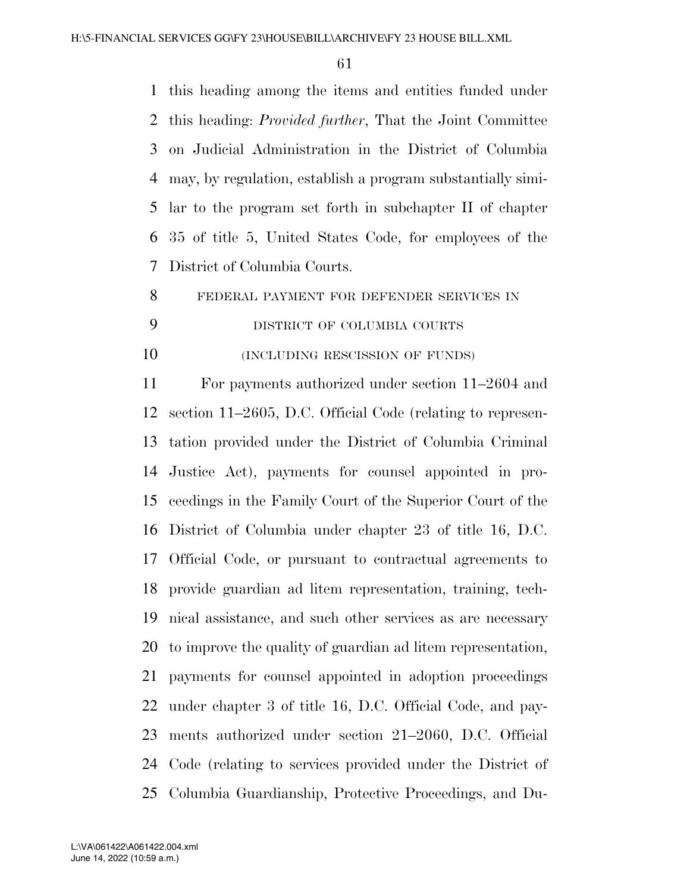this heading among the items and entities funded under this heading: *Provided further*, That the Joint Committee on Judicial Administration in the District of Columbia may, by regulation, establish a program substantially similar to the program set forth in subchapter II of chapter 35 of title 5, United States Code, for employees of the District of Columbia Courts.

FEDERAL PAYMENT FOR DEFENDER SERVICES IN DISTRICT OF COLUMBIA COURTS

(INCLUDING RESCISSION OF FUNDS)

For payments authorized under section 11–2604 and section 11–2605, D.C. Official Code (relating to representation provided under the District of Columbia Criminal Justice Act), payments for counsel appointed in proceedings in the Family Court of the Superior Court of the District of Columbia under chapter 23 of title 16, D.C. Official Code, or pursuant to contractual agreements to provide guardian ad litem representation, training, technical assistance, and such other services as are necessary to improve the quality of guardian ad litem representation, payments for counsel appointed in adoption proceedings under chapter 3 of title 16, D.C. Official Code, and payments authorized under section 21–2060, D.C. Official Code (relating to services provided under the District of Columbia Guardianship, Protective Proceedings, and Du-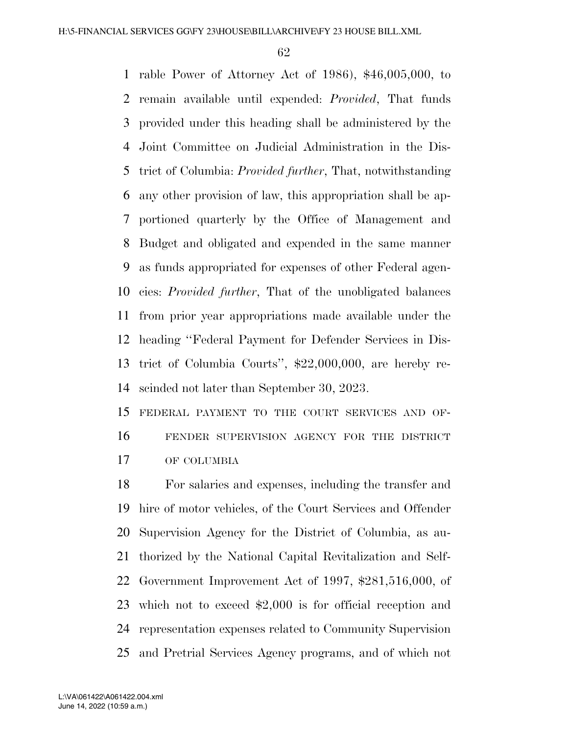rable Power of Attorney Act of 1986), $46,005,000, to remain available until expended: *Provided*, That funds provided under this heading shall be administered by the Joint Committee on Judicial Administration in the District of Columbia: *Provided further*, That, notwithstanding any other provision of law, this appropriation shall be apportioned quarterly by the Office of Management and Budget and obligated and expended in the same manner as funds appropriated for expenses of other Federal agencies: *Provided further*, That of the unobligated balances from prior year appropriations made available under the heading ''Federal Payment for Defender Services in District of Columbia Courts'', $22,000,000, are hereby rescinded not later than September 30, 2023.

FEDERAL PAYMENT TO THE COURT SERVICES AND OFFENDER SUPERVISION AGENCY FOR THE DISTRICT OF COLUMBIA

For salaries and expenses, including the transfer and hire of motor vehicles, of the Court Services and Offender Supervision Agency for the District of Columbia, as authorized by the National Capital Revitalization and Self-Government Improvement Act of 1997, $281,516,000, of which not to exceed $2,000 is for official reception and representation expenses related to Community Supervision and Pretrial Services Agency programs, and of which not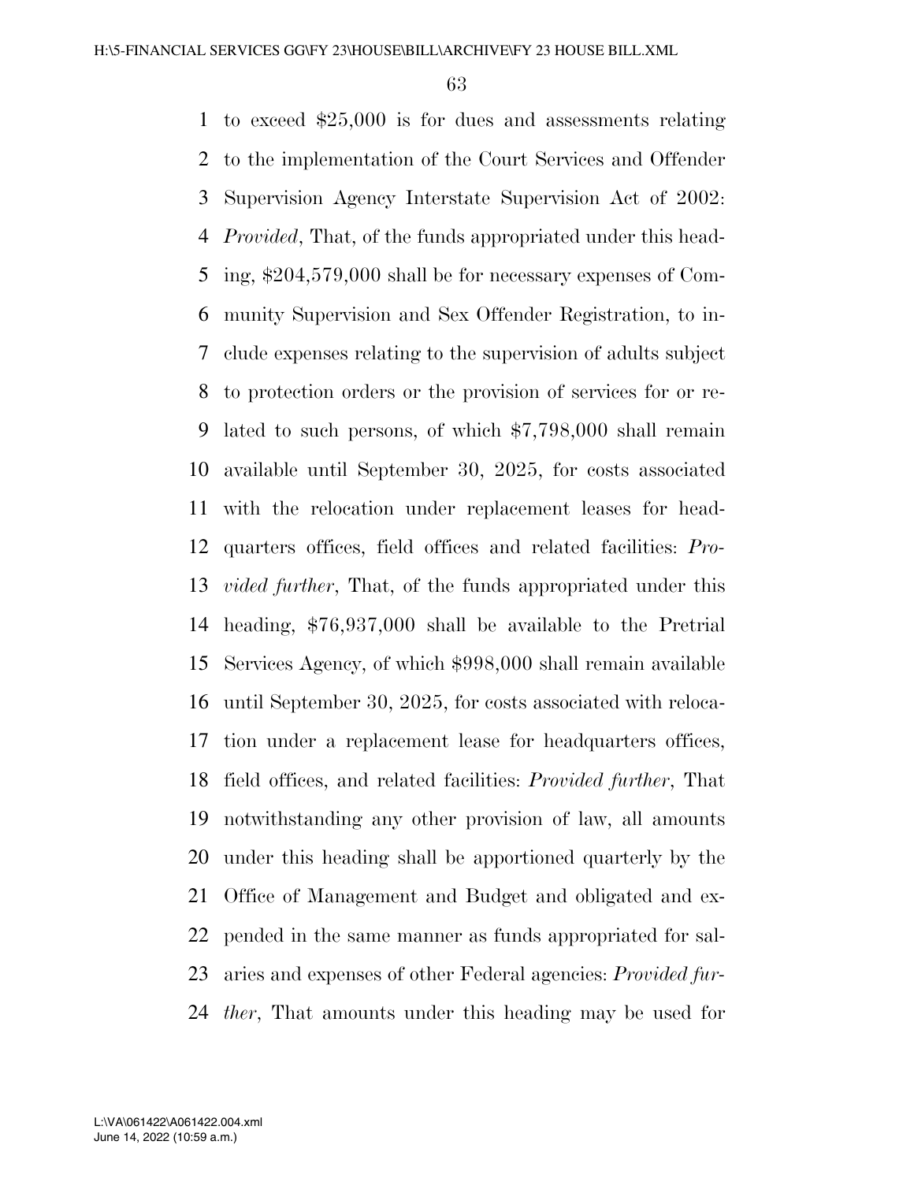to exceed $25,000 is for dues and assessments relating to the implementation of the Court Services and Offender Supervision Agency Interstate Supervision Act of 2002: *Provided*, That, of the funds appropriated under this heading, $204,579,000 shall be for necessary expenses of Community Supervision and Sex Offender Registration, to include expenses relating to the supervision of adults subject to protection orders or the provision of services for or related to such persons, of which $7,798,000 shall remain available until September 30, 2025, for costs associated with the relocation under replacement leases for headquarters offices, field offices and related facilities: *Provided further*, That, of the funds appropriated under this heading, $76,937,000 shall be available to the Pretrial Services Agency, of which $998,000 shall remain available until September 30, 2025, for costs associated with relocation under a replacement lease for headquarters offices, field offices, and related facilities: *Provided further*, That notwithstanding any other provision of law, all amounts under this heading shall be apportioned quarterly by the Office of Management and Budget and obligated and expended in the same manner as funds appropriated for salaries and expenses of other Federal agencies: *Provided further*, That amounts under this heading may be used for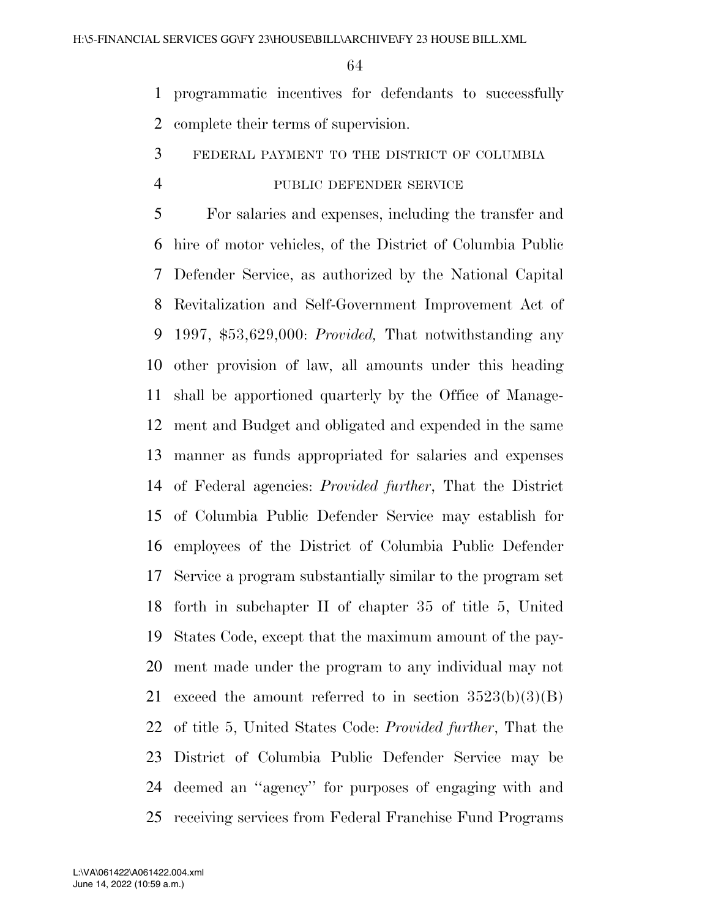programmatic incentives for defendants to successfully complete their terms of supervision.

FEDERAL PAYMENT TO THE DISTRICT OF COLUMBIA PUBLIC DEFENDER SERVICE

For salaries and expenses, including the transfer and hire of motor vehicles, of the District of Columbia Public Defender Service, as authorized by the National Capital Revitalization and Self-Government Improvement Act of 1997, $53,629,000: *Provided,* That notwithstanding any other provision of law, all amounts under this heading shall be apportioned quarterly by the Office of Management and Budget and obligated and expended in the same manner as funds appropriated for salaries and expenses of Federal agencies: *Provided further*, That the District of Columbia Public Defender Service may establish for employees of the District of Columbia Public Defender Service a program substantially similar to the program set forth in subchapter II of chapter 35 of title 5, United States Code, except that the maximum amount of the payment made under the program to any individual may not exceed the amount referred to in section 3523(b)(3)(B) of title 5, United States Code: *Provided further*, That the District of Columbia Public Defender Service may be deemed an ''agency'' for purposes of engaging with and receiving services from Federal Franchise Fund Programs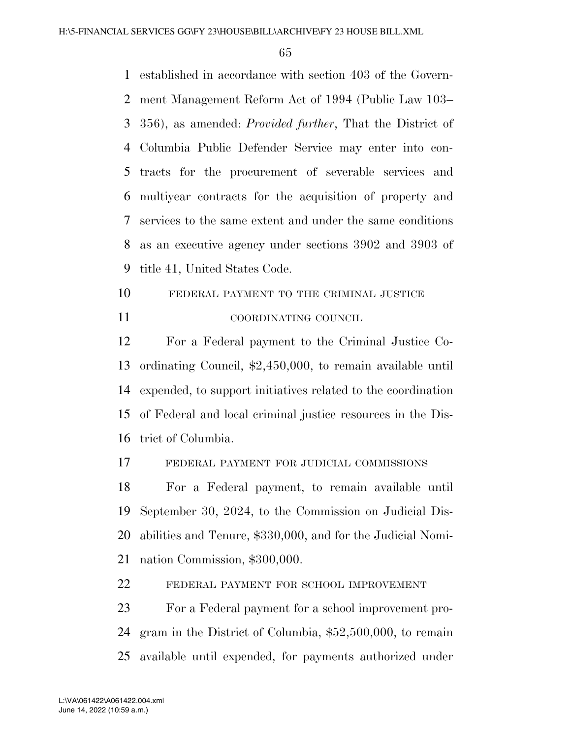established in accordance with section 403 of the Government Management Reform Act of 1994 (Public Law 103–356), as amended: *Provided further*, That the District of Columbia Public Defender Service may enter into contracts for the procurement of severable services and multiyear contracts for the acquisition of property and services to the same extent and under the same conditions as an executive agency under sections 3902 and 3903 of title 41, United States Code.

FEDERAL PAYMENT TO THE CRIMINAL JUSTICE COORDINATING COUNCIL

For a Federal payment to the Criminal Justice Coordinating Council, $2,450,000, to remain available until expended, to support initiatives related to the coordination of Federal and local criminal justice resources in the District of Columbia.

FEDERAL PAYMENT FOR JUDICIAL COMMISSIONS

For a Federal payment, to remain available until September 30, 2024, to the Commission on Judicial Disabilities and Tenure, $330,000, and for the Judicial Nomination Commission, $300,000.

FEDERAL PAYMENT FOR SCHOOL IMPROVEMENT

For a Federal payment for a school improvement program in the District of Columbia, $52,500,000, to remain available until expended, for payments authorized under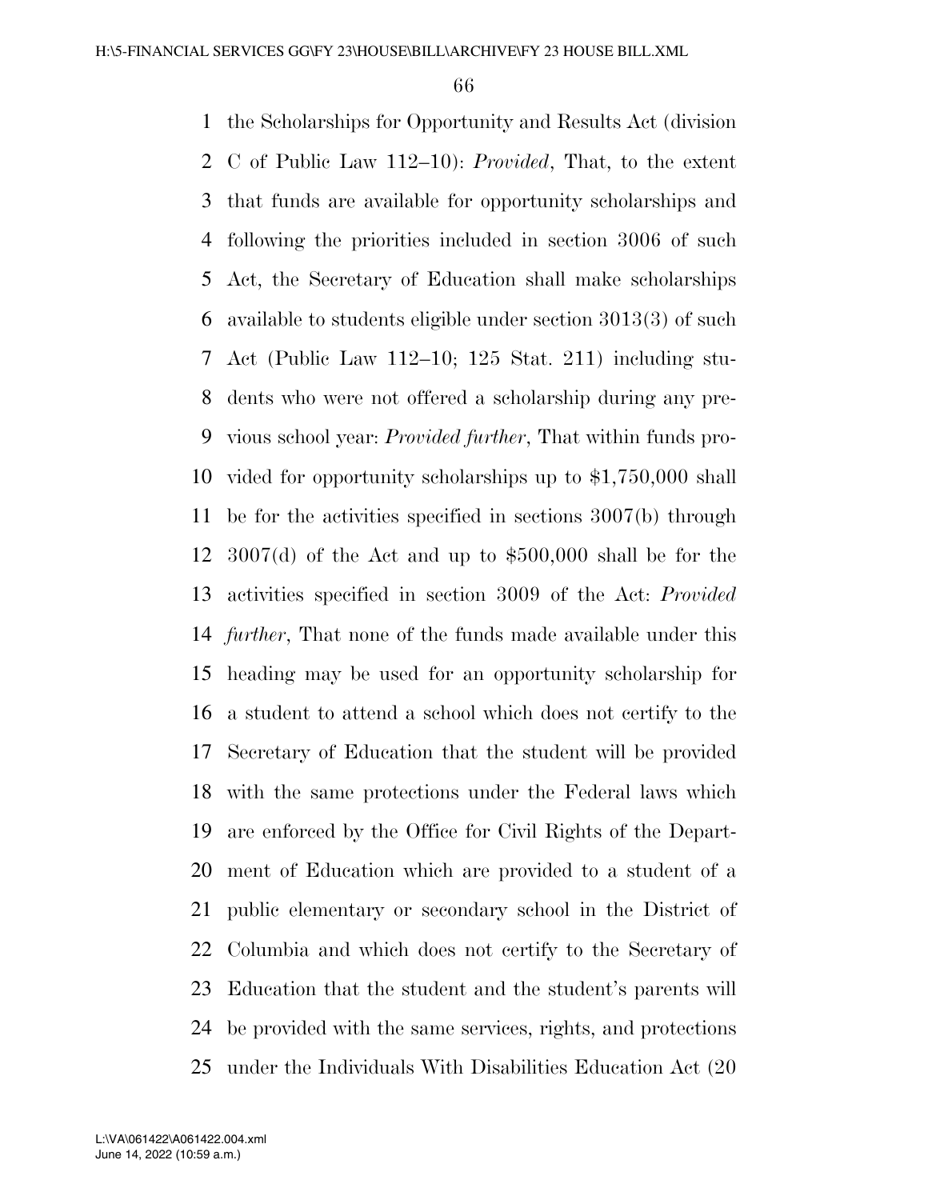the Scholarships for Opportunity and Results Act (division C of Public Law 112–10): *Provided*, That, to the extent that funds are available for opportunity scholarships and following the priorities included in section 3006 of such Act, the Secretary of Education shall make scholarships available to students eligible under section 3013(3) of such Act (Public Law 112–10; 125 Stat. 211) including students who were not offered a scholarship during any previous school year: *Provided further*, That within funds provided for opportunity scholarships up to $1,750,000 shall be for the activities specified in sections 3007(b) through 3007(d) of the Act and up to $500,000 shall be for the activities specified in section 3009 of the Act: *Provided further*, That none of the funds made available under this heading may be used for an opportunity scholarship for a student to attend a school which does not certify to the Secretary of Education that the student will be provided with the same protections under the Federal laws which are enforced by the Office for Civil Rights of the Department of Education which are provided to a student of a public elementary or secondary school in the District of Columbia and which does not certify to the Secretary of Education that the student and the student's parents will be provided with the same services, rights, and protections under the Individuals With Disabilities Education Act (20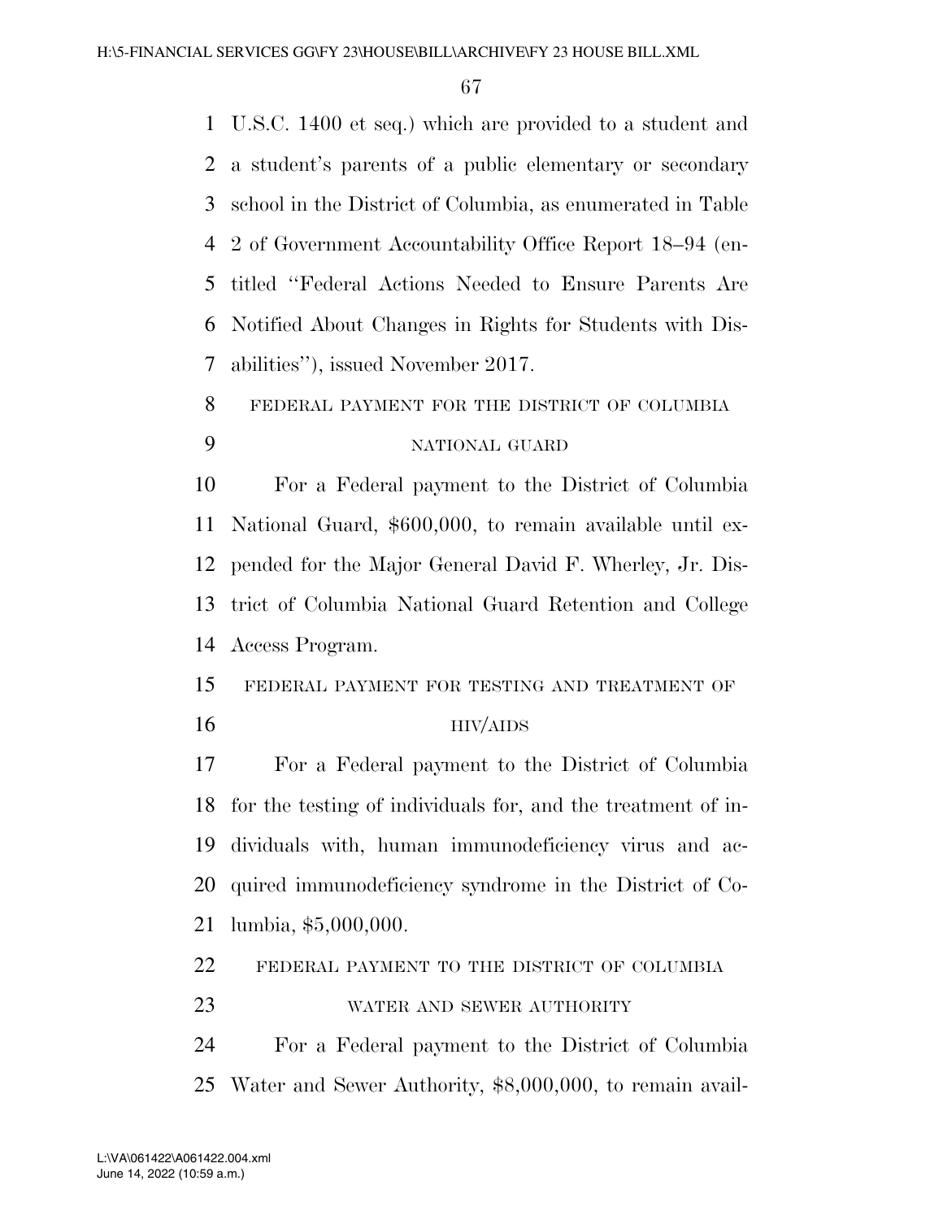U.S.C. 1400 et seq.) which are provided to a student and a student's parents of a public elementary or secondary school in the District of Columbia, as enumerated in Table 2 of Government Accountability Office Report 18–94 (entitled ''Federal Actions Needed to Ensure Parents Are Notified About Changes in Rights for Students with Disabilities''), issued November 2017.

FEDERAL PAYMENT FOR THE DISTRICT OF COLUMBIA NATIONAL GUARD

For a Federal payment to the District of Columbia National Guard, $600,000, to remain available until expended for the Major General David F. Wherley, Jr. District of Columbia National Guard Retention and College Access Program.

FEDERAL PAYMENT FOR TESTING AND TREATMENT OF HIV/AIDS

For a Federal payment to the District of Columbia for the testing of individuals for, and the treatment of individuals with, human immunodeficiency virus and acquired immunodeficiency syndrome in the District of Columbia, $5,000,000.

FEDERAL PAYMENT TO THE DISTRICT OF COLUMBIA WATER AND SEWER AUTHORITY

For a Federal payment to the District of Columbia Water and Sewer Authority, $8,000,000, to remain avail-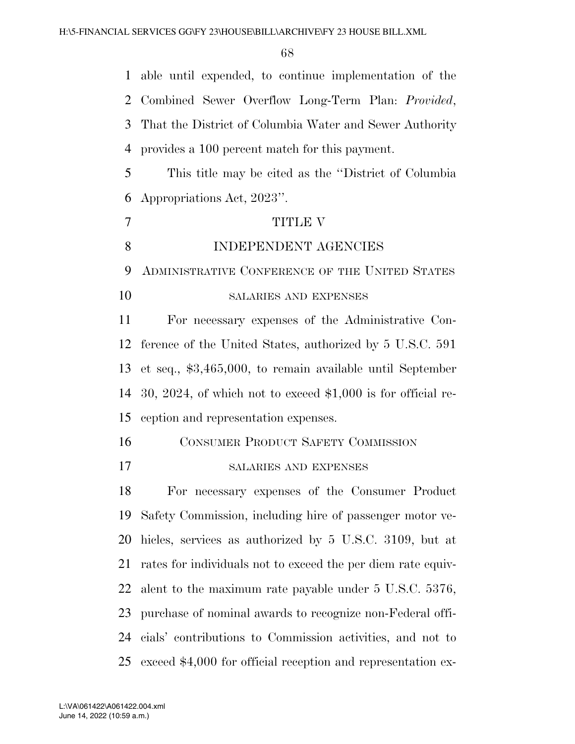able until expended, to continue implementation of the Combined Sewer Overflow Long-Term Plan: *Provided*, That the District of Columbia Water and Sewer Authority provides a 100 percent match for this payment.

This title may be cited as the ''District of Columbia Appropriations Act, 2023''.

# TITLE V

# INDEPENDENT AGENCIES

## Administrative Conference of the United States

### salaries and expenses

For necessary expenses of the Administrative Conference of the United States, authorized by 5 U.S.C. 591 et seq., $3,465,000, to remain available until September 30, 2024, of which not to exceed $1,000 is for official reception and representation expenses.

## Consumer Product Safety Commission

### salaries and expenses

For necessary expenses of the Consumer Product Safety Commission, including hire of passenger motor vehicles, services as authorized by 5 U.S.C. 3109, but at rates for individuals not to exceed the per diem rate equivalent to the maximum rate payable under 5 U.S.C. 5376, purchase of nominal awards to recognize non-Federal officials' contributions to Commission activities, and not to exceed $4,000 for official reception and representation ex-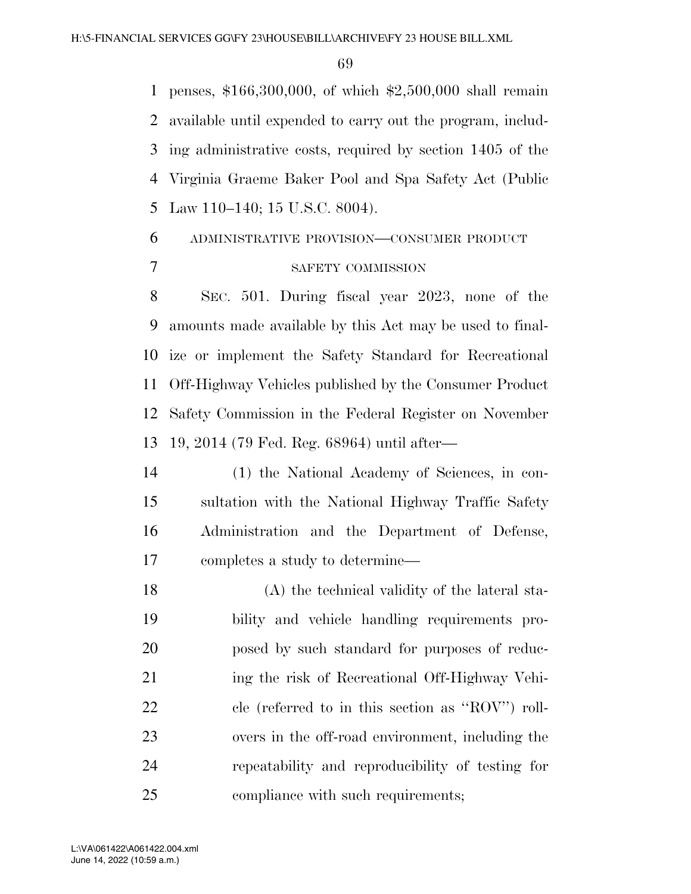penses, $166,300,000, of which $2,500,000 shall remain available until expended to carry out the program, including administrative costs, required by section 1405 of the Virginia Graeme Baker Pool and Spa Safety Act (Public Law 110–140; 15 U.S.C. 8004).

ADMINISTRATIVE PROVISION—CONSUMER PRODUCT SAFETY COMMISSION

SEC. 501. During fiscal year 2023, none of the amounts made available by this Act may be used to finalize or implement the Safety Standard for Recreational Off-Highway Vehicles published by the Consumer Product Safety Commission in the Federal Register on November 19, 2014 (79 Fed. Reg. 68964) until after—

(1) the National Academy of Sciences, in consultation with the National Highway Traffic Safety Administration and the Department of Defense, completes a study to determine—

(A) the technical validity of the lateral stability and vehicle handling requirements proposed by such standard for purposes of reducing the risk of Recreational Off-Highway Vehicle (referred to in this section as ''ROV'') rollovers in the off-road environment, including the repeatability and reproducibility of testing for compliance with such requirements;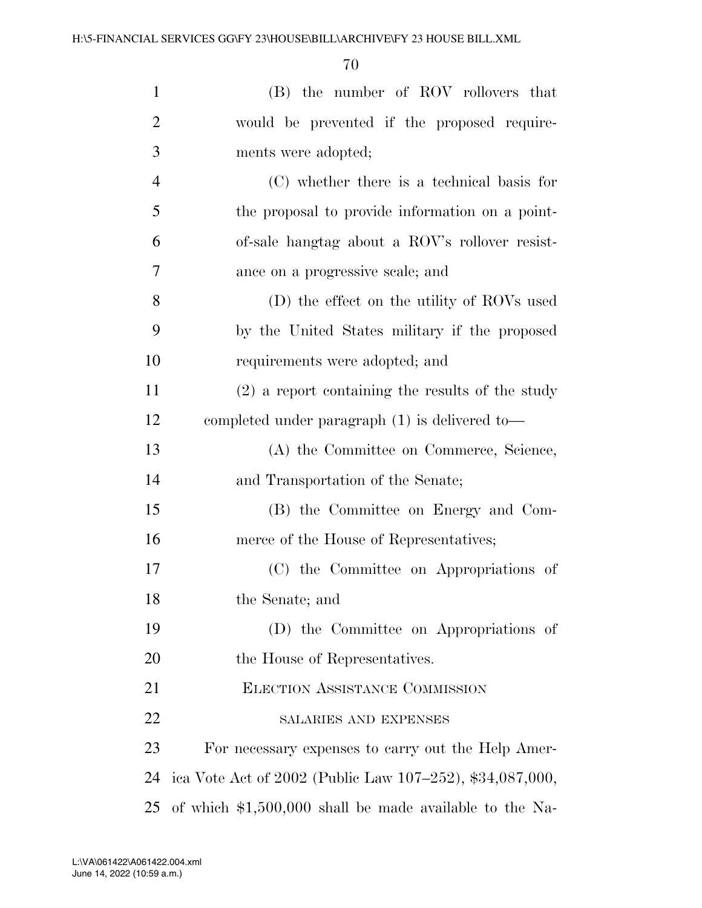(B) the number of ROV rollovers that would be prevented if the proposed requirements were adopted;

(C) whether there is a technical basis for the proposal to provide information on a point-of-sale hangtag about a ROV's rollover resistance on a progressive scale; and

(D) the effect on the utility of ROVs used by the United States military if the proposed requirements were adopted; and

(2) a report containing the results of the study completed under paragraph (1) is delivered to—

(A) the Committee on Commerce, Science, and Transportation of the Senate;

(B) the Committee on Energy and Commerce of the House of Representatives;

(C) the Committee on Appropriations of the Senate; and

(D) the Committee on Appropriations of the House of Representatives.

ELECTION ASSISTANCE COMMISSION

SALARIES AND EXPENSES

For necessary expenses to carry out the Help America Vote Act of 2002 (Public Law 107–252), $34,087,000, of which $1,500,000 shall be made available to the Na-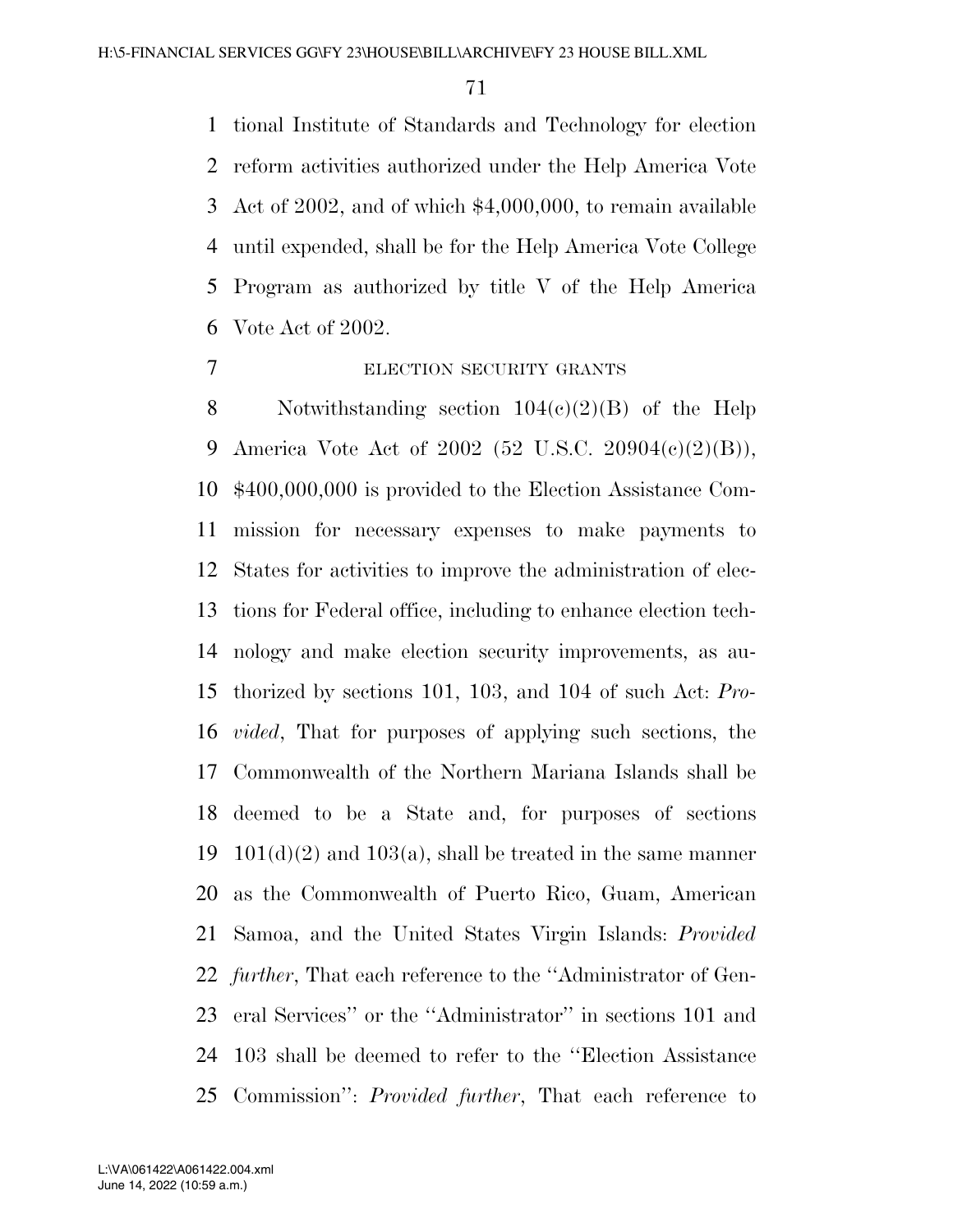tional Institute of Standards and Technology for election reform activities authorized under the Help America Vote Act of 2002, and of which $4,000,000, to remain available until expended, shall be for the Help America Vote College Program as authorized by title V of the Help America Vote Act of 2002.

ELECTION SECURITY GRANTS

Notwithstanding section 104(c)(2)(B) of the Help America Vote Act of 2002 (52 U.S.C. 20904(c)(2)(B)), $400,000,000 is provided to the Election Assistance Commission for necessary expenses to make payments to States for activities to improve the administration of elections for Federal office, including to enhance election technology and make election security improvements, as authorized by sections 101, 103, and 104 of such Act: *Provided*, That for purposes of applying such sections, the Commonwealth of the Northern Mariana Islands shall be deemed to be a State and, for purposes of sections 101(d)(2) and 103(a), shall be treated in the same manner as the Commonwealth of Puerto Rico, Guam, American Samoa, and the United States Virgin Islands: *Provided further*, That each reference to the ''Administrator of General Services'' or the ''Administrator'' in sections 101 and 103 shall be deemed to refer to the ''Election Assistance Commission'': *Provided further*, That each reference to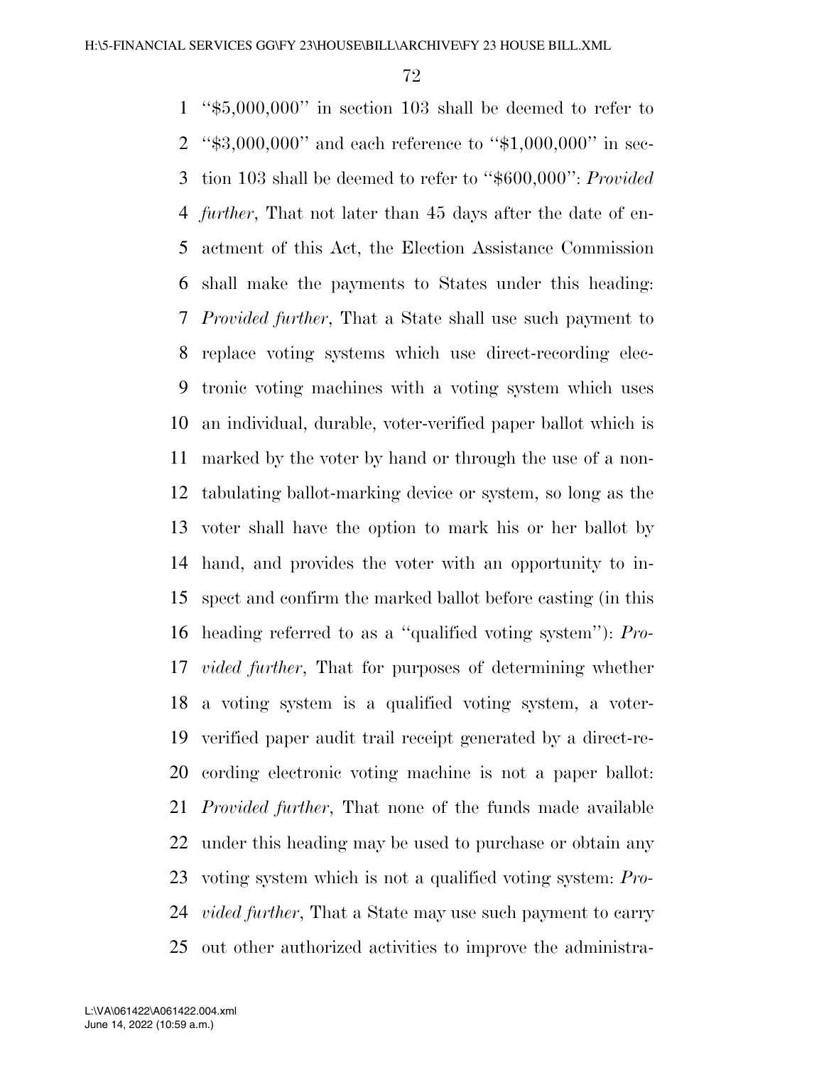''$5,000,000'' in section 103 shall be deemed to refer to ''$3,000,000'' and each reference to ''$1,000,000'' in section 103 shall be deemed to refer to ''$600,000'': *Provided further*, That not later than 45 days after the date of enactment of this Act, the Election Assistance Commission shall make the payments to States under this heading: *Provided further*, That a State shall use such payment to replace voting systems which use direct-recording electronic voting machines with a voting system which uses an individual, durable, voter-verified paper ballot which is marked by the voter by hand or through the use of a non-tabulating ballot-marking device or system, so long as the voter shall have the option to mark his or her ballot by hand, and provides the voter with an opportunity to inspect and confirm the marked ballot before casting (in this heading referred to as a ''qualified voting system''): *Provided further*, That for purposes of determining whether a voting system is a qualified voting system, a voter-verified paper audit trail receipt generated by a direct-recording electronic voting machine is not a paper ballot: *Provided further*, That none of the funds made available under this heading may be used to purchase or obtain any voting system which is not a qualified voting system: *Provided further*, That a State may use such payment to carry out other authorized activities to improve the administra-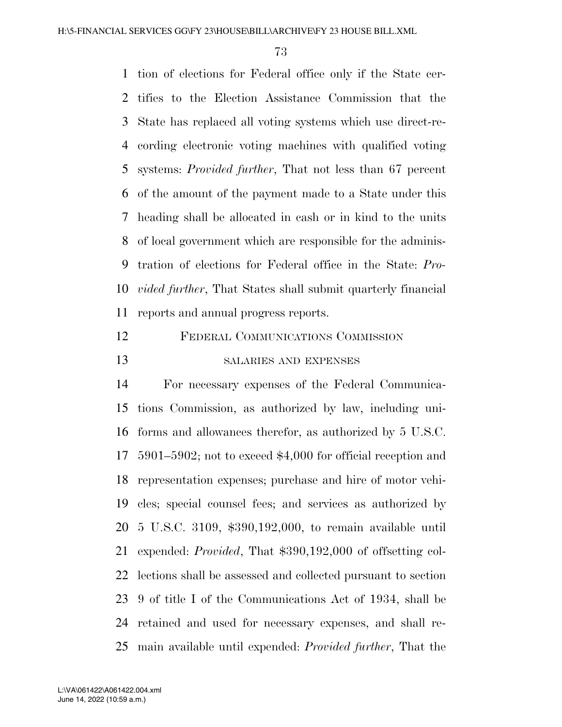tion of elections for Federal office only if the State certifies to the Election Assistance Commission that the State has replaced all voting systems which use direct-recording electronic voting machines with qualified voting systems: *Provided further*, That not less than 67 percent of the amount of the payment made to a State under this heading shall be allocated in cash or in kind to the units of local government which are responsible for the administration of elections for Federal office in the State: *Provided further*, That States shall submit quarterly financial reports and annual progress reports.

FEDERAL COMMUNICATIONS COMMISSION

SALARIES AND EXPENSES

For necessary expenses of the Federal Communications Commission, as authorized by law, including uniforms and allowances therefor, as authorized by 5 U.S.C. 5901–5902; not to exceed $4,000 for official reception and representation expenses; purchase and hire of motor vehicles; special counsel fees; and services as authorized by 5 U.S.C. 3109, $390,192,000, to remain available until expended: *Provided*, That $390,192,000 of offsetting collections shall be assessed and collected pursuant to section 9 of title I of the Communications Act of 1934, shall be retained and used for necessary expenses, and shall remain available until expended: *Provided further*, That the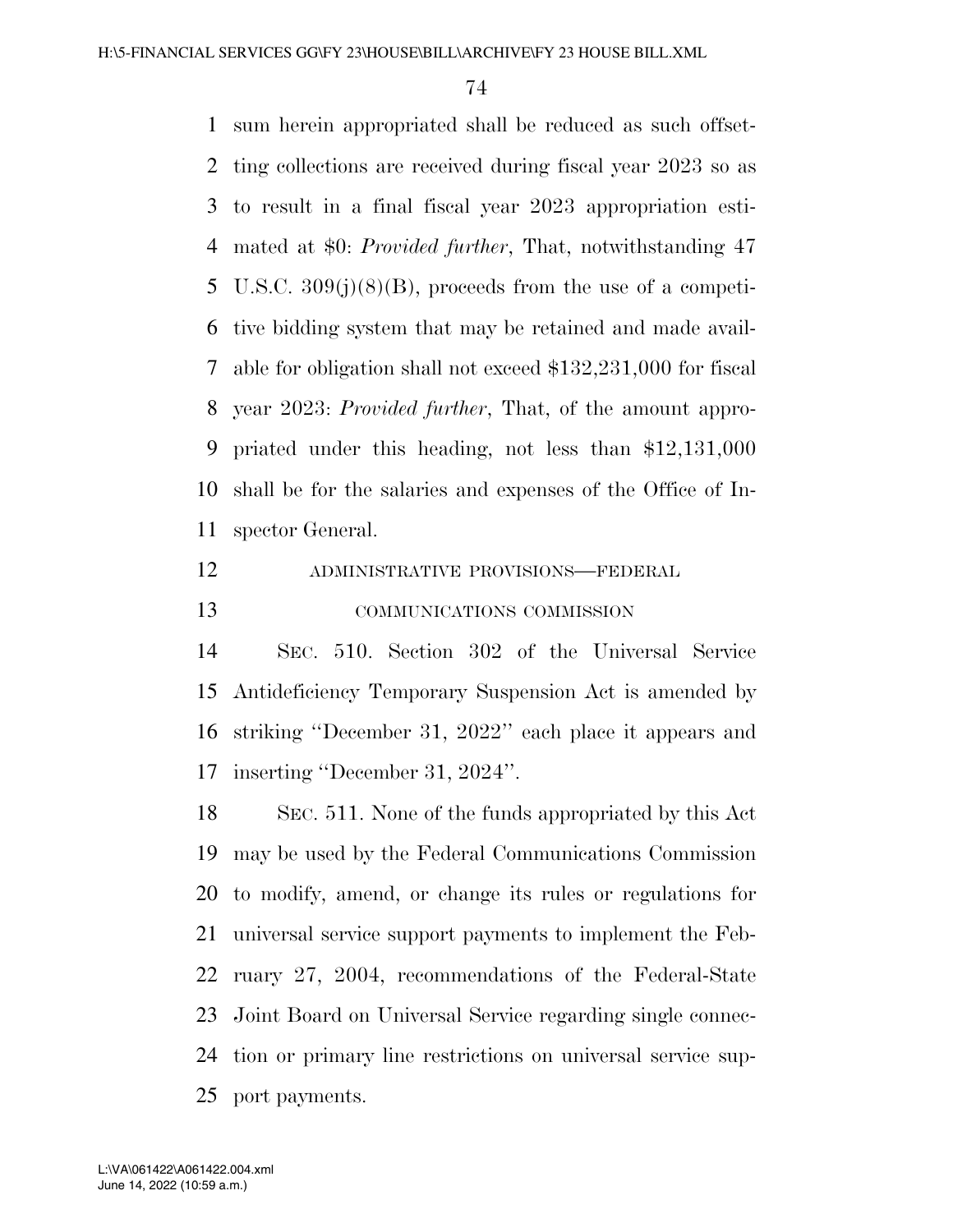sum herein appropriated shall be reduced as such offsetting collections are received during fiscal year 2023 so as to result in a final fiscal year 2023 appropriation estimated at $0: *Provided further*, That, notwithstanding 47 U.S.C. 309(j)(8)(B), proceeds from the use of a competitive bidding system that may be retained and made available for obligation shall not exceed $132,231,000 for fiscal year 2023: *Provided further*, That, of the amount appropriated under this heading, not less than $12,131,000 shall be for the salaries and expenses of the Office of Inspector General.

ADMINISTRATIVE PROVISIONS—FEDERAL COMMUNICATIONS COMMISSION

SEC. 510. Section 302 of the Universal Service Antideficiency Temporary Suspension Act is amended by striking "December 31, 2022" each place it appears and inserting "December 31, 2024".

SEC. 511. None of the funds appropriated by this Act may be used by the Federal Communications Commission to modify, amend, or change its rules or regulations for universal service support payments to implement the February 27, 2004, recommendations of the Federal-State Joint Board on Universal Service regarding single connection or primary line restrictions on universal service support payments.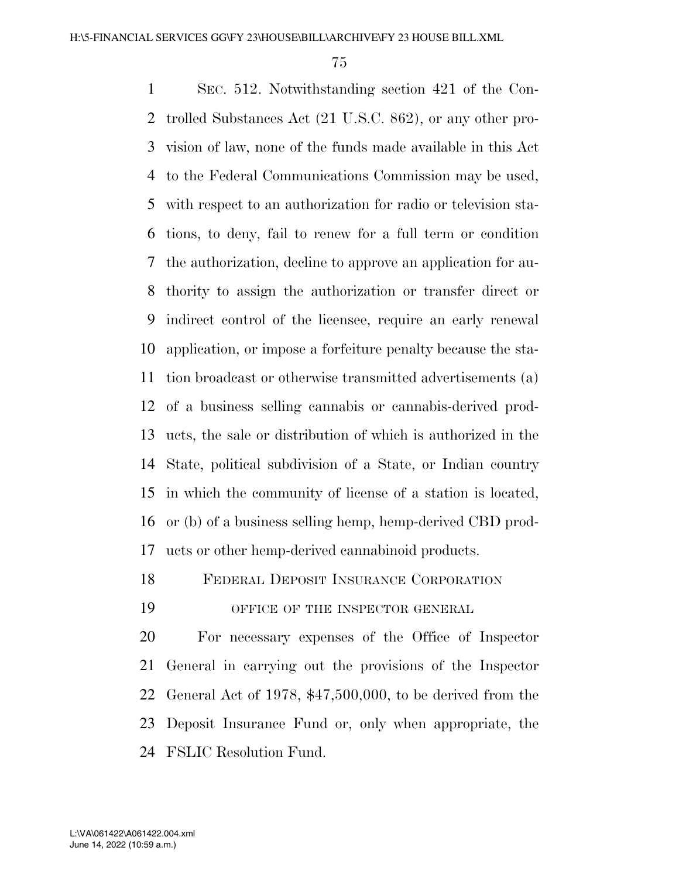SEC. 512. Notwithstanding section 421 of the Controlled Substances Act (21 U.S.C. 862), or any other provision of law, none of the funds made available in this Act to the Federal Communications Commission may be used, with respect to an authorization for radio or television stations, to deny, fail to renew for a full term or condition the authorization, decline to approve an application for authority to assign the authorization or transfer direct or indirect control of the licensee, require an early renewal application, or impose a forfeiture penalty because the station broadcast or otherwise transmitted advertisements (a) of a business selling cannabis or cannabis-derived products, the sale or distribution of which is authorized in the State, political subdivision of a State, or Indian country in which the community of license of a station is located, or (b) of a business selling hemp, hemp-derived CBD products or other hemp-derived cannabinoid products.

## FEDERAL DEPOSIT INSURANCE CORPORATION

### OFFICE OF THE INSPECTOR GENERAL

For necessary expenses of the Office of Inspector General in carrying out the provisions of the Inspector General Act of 1978, $47,500,000, to be derived from the Deposit Insurance Fund or, only when appropriate, the FSLIC Resolution Fund.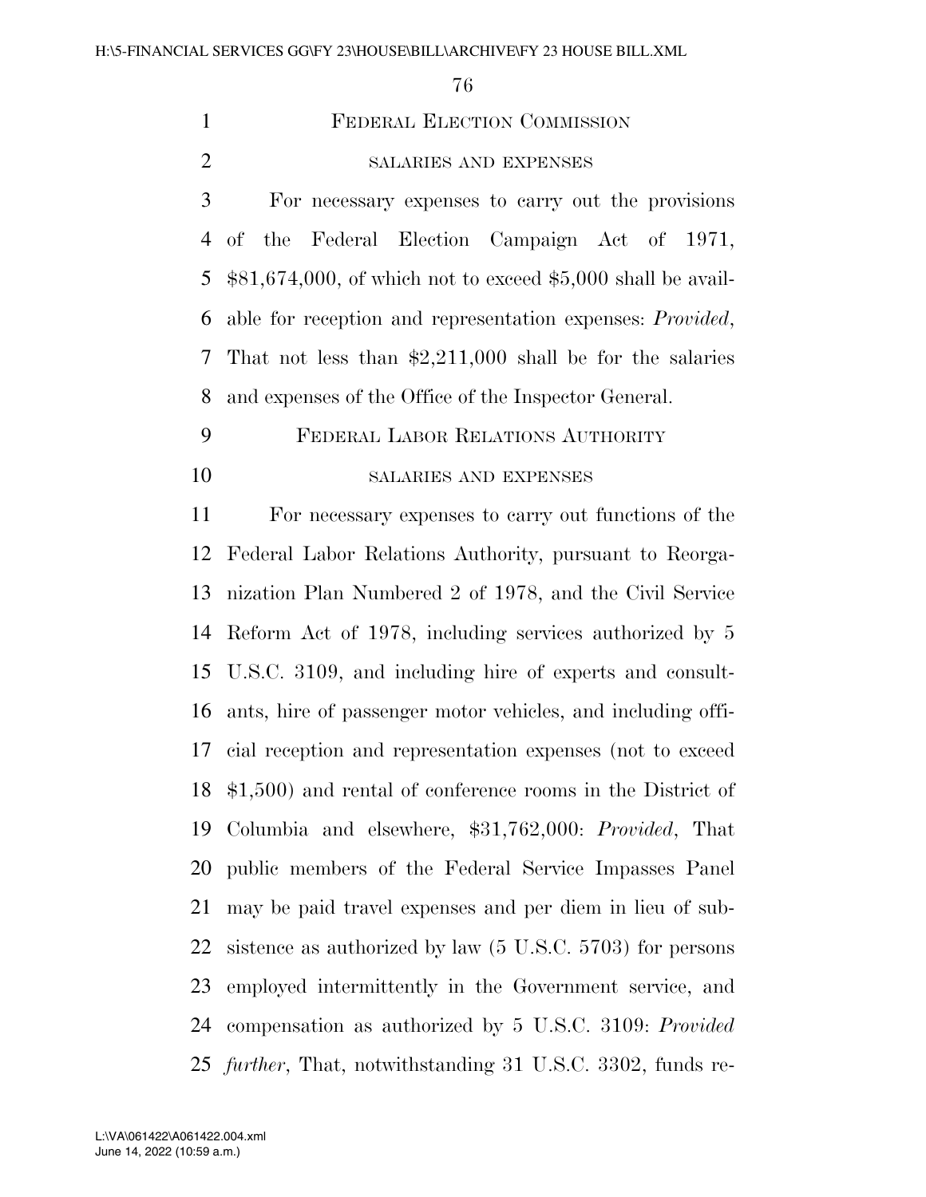## FEDERAL ELECTION COMMISSION

### SALARIES AND EXPENSES

For necessary expenses to carry out the provisions of the Federal Election Campaign Act of 1971, $81,674,000, of which not to exceed $5,000 shall be available for reception and representation expenses: *Provided*, That not less than $2,211,000 shall be for the salaries and expenses of the Office of the Inspector General.

## FEDERAL LABOR RELATIONS AUTHORITY

### SALARIES AND EXPENSES

For necessary expenses to carry out functions of the Federal Labor Relations Authority, pursuant to Reorganization Plan Numbered 2 of 1978, and the Civil Service Reform Act of 1978, including services authorized by 5 U.S.C. 3109, and including hire of experts and consultants, hire of passenger motor vehicles, and including official reception and representation expenses (not to exceed $1,500) and rental of conference rooms in the District of Columbia and elsewhere, $31,762,000: *Provided*, That public members of the Federal Service Impasses Panel may be paid travel expenses and per diem in lieu of subsistence as authorized by law (5 U.S.C. 5703) for persons employed intermittently in the Government service, and compensation as authorized by 5 U.S.C. 3109: *Provided further*, That, notwithstanding 31 U.S.C. 3302, funds re-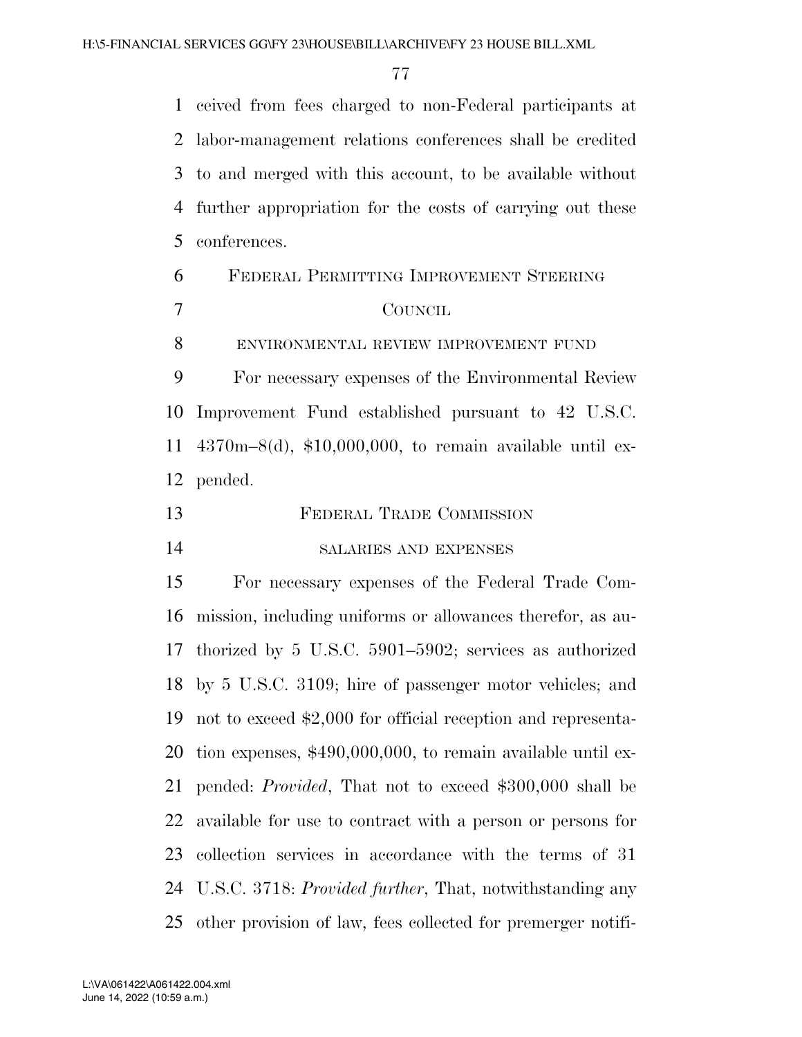ceived from fees charged to non-Federal participants at labor-management relations conferences shall be credited to and merged with this account, to be available without further appropriation for the costs of carrying out these conferences.

## Federal Permitting Improvement Steering Council

### environmental review improvement fund

For necessary expenses of the Environmental Review Improvement Fund established pursuant to 42 U.S.C. 4370m–8(d), $10,000,000, to remain available until expended.

## Federal Trade Commission

### salaries and expenses

For necessary expenses of the Federal Trade Commission, including uniforms or allowances therefor, as authorized by 5 U.S.C. 5901–5902; services as authorized by 5 U.S.C. 3109; hire of passenger motor vehicles; and not to exceed $2,000 for official reception and representation expenses, $490,000,000, to remain available until expended: *Provided*, That not to exceed $300,000 shall be available for use to contract with a person or persons for collection services in accordance with the terms of 31 U.S.C. 3718: *Provided further*, That, notwithstanding any other provision of law, fees collected for premerger notifi-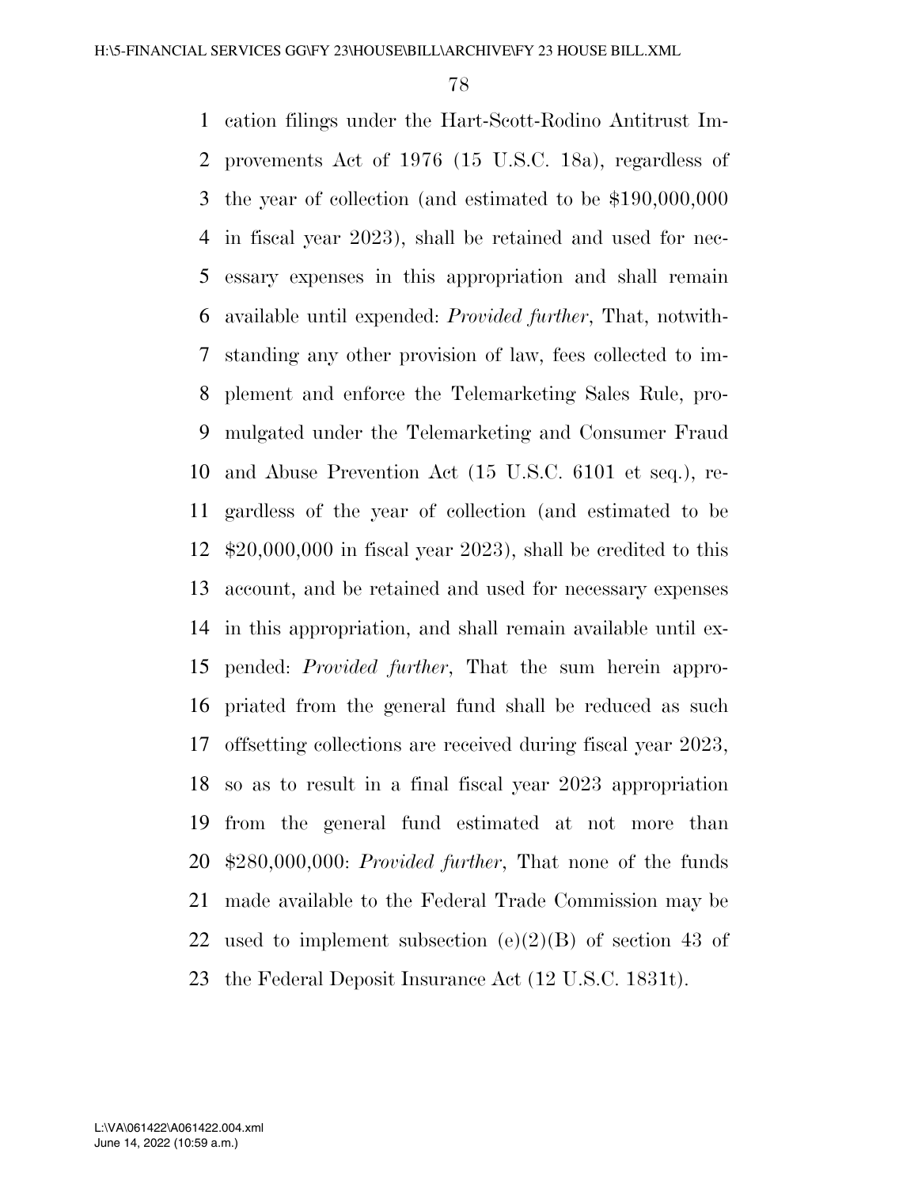cation filings under the Hart-Scott-Rodino Antitrust Improvements Act of 1976 (15 U.S.C. 18a), regardless of the year of collection (and estimated to be $190,000,000 in fiscal year 2023), shall be retained and used for necessary expenses in this appropriation and shall remain available until expended: *Provided further*, That, notwithstanding any other provision of law, fees collected to implement and enforce the Telemarketing Sales Rule, promulgated under the Telemarketing and Consumer Fraud and Abuse Prevention Act (15 U.S.C. 6101 et seq.), regardless of the year of collection (and estimated to be $20,000,000 in fiscal year 2023), shall be credited to this account, and be retained and used for necessary expenses in this appropriation, and shall remain available until expended: *Provided further*, That the sum herein appropriated from the general fund shall be reduced as such offsetting collections are received during fiscal year 2023, so as to result in a final fiscal year 2023 appropriation from the general fund estimated at not more than $280,000,000: *Provided further*, That none of the funds made available to the Federal Trade Commission may be used to implement subsection (e)(2)(B) of section 43 of the Federal Deposit Insurance Act (12 U.S.C. 1831t).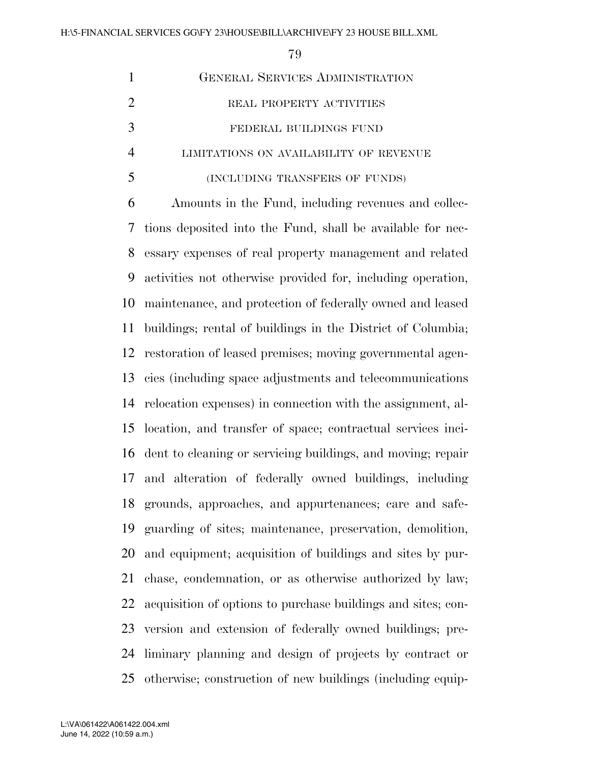GENERAL SERVICES ADMINISTRATION

REAL PROPERTY ACTIVITIES

FEDERAL BUILDINGS FUND

LIMITATIONS ON AVAILABILITY OF REVENUE

(INCLUDING TRANSFERS OF FUNDS)

Amounts in the Fund, including revenues and collections deposited into the Fund, shall be available for necessary expenses of real property management and related activities not otherwise provided for, including operation, maintenance, and protection of federally owned and leased buildings; rental of buildings in the District of Columbia; restoration of leased premises; moving governmental agencies (including space adjustments and telecommunications relocation expenses) in connection with the assignment, allocation, and transfer of space; contractual services incident to cleaning or servicing buildings, and moving; repair and alteration of federally owned buildings, including grounds, approaches, and appurtenances; care and safeguarding of sites; maintenance, preservation, demolition, and equipment; acquisition of buildings and sites by purchase, condemnation, or as otherwise authorized by law; acquisition of options to purchase buildings and sites; conversion and extension of federally owned buildings; preliminary planning and design of projects by contract or otherwise; construction of new buildings (including equip-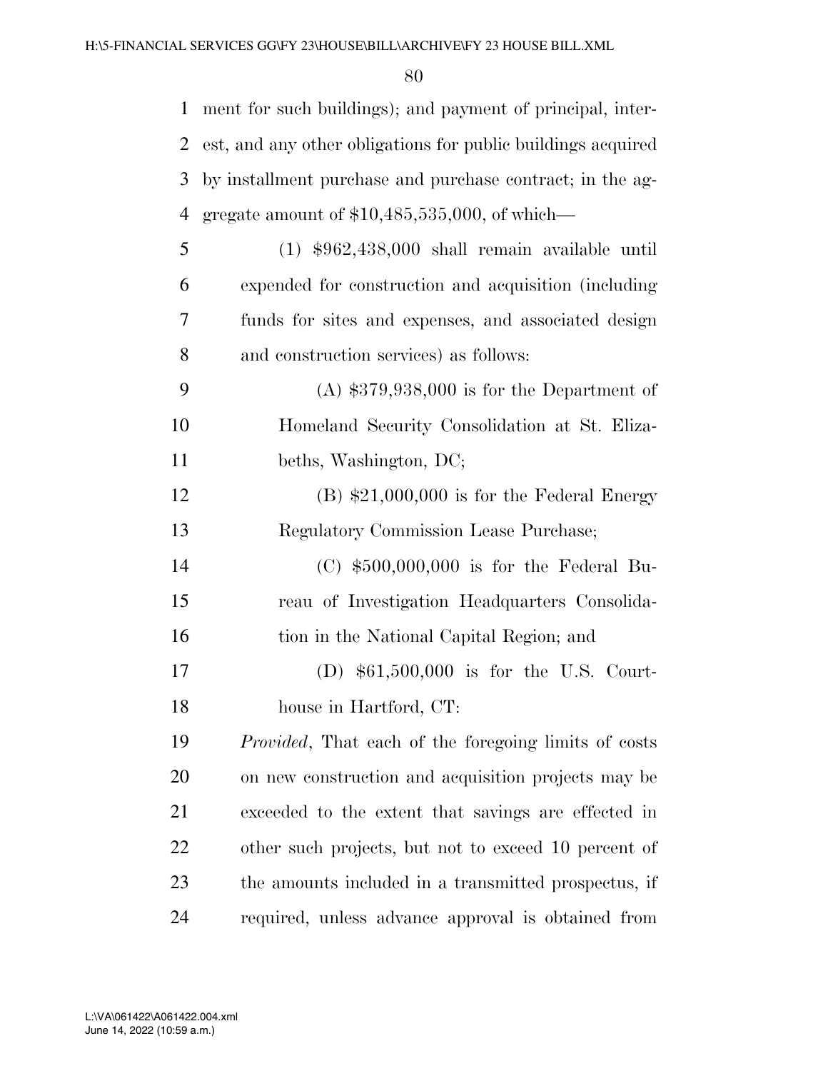ment for such buildings); and payment of principal, interest, and any other obligations for public buildings acquired by installment purchase and purchase contract; in the aggregate amount of $10,485,535,000, of which—

(1) $962,438,000 shall remain available until expended for construction and acquisition (including funds for sites and expenses, and associated design and construction services) as follows:

(A) $379,938,000 is for the Department of Homeland Security Consolidation at St. Elizabeths, Washington, DC;

(B) $21,000,000 is for the Federal Energy Regulatory Commission Lease Purchase;

(C) $500,000,000 is for the Federal Bureau of Investigation Headquarters Consolidation in the National Capital Region; and

(D) $61,500,000 is for the U.S. Courthouse in Hartford, CT:

*Provided*, That each of the foregoing limits of costs on new construction and acquisition projects may be exceeded to the extent that savings are effected in other such projects, but not to exceed 10 percent of the amounts included in a transmitted prospectus, if required, unless advance approval is obtained from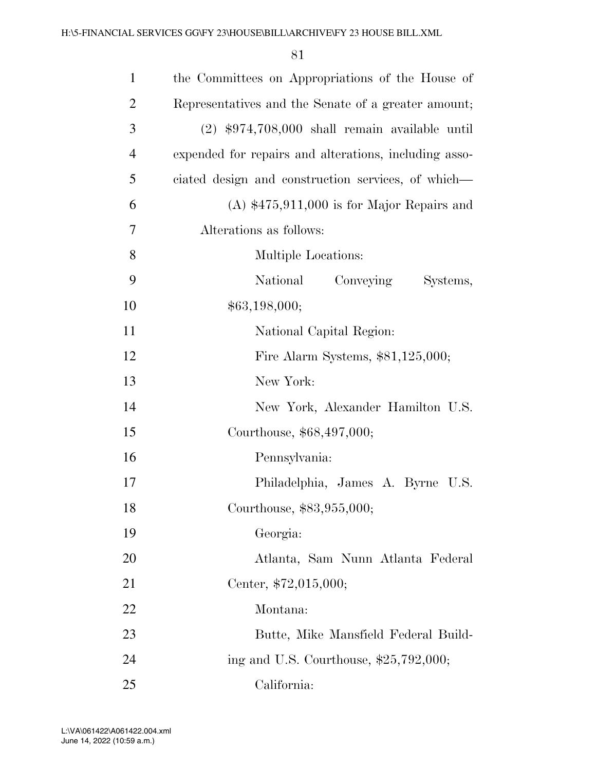the Committees on Appropriations of the House of Representatives and the Senate of a greater amount;

(2) $974,708,000 shall remain available until expended for repairs and alterations, including associated design and construction services, of which—

(A) $475,911,000 is for Major Repairs and Alterations as follows:

Multiple Locations:

National Conveying Systems, $63,198,000;

National Capital Region:

Fire Alarm Systems, $81,125,000;

New York:

New York, Alexander Hamilton U.S. Courthouse, $68,497,000;

Pennsylvania:

Philadelphia, James A. Byrne U.S. Courthouse, $83,955,000;

Georgia:

Atlanta, Sam Nunn Atlanta Federal Center, $72,015,000;

Montana:

Butte, Mike Mansfield Federal Building and U.S. Courthouse, $25,792,000;

California: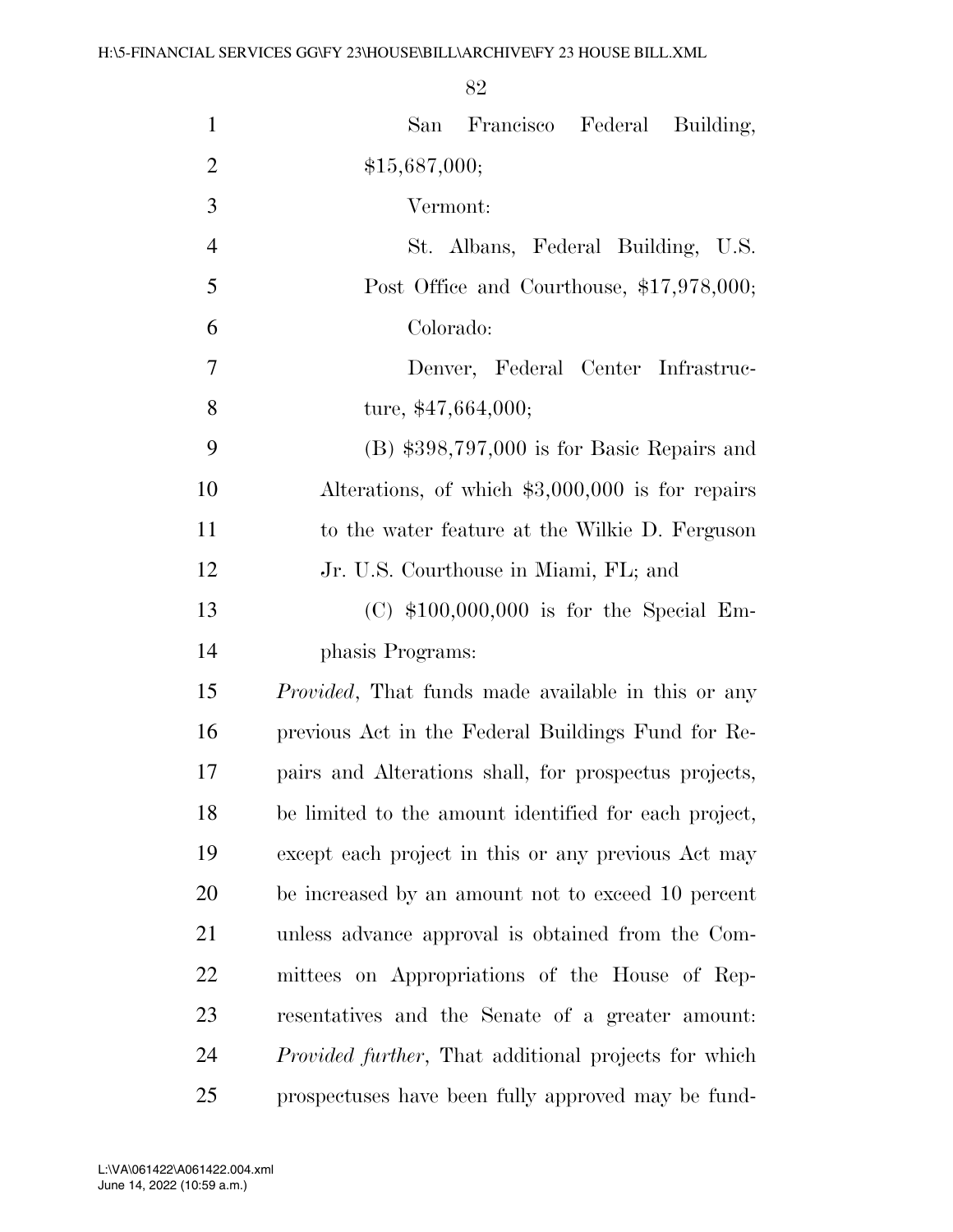San Francisco Federal Building, $15,687,000;

Vermont:

St. Albans, Federal Building, U.S. Post Office and Courthouse, $17,978,000;

Colorado:

Denver, Federal Center Infrastructure, $47,664,000;

(B) $398,797,000 is for Basic Repairs and Alterations, of which $3,000,000 is for repairs to the water feature at the Wilkie D. Ferguson Jr. U.S. Courthouse in Miami, FL; and

(C) $100,000,000 is for the Special Emphasis Programs:

*Provided*, That funds made available in this or any previous Act in the Federal Buildings Fund for Repairs and Alterations shall, for prospectus projects, be limited to the amount identified for each project, except each project in this or any previous Act may be increased by an amount not to exceed 10 percent unless advance approval is obtained from the Committees on Appropriations of the House of Representatives and the Senate of a greater amount: *Provided further*, That additional projects for which prospectuses have been fully approved may be fund-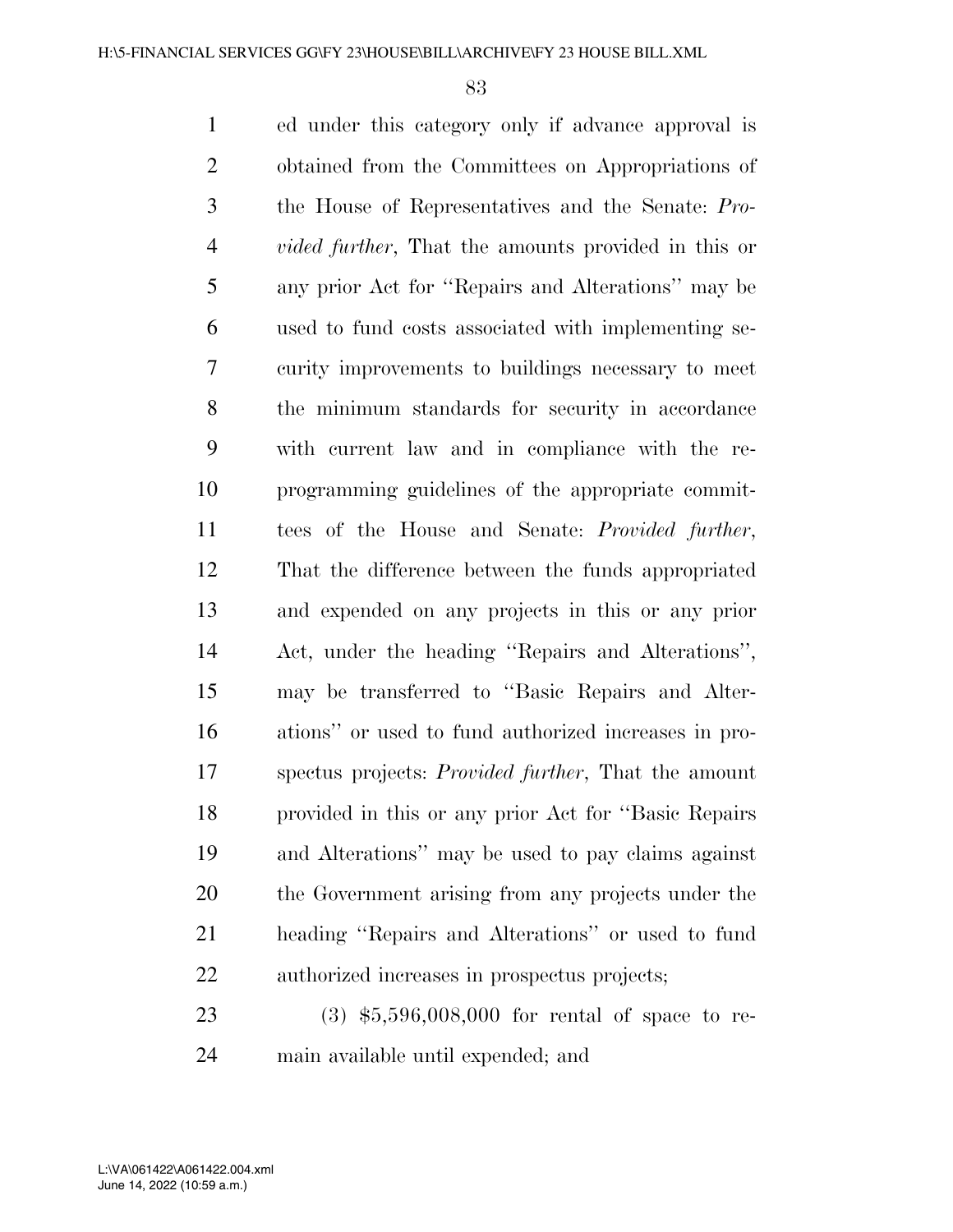ed under this category only if advance approval is obtained from the Committees on Appropriations of the House of Representatives and the Senate: *Provided further*, That the amounts provided in this or any prior Act for ''Repairs and Alterations'' may be used to fund costs associated with implementing security improvements to buildings necessary to meet the minimum standards for security in accordance with current law and in compliance with the reprogramming guidelines of the appropriate committees of the House and Senate: *Provided further*, That the difference between the funds appropriated and expended on any projects in this or any prior Act, under the heading ''Repairs and Alterations'', may be transferred to ''Basic Repairs and Alterations'' or used to fund authorized increases in prospectus projects: *Provided further*, That the amount provided in this or any prior Act for ''Basic Repairs and Alterations'' may be used to pay claims against the Government arising from any projects under the heading ''Repairs and Alterations'' or used to fund authorized increases in prospectus projects;

(3) $5,596,008,000 for rental of space to remain available until expended; and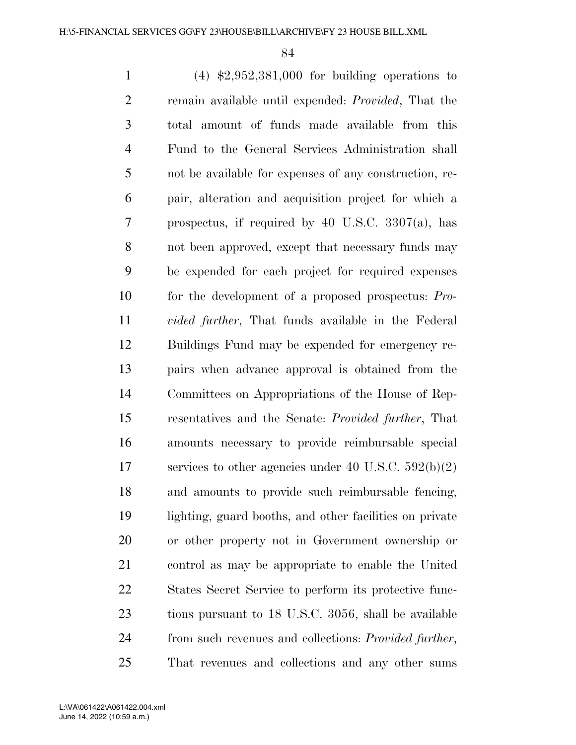(4) $2,952,381,000 for building operations to remain available until expended: *Provided*, That the total amount of funds made available from this Fund to the General Services Administration shall not be available for expenses of any construction, repair, alteration and acquisition project for which a prospectus, if required by 40 U.S.C. 3307(a), has not been approved, except that necessary funds may be expended for each project for required expenses for the development of a proposed prospectus: *Provided further*, That funds available in the Federal Buildings Fund may be expended for emergency repairs when advance approval is obtained from the Committees on Appropriations of the House of Representatives and the Senate: *Provided further*, That amounts necessary to provide reimbursable special services to other agencies under 40 U.S.C. 592(b)(2) and amounts to provide such reimbursable fencing, lighting, guard booths, and other facilities on private or other property not in Government ownership or control as may be appropriate to enable the United States Secret Service to perform its protective functions pursuant to 18 U.S.C. 3056, shall be available from such revenues and collections: *Provided further*, That revenues and collections and any other sums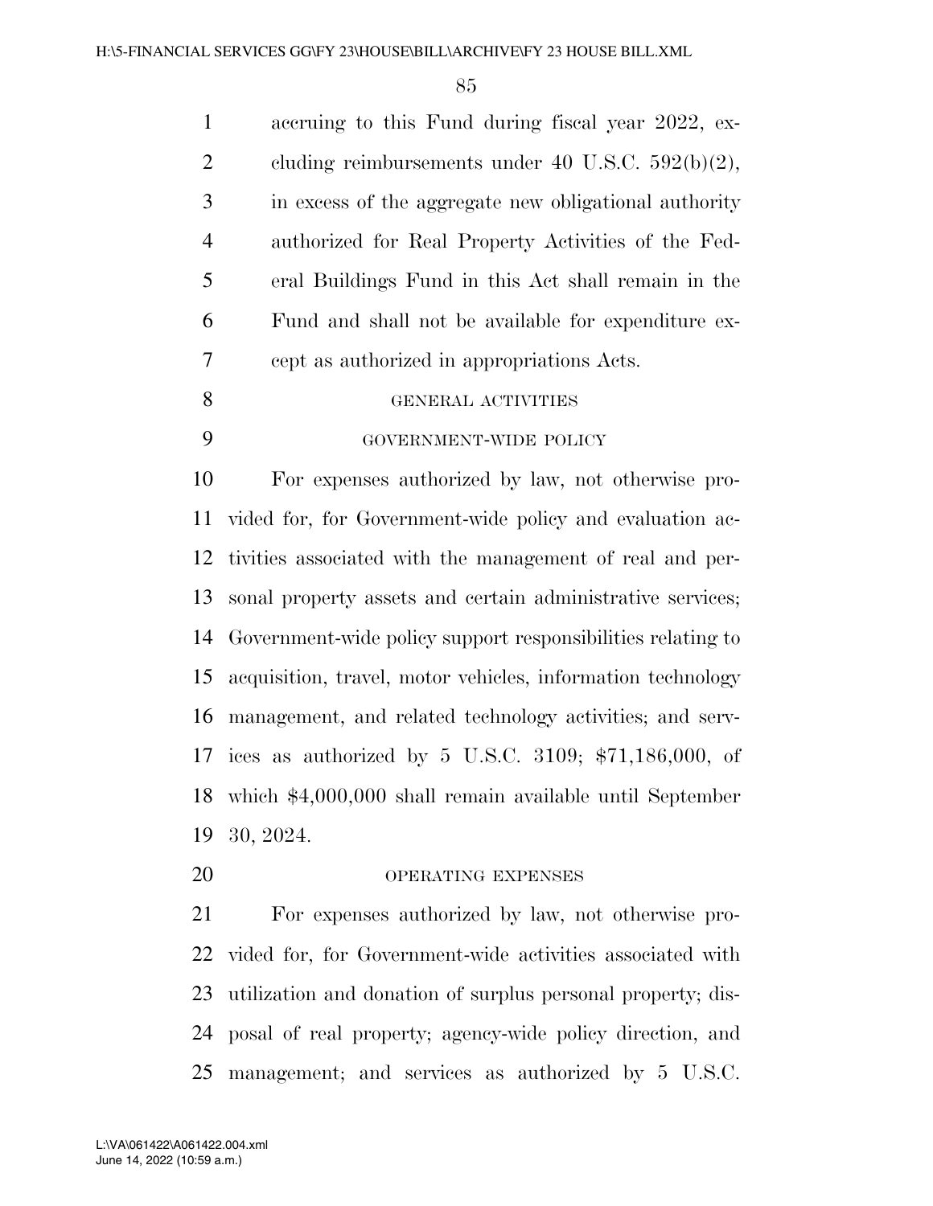accruing to this Fund during fiscal year 2022, excluding reimbursements under 40 U.S.C. 592(b)(2), in excess of the aggregate new obligational authority authorized for Real Property Activities of the Federal Buildings Fund in this Act shall remain in the Fund and shall not be available for expenditure except as authorized in appropriations Acts.

GENERAL ACTIVITIES

GOVERNMENT-WIDE POLICY

For expenses authorized by law, not otherwise provided for, for Government-wide policy and evaluation activities associated with the management of real and personal property assets and certain administrative services; Government-wide policy support responsibilities relating to acquisition, travel, motor vehicles, information technology management, and related technology activities; and services as authorized by 5 U.S.C. 3109; $71,186,000, of which $4,000,000 shall remain available until September 30, 2024.

OPERATING EXPENSES

For expenses authorized by law, not otherwise provided for, for Government-wide activities associated with utilization and donation of surplus personal property; disposal of real property; agency-wide policy direction, and management; and services as authorized by 5 U.S.C.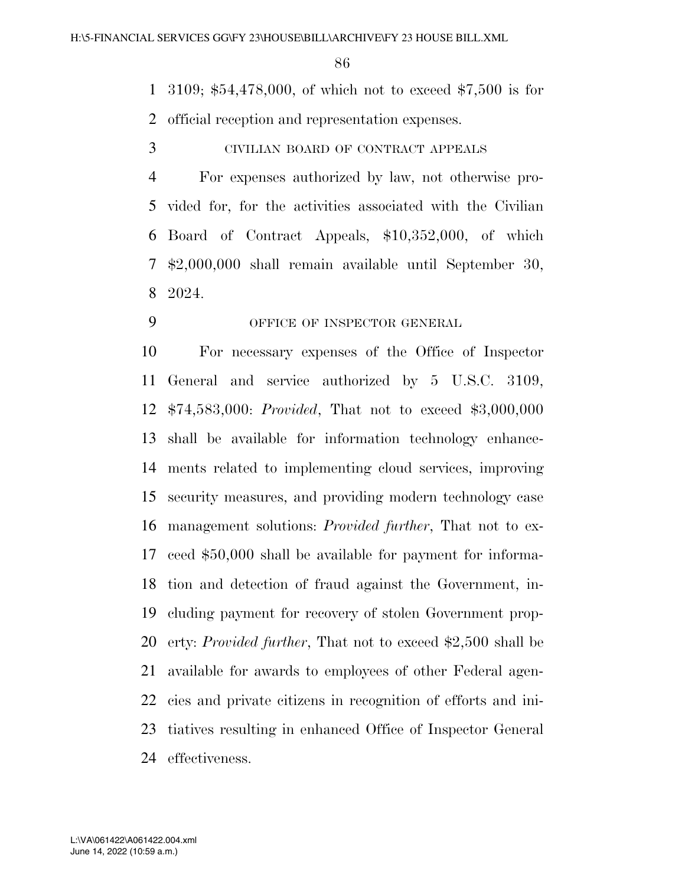3109; $54,478,000, of which not to exceed $7,500 is for official reception and representation expenses.

CIVILIAN BOARD OF CONTRACT APPEALS

For expenses authorized by law, not otherwise provided for, for the activities associated with the Civilian Board of Contract Appeals, $10,352,000, of which $2,000,000 shall remain available until September 30, 2024.

OFFICE OF INSPECTOR GENERAL

For necessary expenses of the Office of Inspector General and service authorized by 5 U.S.C. 3109, $74,583,000: *Provided*, That not to exceed $3,000,000 shall be available for information technology enhancements related to implementing cloud services, improving security measures, and providing modern technology case management solutions: *Provided further*, That not to exceed $50,000 shall be available for payment for information and detection of fraud against the Government, including payment for recovery of stolen Government property: *Provided further*, That not to exceed $2,500 shall be available for awards to employees of other Federal agencies and private citizens in recognition of efforts and initiatives resulting in enhanced Office of Inspector General effectiveness.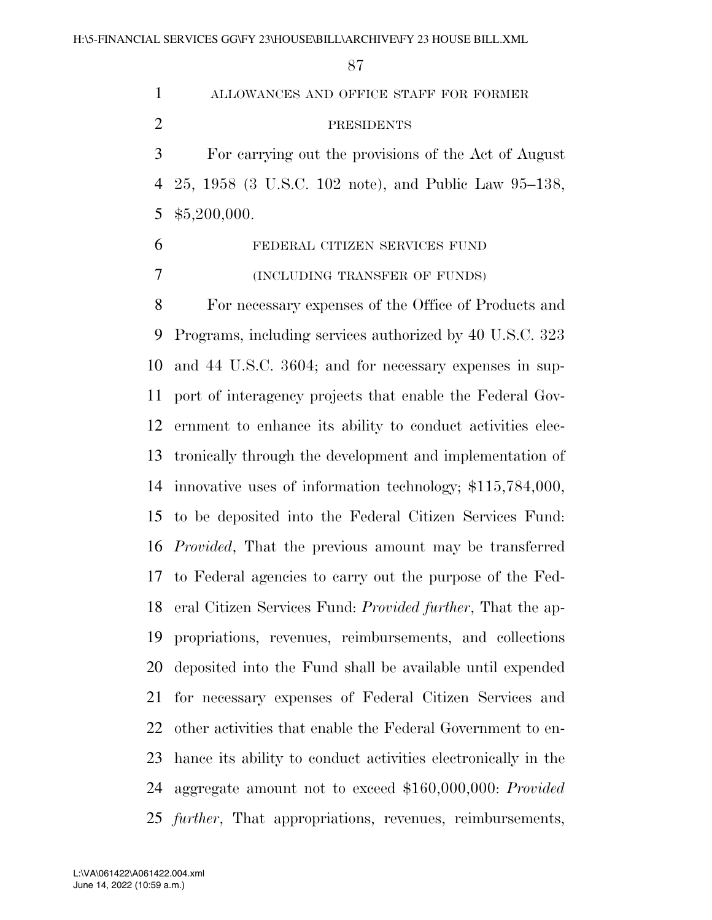ALLOWANCES AND OFFICE STAFF FOR FORMER PRESIDENTS

For carrying out the provisions of the Act of August 25, 1958 (3 U.S.C. 102 note), and Public Law 95–138, $5,200,000.

FEDERAL CITIZEN SERVICES FUND

(INCLUDING TRANSFER OF FUNDS)

For necessary expenses of the Office of Products and Programs, including services authorized by 40 U.S.C. 323 and 44 U.S.C. 3604; and for necessary expenses in support of interagency projects that enable the Federal Government to enhance its ability to conduct activities electronically through the development and implementation of innovative uses of information technology; $115,784,000, to be deposited into the Federal Citizen Services Fund: *Provided*, That the previous amount may be transferred to Federal agencies to carry out the purpose of the Federal Citizen Services Fund: *Provided further*, That the appropriations, revenues, reimbursements, and collections deposited into the Fund shall be available until expended for necessary expenses of Federal Citizen Services and other activities that enable the Federal Government to enhance its ability to conduct activities electronically in the aggregate amount not to exceed $160,000,000: *Provided further*, That appropriations, revenues, reimbursements,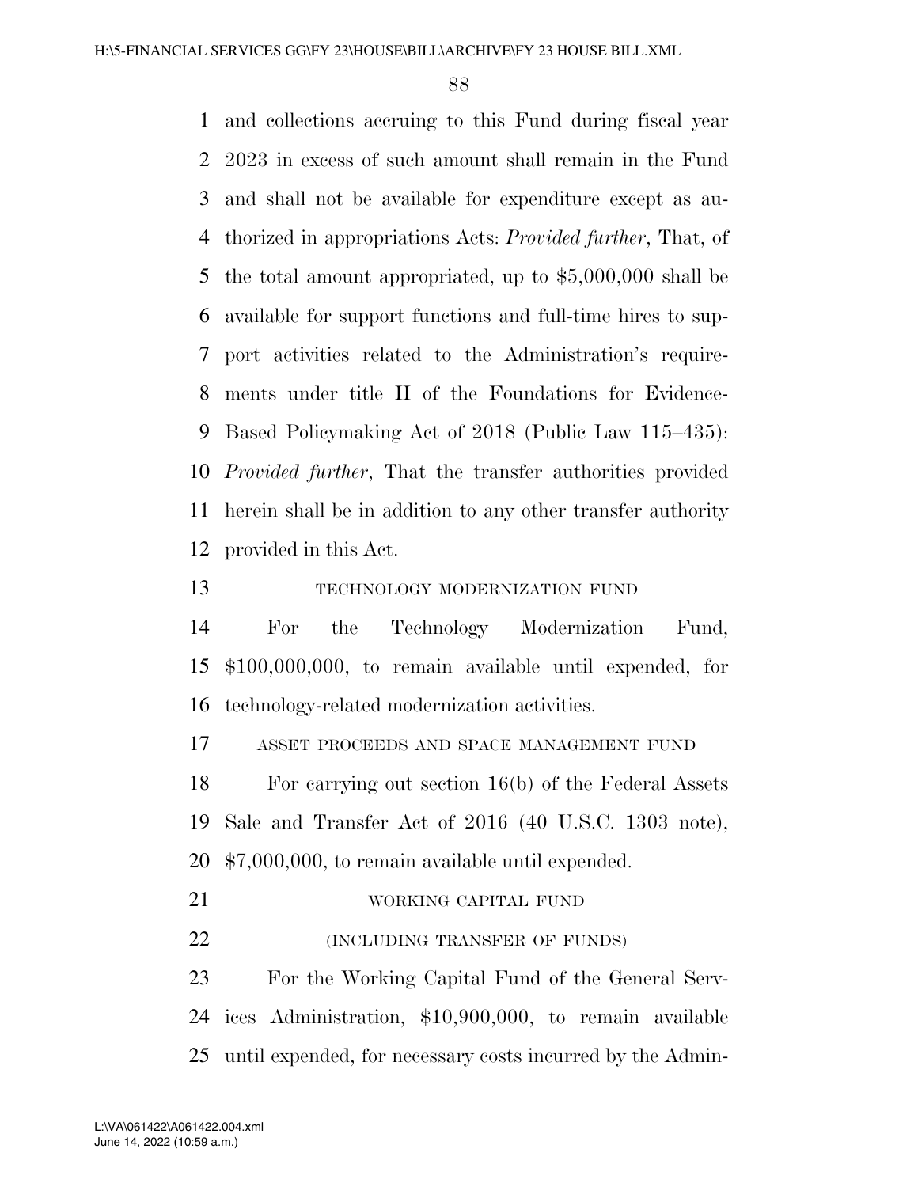and collections accruing to this Fund during fiscal year 2023 in excess of such amount shall remain in the Fund and shall not be available for expenditure except as authorized in appropriations Acts: *Provided further*, That, of the total amount appropriated, up to $5,000,000 shall be available for support functions and full-time hires to support activities related to the Administration's requirements under title II of the Foundations for Evidence-Based Policymaking Act of 2018 (Public Law 115–435): *Provided further*, That the transfer authorities provided herein shall be in addition to any other transfer authority provided in this Act.

TECHNOLOGY MODERNIZATION FUND

For the Technology Modernization Fund, $100,000,000, to remain available until expended, for technology-related modernization activities.

ASSET PROCEEDS AND SPACE MANAGEMENT FUND

For carrying out section 16(b) of the Federal Assets Sale and Transfer Act of 2016 (40 U.S.C. 1303 note), $7,000,000, to remain available until expended.

WORKING CAPITAL FUND

(INCLUDING TRANSFER OF FUNDS)

For the Working Capital Fund of the General Services Administration, $10,900,000, to remain available until expended, for necessary costs incurred by the Admin-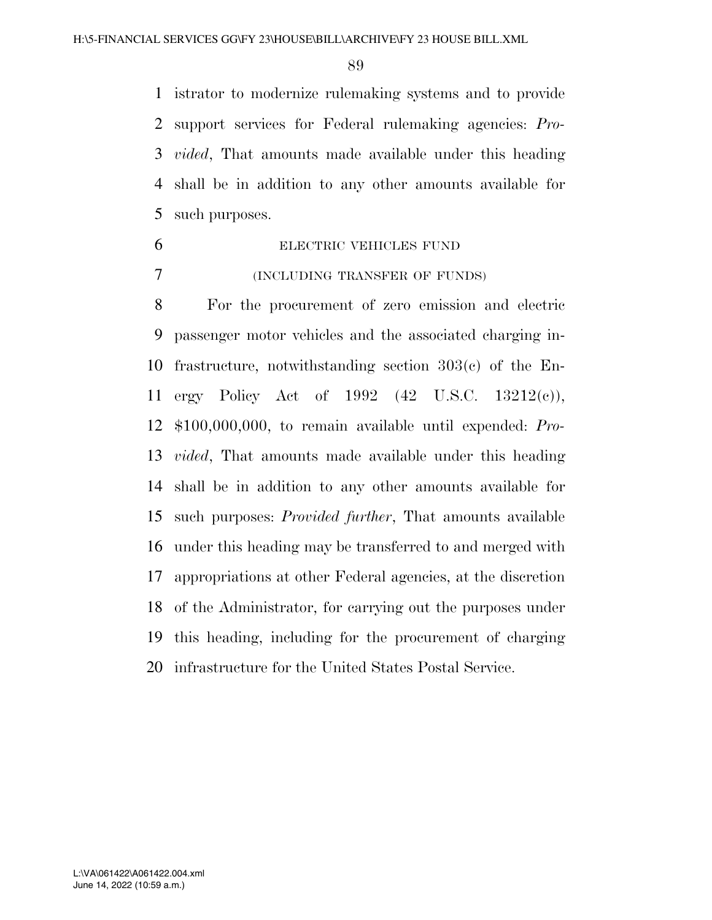istrator to modernize rulemaking systems and to provide support services for Federal rulemaking agencies: *Provided*, That amounts made available under this heading shall be in addition to any other amounts available for such purposes.

ELECTRIC VEHICLES FUND

(INCLUDING TRANSFER OF FUNDS)

For the procurement of zero emission and electric passenger motor vehicles and the associated charging infrastructure, notwithstanding section 303(c) of the Energy Policy Act of 1992 (42 U.S.C. 13212(c)), $100,000,000, to remain available until expended: *Provided*, That amounts made available under this heading shall be in addition to any other amounts available for such purposes: *Provided further*, That amounts available under this heading may be transferred to and merged with appropriations at other Federal agencies, at the discretion of the Administrator, for carrying out the purposes under this heading, including for the procurement of charging infrastructure for the United States Postal Service.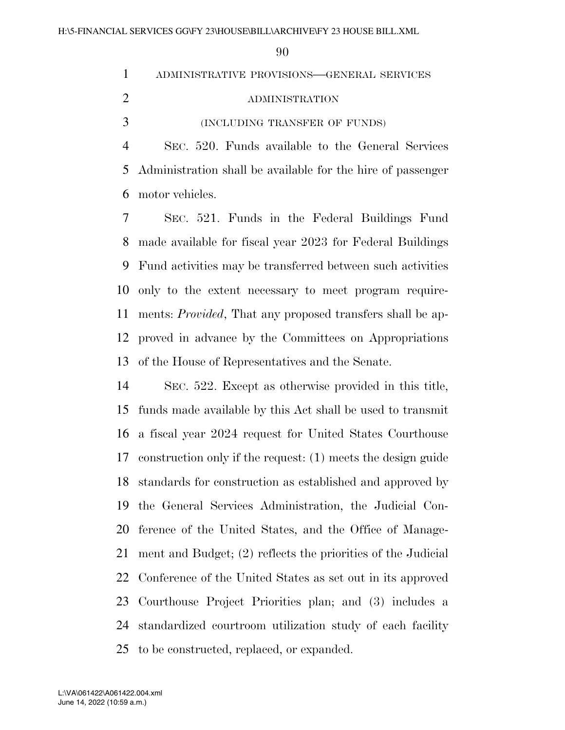## ADMINISTRATIVE PROVISIONS—GENERAL SERVICES ADMINISTRATION

(INCLUDING TRANSFER OF FUNDS)

SEC. 520. Funds available to the General Services Administration shall be available for the hire of passenger motor vehicles.

SEC. 521. Funds in the Federal Buildings Fund made available for fiscal year 2023 for Federal Buildings Fund activities may be transferred between such activities only to the extent necessary to meet program requirements: *Provided*, That any proposed transfers shall be approved in advance by the Committees on Appropriations of the House of Representatives and the Senate.

SEC. 522. Except as otherwise provided in this title, funds made available by this Act shall be used to transmit a fiscal year 2024 request for United States Courthouse construction only if the request: (1) meets the design guide standards for construction as established and approved by the General Services Administration, the Judicial Conference of the United States, and the Office of Management and Budget; (2) reflects the priorities of the Judicial Conference of the United States as set out in its approved Courthouse Project Priorities plan; and (3) includes a standardized courtroom utilization study of each facility to be constructed, replaced, or expanded.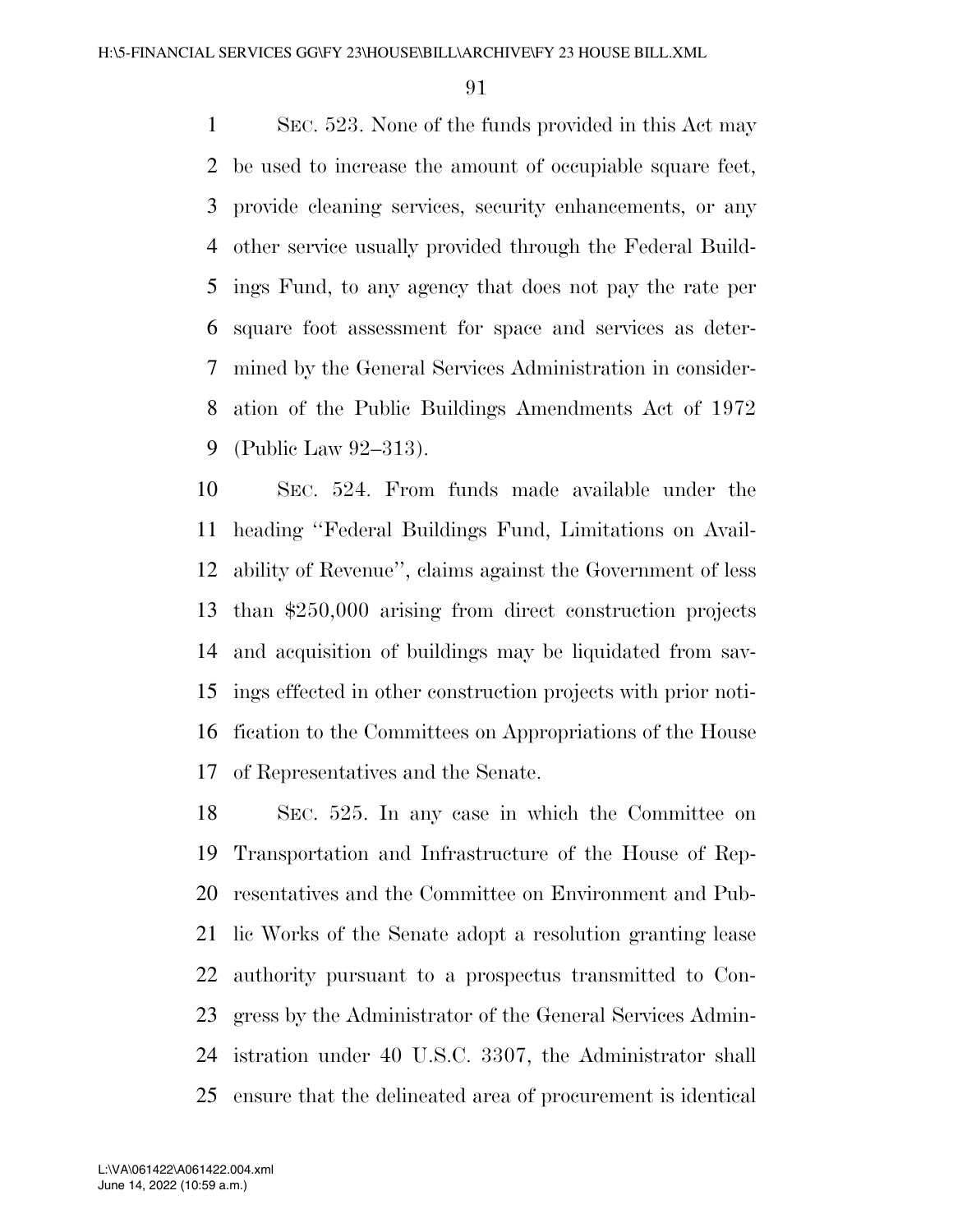SEC. 523. None of the funds provided in this Act may be used to increase the amount of occupiable square feet, provide cleaning services, security enhancements, or any other service usually provided through the Federal Buildings Fund, to any agency that does not pay the rate per square foot assessment for space and services as determined by the General Services Administration in consideration of the Public Buildings Amendments Act of 1972 (Public Law 92–313).

SEC. 524. From funds made available under the heading ''Federal Buildings Fund, Limitations on Availability of Revenue'', claims against the Government of less than $250,000 arising from direct construction projects and acquisition of buildings may be liquidated from savings effected in other construction projects with prior notification to the Committees on Appropriations of the House of Representatives and the Senate.

SEC. 525. In any case in which the Committee on Transportation and Infrastructure of the House of Representatives and the Committee on Environment and Public Works of the Senate adopt a resolution granting lease authority pursuant to a prospectus transmitted to Congress by the Administrator of the General Services Administration under 40 U.S.C. 3307, the Administrator shall ensure that the delineated area of procurement is identical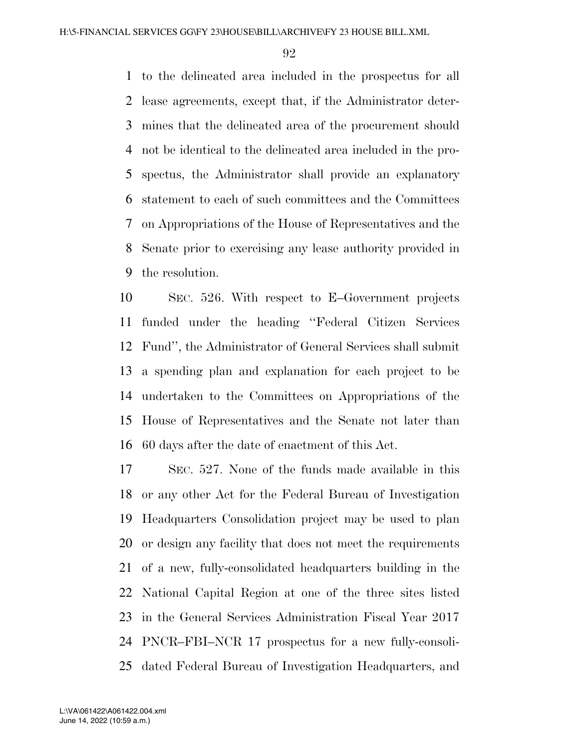to the delineated area included in the prospectus for all lease agreements, except that, if the Administrator determines that the delineated area of the procurement should not be identical to the delineated area included in the prospectus, the Administrator shall provide an explanatory statement to each of such committees and the Committees on Appropriations of the House of Representatives and the Senate prior to exercising any lease authority provided in the resolution.

SEC. 526. With respect to E–Government projects funded under the heading ''Federal Citizen Services Fund'', the Administrator of General Services shall submit a spending plan and explanation for each project to be undertaken to the Committees on Appropriations of the House of Representatives and the Senate not later than 60 days after the date of enactment of this Act.

SEC. 527. None of the funds made available in this or any other Act for the Federal Bureau of Investigation Headquarters Consolidation project may be used to plan or design any facility that does not meet the requirements of a new, fully-consolidated headquarters building in the National Capital Region at one of the three sites listed in the General Services Administration Fiscal Year 2017 PNCR–FBI–NCR 17 prospectus for a new fully-consolidated Federal Bureau of Investigation Headquarters, and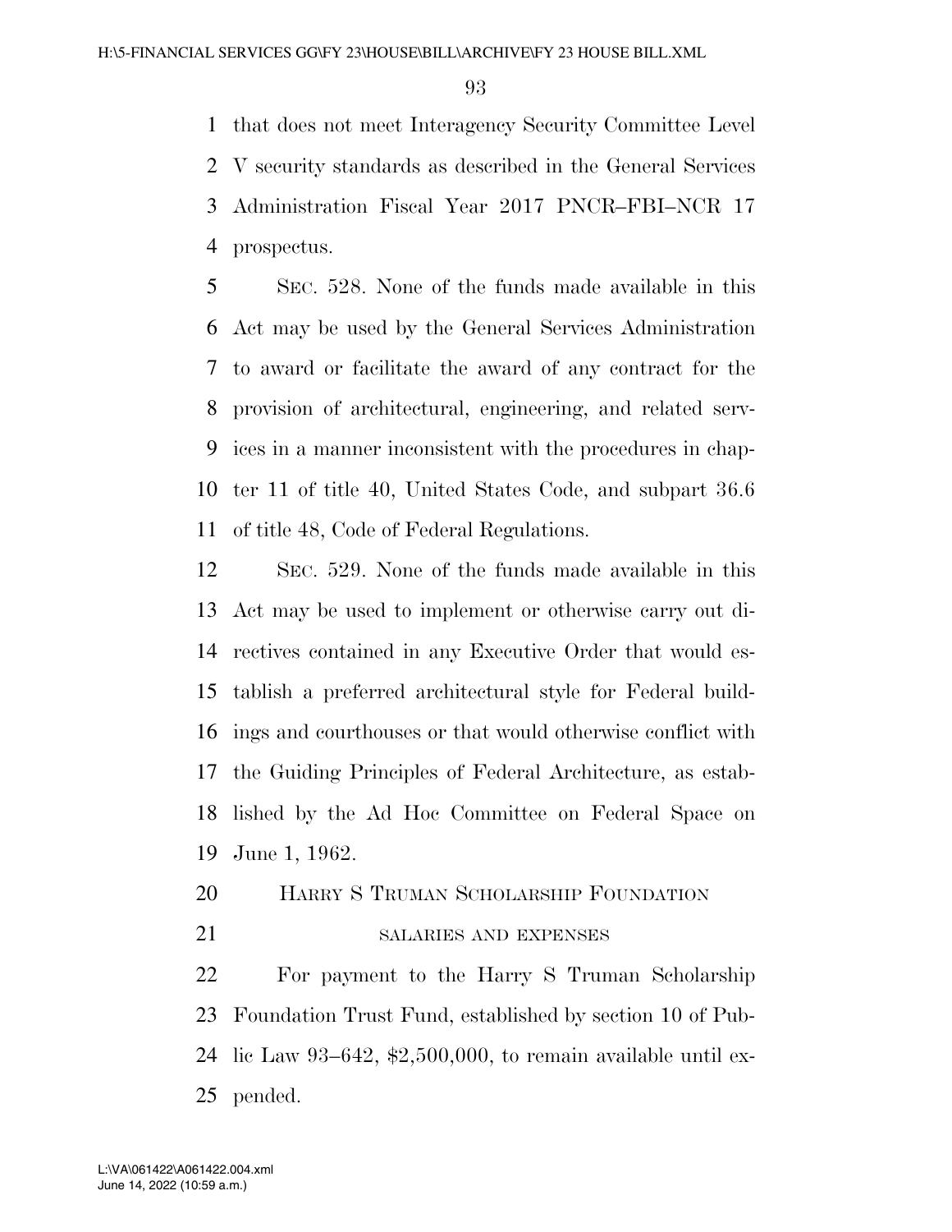that does not meet Interagency Security Committee Level V security standards as described in the General Services Administration Fiscal Year 2017 PNCR–FBI–NCR 17 prospectus.

SEC. 528. None of the funds made available in this Act may be used by the General Services Administration to award or facilitate the award of any contract for the provision of architectural, engineering, and related services in a manner inconsistent with the procedures in chapter 11 of title 40, United States Code, and subpart 36.6 of title 48, Code of Federal Regulations.

SEC. 529. None of the funds made available in this Act may be used to implement or otherwise carry out directives contained in any Executive Order that would establish a preferred architectural style for Federal buildings and courthouses or that would otherwise conflict with the Guiding Principles of Federal Architecture, as established by the Ad Hoc Committee on Federal Space on June 1, 1962.

## HARRY S TRUMAN SCHOLARSHIP FOUNDATION

### SALARIES AND EXPENSES

For payment to the Harry S Truman Scholarship Foundation Trust Fund, established by section 10 of Public Law 93–642, $2,500,000, to remain available until expended.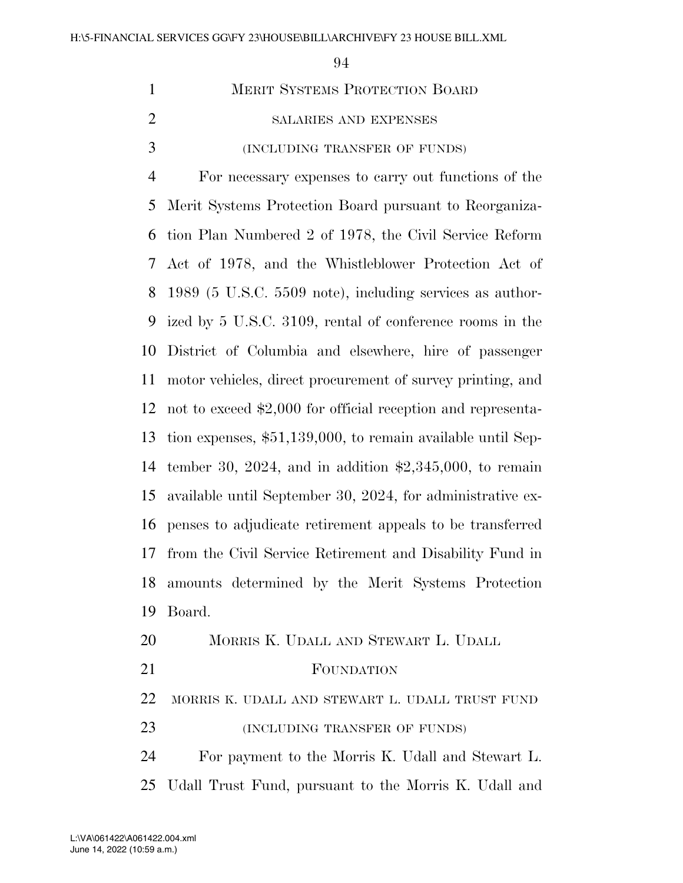## Merit Systems Protection Board

### SALARIES AND EXPENSES

### (INCLUDING TRANSFER OF FUNDS)

For necessary expenses to carry out functions of the Merit Systems Protection Board pursuant to Reorganization Plan Numbered 2 of 1978, the Civil Service Reform Act of 1978, and the Whistleblower Protection Act of 1989 (5 U.S.C. 5509 note), including services as authorized by 5 U.S.C. 3109, rental of conference rooms in the District of Columbia and elsewhere, hire of passenger motor vehicles, direct procurement of survey printing, and not to exceed $2,000 for official reception and representation expenses, $51,139,000, to remain available until September 30, 2024, and in addition $2,345,000, to remain available until September 30, 2024, for administrative expenses to adjudicate retirement appeals to be transferred from the Civil Service Retirement and Disability Fund in amounts determined by the Merit Systems Protection Board.

## Morris K. Udall and Stewart L. Udall Foundation

### MORRIS K. UDALL AND STEWART L. UDALL TRUST FUND

### (INCLUDING TRANSFER OF FUNDS)

For payment to the Morris K. Udall and Stewart L. Udall Trust Fund, pursuant to the Morris K. Udall and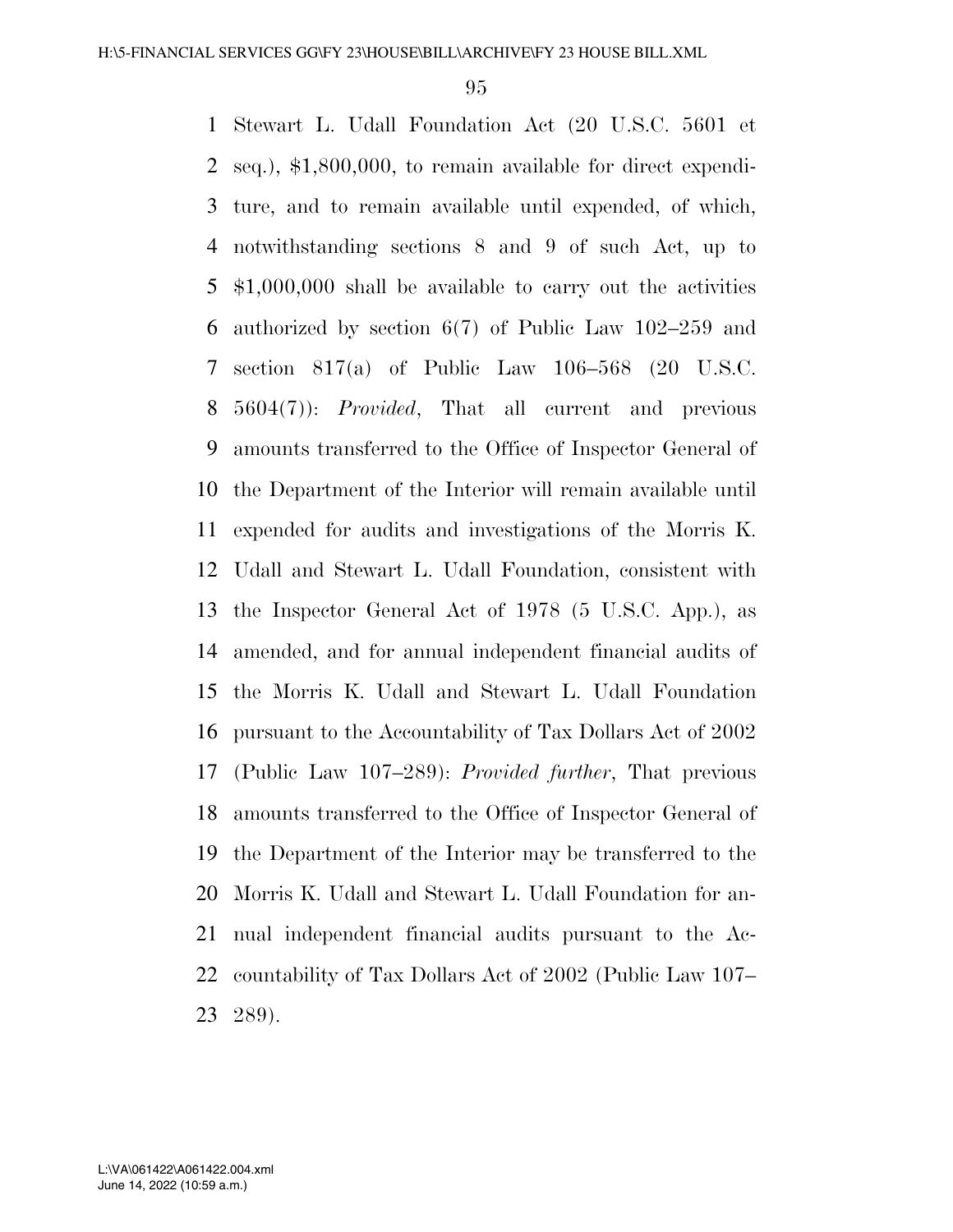Stewart L. Udall Foundation Act (20 U.S.C. 5601 et seq.), $1,800,000, to remain available for direct expenditure, and to remain available until expended, of which, notwithstanding sections 8 and 9 of such Act, up to $1,000,000 shall be available to carry out the activities authorized by section 6(7) of Public Law 102–259 and section 817(a) of Public Law 106–568 (20 U.S.C. 5604(7)): *Provided*, That all current and previous amounts transferred to the Office of Inspector General of the Department of the Interior will remain available until expended for audits and investigations of the Morris K. Udall and Stewart L. Udall Foundation, consistent with the Inspector General Act of 1978 (5 U.S.C. App.), as amended, and for annual independent financial audits of the Morris K. Udall and Stewart L. Udall Foundation pursuant to the Accountability of Tax Dollars Act of 2002 (Public Law 107–289): *Provided further*, That previous amounts transferred to the Office of Inspector General of the Department of the Interior may be transferred to the Morris K. Udall and Stewart L. Udall Foundation for annual independent financial audits pursuant to the Accountability of Tax Dollars Act of 2002 (Public Law 107–289).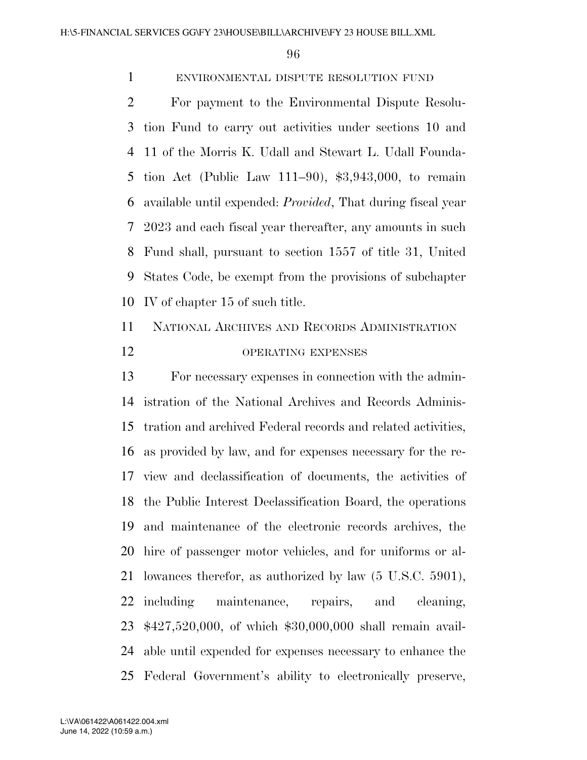ENVIRONMENTAL DISPUTE RESOLUTION FUND

For payment to the Environmental Dispute Resolution Fund to carry out activities under sections 10 and 11 of the Morris K. Udall and Stewart L. Udall Foundation Act (Public Law 111–90), $3,943,000, to remain available until expended: *Provided*, That during fiscal year 2023 and each fiscal year thereafter, any amounts in such Fund shall, pursuant to section 1557 of title 31, United States Code, be exempt from the provisions of subchapter IV of chapter 15 of such title.

NATIONAL ARCHIVES AND RECORDS ADMINISTRATION

OPERATING EXPENSES

For necessary expenses in connection with the administration of the National Archives and Records Administration and archived Federal records and related activities, as provided by law, and for expenses necessary for the review and declassification of documents, the activities of the Public Interest Declassification Board, the operations and maintenance of the electronic records archives, the hire of passenger motor vehicles, and for uniforms or allowances therefor, as authorized by law (5 U.S.C. 5901), including maintenance, repairs, and cleaning, $427,520,000, of which $30,000,000 shall remain available until expended for expenses necessary to enhance the Federal Government's ability to electronically preserve,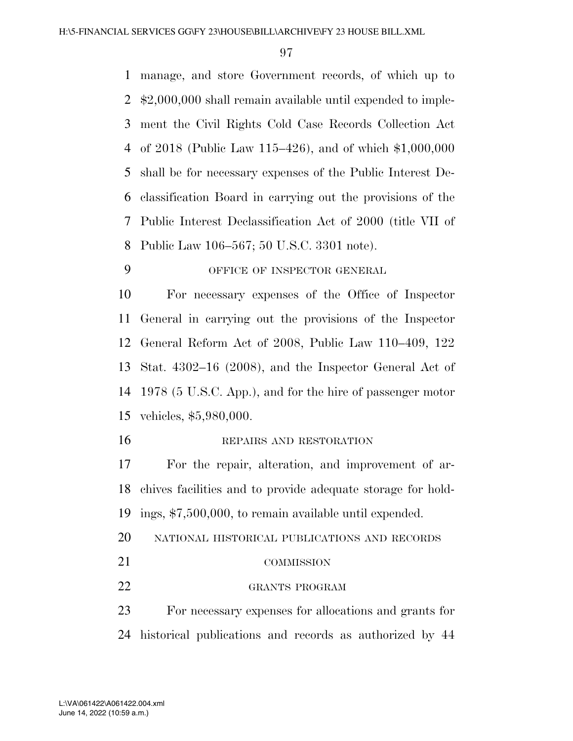manage, and store Government records, of which up to $2,000,000 shall remain available until expended to implement the Civil Rights Cold Case Records Collection Act of 2018 (Public Law 115–426), and of which $1,000,000 shall be for necessary expenses of the Public Interest Declassification Board in carrying out the provisions of the Public Interest Declassification Act of 2000 (title VII of Public Law 106–567; 50 U.S.C. 3301 note).

OFFICE OF INSPECTOR GENERAL

For necessary expenses of the Office of Inspector General in carrying out the provisions of the Inspector General Reform Act of 2008, Public Law 110–409, 122 Stat. 4302–16 (2008), and the Inspector General Act of 1978 (5 U.S.C. App.), and for the hire of passenger motor vehicles, $5,980,000.

REPAIRS AND RESTORATION

For the repair, alteration, and improvement of archives facilities and to provide adequate storage for holdings, $7,500,000, to remain available until expended.

NATIONAL HISTORICAL PUBLICATIONS AND RECORDS COMMISSION

GRANTS PROGRAM

For necessary expenses for allocations and grants for historical publications and records as authorized by 44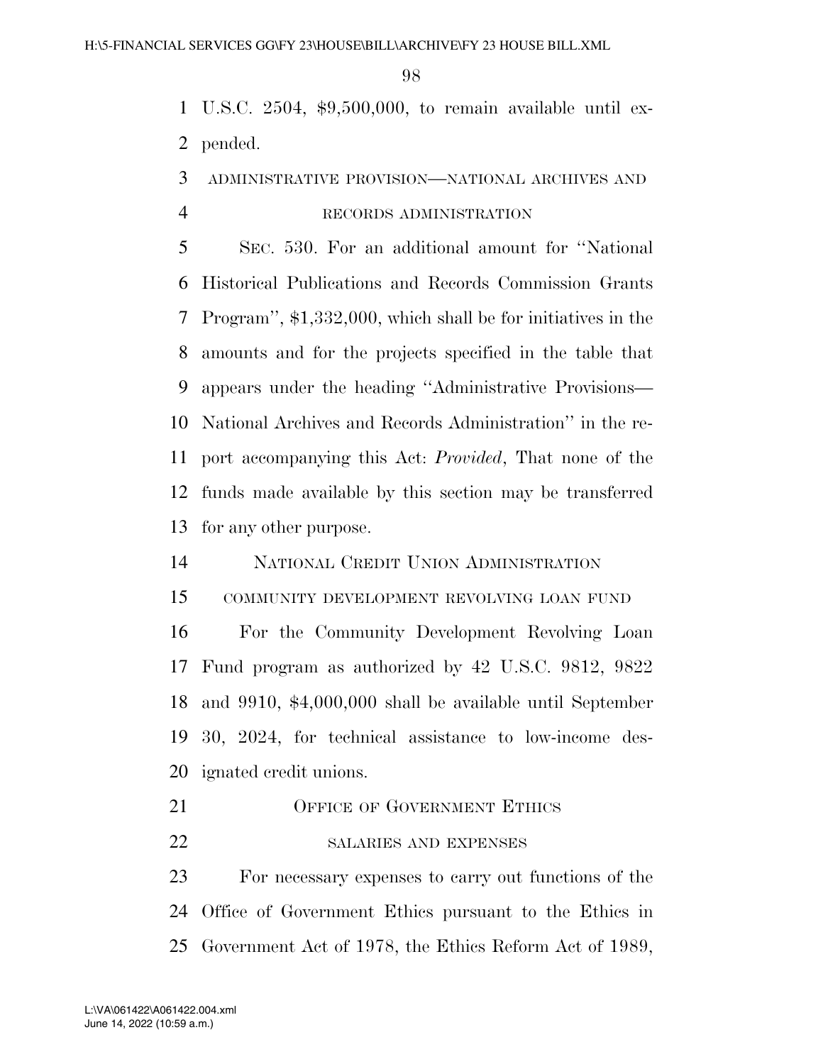U.S.C. 2504, $9,500,000, to remain available until expended.

ADMINISTRATIVE PROVISION—NATIONAL ARCHIVES AND RECORDS ADMINISTRATION

SEC. 530. For an additional amount for ''National Historical Publications and Records Commission Grants Program'', $1,332,000, which shall be for initiatives in the amounts and for the projects specified in the table that appears under the heading ''Administrative Provisions—National Archives and Records Administration'' in the report accompanying this Act: *Provided*, That none of the funds made available by this section may be transferred for any other purpose.

NATIONAL CREDIT UNION ADMINISTRATION

COMMUNITY DEVELOPMENT REVOLVING LOAN FUND

For the Community Development Revolving Loan Fund program as authorized by 42 U.S.C. 9812, 9822 and 9910, $4,000,000 shall be available until September 30, 2024, for technical assistance to low-income designated credit unions.

OFFICE OF GOVERNMENT ETHICS

SALARIES AND EXPENSES

For necessary expenses to carry out functions of the Office of Government Ethics pursuant to the Ethics in Government Act of 1978, the Ethics Reform Act of 1989,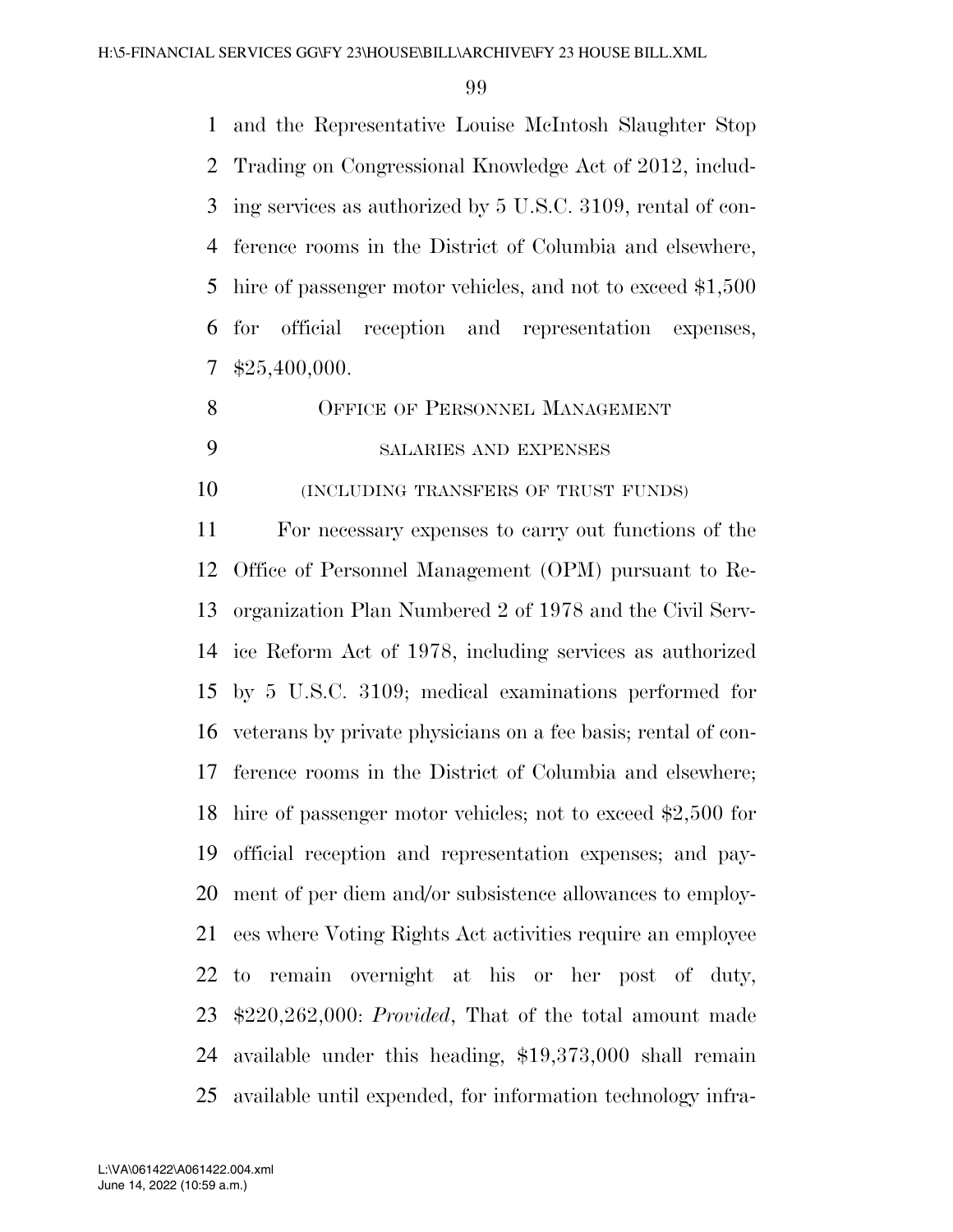and the Representative Louise McIntosh Slaughter Stop Trading on Congressional Knowledge Act of 2012, including services as authorized by 5 U.S.C. 3109, rental of conference rooms in the District of Columbia and elsewhere, hire of passenger motor vehicles, and not to exceed $1,500 for official reception and representation expenses, $25,400,000.

## OFFICE OF PERSONNEL MANAGEMENT

### SALARIES AND EXPENSES

### (INCLUDING TRANSFERS OF TRUST FUNDS)

For necessary expenses to carry out functions of the Office of Personnel Management (OPM) pursuant to Reorganization Plan Numbered 2 of 1978 and the Civil Service Reform Act of 1978, including services as authorized by 5 U.S.C. 3109; medical examinations performed for veterans by private physicians on a fee basis; rental of conference rooms in the District of Columbia and elsewhere; hire of passenger motor vehicles; not to exceed $2,500 for official reception and representation expenses; and payment of per diem and/or subsistence allowances to employees where Voting Rights Act activities require an employee to remain overnight at his or her post of duty, $220,262,000: *Provided*, That of the total amount made available under this heading, $19,373,000 shall remain available until expended, for information technology infra-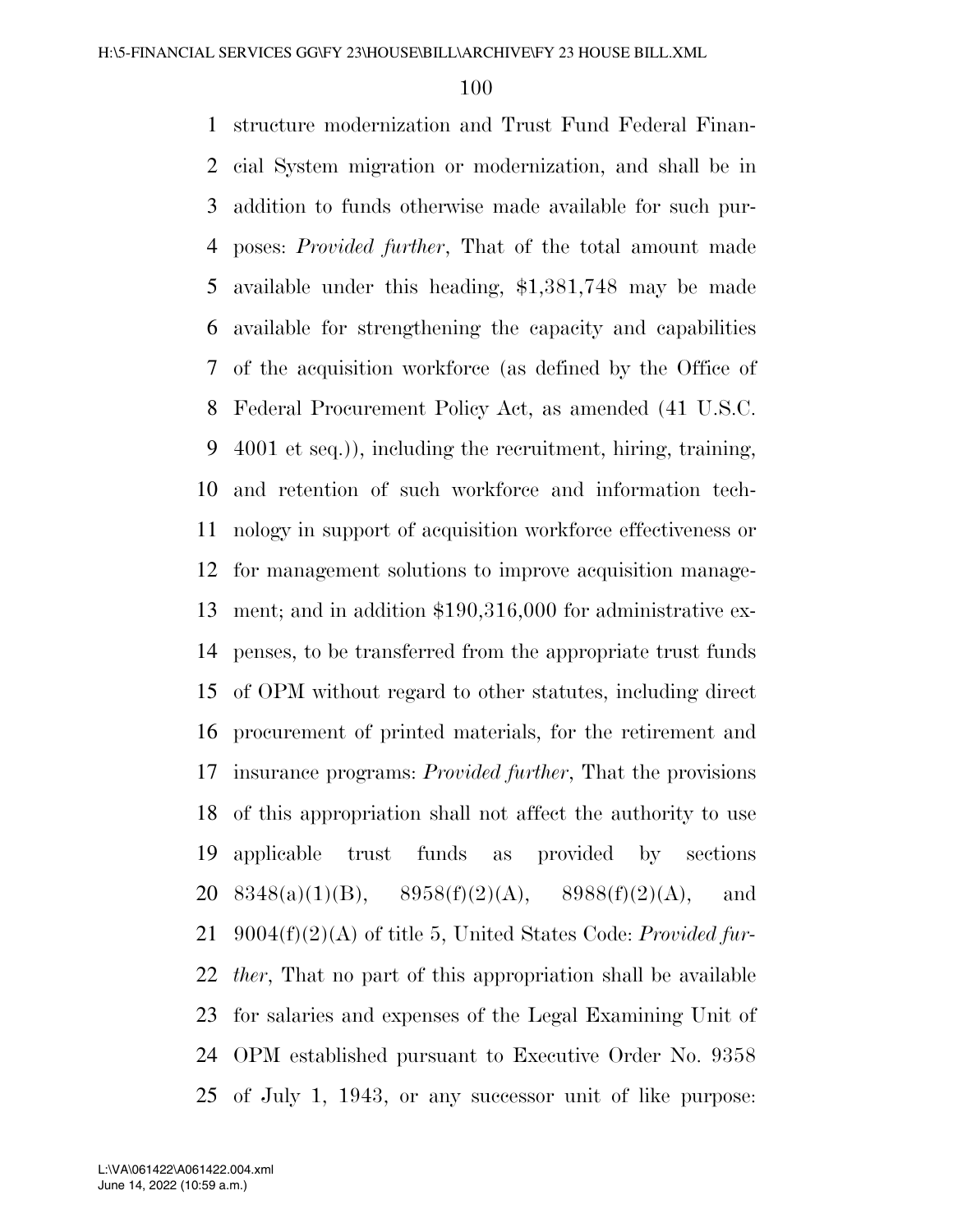structure modernization and Trust Fund Federal Financial System migration or modernization, and shall be in addition to funds otherwise made available for such purposes: *Provided further*, That of the total amount made available under this heading, $1,381,748 may be made available for strengthening the capacity and capabilities of the acquisition workforce (as defined by the Office of Federal Procurement Policy Act, as amended (41 U.S.C. 4001 et seq.)), including the recruitment, hiring, training, and retention of such workforce and information technology in support of acquisition workforce effectiveness or for management solutions to improve acquisition management; and in addition $190,316,000 for administrative expenses, to be transferred from the appropriate trust funds of OPM without regard to other statutes, including direct procurement of printed materials, for the retirement and insurance programs: *Provided further*, That the provisions of this appropriation shall not affect the authority to use applicable trust funds as provided by sections 8348(a)(1)(B), 8958(f)(2)(A), 8988(f)(2)(A), and 9004(f)(2)(A) of title 5, United States Code: *Provided further*, That no part of this appropriation shall be available for salaries and expenses of the Legal Examining Unit of OPM established pursuant to Executive Order No. 9358 of July 1, 1943, or any successor unit of like purpose: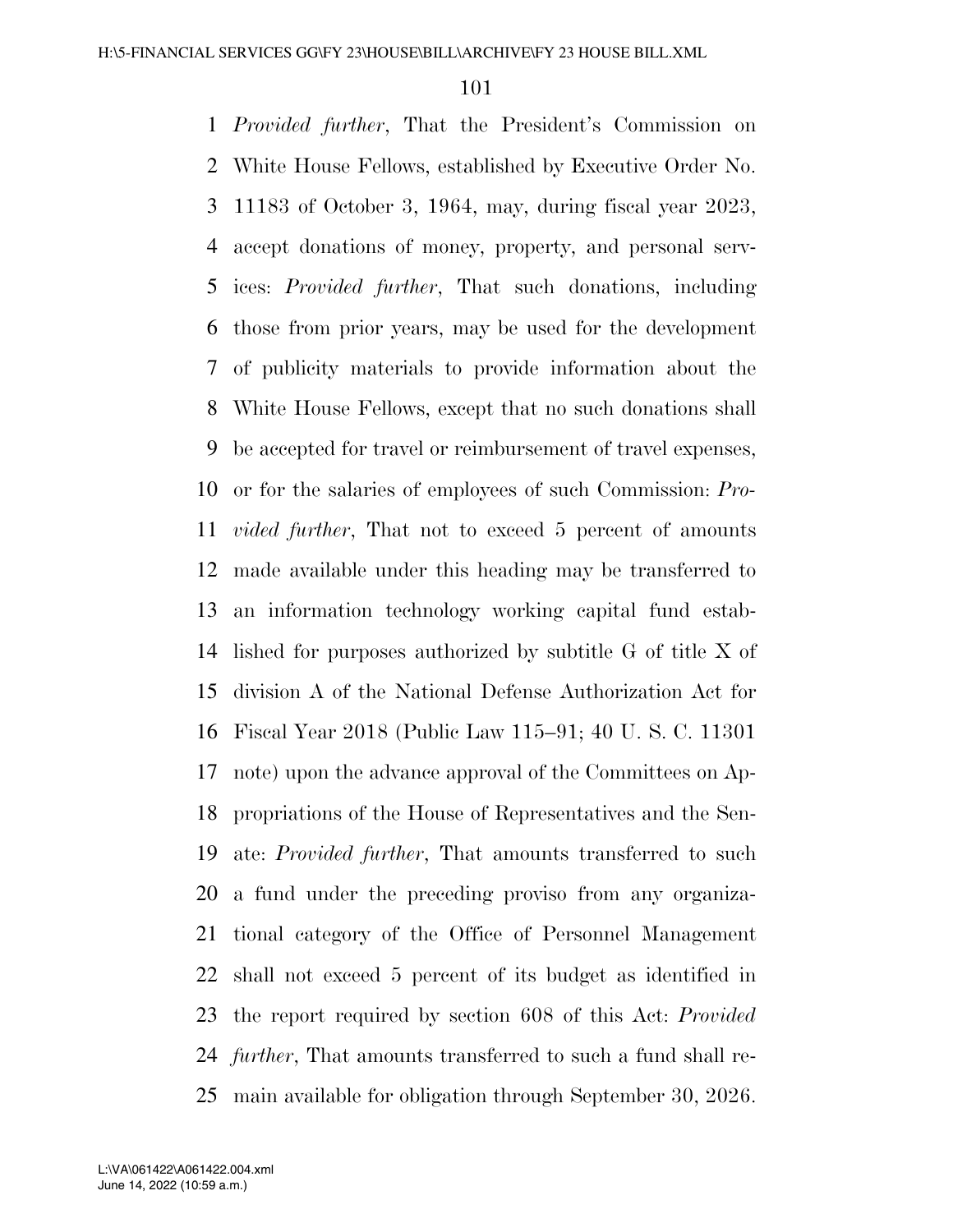*Provided further*, That the President's Commission on White House Fellows, established by Executive Order No. 11183 of October 3, 1964, may, during fiscal year 2023, accept donations of money, property, and personal services: *Provided further*, That such donations, including those from prior years, may be used for the development of publicity materials to provide information about the White House Fellows, except that no such donations shall be accepted for travel or reimbursement of travel expenses, or for the salaries of employees of such Commission: *Provided further*, That not to exceed 5 percent of amounts made available under this heading may be transferred to an information technology working capital fund established for purposes authorized by subtitle G of title X of division A of the National Defense Authorization Act for Fiscal Year 2018 (Public Law 115–91; 40 U. S. C. 11301 note) upon the advance approval of the Committees on Appropriations of the House of Representatives and the Senate: *Provided further*, That amounts transferred to such a fund under the preceding proviso from any organizational category of the Office of Personnel Management shall not exceed 5 percent of its budget as identified in the report required by section 608 of this Act: *Provided further*, That amounts transferred to such a fund shall remain available for obligation through September 30, 2026.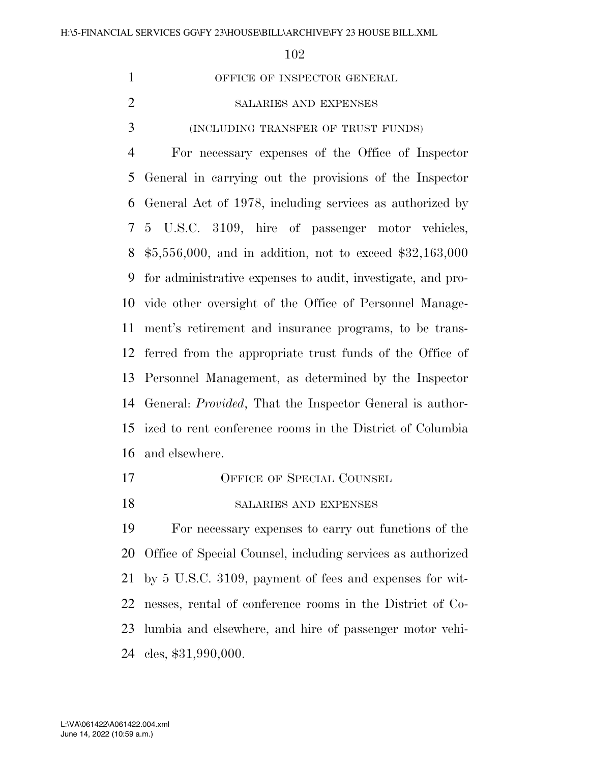## OFFICE OF INSPECTOR GENERAL

### SALARIES AND EXPENSES

### (INCLUDING TRANSFER OF TRUST FUNDS)

For necessary expenses of the Office of Inspector General in carrying out the provisions of the Inspector General Act of 1978, including services as authorized by 5 U.S.C. 3109, hire of passenger motor vehicles, $5,556,000, and in addition, not to exceed $32,163,000 for administrative expenses to audit, investigate, and provide other oversight of the Office of Personnel Management's retirement and insurance programs, to be transferred from the appropriate trust funds of the Office of Personnel Management, as determined by the Inspector General: *Provided*, That the Inspector General is authorized to rent conference rooms in the District of Columbia and elsewhere.

## OFFICE OF SPECIAL COUNSEL

### SALARIES AND EXPENSES

For necessary expenses to carry out functions of the Office of Special Counsel, including services as authorized by 5 U.S.C. 3109, payment of fees and expenses for witnesses, rental of conference rooms in the District of Columbia and elsewhere, and hire of passenger motor vehicles, $31,990,000.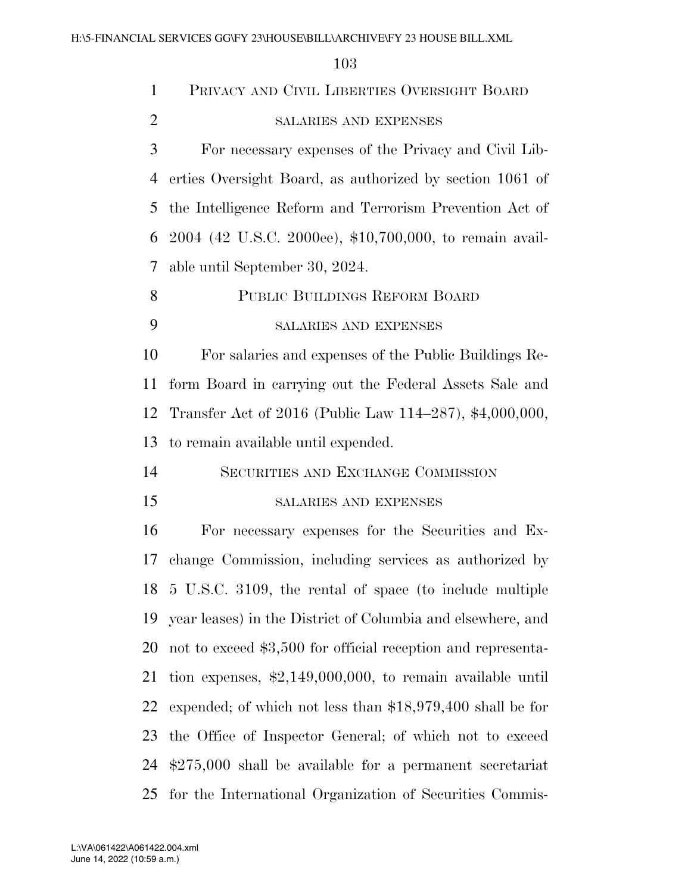## Privacy and Civil Liberties Oversight Board

### salaries and expenses

For necessary expenses of the Privacy and Civil Liberties Oversight Board, as authorized by section 1061 of the Intelligence Reform and Terrorism Prevention Act of 2004 (42 U.S.C. 2000ee), $10,700,000, to remain available until September 30, 2024.

## Public Buildings Reform Board

### salaries and expenses

For salaries and expenses of the Public Buildings Reform Board in carrying out the Federal Assets Sale and Transfer Act of 2016 (Public Law 114–287), $4,000,000, to remain available until expended.

## Securities and Exchange Commission

### salaries and expenses

For necessary expenses for the Securities and Exchange Commission, including services as authorized by 5 U.S.C. 3109, the rental of space (to include multiple year leases) in the District of Columbia and elsewhere, and not to exceed $3,500 for official reception and representation expenses, $2,149,000,000, to remain available until expended; of which not less than $18,979,400 shall be for the Office of Inspector General; of which not to exceed $275,000 shall be available for a permanent secretariat for the International Organization of Securities Commis-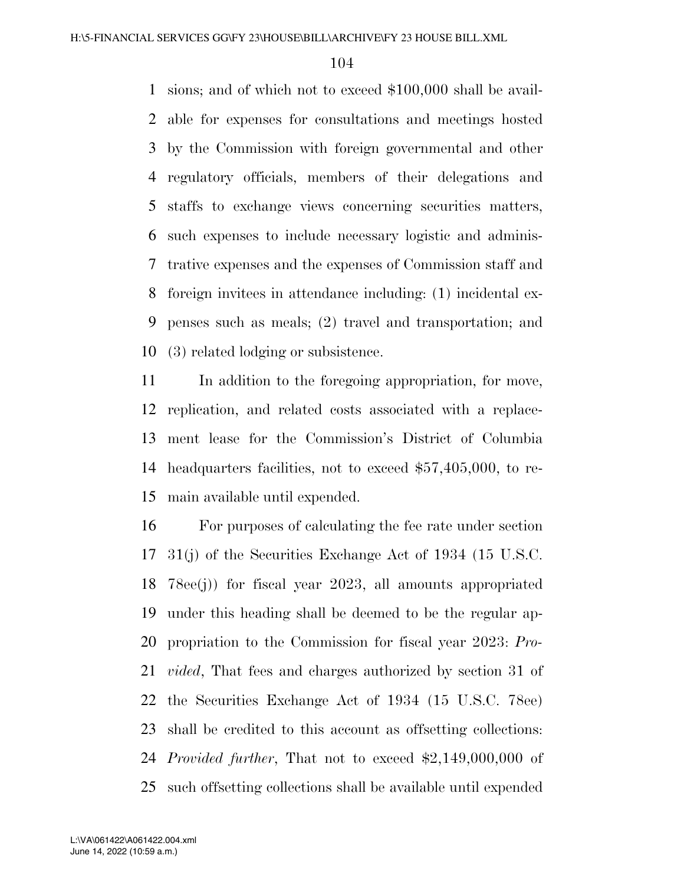sions; and of which not to exceed $100,000 shall be available for expenses for consultations and meetings hosted by the Commission with foreign governmental and other regulatory officials, members of their delegations and staffs to exchange views concerning securities matters, such expenses to include necessary logistic and administrative expenses and the expenses of Commission staff and foreign invitees in attendance including: (1) incidental expenses such as meals; (2) travel and transportation; and (3) related lodging or subsistence.

In addition to the foregoing appropriation, for move, replication, and related costs associated with a replacement lease for the Commission's District of Columbia headquarters facilities, not to exceed $57,405,000, to remain available until expended.

For purposes of calculating the fee rate under section 31(j) of the Securities Exchange Act of 1934 (15 U.S.C. 78ee(j)) for fiscal year 2023, all amounts appropriated under this heading shall be deemed to be the regular appropriation to the Commission for fiscal year 2023: *Provided*, That fees and charges authorized by section 31 of the Securities Exchange Act of 1934 (15 U.S.C. 78ee) shall be credited to this account as offsetting collections: *Provided further*, That not to exceed $2,149,000,000 of such offsetting collections shall be available until expended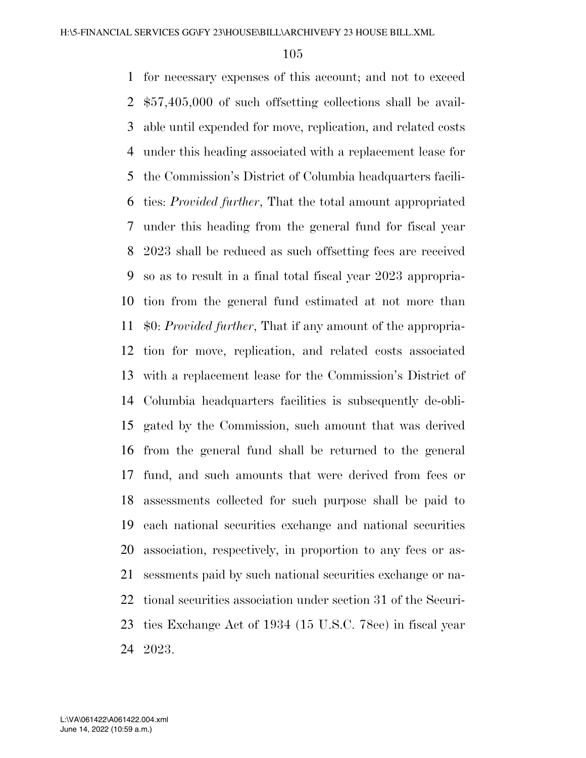for necessary expenses of this account; and not to exceed $57,405,000 of such offsetting collections shall be available until expended for move, replication, and related costs under this heading associated with a replacement lease for the Commission's District of Columbia headquarters facilities: *Provided further*, That the total amount appropriated under this heading from the general fund for fiscal year 2023 shall be reduced as such offsetting fees are received so as to result in a final total fiscal year 2023 appropriation from the general fund estimated at not more than $0: *Provided further*, That if any amount of the appropriation for move, replication, and related costs associated with a replacement lease for the Commission's District of Columbia headquarters facilities is subsequently de-obligated by the Commission, such amount that was derived from the general fund shall be returned to the general fund, and such amounts that were derived from fees or assessments collected for such purpose shall be paid to each national securities exchange and national securities association, respectively, in proportion to any fees or assessments paid by such national securities exchange or national securities association under section 31 of the Securities Exchange Act of 1934 (15 U.S.C. 78ee) in fiscal year 2023.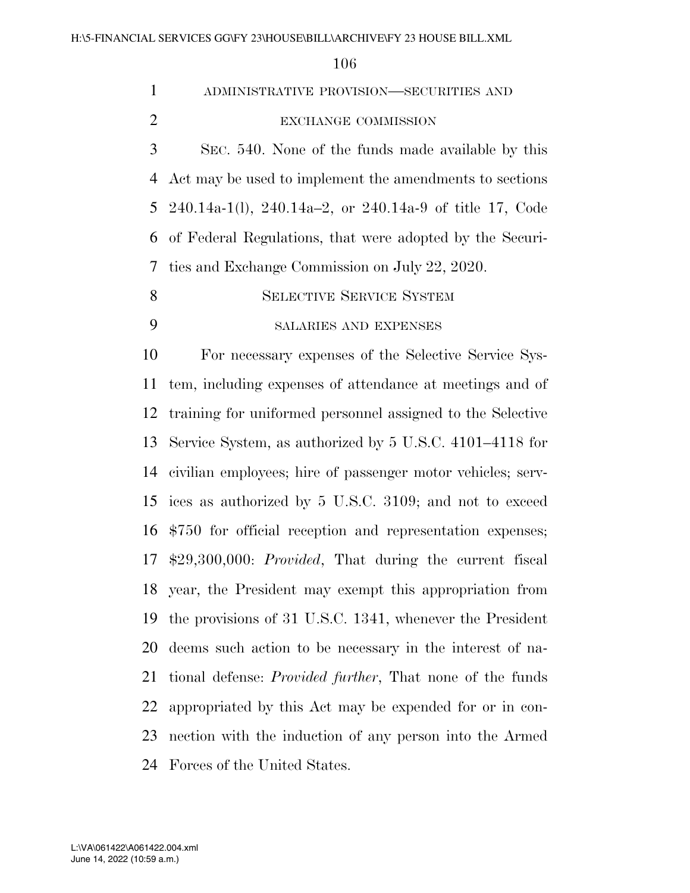ADMINISTRATIVE PROVISION—SECURITIES AND EXCHANGE COMMISSION

SEC. 540. None of the funds made available by this Act may be used to implement the amendments to sections 240.14a-1(l), 240.14a–2, or 240.14a-9 of title 17, Code of Federal Regulations, that were adopted by the Securities and Exchange Commission on July 22, 2020.

SELECTIVE SERVICE SYSTEM

SALARIES AND EXPENSES

For necessary expenses of the Selective Service System, including expenses of attendance at meetings and of training for uniformed personnel assigned to the Selective Service System, as authorized by 5 U.S.C. 4101–4118 for civilian employees; hire of passenger motor vehicles; services as authorized by 5 U.S.C. 3109; and not to exceed $750 for official reception and representation expenses; $29,300,000: *Provided*, That during the current fiscal year, the President may exempt this appropriation from the provisions of 31 U.S.C. 1341, whenever the President deems such action to be necessary in the interest of national defense: *Provided further*, That none of the funds appropriated by this Act may be expended for or in connection with the induction of any person into the Armed Forces of the United States.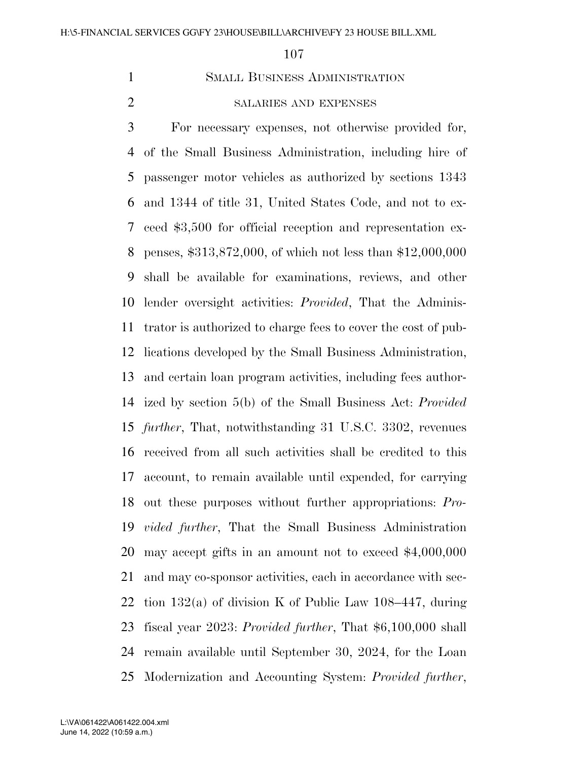## Small Business Administration

### salaries and expenses

For necessary expenses, not otherwise provided for, of the Small Business Administration, including hire of passenger motor vehicles as authorized by sections 1343 and 1344 of title 31, United States Code, and not to exceed $3,500 for official reception and representation expenses, $313,872,000, of which not less than $12,000,000 shall be available for examinations, reviews, and other lender oversight activities: *Provided*, That the Administrator is authorized to charge fees to cover the cost of publications developed by the Small Business Administration, and certain loan program activities, including fees authorized by section 5(b) of the Small Business Act: *Provided further*, That, notwithstanding 31 U.S.C. 3302, revenues received from all such activities shall be credited to this account, to remain available until expended, for carrying out these purposes without further appropriations: *Provided further*, That the Small Business Administration may accept gifts in an amount not to exceed $4,000,000 and may co-sponsor activities, each in accordance with section 132(a) of division K of Public Law 108–447, during fiscal year 2023: *Provided further*, That $6,100,000 shall remain available until September 30, 2024, for the Loan Modernization and Accounting System: *Provided further*,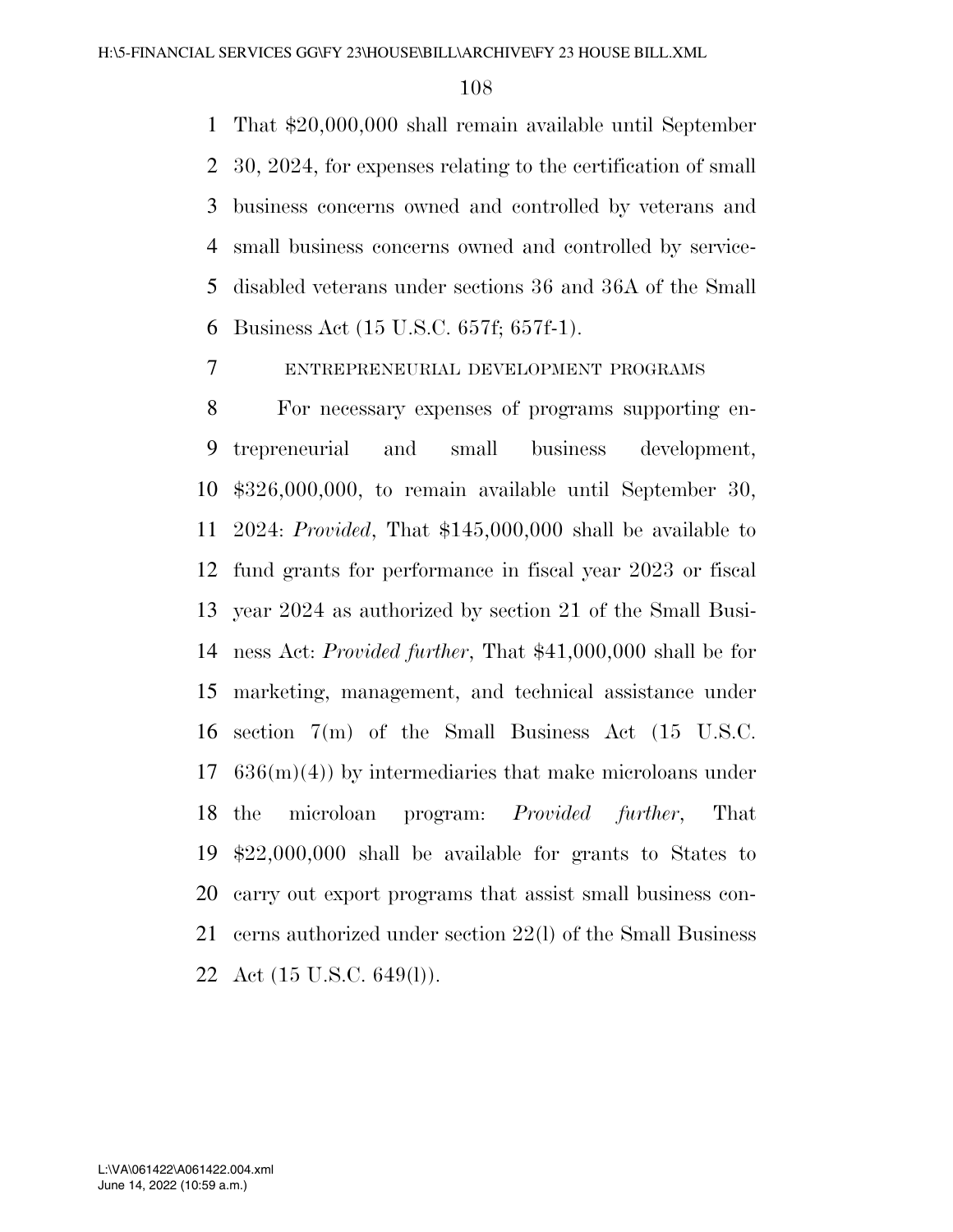That $20,000,000 shall remain available until September 30, 2024, for expenses relating to the certification of small business concerns owned and controlled by veterans and small business concerns owned and controlled by service-disabled veterans under sections 36 and 36A of the Small Business Act (15 U.S.C. 657f; 657f-1).

ENTREPRENEURIAL DEVELOPMENT PROGRAMS

For necessary expenses of programs supporting entrepreneurial and small business development, $326,000,000, to remain available until September 30, 2024: *Provided*, That $145,000,000 shall be available to fund grants for performance in fiscal year 2023 or fiscal year 2024 as authorized by section 21 of the Small Business Act: *Provided further*, That $41,000,000 shall be for marketing, management, and technical assistance under section 7(m) of the Small Business Act (15 U.S.C. 636(m)(4)) by intermediaries that make microloans under the microloan program: *Provided further*, That $22,000,000 shall be available for grants to States to carry out export programs that assist small business concerns authorized under section 22(l) of the Small Business Act (15 U.S.C. 649(l)).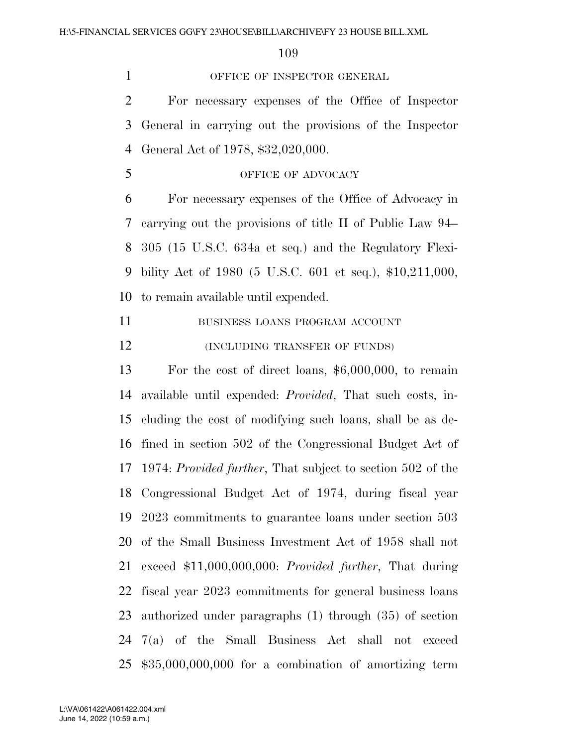OFFICE OF INSPECTOR GENERAL

For necessary expenses of the Office of Inspector General in carrying out the provisions of the Inspector General Act of 1978, $32,020,000.

OFFICE OF ADVOCACY

For necessary expenses of the Office of Advocacy in carrying out the provisions of title II of Public Law 94–305 (15 U.S.C. 634a et seq.) and the Regulatory Flexibility Act of 1980 (5 U.S.C. 601 et seq.), $10,211,000, to remain available until expended.

BUSINESS LOANS PROGRAM ACCOUNT

(INCLUDING TRANSFER OF FUNDS)

For the cost of direct loans, $6,000,000, to remain available until expended: *Provided*, That such costs, including the cost of modifying such loans, shall be as defined in section 502 of the Congressional Budget Act of 1974: *Provided further*, That subject to section 502 of the Congressional Budget Act of 1974, during fiscal year 2023 commitments to guarantee loans under section 503 of the Small Business Investment Act of 1958 shall not exceed $11,000,000,000: *Provided further*, That during fiscal year 2023 commitments for general business loans authorized under paragraphs (1) through (35) of section 7(a) of the Small Business Act shall not exceed $35,000,000,000 for a combination of amortizing term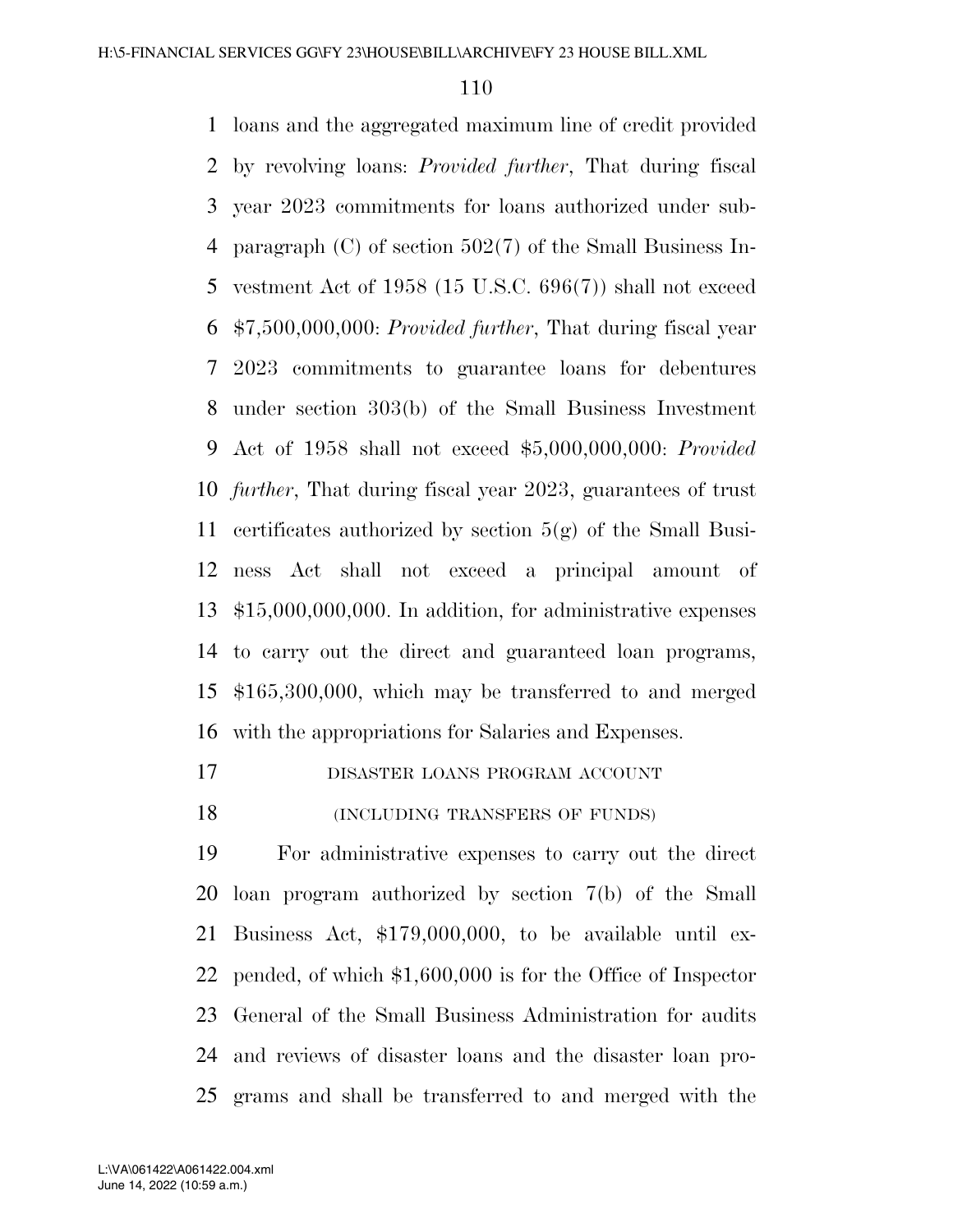loans and the aggregated maximum line of credit provided by revolving loans: *Provided further*, That during fiscal year 2023 commitments for loans authorized under subparagraph (C) of section 502(7) of the Small Business Investment Act of 1958 (15 U.S.C. 696(7)) shall not exceed $7,500,000,000: *Provided further*, That during fiscal year 2023 commitments to guarantee loans for debentures under section 303(b) of the Small Business Investment Act of 1958 shall not exceed $5,000,000,000: *Provided further*, That during fiscal year 2023, guarantees of trust certificates authorized by section 5(g) of the Small Business Act shall not exceed a principal amount of $15,000,000,000. In addition, for administrative expenses to carry out the direct and guaranteed loan programs, $165,300,000, which may be transferred to and merged with the appropriations for Salaries and Expenses.

DISASTER LOANS PROGRAM ACCOUNT

(INCLUDING TRANSFERS OF FUNDS)

For administrative expenses to carry out the direct loan program authorized by section 7(b) of the Small Business Act, $179,000,000, to be available until expended, of which $1,600,000 is for the Office of Inspector General of the Small Business Administration for audits and reviews of disaster loans and the disaster loan programs and shall be transferred to and merged with the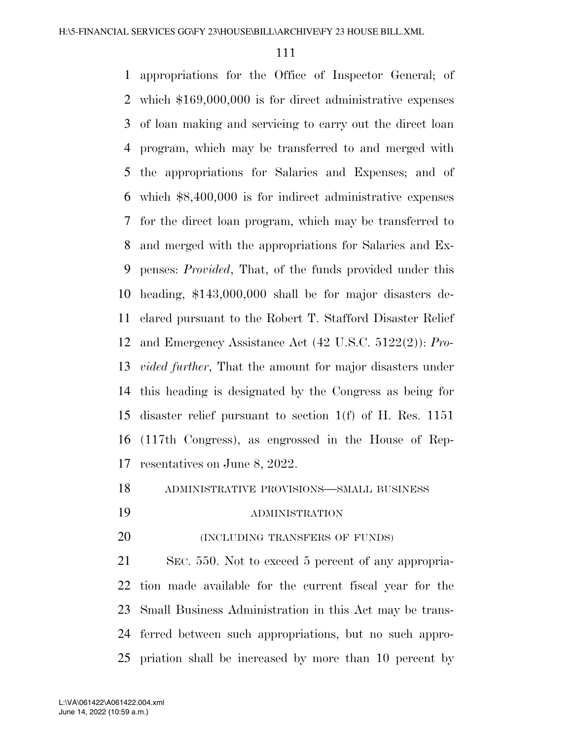appropriations for the Office of Inspector General; of which $169,000,000 is for direct administrative expenses of loan making and servicing to carry out the direct loan program, which may be transferred to and merged with the appropriations for Salaries and Expenses; and of which $8,400,000 is for indirect administrative expenses for the direct loan program, which may be transferred to and merged with the appropriations for Salaries and Expenses: *Provided*, That, of the funds provided under this heading, $143,000,000 shall be for major disasters declared pursuant to the Robert T. Stafford Disaster Relief and Emergency Assistance Act (42 U.S.C. 5122(2)): *Provided further*, That the amount for major disasters under this heading is designated by the Congress as being for disaster relief pursuant to section 1(f) of H. Res. 1151 (117th Congress), as engrossed in the House of Representatives on June 8, 2022.

ADMINISTRATIVE PROVISIONS—SMALL BUSINESS ADMINISTRATION

(INCLUDING TRANSFERS OF FUNDS)

SEC. 550. Not to exceed 5 percent of any appropriation made available for the current fiscal year for the Small Business Administration in this Act may be transferred between such appropriations, but no such appropriation shall be increased by more than 10 percent by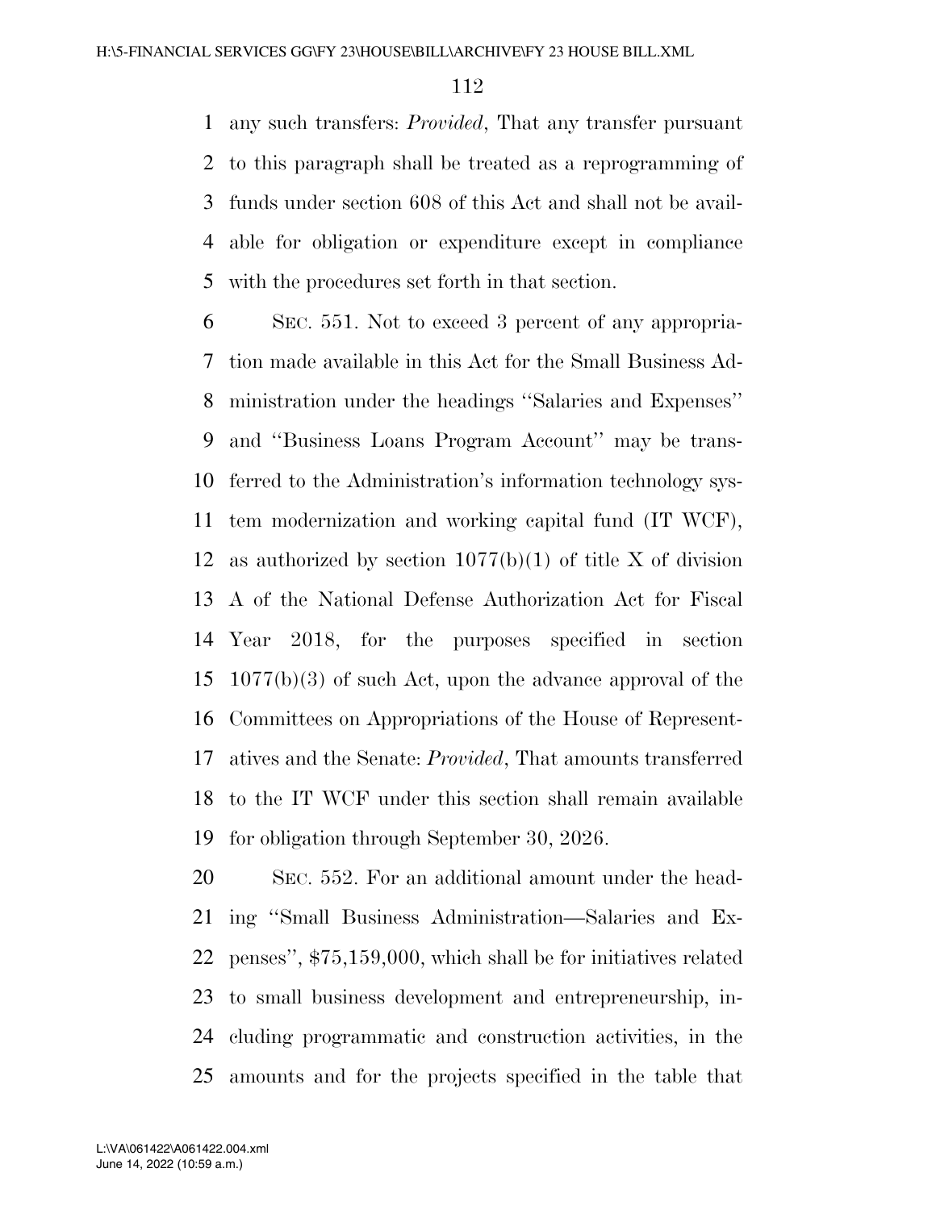any such transfers: *Provided*, That any transfer pursuant to this paragraph shall be treated as a reprogramming of funds under section 608 of this Act and shall not be available for obligation or expenditure except in compliance with the procedures set forth in that section.

SEC. 551. Not to exceed 3 percent of any appropriation made available in this Act for the Small Business Administration under the headings ''Salaries and Expenses'' and ''Business Loans Program Account'' may be transferred to the Administration's information technology system modernization and working capital fund (IT WCF), as authorized by section 1077(b)(1) of title X of division A of the National Defense Authorization Act for Fiscal Year 2018, for the purposes specified in section 1077(b)(3) of such Act, upon the advance approval of the Committees on Appropriations of the House of Representatives and the Senate: *Provided*, That amounts transferred to the IT WCF under this section shall remain available for obligation through September 30, 2026.

SEC. 552. For an additional amount under the heading ''Small Business Administration—Salaries and Expenses'', $75,159,000, which shall be for initiatives related to small business development and entrepreneurship, including programmatic and construction activities, in the amounts and for the projects specified in the table that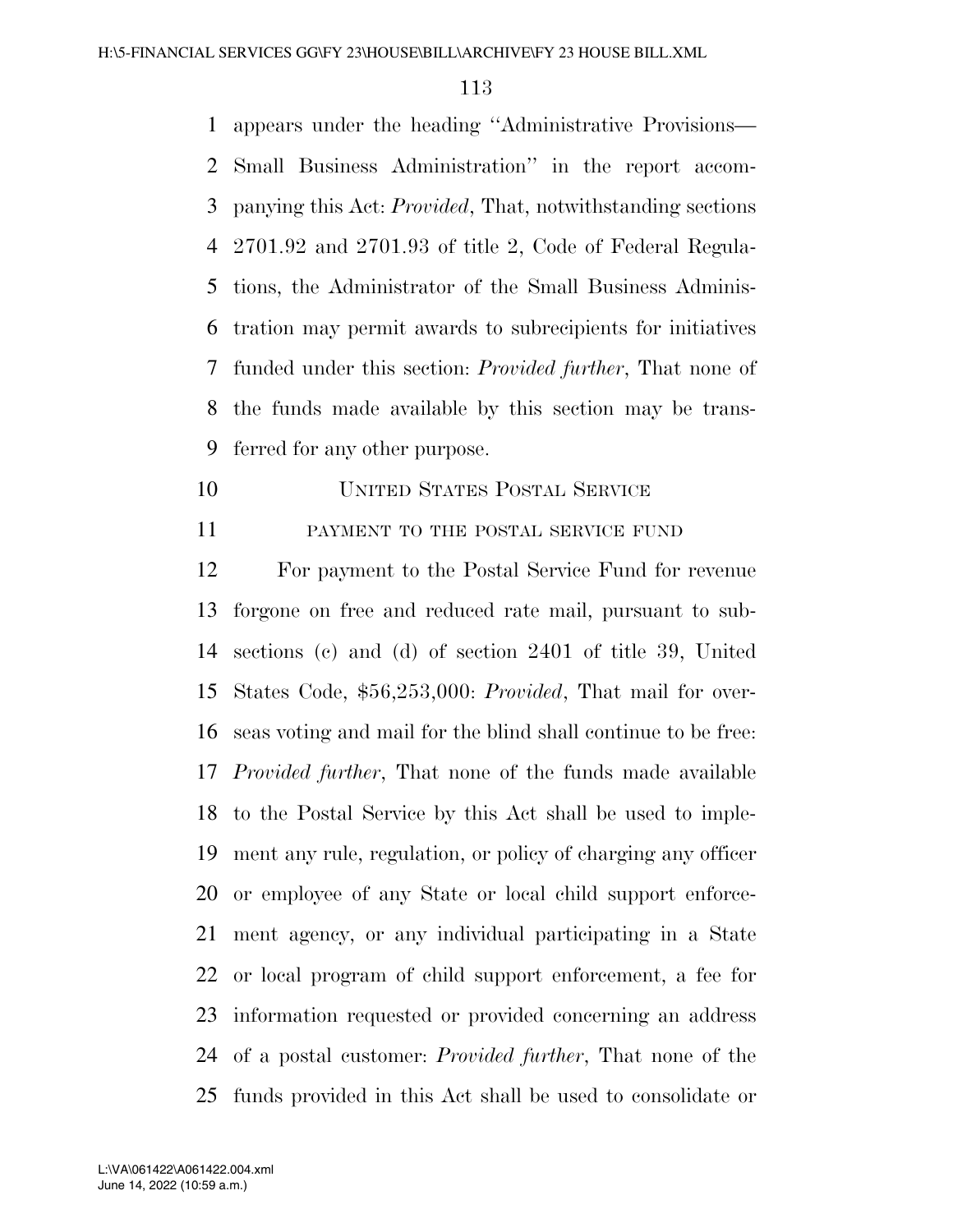appears under the heading "Administrative Provisions—Small Business Administration" in the report accompanying this Act: *Provided*, That, notwithstanding sections 2701.92 and 2701.93 of title 2, Code of Federal Regulations, the Administrator of the Small Business Administration may permit awards to subrecipients for initiatives funded under this section: *Provided further*, That none of the funds made available by this section may be transferred for any other purpose.

## UNITED STATES POSTAL SERVICE

### PAYMENT TO THE POSTAL SERVICE FUND

For payment to the Postal Service Fund for revenue forgone on free and reduced rate mail, pursuant to subsections (c) and (d) of section 2401 of title 39, United States Code, $56,253,000: *Provided*, That mail for overseas voting and mail for the blind shall continue to be free: *Provided further*, That none of the funds made available to the Postal Service by this Act shall be used to implement any rule, regulation, or policy of charging any officer or employee of any State or local child support enforcement agency, or any individual participating in a State or local program of child support enforcement, a fee for information requested or provided concerning an address of a postal customer: *Provided further*, That none of the funds provided in this Act shall be used to consolidate or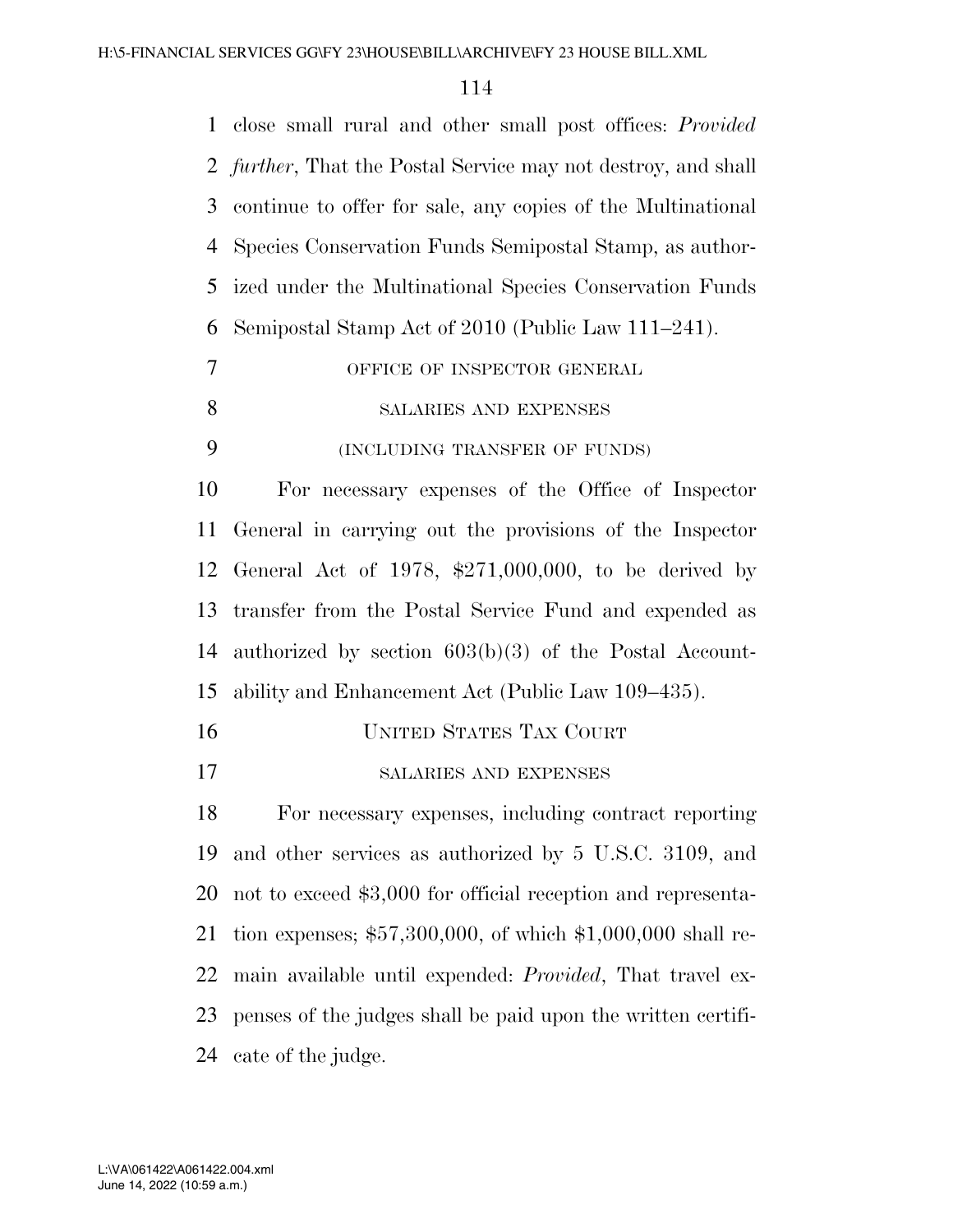close small rural and other small post offices: *Provided further*, That the Postal Service may not destroy, and shall continue to offer for sale, any copies of the Multinational Species Conservation Funds Semipostal Stamp, as authorized under the Multinational Species Conservation Funds Semipostal Stamp Act of 2010 (Public Law 111–241).

OFFICE OF INSPECTOR GENERAL

SALARIES AND EXPENSES

(INCLUDING TRANSFER OF FUNDS)

For necessary expenses of the Office of Inspector General in carrying out the provisions of the Inspector General Act of 1978, $271,000,000, to be derived by transfer from the Postal Service Fund and expended as authorized by section 603(b)(3) of the Postal Accountability and Enhancement Act (Public Law 109–435).

UNITED STATES TAX COURT

SALARIES AND EXPENSES

For necessary expenses, including contract reporting and other services as authorized by 5 U.S.C. 3109, and not to exceed $3,000 for official reception and representation expenses; $57,300,000, of which $1,000,000 shall remain available until expended: *Provided*, That travel expenses of the judges shall be paid upon the written certificate of the judge.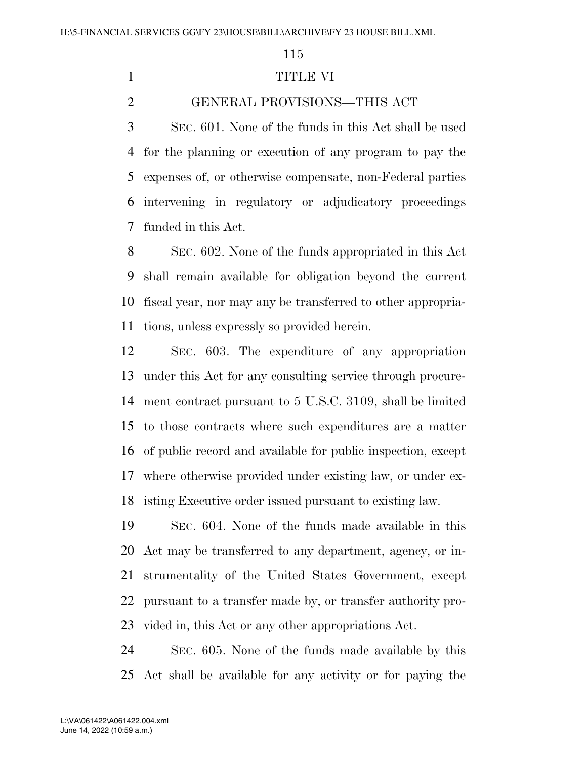# TITLE VI

## GENERAL PROVISIONS—THIS ACT

SEC. 601. None of the funds in this Act shall be used for the planning or execution of any program to pay the expenses of, or otherwise compensate, non-Federal parties intervening in regulatory or adjudicatory proceedings funded in this Act.

SEC. 602. None of the funds appropriated in this Act shall remain available for obligation beyond the current fiscal year, nor may any be transferred to other appropriations, unless expressly so provided herein.

SEC. 603. The expenditure of any appropriation under this Act for any consulting service through procurement contract pursuant to 5 U.S.C. 3109, shall be limited to those contracts where such expenditures are a matter of public record and available for public inspection, except where otherwise provided under existing law, or under existing Executive order issued pursuant to existing law.

SEC. 604. None of the funds made available in this Act may be transferred to any department, agency, or instrumentality of the United States Government, except pursuant to a transfer made by, or transfer authority provided in, this Act or any other appropriations Act.

SEC. 605. None of the funds made available by this Act shall be available for any activity or for paying the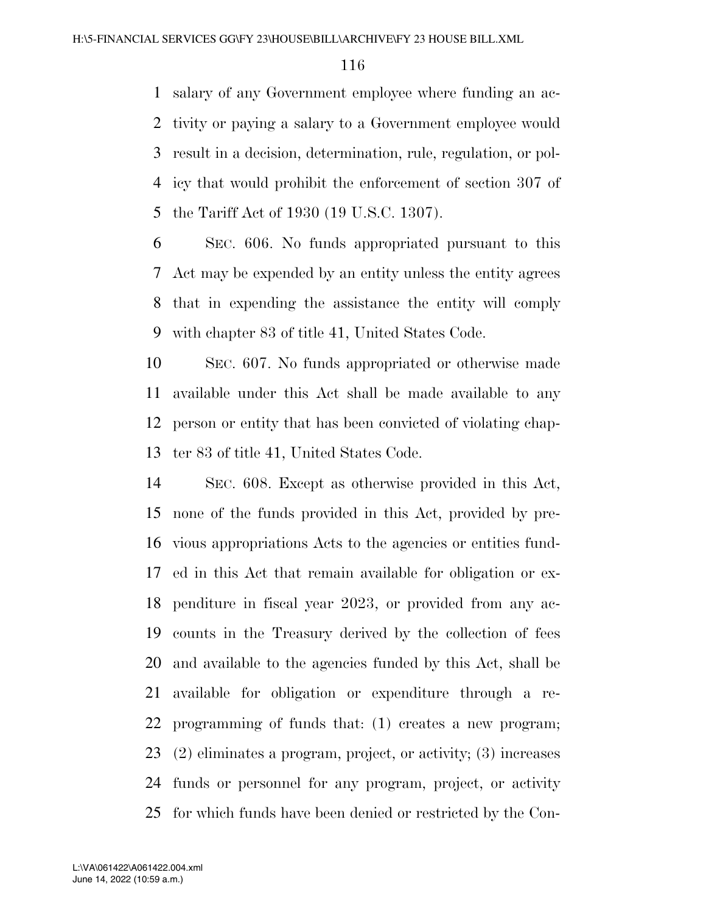salary of any Government employee where funding an activity or paying a salary to a Government employee would result in a decision, determination, rule, regulation, or policy that would prohibit the enforcement of section 307 of the Tariff Act of 1930 (19 U.S.C. 1307).

SEC. 606. No funds appropriated pursuant to this Act may be expended by an entity unless the entity agrees that in expending the assistance the entity will comply with chapter 83 of title 41, United States Code.

SEC. 607. No funds appropriated or otherwise made available under this Act shall be made available to any person or entity that has been convicted of violating chapter 83 of title 41, United States Code.

SEC. 608. Except as otherwise provided in this Act, none of the funds provided in this Act, provided by previous appropriations Acts to the agencies or entities funded in this Act that remain available for obligation or expenditure in fiscal year 2023, or provided from any accounts in the Treasury derived by the collection of fees and available to the agencies funded by this Act, shall be available for obligation or expenditure through a reprogramming of funds that: (1) creates a new program; (2) eliminates a program, project, or activity; (3) increases funds or personnel for any program, project, or activity for which funds have been denied or restricted by the Con-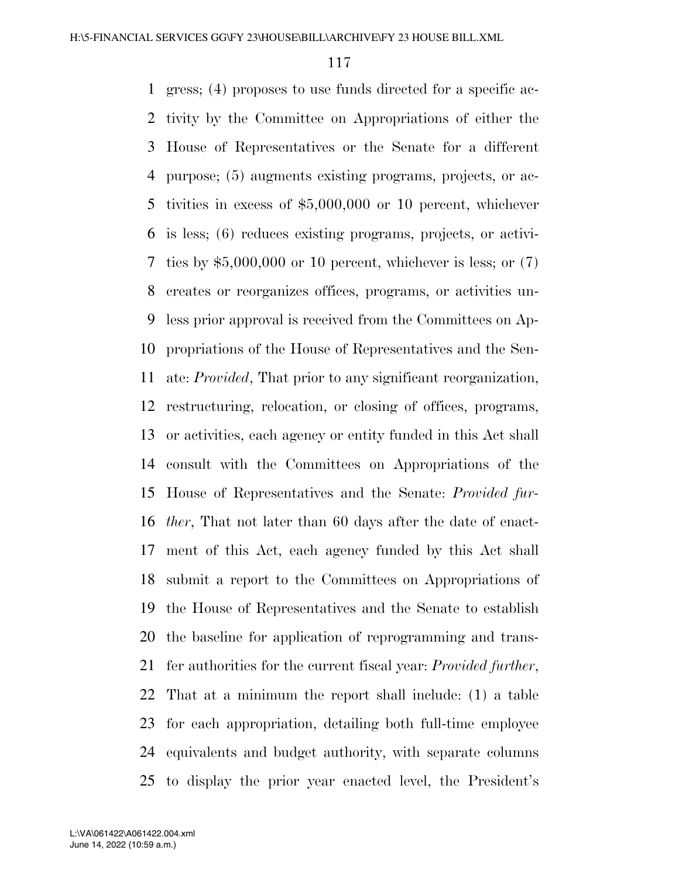gress; (4) proposes to use funds directed for a specific activity by the Committee on Appropriations of either the House of Representatives or the Senate for a different purpose; (5) augments existing programs, projects, or activities in excess of $5,000,000 or 10 percent, whichever is less; (6) reduces existing programs, projects, or activities by $5,000,000 or 10 percent, whichever is less; or (7) creates or reorganizes offices, programs, or activities unless prior approval is received from the Committees on Appropriations of the House of Representatives and the Senate: *Provided*, That prior to any significant reorganization, restructuring, relocation, or closing of offices, programs, or activities, each agency or entity funded in this Act shall consult with the Committees on Appropriations of the House of Representatives and the Senate: *Provided further*, That not later than 60 days after the date of enactment of this Act, each agency funded by this Act shall submit a report to the Committees on Appropriations of the House of Representatives and the Senate to establish the baseline for application of reprogramming and transfer authorities for the current fiscal year: *Provided further*, That at a minimum the report shall include: (1) a table for each appropriation, detailing both full-time employee equivalents and budget authority, with separate columns to display the prior year enacted level, the President's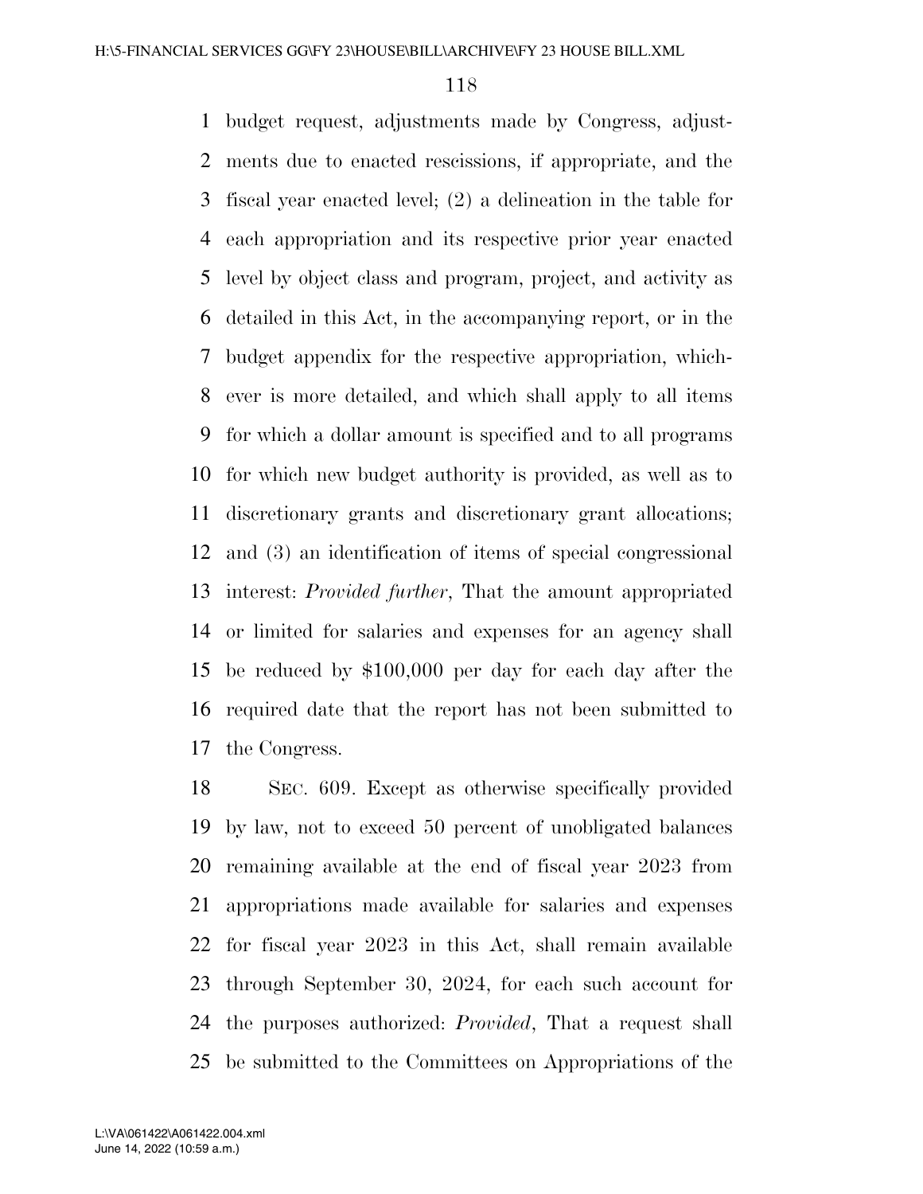budget request, adjustments made by Congress, adjustments due to enacted rescissions, if appropriate, and the fiscal year enacted level; (2) a delineation in the table for each appropriation and its respective prior year enacted level by object class and program, project, and activity as detailed in this Act, in the accompanying report, or in the budget appendix for the respective appropriation, whichever is more detailed, and which shall apply to all items for which a dollar amount is specified and to all programs for which new budget authority is provided, as well as to discretionary grants and discretionary grant allocations; and (3) an identification of items of special congressional interest: *Provided further*, That the amount appropriated or limited for salaries and expenses for an agency shall be reduced by $100,000 per day for each day after the required date that the report has not been submitted to the Congress.

SEC. 609. Except as otherwise specifically provided by law, not to exceed 50 percent of unobligated balances remaining available at the end of fiscal year 2023 from appropriations made available for salaries and expenses for fiscal year 2023 in this Act, shall remain available through September 30, 2024, for each such account for the purposes authorized: *Provided*, That a request shall be submitted to the Committees on Appropriations of the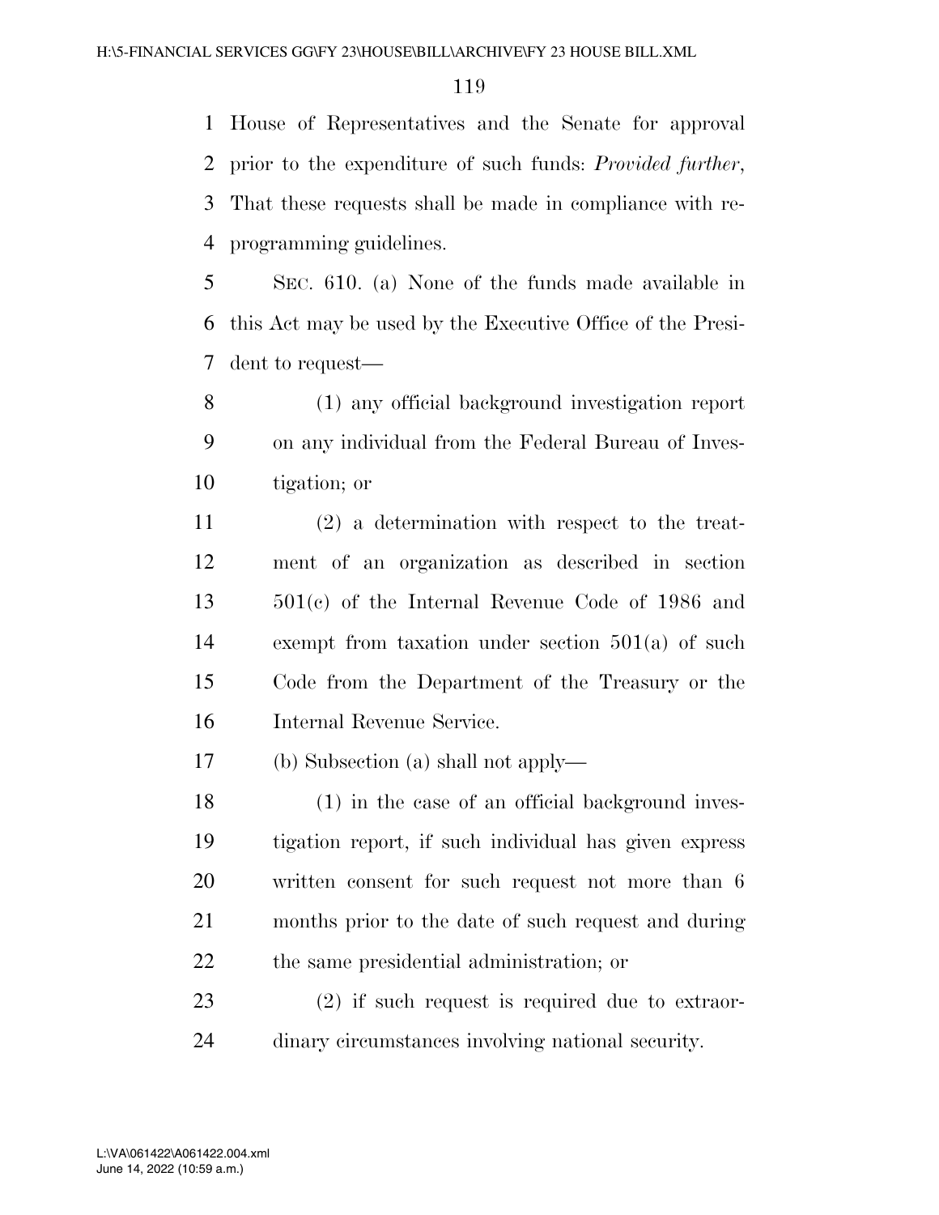House of Representatives and the Senate for approval prior to the expenditure of such funds: *Provided further*, That these requests shall be made in compliance with reprogramming guidelines.

SEC. 610. (a) None of the funds made available in this Act may be used by the Executive Office of the President to request—

(1) any official background investigation report on any individual from the Federal Bureau of Investigation; or

(2) a determination with respect to the treatment of an organization as described in section 501(c) of the Internal Revenue Code of 1986 and exempt from taxation under section 501(a) of such Code from the Department of the Treasury or the Internal Revenue Service.

(b) Subsection (a) shall not apply—

(1) in the case of an official background investigation report, if such individual has given express written consent for such request not more than 6 months prior to the date of such request and during the same presidential administration; or

(2) if such request is required due to extraordinary circumstances involving national security.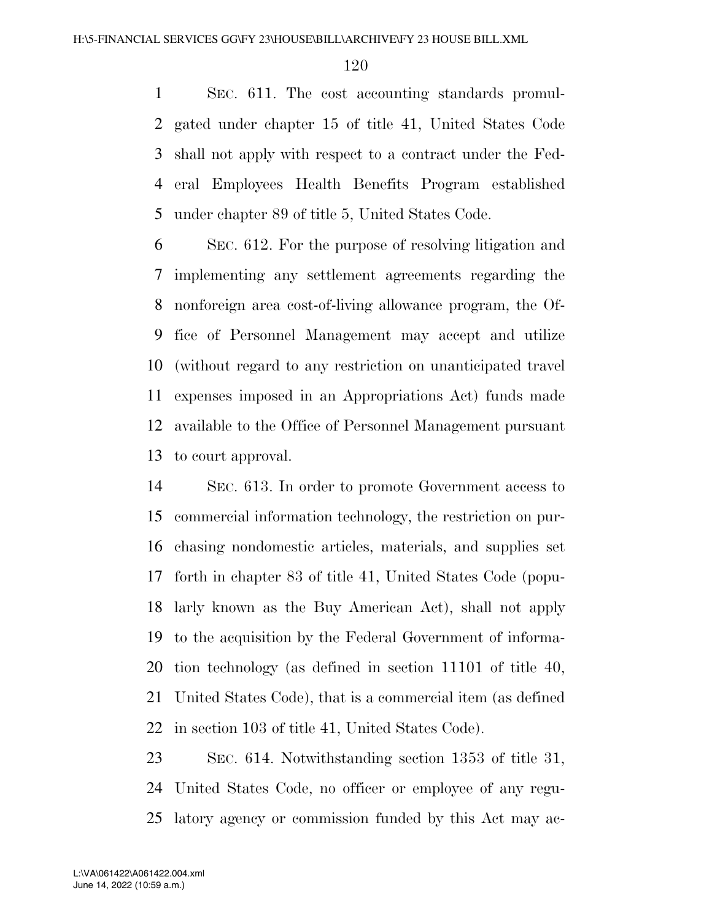SEC. 611. The cost accounting standards promulgated under chapter 15 of title 41, United States Code shall not apply with respect to a contract under the Federal Employees Health Benefits Program established under chapter 89 of title 5, United States Code.

SEC. 612. For the purpose of resolving litigation and implementing any settlement agreements regarding the nonforeign area cost-of-living allowance program, the Office of Personnel Management may accept and utilize (without regard to any restriction on unanticipated travel expenses imposed in an Appropriations Act) funds made available to the Office of Personnel Management pursuant to court approval.

SEC. 613. In order to promote Government access to commercial information technology, the restriction on purchasing nondomestic articles, materials, and supplies set forth in chapter 83 of title 41, United States Code (popularly known as the Buy American Act), shall not apply to the acquisition by the Federal Government of information technology (as defined in section 11101 of title 40, United States Code), that is a commercial item (as defined in section 103 of title 41, United States Code).

SEC. 614. Notwithstanding section 1353 of title 31, United States Code, no officer or employee of any regulatory agency or commission funded by this Act may ac-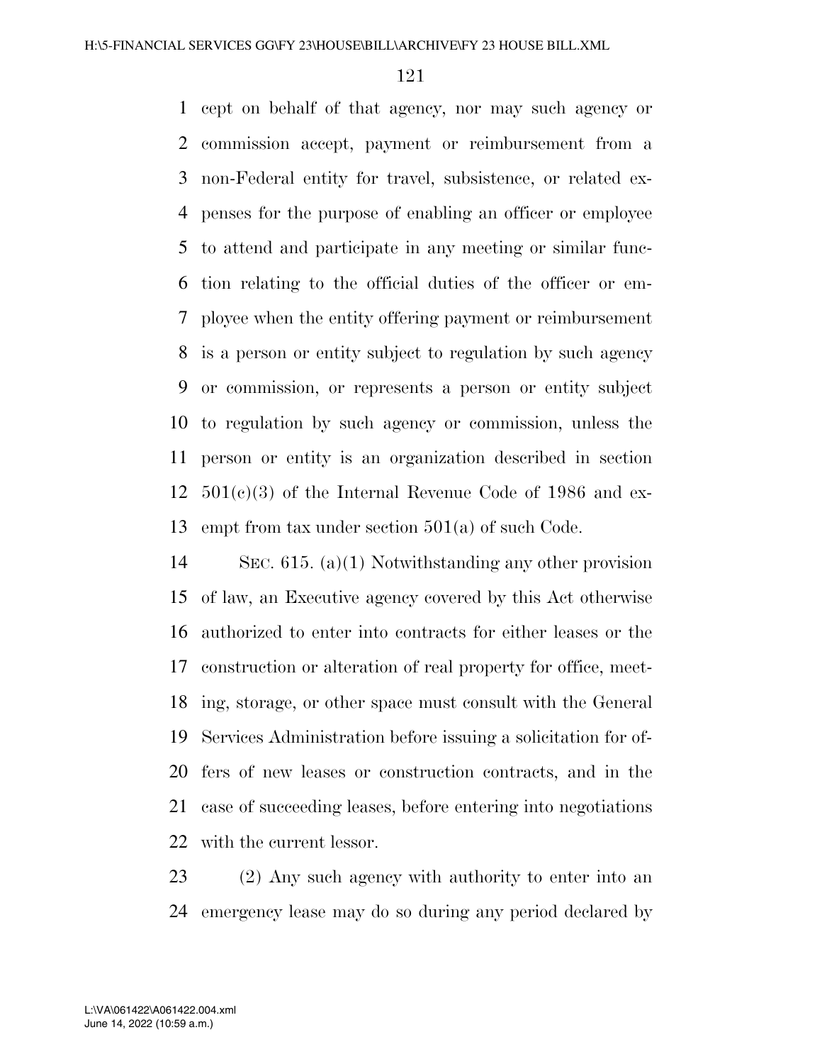cept on behalf of that agency, nor may such agency or commission accept, payment or reimbursement from a non-Federal entity for travel, subsistence, or related expenses for the purpose of enabling an officer or employee to attend and participate in any meeting or similar function relating to the official duties of the officer or employee when the entity offering payment or reimbursement is a person or entity subject to regulation by such agency or commission, or represents a person or entity subject to regulation by such agency or commission, unless the person or entity is an organization described in section 501(c)(3) of the Internal Revenue Code of 1986 and exempt from tax under section 501(a) of such Code.

SEC. 615. (a)(1) Notwithstanding any other provision of law, an Executive agency covered by this Act otherwise authorized to enter into contracts for either leases or the construction or alteration of real property for office, meeting, storage, or other space must consult with the General Services Administration before issuing a solicitation for offers of new leases or construction contracts, and in the case of succeeding leases, before entering into negotiations with the current lessor.

(2) Any such agency with authority to enter into an emergency lease may do so during any period declared by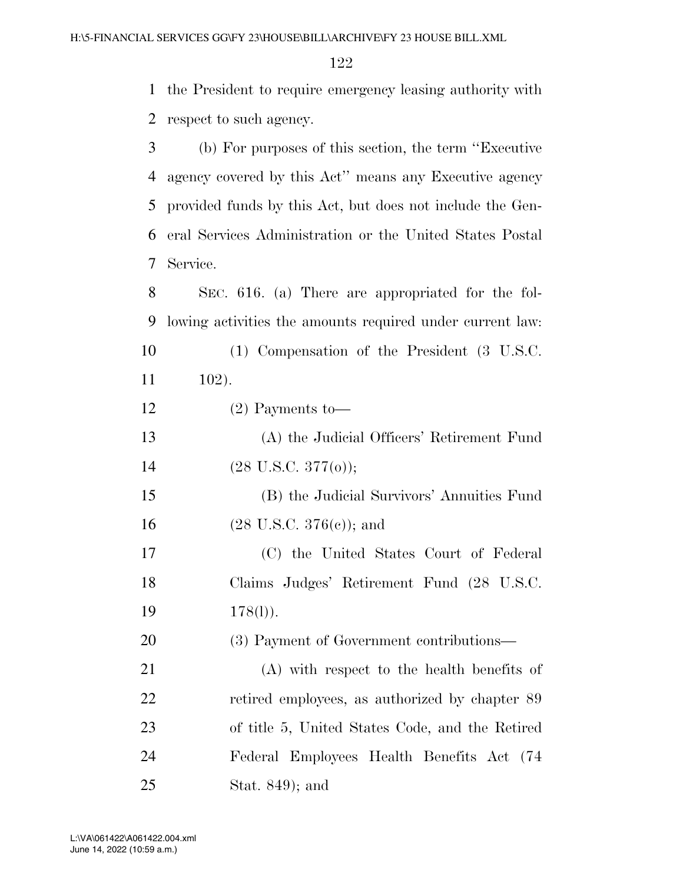the President to require emergency leasing authority with respect to such agency.

(b) For purposes of this section, the term ''Executive agency covered by this Act'' means any Executive agency provided funds by this Act, but does not include the General Services Administration or the United States Postal Service.

SEC. 616. (a) There are appropriated for the following activities the amounts required under current law:

(1) Compensation of the President (3 U.S.C. 102).

(2) Payments to—

(A) the Judicial Officers' Retirement Fund (28 U.S.C. 377(o));

(B) the Judicial Survivors' Annuities Fund (28 U.S.C. 376(c)); and

(C) the United States Court of Federal Claims Judges' Retirement Fund (28 U.S.C. 178(l)).

(3) Payment of Government contributions—

(A) with respect to the health benefits of retired employees, as authorized by chapter 89 of title 5, United States Code, and the Retired Federal Employees Health Benefits Act (74 Stat. 849); and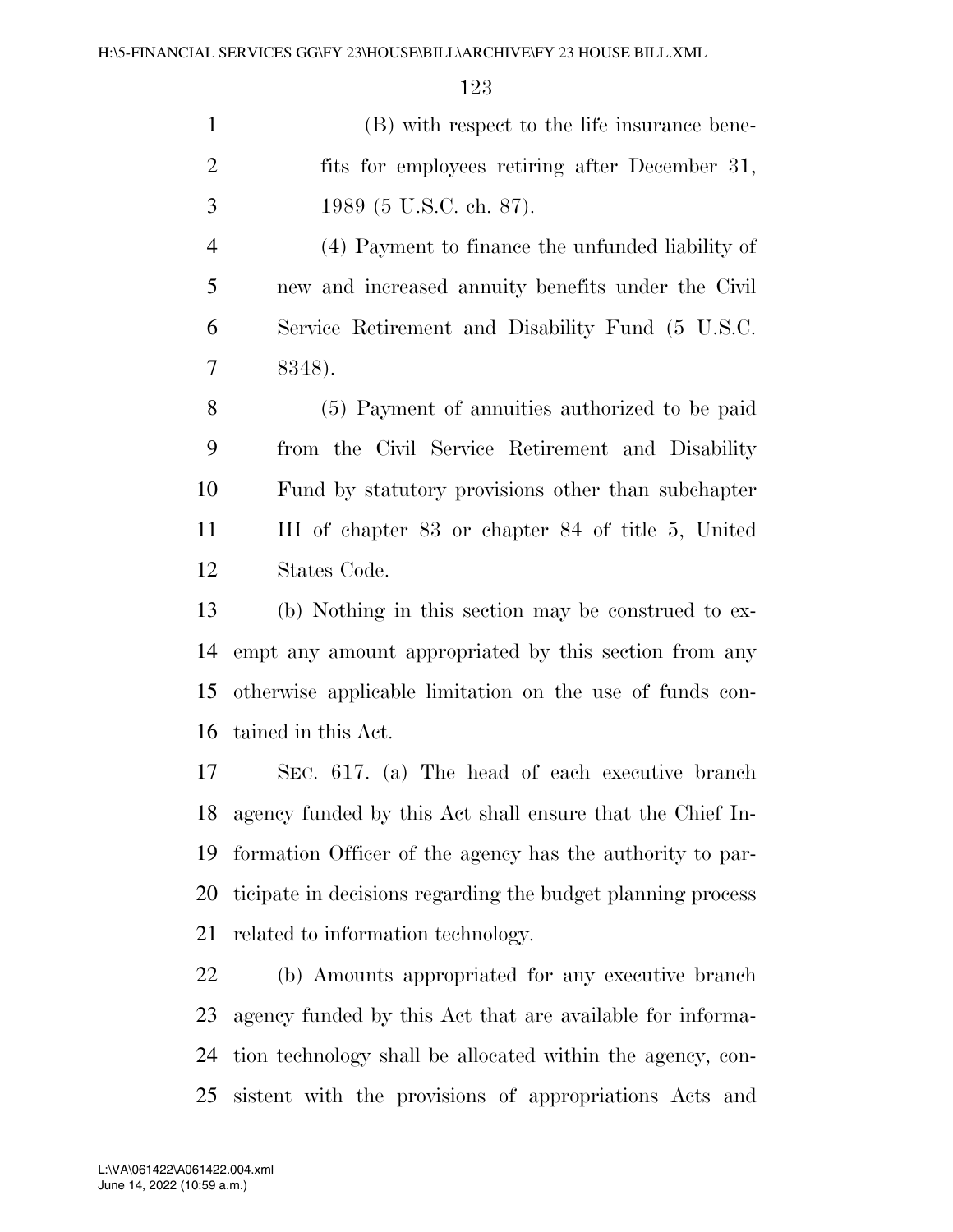(B) with respect to the life insurance benefits for employees retiring after December 31, 1989 (5 U.S.C. ch. 87).

(4) Payment to finance the unfunded liability of new and increased annuity benefits under the Civil Service Retirement and Disability Fund (5 U.S.C. 8348).

(5) Payment of annuities authorized to be paid from the Civil Service Retirement and Disability Fund by statutory provisions other than subchapter III of chapter 83 or chapter 84 of title 5, United States Code.

(b) Nothing in this section may be construed to exempt any amount appropriated by this section from any otherwise applicable limitation on the use of funds contained in this Act.

SEC. 617. (a) The head of each executive branch agency funded by this Act shall ensure that the Chief Information Officer of the agency has the authority to participate in decisions regarding the budget planning process related to information technology.

(b) Amounts appropriated for any executive branch agency funded by this Act that are available for information technology shall be allocated within the agency, consistent with the provisions of appropriations Acts and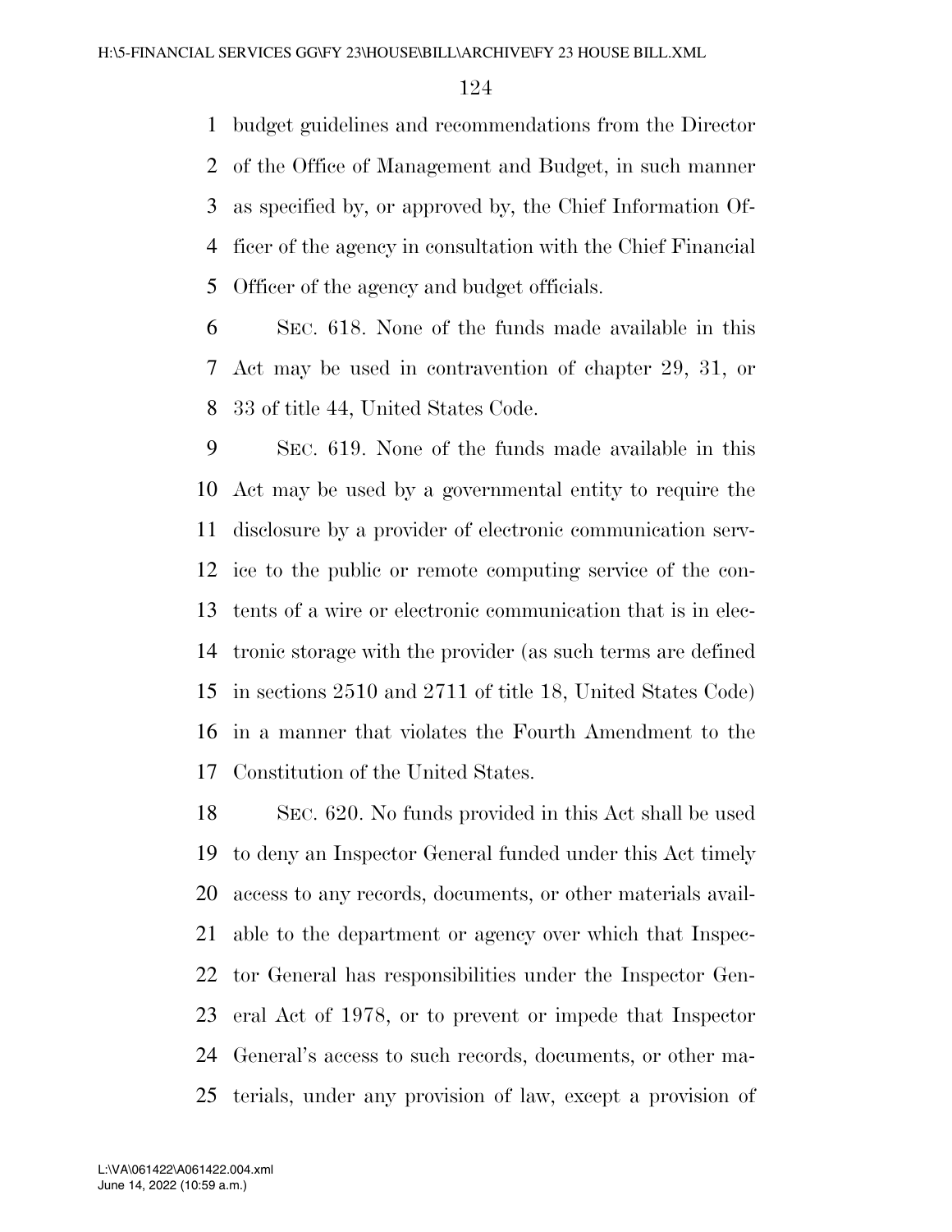budget guidelines and recommendations from the Director of the Office of Management and Budget, in such manner as specified by, or approved by, the Chief Information Officer of the agency in consultation with the Chief Financial Officer of the agency and budget officials.

SEC. 618. None of the funds made available in this Act may be used in contravention of chapter 29, 31, or 33 of title 44, United States Code.

SEC. 619. None of the funds made available in this Act may be used by a governmental entity to require the disclosure by a provider of electronic communication service to the public or remote computing service of the contents of a wire or electronic communication that is in electronic storage with the provider (as such terms are defined in sections 2510 and 2711 of title 18, United States Code) in a manner that violates the Fourth Amendment to the Constitution of the United States.

SEC. 620. No funds provided in this Act shall be used to deny an Inspector General funded under this Act timely access to any records, documents, or other materials available to the department or agency over which that Inspector General has responsibilities under the Inspector General Act of 1978, or to prevent or impede that Inspector General's access to such records, documents, or other materials, under any provision of law, except a provision of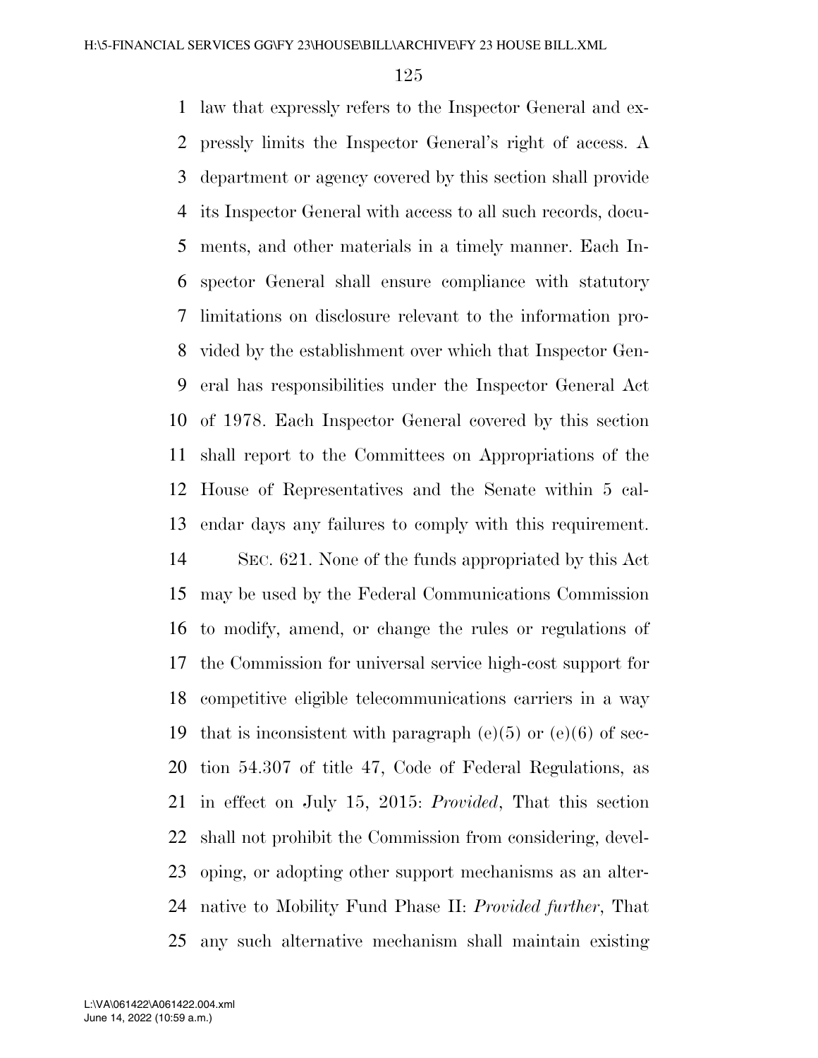law that expressly refers to the Inspector General and expressly limits the Inspector General's right of access. A department or agency covered by this section shall provide its Inspector General with access to all such records, documents, and other materials in a timely manner. Each Inspector General shall ensure compliance with statutory limitations on disclosure relevant to the information provided by the establishment over which that Inspector General has responsibilities under the Inspector General Act of 1978. Each Inspector General covered by this section shall report to the Committees on Appropriations of the House of Representatives and the Senate within 5 calendar days any failures to comply with this requirement.

SEC. 621. None of the funds appropriated by this Act may be used by the Federal Communications Commission to modify, amend, or change the rules or regulations of the Commission for universal service high-cost support for competitive eligible telecommunications carriers in a way that is inconsistent with paragraph (e)(5) or (e)(6) of section 54.307 of title 47, Code of Federal Regulations, as in effect on July 15, 2015: *Provided*, That this section shall not prohibit the Commission from considering, developing, or adopting other support mechanisms as an alternative to Mobility Fund Phase II: *Provided further*, That any such alternative mechanism shall maintain existing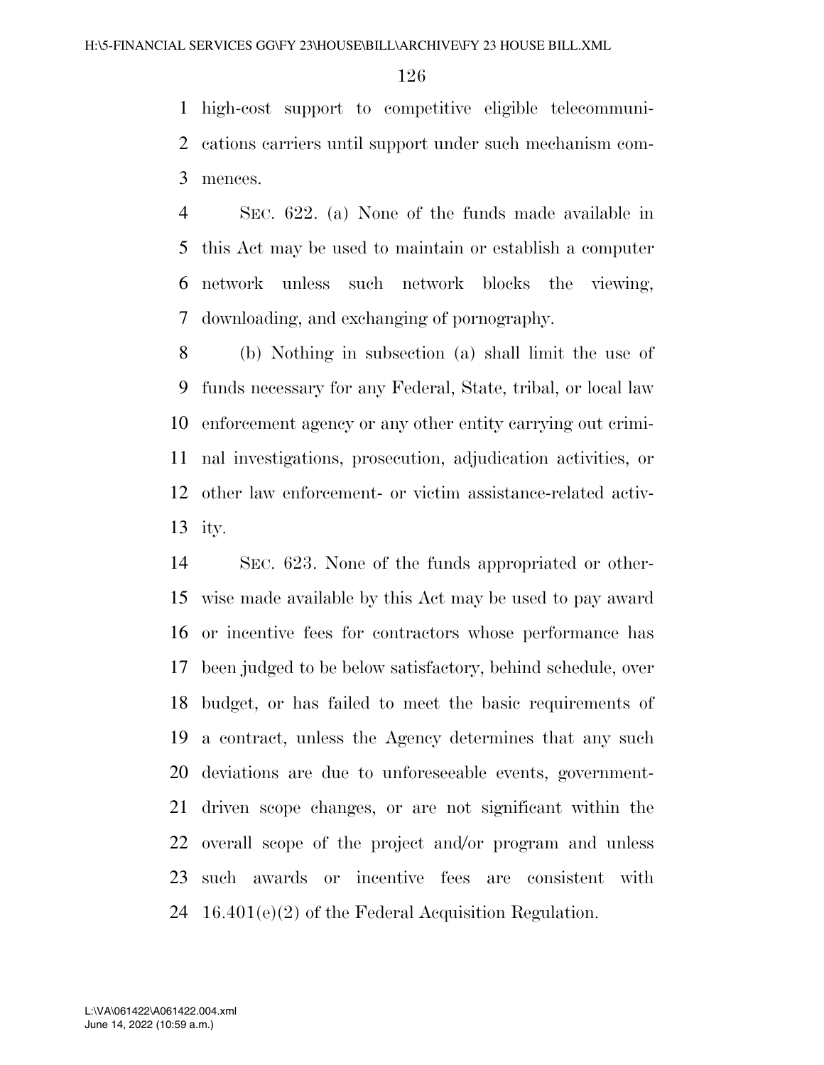high-cost support to competitive eligible telecommunications carriers until support under such mechanism commences.

SEC. 622. (a) None of the funds made available in this Act may be used to maintain or establish a computer network unless such network blocks the viewing, downloading, and exchanging of pornography.

(b) Nothing in subsection (a) shall limit the use of funds necessary for any Federal, State, tribal, or local law enforcement agency or any other entity carrying out criminal investigations, prosecution, adjudication activities, or other law enforcement- or victim assistance-related activity.

SEC. 623. None of the funds appropriated or otherwise made available by this Act may be used to pay award or incentive fees for contractors whose performance has been judged to be below satisfactory, behind schedule, over budget, or has failed to meet the basic requirements of a contract, unless the Agency determines that any such deviations are due to unforeseeable events, government-driven scope changes, or are not significant within the overall scope of the project and/or program and unless such awards or incentive fees are consistent with 16.401(e)(2) of the Federal Acquisition Regulation.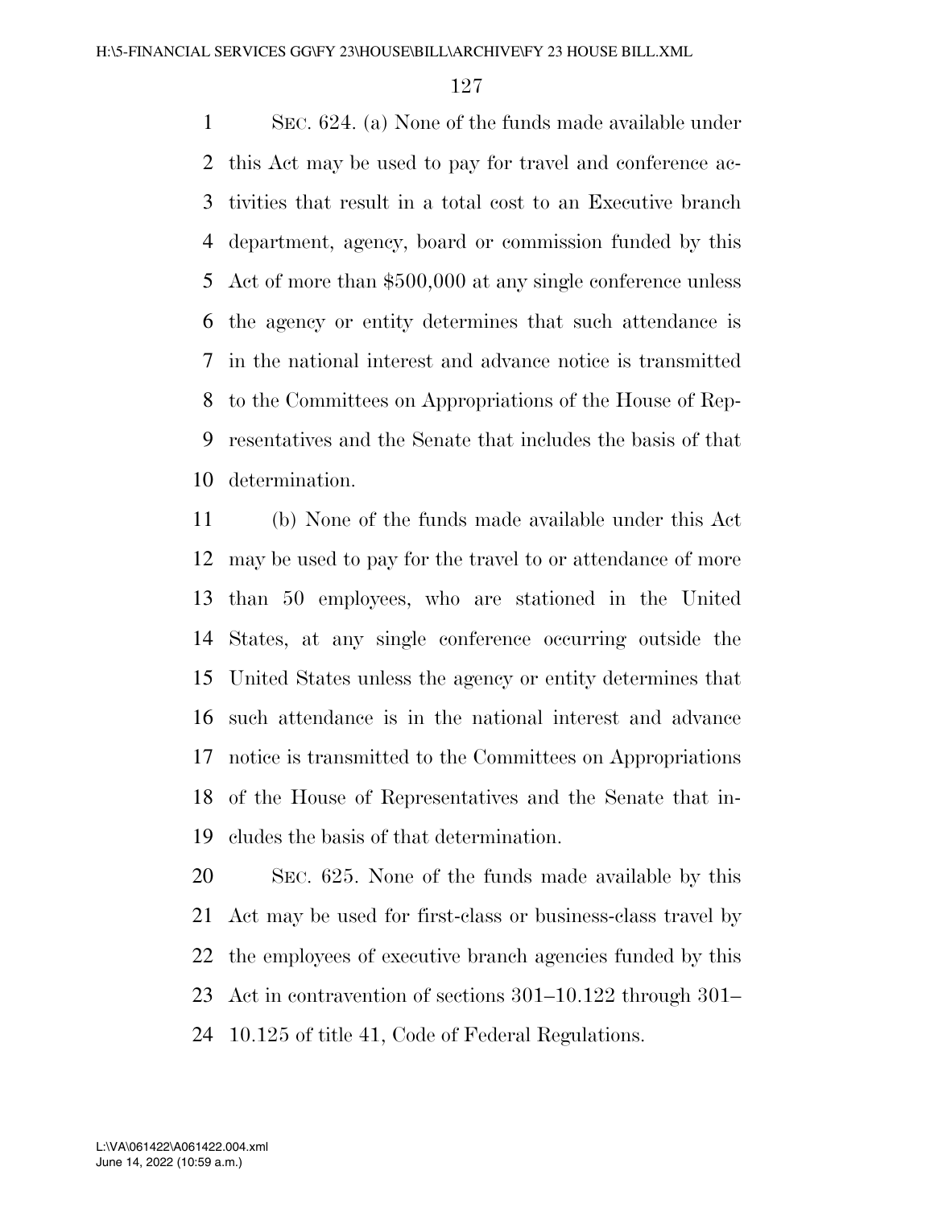SEC. 624. (a) None of the funds made available under this Act may be used to pay for travel and conference activities that result in a total cost to an Executive branch department, agency, board or commission funded by this Act of more than $500,000 at any single conference unless the agency or entity determines that such attendance is in the national interest and advance notice is transmitted to the Committees on Appropriations of the House of Representatives and the Senate that includes the basis of that determination.

(b) None of the funds made available under this Act may be used to pay for the travel to or attendance of more than 50 employees, who are stationed in the United States, at any single conference occurring outside the United States unless the agency or entity determines that such attendance is in the national interest and advance notice is transmitted to the Committees on Appropriations of the House of Representatives and the Senate that includes the basis of that determination.

SEC. 625. None of the funds made available by this Act may be used for first-class or business-class travel by the employees of executive branch agencies funded by this Act in contravention of sections 301–10.122 through 301–10.125 of title 41, Code of Federal Regulations.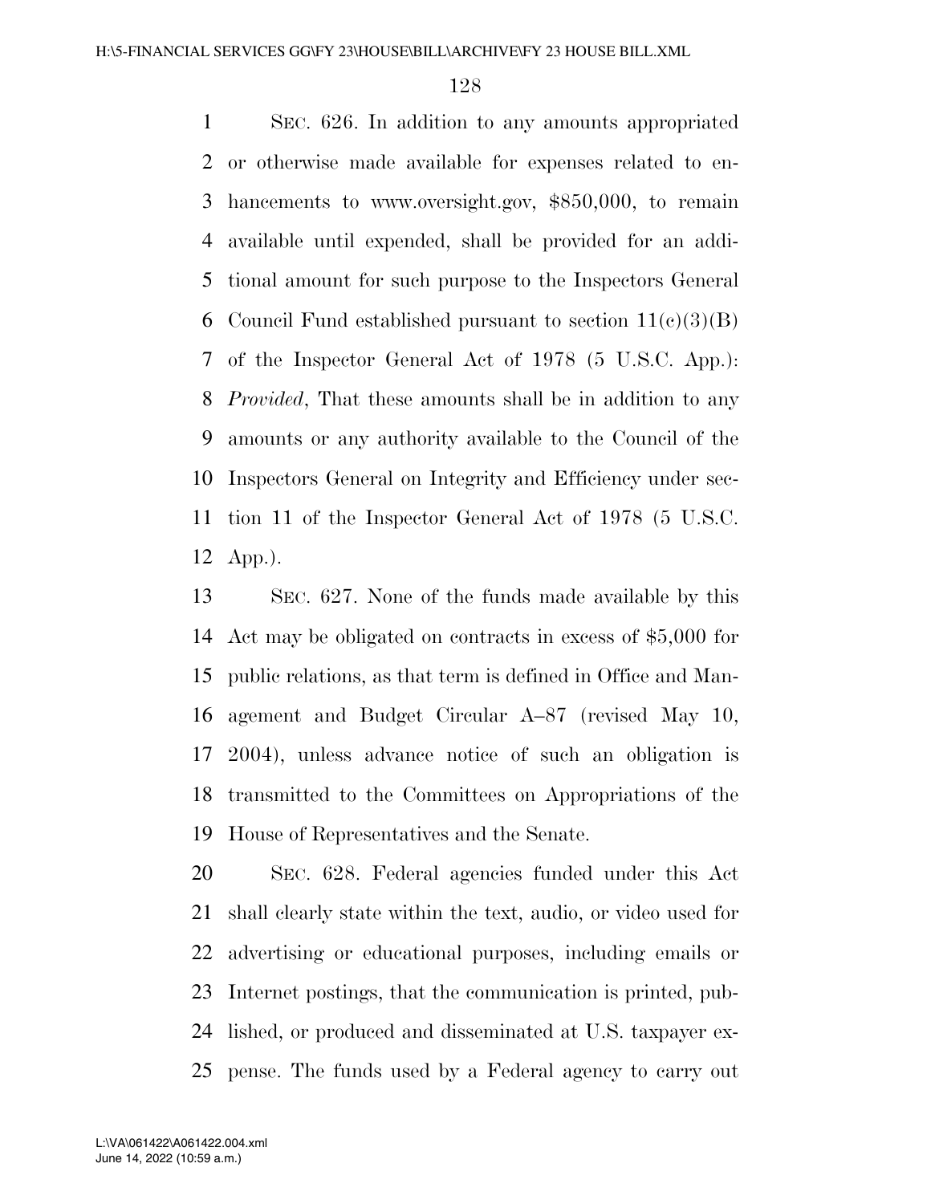SEC. 626. In addition to any amounts appropriated or otherwise made available for expenses related to enhancements to www.oversight.gov, $850,000, to remain available until expended, shall be provided for an additional amount for such purpose to the Inspectors General Council Fund established pursuant to section 11(c)(3)(B) of the Inspector General Act of 1978 (5 U.S.C. App.): *Provided*, That these amounts shall be in addition to any amounts or any authority available to the Council of the Inspectors General on Integrity and Efficiency under section 11 of the Inspector General Act of 1978 (5 U.S.C. App.).

SEC. 627. None of the funds made available by this Act may be obligated on contracts in excess of $5,000 for public relations, as that term is defined in Office and Management and Budget Circular A–87 (revised May 10, 2004), unless advance notice of such an obligation is transmitted to the Committees on Appropriations of the House of Representatives and the Senate.

SEC. 628. Federal agencies funded under this Act shall clearly state within the text, audio, or video used for advertising or educational purposes, including emails or Internet postings, that the communication is printed, published, or produced and disseminated at U.S. taxpayer expense. The funds used by a Federal agency to carry out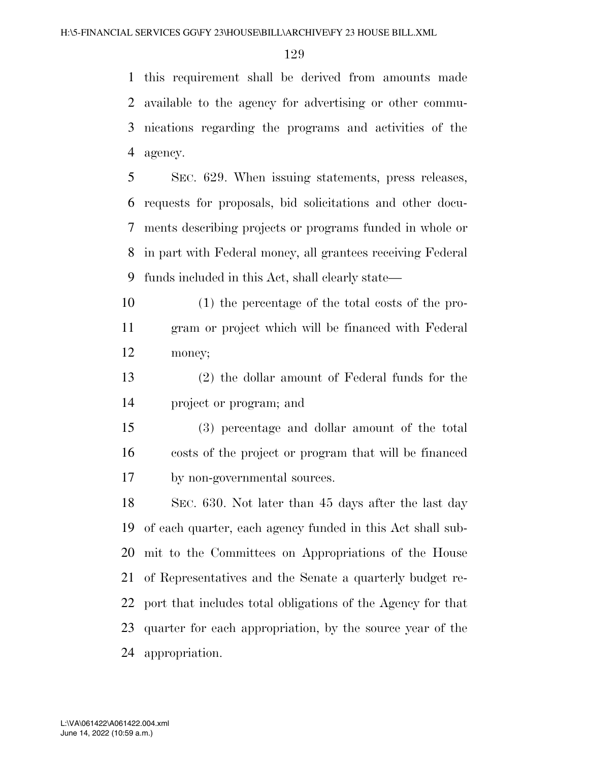this requirement shall be derived from amounts made available to the agency for advertising or other communications regarding the programs and activities of the agency.

SEC. 629. When issuing statements, press releases, requests for proposals, bid solicitations and other documents describing projects or programs funded in whole or in part with Federal money, all grantees receiving Federal funds included in this Act, shall clearly state—

(1) the percentage of the total costs of the program or project which will be financed with Federal money;

(2) the dollar amount of Federal funds for the project or program; and

(3) percentage and dollar amount of the total costs of the project or program that will be financed by non-governmental sources.

SEC. 630. Not later than 45 days after the last day of each quarter, each agency funded in this Act shall submit to the Committees on Appropriations of the House of Representatives and the Senate a quarterly budget report that includes total obligations of the Agency for that quarter for each appropriation, by the source year of the appropriation.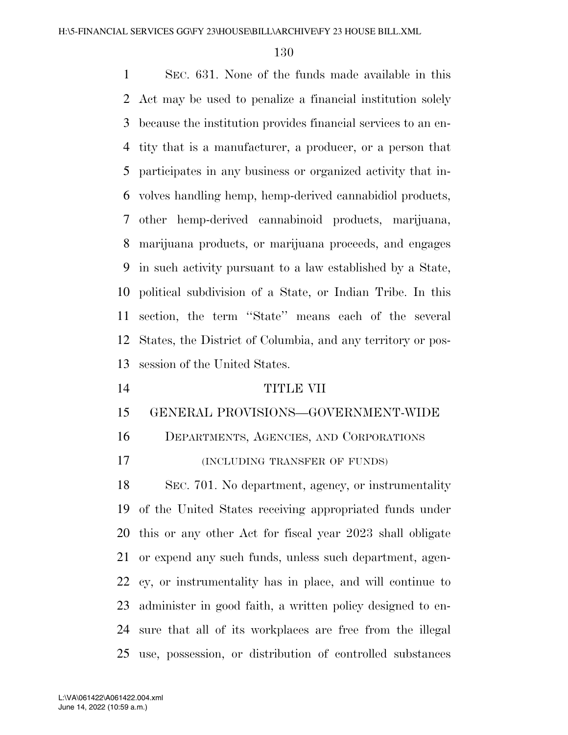SEC. 631. None of the funds made available in this Act may be used to penalize a financial institution solely because the institution provides financial services to an entity that is a manufacturer, a producer, or a person that participates in any business or organized activity that involves handling hemp, hemp-derived cannabidiol products, other hemp-derived cannabinoid products, marijuana, marijuana products, or marijuana proceeds, and engages in such activity pursuant to a law established by a State, political subdivision of a State, or Indian Tribe. In this section, the term ''State'' means each of the several States, the District of Columbia, and any territory or possession of the United States.

# TITLE VII

## GENERAL PROVISIONS—GOVERNMENT-WIDE

### DEPARTMENTS, AGENCIES, AND CORPORATIONS

(INCLUDING TRANSFER OF FUNDS)

SEC. 701. No department, agency, or instrumentality of the United States receiving appropriated funds under this or any other Act for fiscal year 2023 shall obligate or expend any such funds, unless such department, agency, or instrumentality has in place, and will continue to administer in good faith, a written policy designed to ensure that all of its workplaces are free from the illegal use, possession, or distribution of controlled substances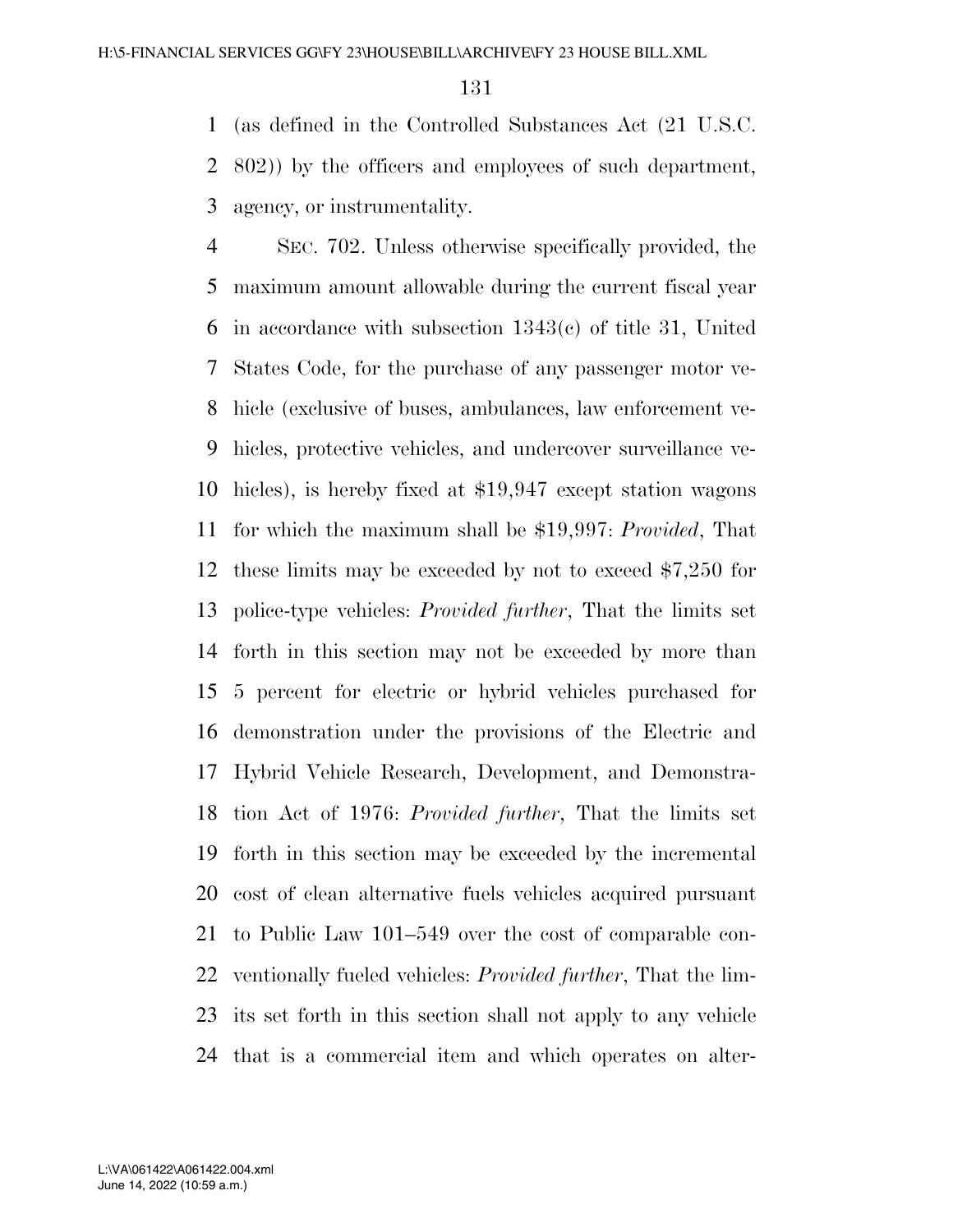(as defined in the Controlled Substances Act (21 U.S.C. 802)) by the officers and employees of such department, agency, or instrumentality.

SEC. 702. Unless otherwise specifically provided, the maximum amount allowable during the current fiscal year in accordance with subsection 1343(c) of title 31, United States Code, for the purchase of any passenger motor vehicle (exclusive of buses, ambulances, law enforcement vehicles, protective vehicles, and undercover surveillance vehicles), is hereby fixed at $19,947 except station wagons for which the maximum shall be $19,997: *Provided*, That these limits may be exceeded by not to exceed $7,250 for police-type vehicles: *Provided further*, That the limits set forth in this section may not be exceeded by more than 5 percent for electric or hybrid vehicles purchased for demonstration under the provisions of the Electric and Hybrid Vehicle Research, Development, and Demonstration Act of 1976: *Provided further*, That the limits set forth in this section may be exceeded by the incremental cost of clean alternative fuels vehicles acquired pursuant to Public Law 101–549 over the cost of comparable conventionally fueled vehicles: *Provided further*, That the limits set forth in this section shall not apply to any vehicle that is a commercial item and which operates on alter-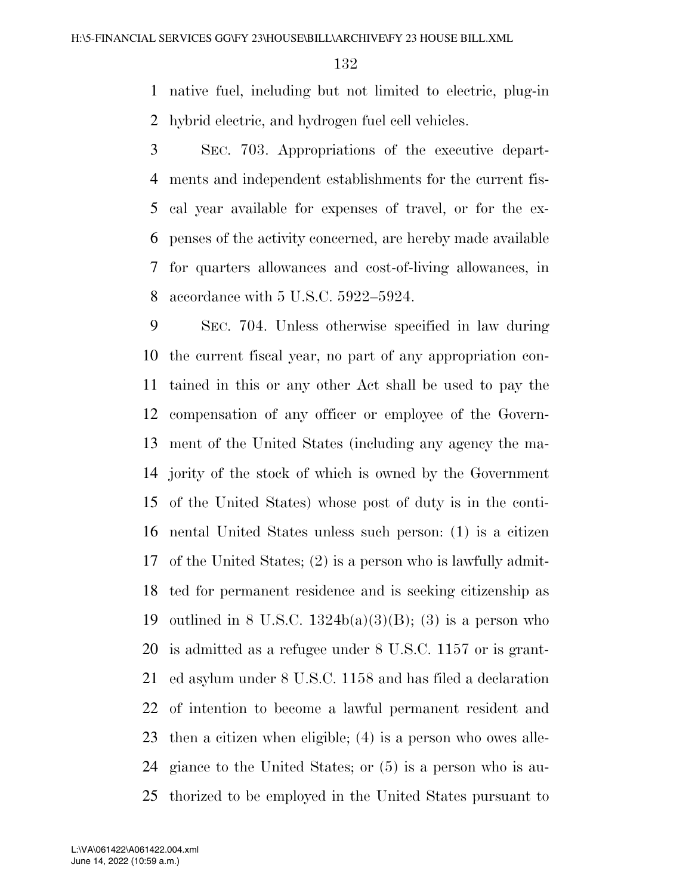native fuel, including but not limited to electric, plug-in hybrid electric, and hydrogen fuel cell vehicles.

SEC. 703. Appropriations of the executive departments and independent establishments for the current fiscal year available for expenses of travel, or for the expenses of the activity concerned, are hereby made available for quarters allowances and cost-of-living allowances, in accordance with 5 U.S.C. 5922–5924.

SEC. 704. Unless otherwise specified in law during the current fiscal year, no part of any appropriation contained in this or any other Act shall be used to pay the compensation of any officer or employee of the Government of the United States (including any agency the majority of the stock of which is owned by the Government of the United States) whose post of duty is in the continental United States unless such person: (1) is a citizen of the United States; (2) is a person who is lawfully admitted for permanent residence and is seeking citizenship as outlined in 8 U.S.C. 1324b(a)(3)(B); (3) is a person who is admitted as a refugee under 8 U.S.C. 1157 or is granted asylum under 8 U.S.C. 1158 and has filed a declaration of intention to become a lawful permanent resident and then a citizen when eligible; (4) is a person who owes allegiance to the United States; or (5) is a person who is authorized to be employed in the United States pursuant to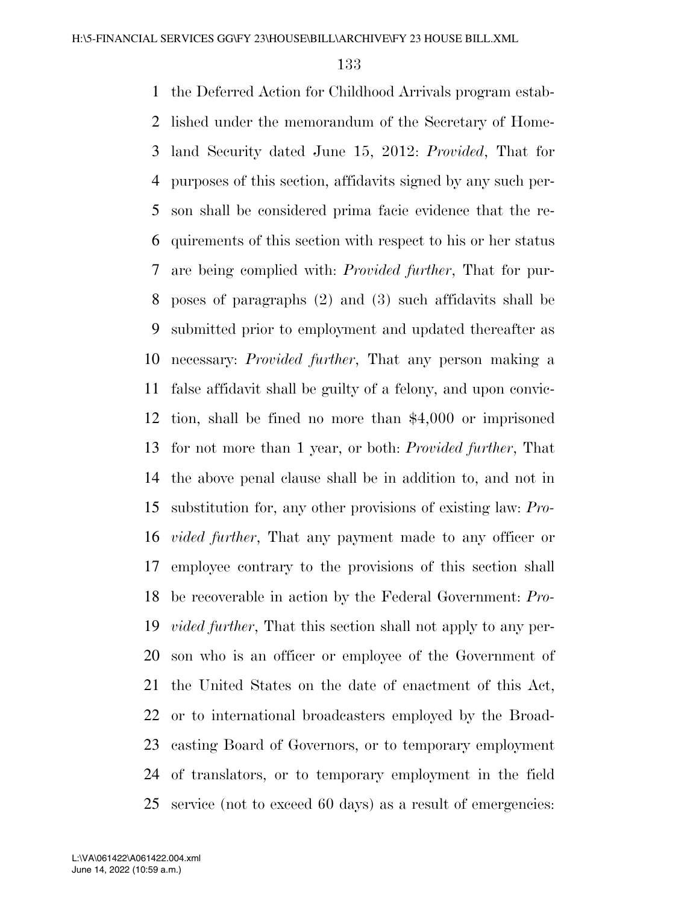the Deferred Action for Childhood Arrivals program established under the memorandum of the Secretary of Homeland Security dated June 15, 2012: *Provided*, That for purposes of this section, affidavits signed by any such person shall be considered prima facie evidence that the requirements of this section with respect to his or her status are being complied with: *Provided further*, That for purposes of paragraphs (2) and (3) such affidavits shall be submitted prior to employment and updated thereafter as necessary: *Provided further*, That any person making a false affidavit shall be guilty of a felony, and upon conviction, shall be fined no more than $4,000 or imprisoned for not more than 1 year, or both: *Provided further*, That the above penal clause shall be in addition to, and not in substitution for, any other provisions of existing law: *Provided further*, That any payment made to any officer or employee contrary to the provisions of this section shall be recoverable in action by the Federal Government: *Provided further*, That this section shall not apply to any person who is an officer or employee of the Government of the United States on the date of enactment of this Act, or to international broadcasters employed by the Broadcasting Board of Governors, or to temporary employment of translators, or to temporary employment in the field service (not to exceed 60 days) as a result of emergencies: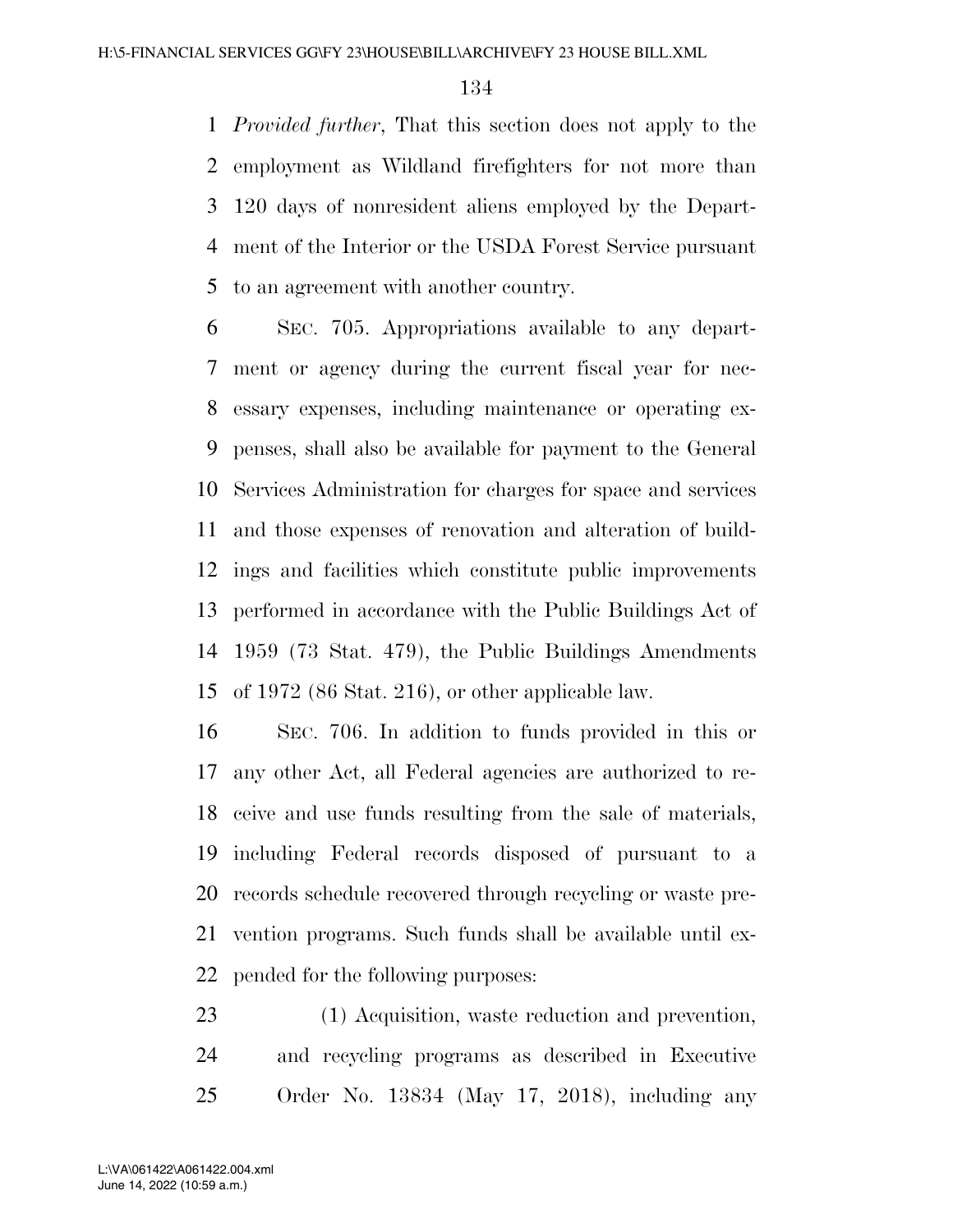*Provided further*, That this section does not apply to the employment as Wildland firefighters for not more than 120 days of nonresident aliens employed by the Department of the Interior or the USDA Forest Service pursuant to an agreement with another country.

SEC. 705. Appropriations available to any department or agency during the current fiscal year for necessary expenses, including maintenance or operating expenses, shall also be available for payment to the General Services Administration for charges for space and services and those expenses of renovation and alteration of buildings and facilities which constitute public improvements performed in accordance with the Public Buildings Act of 1959 (73 Stat. 479), the Public Buildings Amendments of 1972 (86 Stat. 216), or other applicable law.

SEC. 706. In addition to funds provided in this or any other Act, all Federal agencies are authorized to receive and use funds resulting from the sale of materials, including Federal records disposed of pursuant to a records schedule recovered through recycling or waste prevention programs. Such funds shall be available until expended for the following purposes:

(1) Acquisition, waste reduction and prevention, and recycling programs as described in Executive Order No. 13834 (May 17, 2018), including any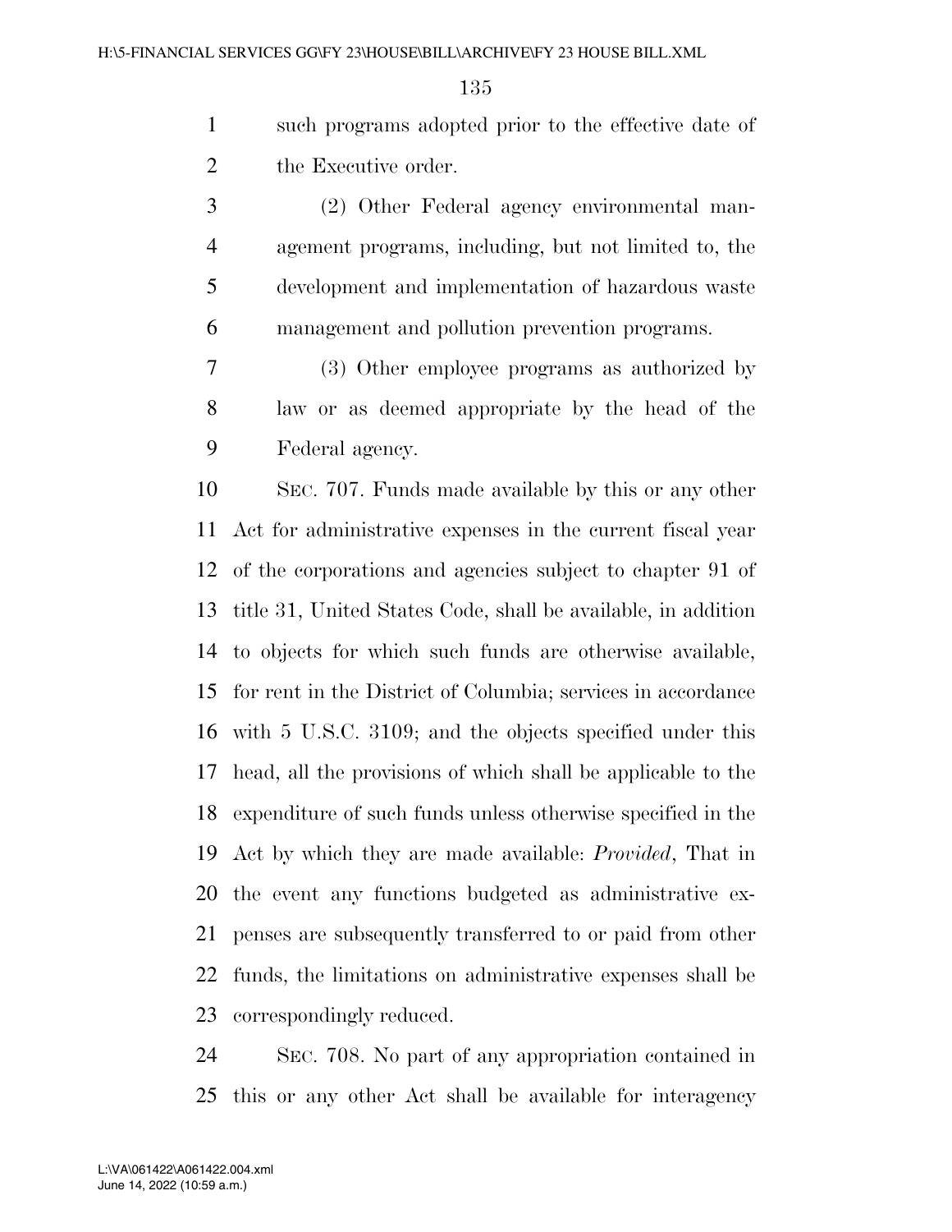such programs adopted prior to the effective date of the Executive order.

(2) Other Federal agency environmental management programs, including, but not limited to, the development and implementation of hazardous waste management and pollution prevention programs.

(3) Other employee programs as authorized by law or as deemed appropriate by the head of the Federal agency.

SEC. 707. Funds made available by this or any other Act for administrative expenses in the current fiscal year of the corporations and agencies subject to chapter 91 of title 31, United States Code, shall be available, in addition to objects for which such funds are otherwise available, for rent in the District of Columbia; services in accordance with 5 U.S.C. 3109; and the objects specified under this head, all the provisions of which shall be applicable to the expenditure of such funds unless otherwise specified in the Act by which they are made available: *Provided*, That in the event any functions budgeted as administrative expenses are subsequently transferred to or paid from other funds, the limitations on administrative expenses shall be correspondingly reduced.

SEC. 708. No part of any appropriation contained in this or any other Act shall be available for interagency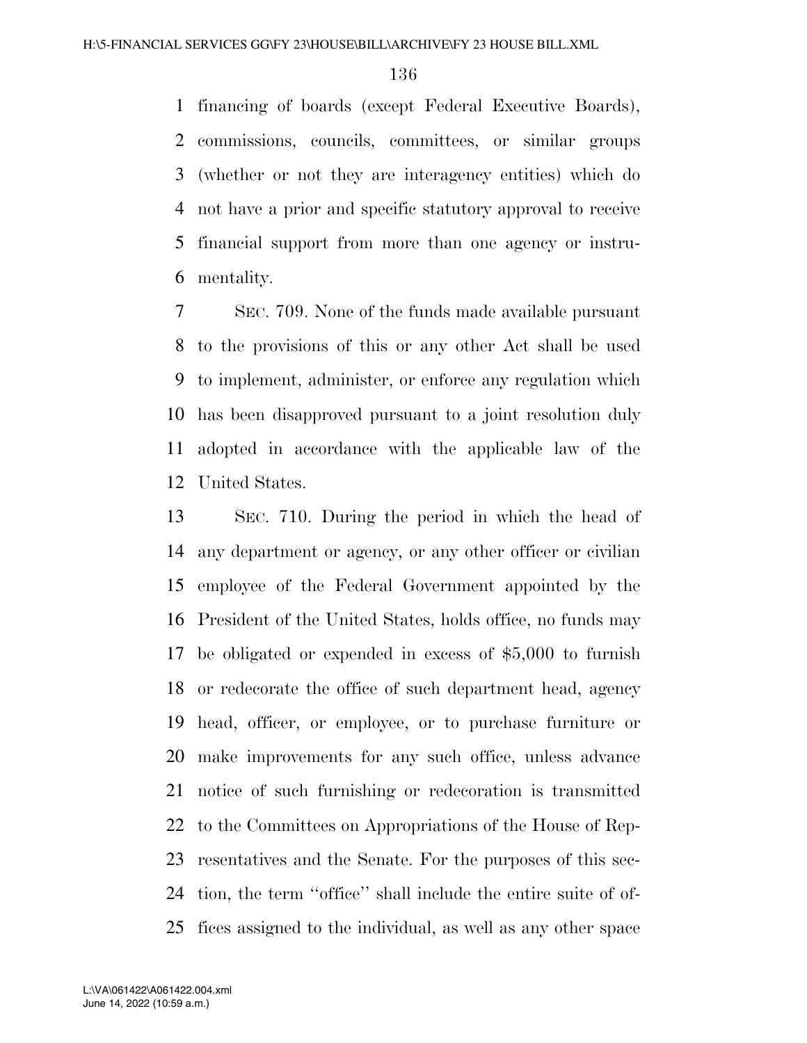financing of boards (except Federal Executive Boards), commissions, councils, committees, or similar groups (whether or not they are interagency entities) which do not have a prior and specific statutory approval to receive financial support from more than one agency or instrumentality.

SEC. 709. None of the funds made available pursuant to the provisions of this or any other Act shall be used to implement, administer, or enforce any regulation which has been disapproved pursuant to a joint resolution duly adopted in accordance with the applicable law of the United States.

SEC. 710. During the period in which the head of any department or agency, or any other officer or civilian employee of the Federal Government appointed by the President of the United States, holds office, no funds may be obligated or expended in excess of $5,000 to furnish or redecorate the office of such department head, agency head, officer, or employee, or to purchase furniture or make improvements for any such office, unless advance notice of such furnishing or redecoration is transmitted to the Committees on Appropriations of the House of Representatives and the Senate. For the purposes of this section, the term ''office'' shall include the entire suite of offices assigned to the individual, as well as any other space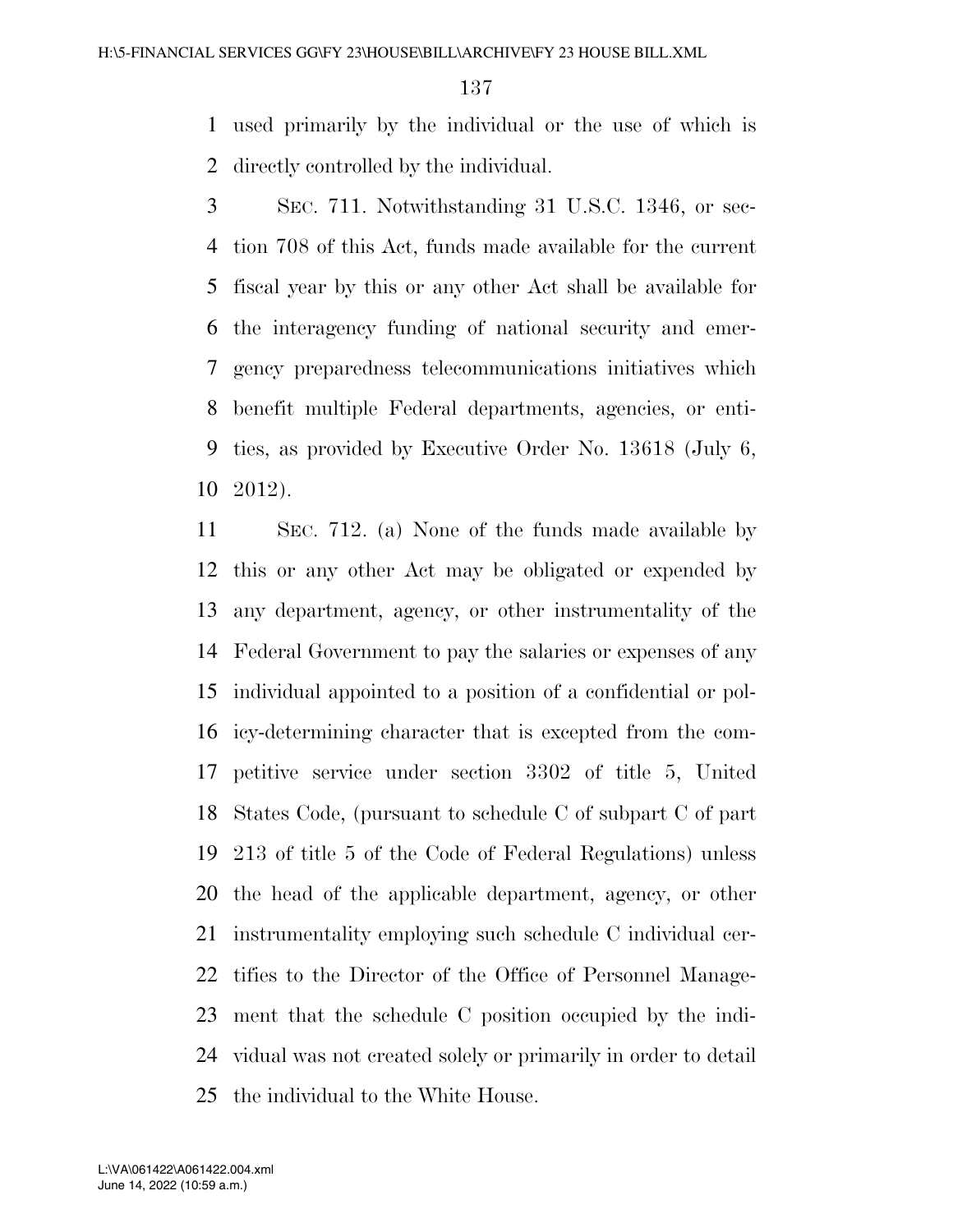used primarily by the individual or the use of which is directly controlled by the individual.

SEC. 711. Notwithstanding 31 U.S.C. 1346, or section 708 of this Act, funds made available for the current fiscal year by this or any other Act shall be available for the interagency funding of national security and emergency preparedness telecommunications initiatives which benefit multiple Federal departments, agencies, or entities, as provided by Executive Order No. 13618 (July 6, 2012).

SEC. 712. (a) None of the funds made available by this or any other Act may be obligated or expended by any department, agency, or other instrumentality of the Federal Government to pay the salaries or expenses of any individual appointed to a position of a confidential or policy-determining character that is excepted from the competitive service under section 3302 of title 5, United States Code, (pursuant to schedule C of subpart C of part 213 of title 5 of the Code of Federal Regulations) unless the head of the applicable department, agency, or other instrumentality employing such schedule C individual certifies to the Director of the Office of Personnel Management that the schedule C position occupied by the individual was not created solely or primarily in order to detail the individual to the White House.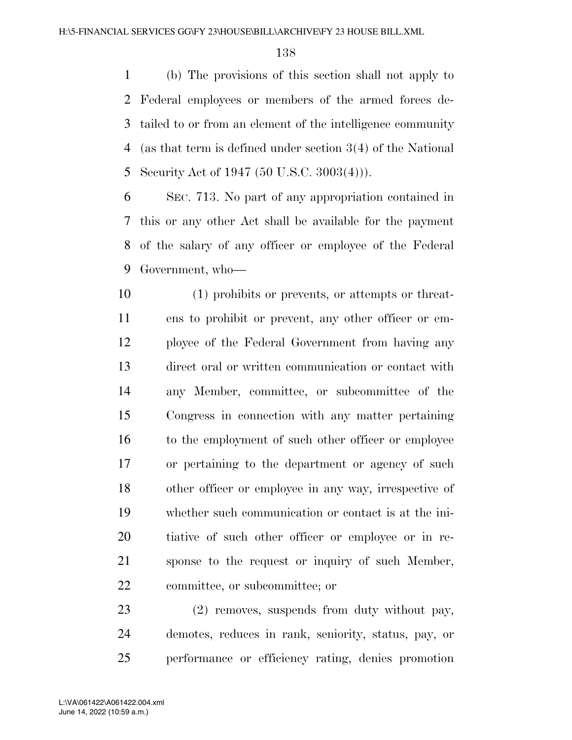(b) The provisions of this section shall not apply to Federal employees or members of the armed forces detailed to or from an element of the intelligence community (as that term is defined under section 3(4) of the National Security Act of 1947 (50 U.S.C. 3003(4))).

SEC. 713. No part of any appropriation contained in this or any other Act shall be available for the payment of the salary of any officer or employee of the Federal Government, who—

(1) prohibits or prevents, or attempts or threatens to prohibit or prevent, any other officer or employee of the Federal Government from having any direct oral or written communication or contact with any Member, committee, or subcommittee of the Congress in connection with any matter pertaining to the employment of such other officer or employee or pertaining to the department or agency of such other officer or employee in any way, irrespective of whether such communication or contact is at the initiative of such other officer or employee or in response to the request or inquiry of such Member, committee, or subcommittee; or

(2) removes, suspends from duty without pay, demotes, reduces in rank, seniority, status, pay, or performance or efficiency rating, denies promotion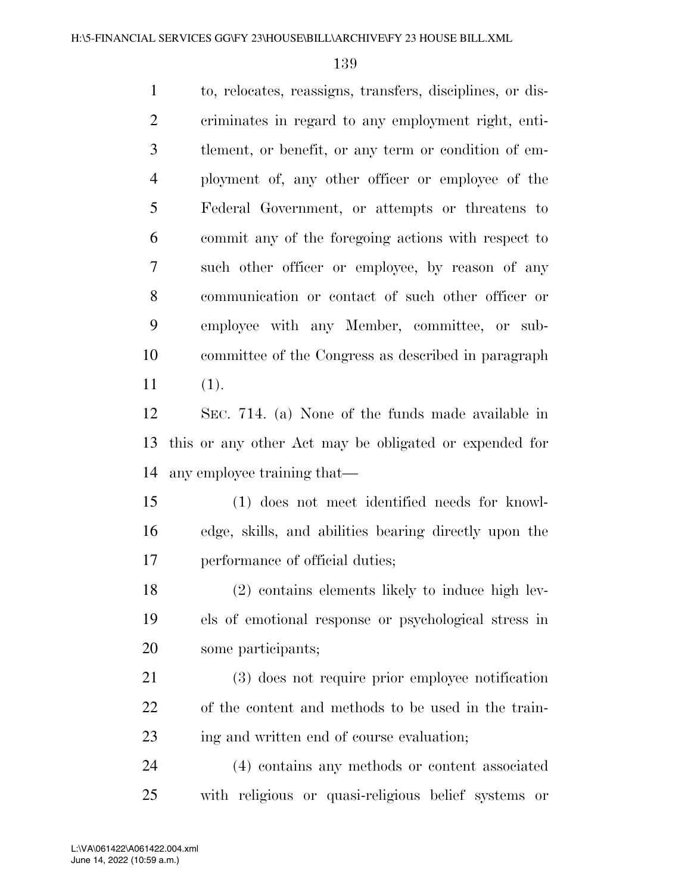to, relocates, reassigns, transfers, disciplines, or discriminates in regard to any employment right, entitlement, or benefit, or any term or condition of employment of, any other officer or employee of the Federal Government, or attempts or threatens to commit any of the foregoing actions with respect to such other officer or employee, by reason of any communication or contact of such other officer or employee with any Member, committee, or subcommittee of the Congress as described in paragraph (1).

SEC. 714. (a) None of the funds made available in this or any other Act may be obligated or expended for any employee training that—

(1) does not meet identified needs for knowledge, skills, and abilities bearing directly upon the performance of official duties;

(2) contains elements likely to induce high levels of emotional response or psychological stress in some participants;

(3) does not require prior employee notification of the content and methods to be used in the training and written end of course evaluation;

(4) contains any methods or content associated with religious or quasi-religious belief systems or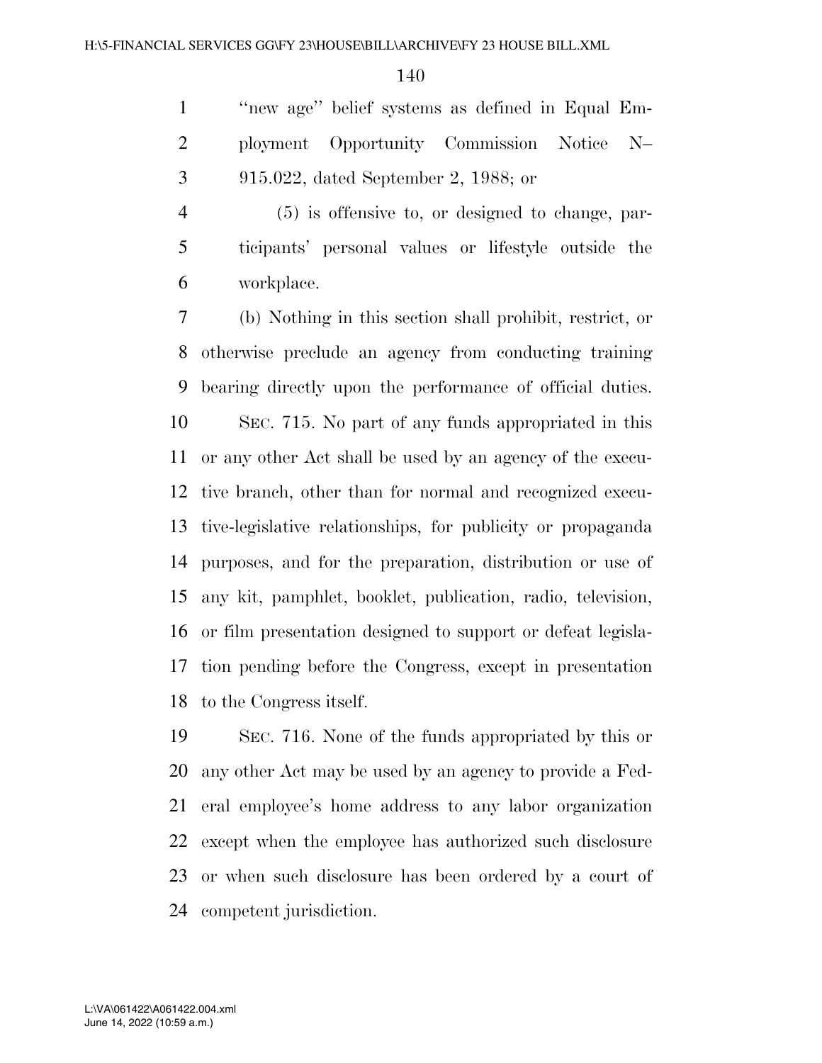"new age" belief systems as defined in Equal Employment Opportunity Commission Notice N–915.022, dated September 2, 1988; or

(5) is offensive to, or designed to change, participants' personal values or lifestyle outside the workplace.

(b) Nothing in this section shall prohibit, restrict, or otherwise preclude an agency from conducting training bearing directly upon the performance of official duties.

SEC. 715. No part of any funds appropriated in this or any other Act shall be used by an agency of the executive branch, other than for normal and recognized executive-legislative relationships, for publicity or propaganda purposes, and for the preparation, distribution or use of any kit, pamphlet, booklet, publication, radio, television, or film presentation designed to support or defeat legislation pending before the Congress, except in presentation to the Congress itself.

SEC. 716. None of the funds appropriated by this or any other Act may be used by an agency to provide a Federal employee's home address to any labor organization except when the employee has authorized such disclosure or when such disclosure has been ordered by a court of competent jurisdiction.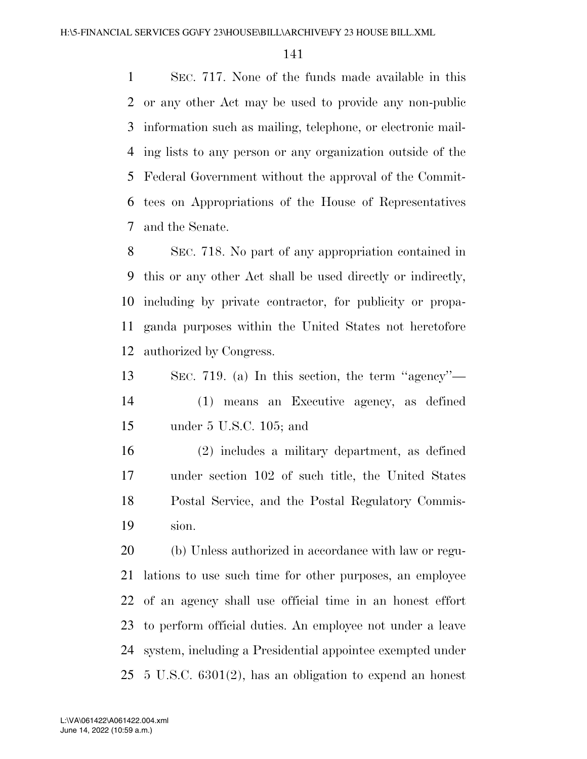SEC. 717. None of the funds made available in this or any other Act may be used to provide any non-public information such as mailing, telephone, or electronic mailing lists to any person or any organization outside of the Federal Government without the approval of the Committees on Appropriations of the House of Representatives and the Senate.

SEC. 718. No part of any appropriation contained in this or any other Act shall be used directly or indirectly, including by private contractor, for publicity or propaganda purposes within the United States not heretofore authorized by Congress.

SEC. 719. (a) In this section, the term "agency"—

(1) means an Executive agency, as defined under 5 U.S.C. 105; and

(2) includes a military department, as defined under section 102 of such title, the United States Postal Service, and the Postal Regulatory Commission.

(b) Unless authorized in accordance with law or regulations to use such time for other purposes, an employee of an agency shall use official time in an honest effort to perform official duties. An employee not under a leave system, including a Presidential appointee exempted under 5 U.S.C. 6301(2), has an obligation to expend an honest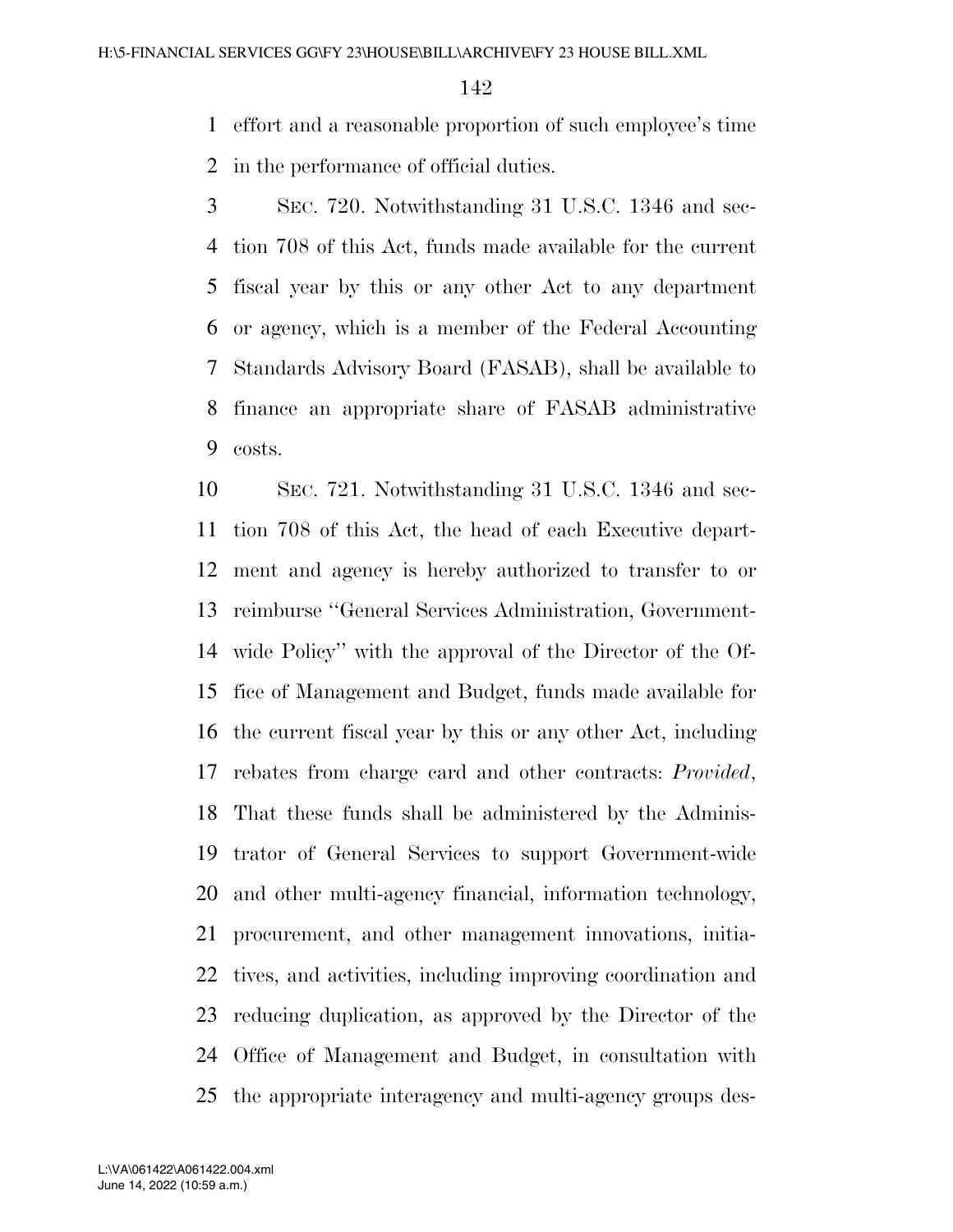effort and a reasonable proportion of such employee's time in the performance of official duties.

SEC. 720. Notwithstanding 31 U.S.C. 1346 and section 708 of this Act, funds made available for the current fiscal year by this or any other Act to any department or agency, which is a member of the Federal Accounting Standards Advisory Board (FASAB), shall be available to finance an appropriate share of FASAB administrative costs.

SEC. 721. Notwithstanding 31 U.S.C. 1346 and section 708 of this Act, the head of each Executive department and agency is hereby authorized to transfer to or reimburse "General Services Administration, Government-wide Policy" with the approval of the Director of the Office of Management and Budget, funds made available for the current fiscal year by this or any other Act, including rebates from charge card and other contracts: *Provided*, That these funds shall be administered by the Administrator of General Services to support Government-wide and other multi-agency financial, information technology, procurement, and other management innovations, initiatives, and activities, including improving coordination and reducing duplication, as approved by the Director of the Office of Management and Budget, in consultation with the appropriate interagency and multi-agency groups des-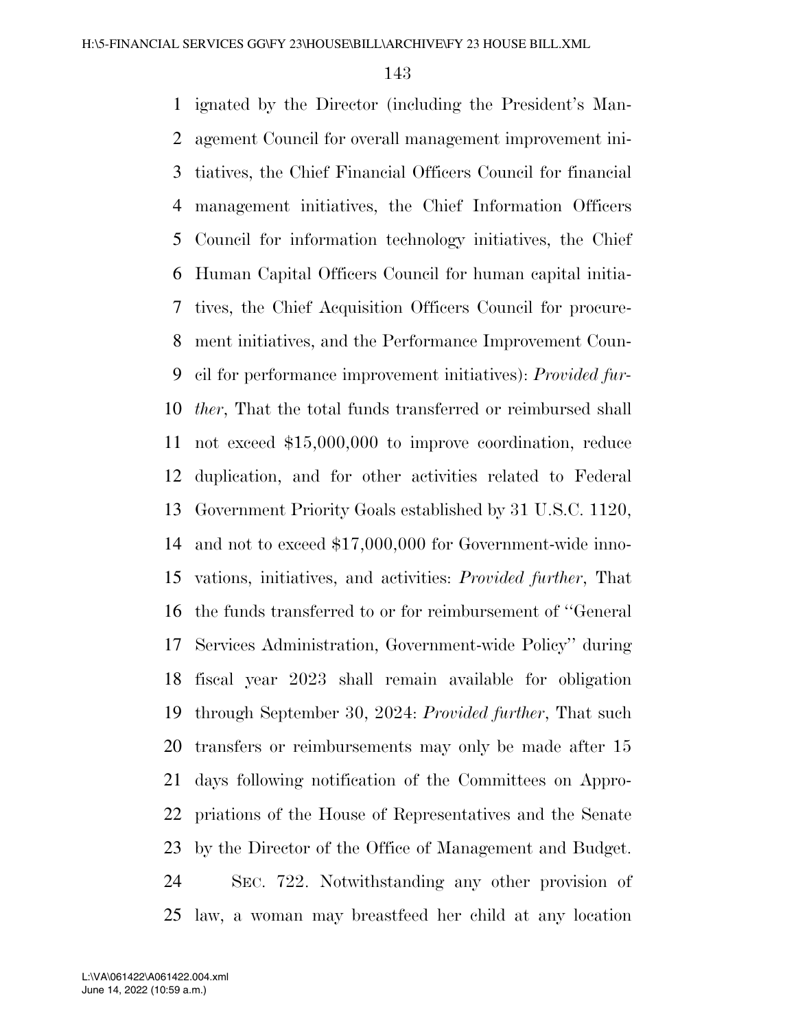ignated by the Director (including the President's Management Council for overall management improvement initiatives, the Chief Financial Officers Council for financial management initiatives, the Chief Information Officers Council for information technology initiatives, the Chief Human Capital Officers Council for human capital initiatives, the Chief Acquisition Officers Council for procurement initiatives, and the Performance Improvement Council for performance improvement initiatives): *Provided further*, That the total funds transferred or reimbursed shall not exceed $15,000,000 to improve coordination, reduce duplication, and for other activities related to Federal Government Priority Goals established by 31 U.S.C. 1120, and not to exceed $17,000,000 for Government-wide innovations, initiatives, and activities: *Provided further*, That the funds transferred to or for reimbursement of ''General Services Administration, Government-wide Policy'' during fiscal year 2023 shall remain available for obligation through September 30, 2024: *Provided further*, That such transfers or reimbursements may only be made after 15 days following notification of the Committees on Appropriations of the House of Representatives and the Senate by the Director of the Office of Management and Budget.

SEC. 722. Notwithstanding any other provision of law, a woman may breastfeed her child at any location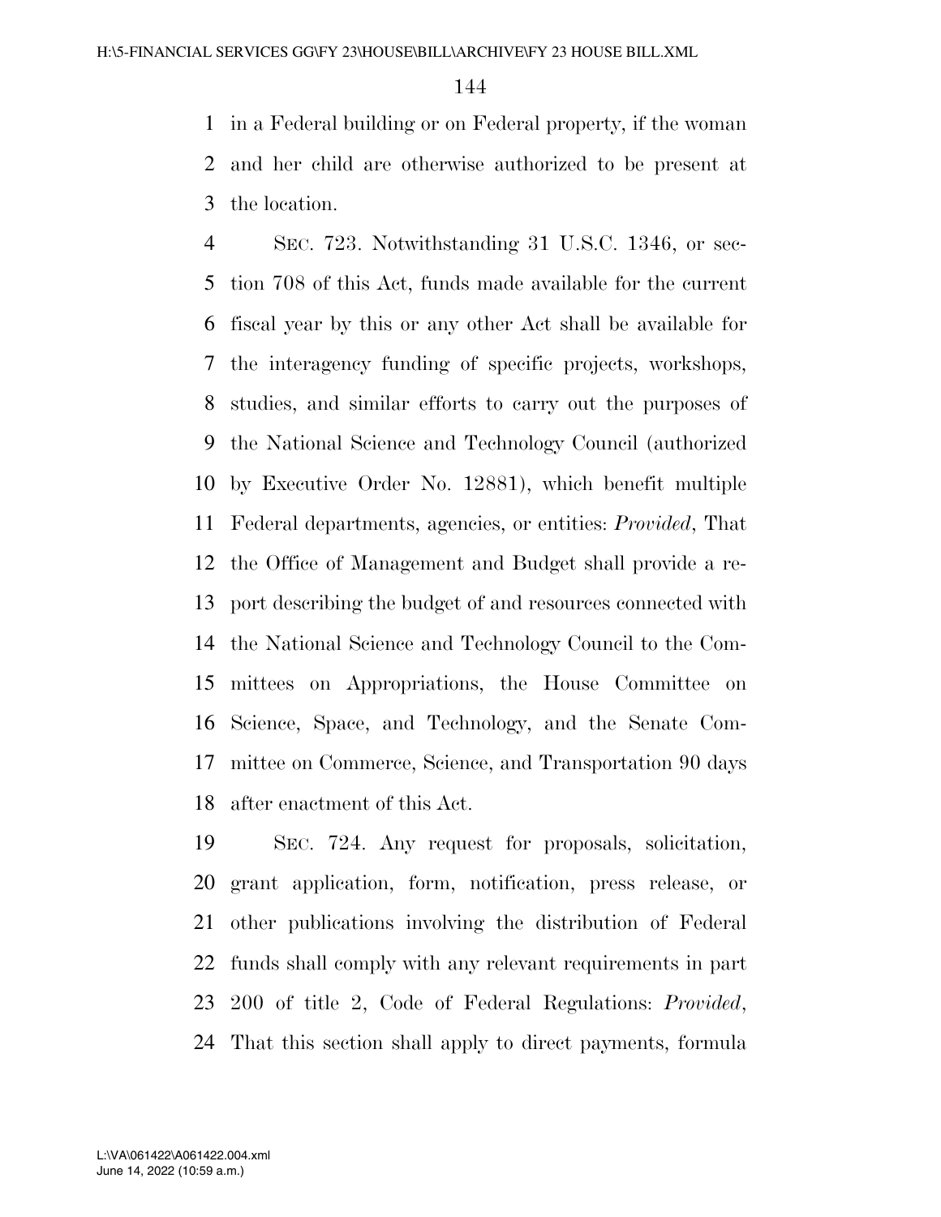in a Federal building or on Federal property, if the woman and her child are otherwise authorized to be present at the location.

SEC. 723. Notwithstanding 31 U.S.C. 1346, or section 708 of this Act, funds made available for the current fiscal year by this or any other Act shall be available for the interagency funding of specific projects, workshops, studies, and similar efforts to carry out the purposes of the National Science and Technology Council (authorized by Executive Order No. 12881), which benefit multiple Federal departments, agencies, or entities: *Provided*, That the Office of Management and Budget shall provide a report describing the budget of and resources connected with the National Science and Technology Council to the Committees on Appropriations, the House Committee on Science, Space, and Technology, and the Senate Committee on Commerce, Science, and Transportation 90 days after enactment of this Act.

SEC. 724. Any request for proposals, solicitation, grant application, form, notification, press release, or other publications involving the distribution of Federal funds shall comply with any relevant requirements in part 200 of title 2, Code of Federal Regulations: *Provided*, That this section shall apply to direct payments, formula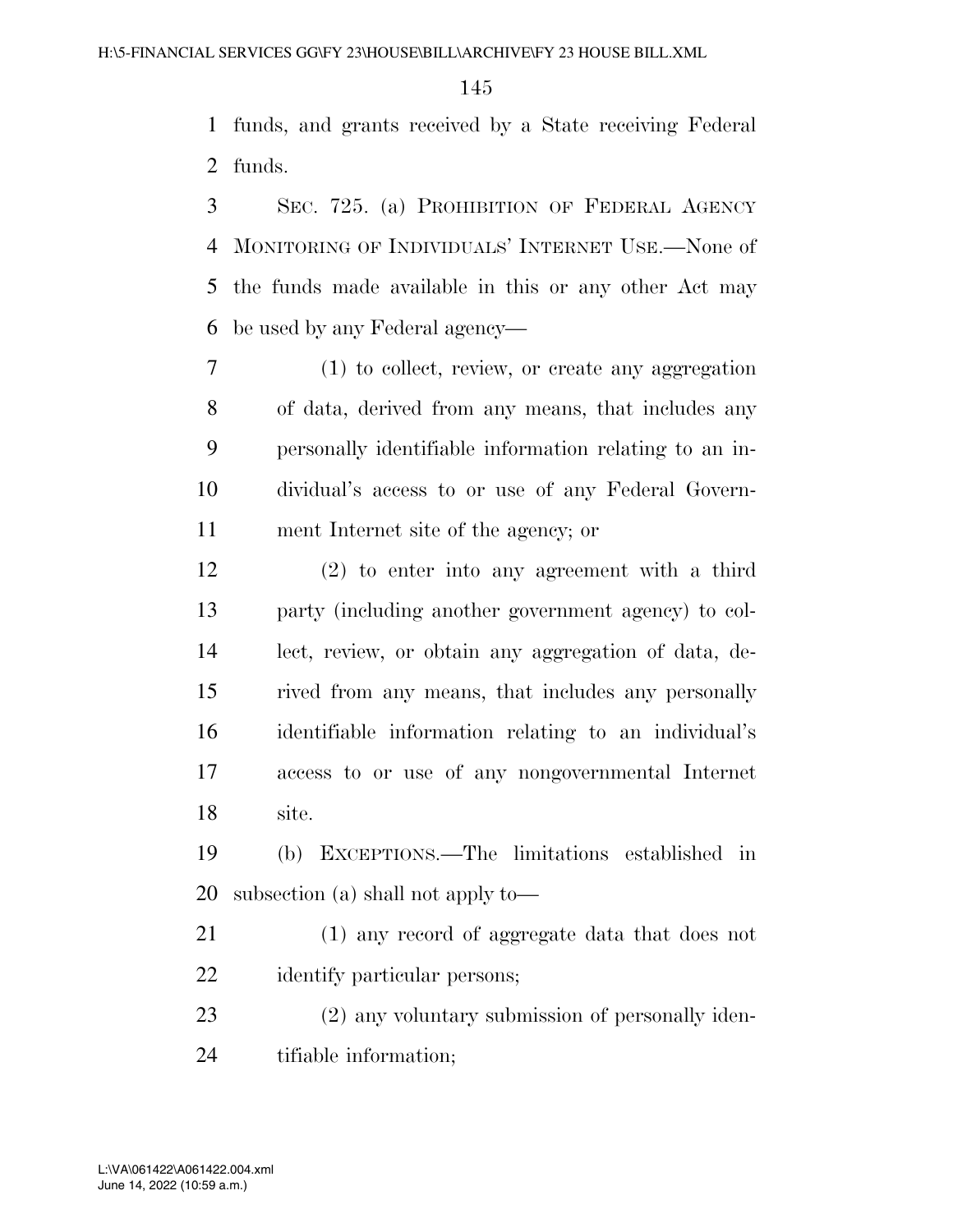funds, and grants received by a State receiving Federal funds.

SEC. 725. (a) PROHIBITION OF FEDERAL AGENCY MONITORING OF INDIVIDUALS' INTERNET USE.—None of the funds made available in this or any other Act may be used by any Federal agency—

(1) to collect, review, or create any aggregation of data, derived from any means, that includes any personally identifiable information relating to an individual's access to or use of any Federal Government Internet site of the agency; or

(2) to enter into any agreement with a third party (including another government agency) to collect, review, or obtain any aggregation of data, derived from any means, that includes any personally identifiable information relating to an individual's access to or use of any nongovernmental Internet site.

(b) EXCEPTIONS.—The limitations established in subsection (a) shall not apply to—

(1) any record of aggregate data that does not identify particular persons;

(2) any voluntary submission of personally identifiable information;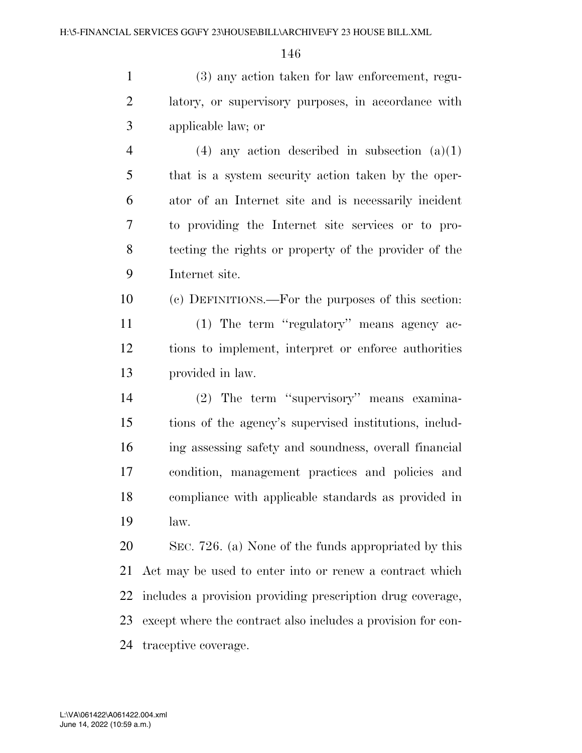(3) any action taken for law enforcement, regulatory, or supervisory purposes, in accordance with applicable law; or

(4) any action described in subsection (a)(1) that is a system security action taken by the operator of an Internet site and is necessarily incident to providing the Internet site services or to protecting the rights or property of the provider of the Internet site.

(c) DEFINITIONS.—For the purposes of this section:

(1) The term ''regulatory'' means agency actions to implement, interpret or enforce authorities provided in law.

(2) The term ''supervisory'' means examinations of the agency's supervised institutions, including assessing safety and soundness, overall financial condition, management practices and policies and compliance with applicable standards as provided in law.

SEC. 726. (a) None of the funds appropriated by this Act may be used to enter into or renew a contract which includes a provision providing prescription drug coverage, except where the contract also includes a provision for contraceptive coverage.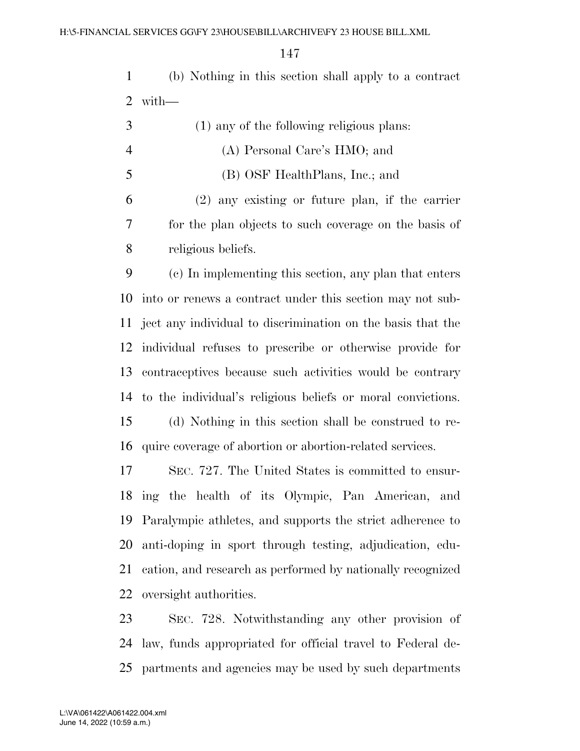(b) Nothing in this section shall apply to a contract with—

(1) any of the following religious plans:

(A) Personal Care's HMO; and

(B) OSF HealthPlans, Inc.; and

(2) any existing or future plan, if the carrier for the plan objects to such coverage on the basis of religious beliefs.

(c) In implementing this section, any plan that enters into or renews a contract under this section may not subject any individual to discrimination on the basis that the individual refuses to prescribe or otherwise provide for contraceptives because such activities would be contrary to the individual's religious beliefs or moral convictions.

(d) Nothing in this section shall be construed to require coverage of abortion or abortion-related services.

SEC. 727. The United States is committed to ensuring the health of its Olympic, Pan American, and Paralympic athletes, and supports the strict adherence to anti-doping in sport through testing, adjudication, education, and research as performed by nationally recognized oversight authorities.

SEC. 728. Notwithstanding any other provision of law, funds appropriated for official travel to Federal departments and agencies may be used by such departments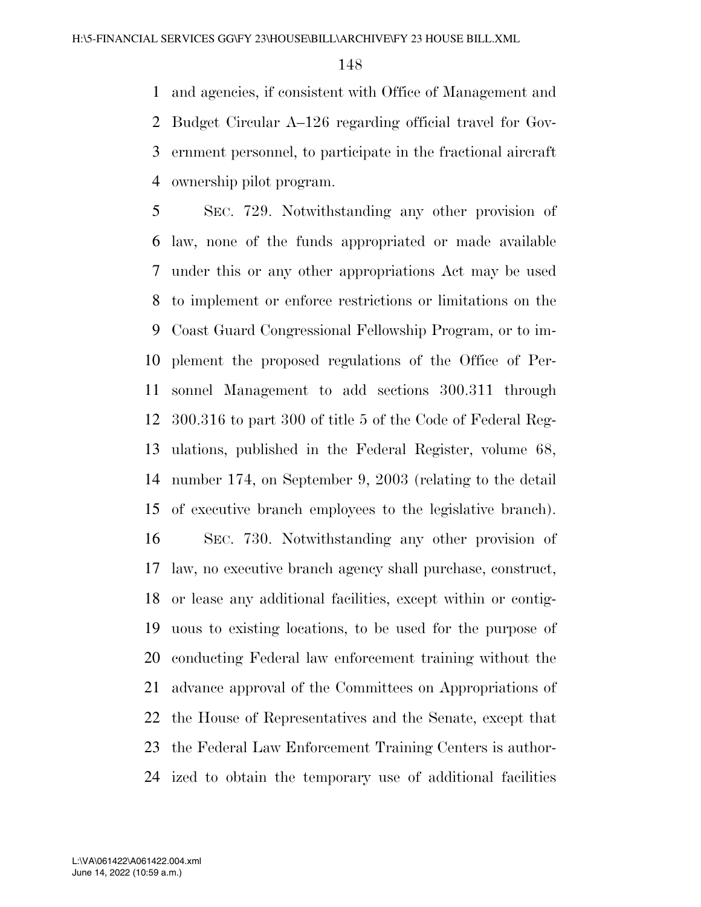and agencies, if consistent with Office of Management and Budget Circular A–126 regarding official travel for Government personnel, to participate in the fractional aircraft ownership pilot program.

SEC. 729. Notwithstanding any other provision of law, none of the funds appropriated or made available under this or any other appropriations Act may be used to implement or enforce restrictions or limitations on the Coast Guard Congressional Fellowship Program, or to implement the proposed regulations of the Office of Personnel Management to add sections 300.311 through 300.316 to part 300 of title 5 of the Code of Federal Regulations, published in the Federal Register, volume 68, number 174, on September 9, 2003 (relating to the detail of executive branch employees to the legislative branch).

SEC. 730. Notwithstanding any other provision of law, no executive branch agency shall purchase, construct, or lease any additional facilities, except within or contiguous to existing locations, to be used for the purpose of conducting Federal law enforcement training without the advance approval of the Committees on Appropriations of the House of Representatives and the Senate, except that the Federal Law Enforcement Training Centers is authorized to obtain the temporary use of additional facilities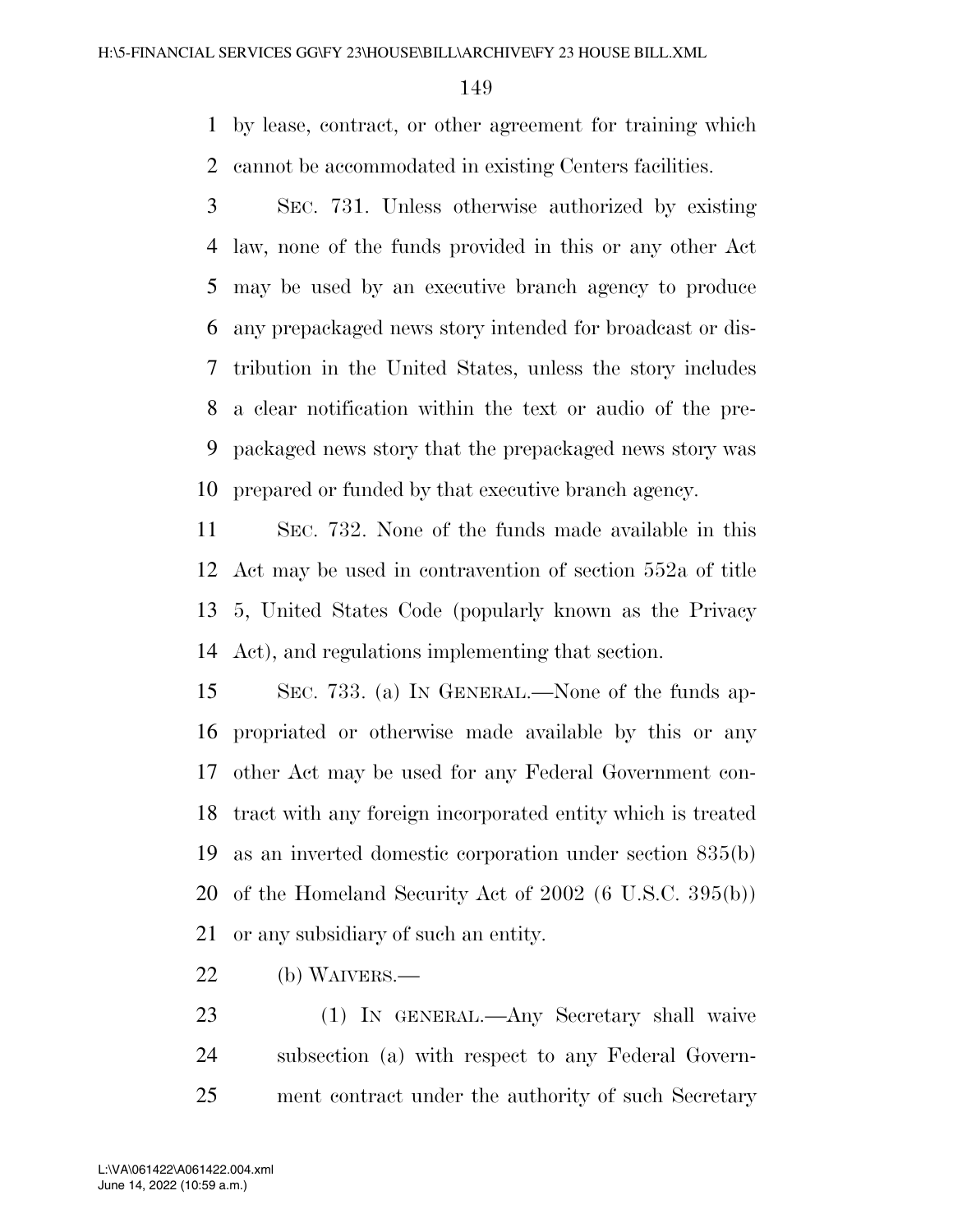by lease, contract, or other agreement for training which cannot be accommodated in existing Centers facilities.

SEC. 731. Unless otherwise authorized by existing law, none of the funds provided in this or any other Act may be used by an executive branch agency to produce any prepackaged news story intended for broadcast or distribution in the United States, unless the story includes a clear notification within the text or audio of the prepackaged news story that the prepackaged news story was prepared or funded by that executive branch agency.

SEC. 732. None of the funds made available in this Act may be used in contravention of section 552a of title 5, United States Code (popularly known as the Privacy Act), and regulations implementing that section.

SEC. 733. (a) IN GENERAL.—None of the funds appropriated or otherwise made available by this or any other Act may be used for any Federal Government contract with any foreign incorporated entity which is treated as an inverted domestic corporation under section 835(b) of the Homeland Security Act of 2002 (6 U.S.C. 395(b)) or any subsidiary of such an entity.

(b) WAIVERS.—

(1) IN GENERAL.—Any Secretary shall waive subsection (a) with respect to any Federal Government contract under the authority of such Secretary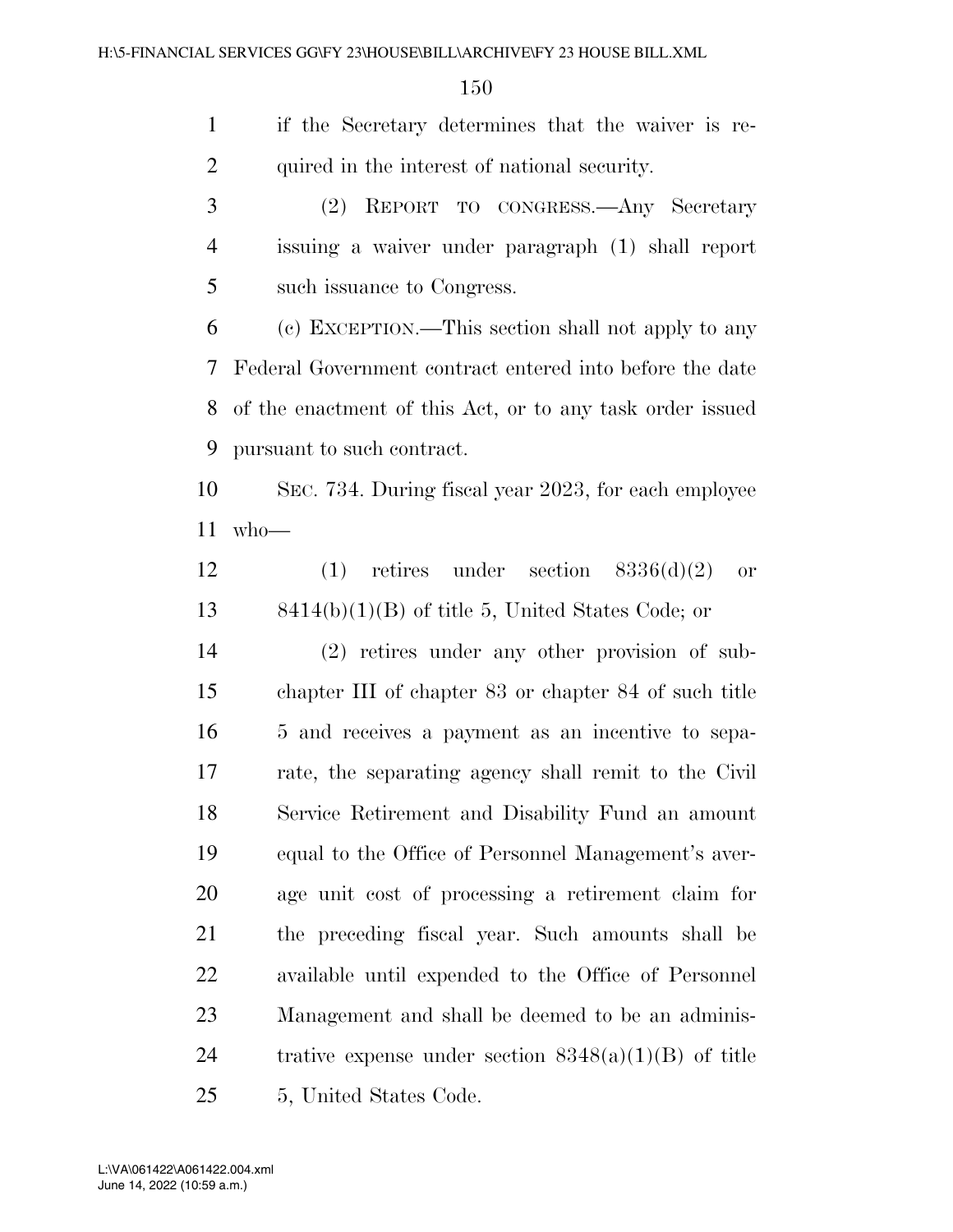if the Secretary determines that the waiver is required in the interest of national security.

(2) REPORT TO CONGRESS.—Any Secretary issuing a waiver under paragraph (1) shall report such issuance to Congress.

(c) EXCEPTION.—This section shall not apply to any Federal Government contract entered into before the date of the enactment of this Act, or to any task order issued pursuant to such contract.

SEC. 734. During fiscal year 2023, for each employee who—

(1) retires under section 8336(d)(2) or 8414(b)(1)(B) of title 5, United States Code; or

(2) retires under any other provision of subchapter III of chapter 83 or chapter 84 of such title 5 and receives a payment as an incentive to separate, the separating agency shall remit to the Civil Service Retirement and Disability Fund an amount equal to the Office of Personnel Management's average unit cost of processing a retirement claim for the preceding fiscal year. Such amounts shall be available until expended to the Office of Personnel Management and shall be deemed to be an administrative expense under section 8348(a)(1)(B) of title 5, United States Code.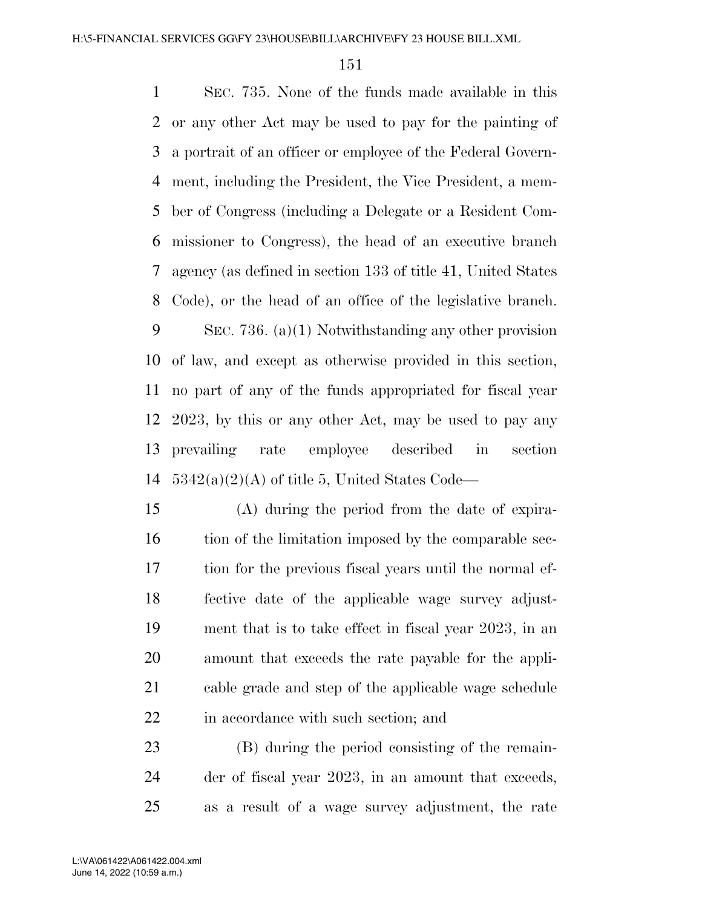SEC. 735. None of the funds made available in this or any other Act may be used to pay for the painting of a portrait of an officer or employee of the Federal Government, including the President, the Vice President, a member of Congress (including a Delegate or a Resident Commissioner to Congress), the head of an executive branch agency (as defined in section 133 of title 41, United States Code), or the head of an office of the legislative branch.

SEC. 736. (a)(1) Notwithstanding any other provision of law, and except as otherwise provided in this section, no part of any of the funds appropriated for fiscal year 2023, by this or any other Act, may be used to pay any prevailing rate employee described in section 5342(a)(2)(A) of title 5, United States Code—

(A) during the period from the date of expiration of the limitation imposed by the comparable section for the previous fiscal years until the normal effective date of the applicable wage survey adjustment that is to take effect in fiscal year 2023, in an amount that exceeds the rate payable for the applicable grade and step of the applicable wage schedule in accordance with such section; and

(B) during the period consisting of the remainder of fiscal year 2023, in an amount that exceeds, as a result of a wage survey adjustment, the rate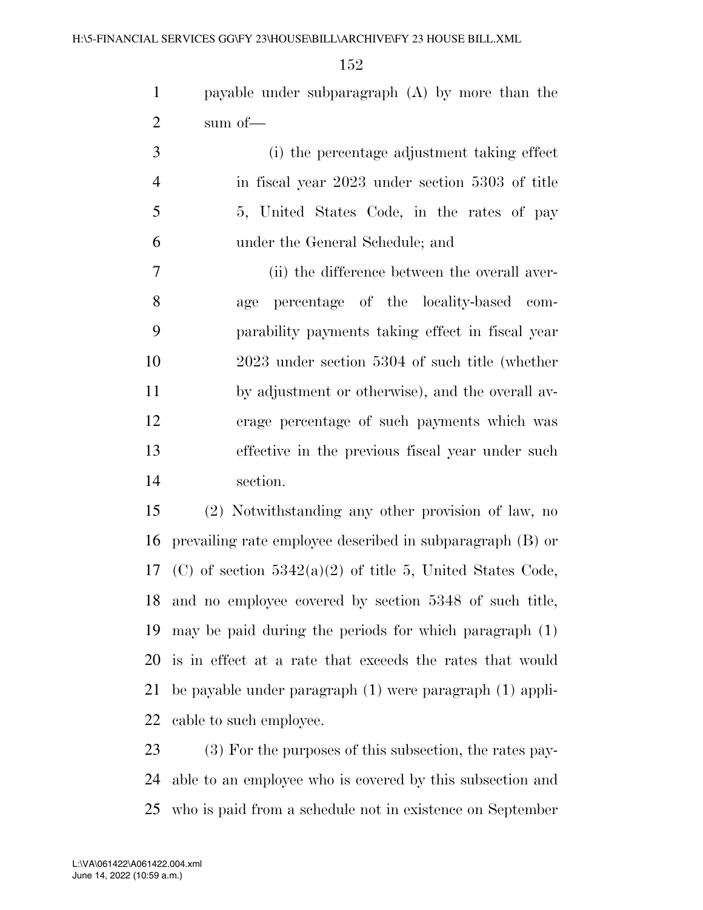payable under subparagraph (A) by more than the sum of—

(i) the percentage adjustment taking effect in fiscal year 2023 under section 5303 of title 5, United States Code, in the rates of pay under the General Schedule; and

(ii) the difference between the overall average percentage of the locality-based comparability payments taking effect in fiscal year 2023 under section 5304 of such title (whether by adjustment or otherwise), and the overall average percentage of such payments which was effective in the previous fiscal year under such section.

(2) Notwithstanding any other provision of law, no prevailing rate employee described in subparagraph (B) or (C) of section 5342(a)(2) of title 5, United States Code, and no employee covered by section 5348 of such title, may be paid during the periods for which paragraph (1) is in effect at a rate that exceeds the rates that would be payable under paragraph (1) were paragraph (1) applicable to such employee.

(3) For the purposes of this subsection, the rates payable to an employee who is covered by this subsection and who is paid from a schedule not in existence on September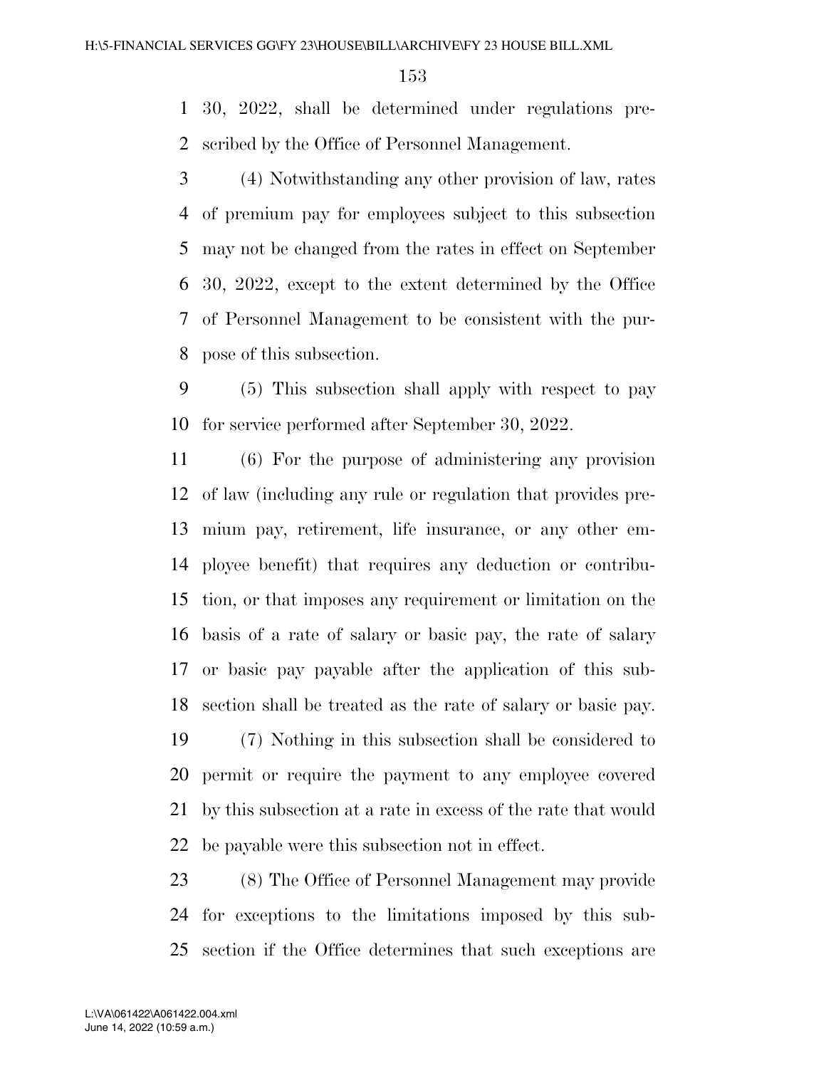30, 2022, shall be determined under regulations prescribed by the Office of Personnel Management.

(4) Notwithstanding any other provision of law, rates of premium pay for employees subject to this subsection may not be changed from the rates in effect on September 30, 2022, except to the extent determined by the Office of Personnel Management to be consistent with the purpose of this subsection.

(5) This subsection shall apply with respect to pay for service performed after September 30, 2022.

(6) For the purpose of administering any provision of law (including any rule or regulation that provides premium pay, retirement, life insurance, or any other employee benefit) that requires any deduction or contribution, or that imposes any requirement or limitation on the basis of a rate of salary or basic pay, the rate of salary or basic pay payable after the application of this subsection shall be treated as the rate of salary or basic pay.

(7) Nothing in this subsection shall be considered to permit or require the payment to any employee covered by this subsection at a rate in excess of the rate that would be payable were this subsection not in effect.

(8) The Office of Personnel Management may provide for exceptions to the limitations imposed by this subsection if the Office determines that such exceptions are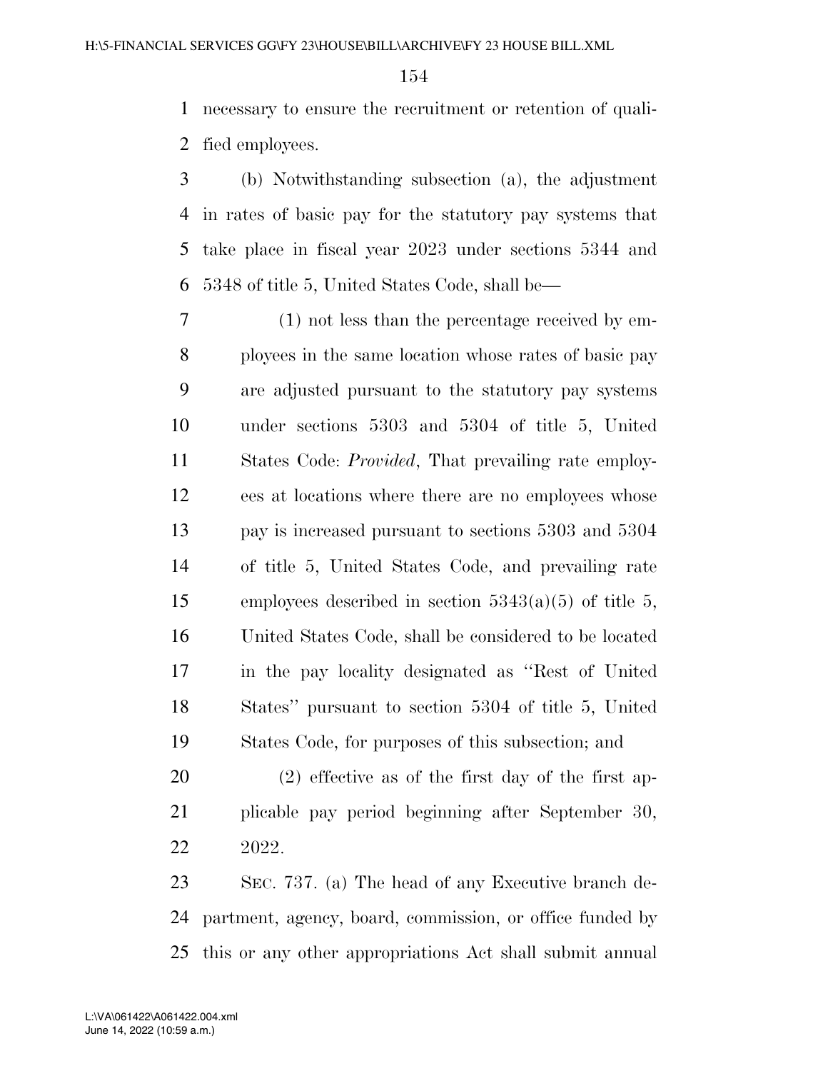necessary to ensure the recruitment or retention of qualified employees.

(b) Notwithstanding subsection (a), the adjustment in rates of basic pay for the statutory pay systems that take place in fiscal year 2023 under sections 5344 and 5348 of title 5, United States Code, shall be—

(1) not less than the percentage received by employees in the same location whose rates of basic pay are adjusted pursuant to the statutory pay systems under sections 5303 and 5304 of title 5, United States Code: *Provided*, That prevailing rate employees at locations where there are no employees whose pay is increased pursuant to sections 5303 and 5304 of title 5, United States Code, and prevailing rate employees described in section 5343(a)(5) of title 5, United States Code, shall be considered to be located in the pay locality designated as ''Rest of United States'' pursuant to section 5304 of title 5, United States Code, for purposes of this subsection; and

(2) effective as of the first day of the first applicable pay period beginning after September 30, 2022.

SEC. 737. (a) The head of any Executive branch department, agency, board, commission, or office funded by this or any other appropriations Act shall submit annual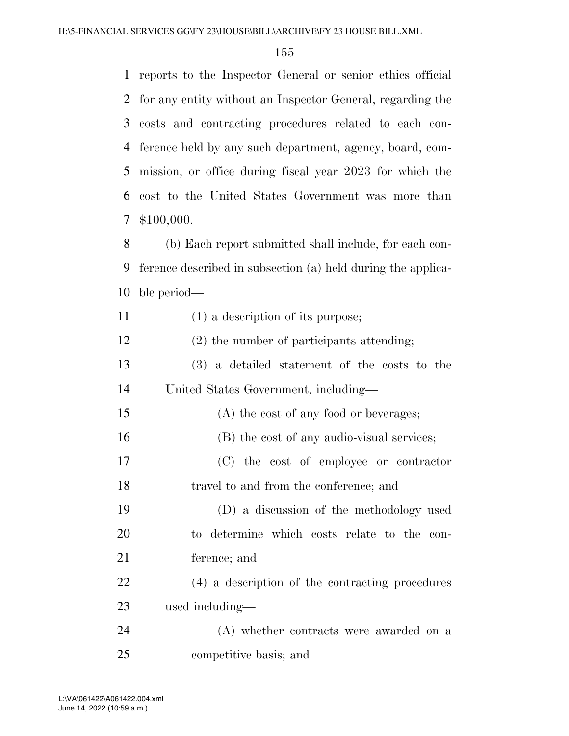reports to the Inspector General or senior ethics official for any entity without an Inspector General, regarding the costs and contracting procedures related to each conference held by any such department, agency, board, commission, or office during fiscal year 2023 for which the cost to the United States Government was more than $100,000.

(b) Each report submitted shall include, for each conference described in subsection (a) held during the applicable period—

(1) a description of its purpose;

(2) the number of participants attending;

(3) a detailed statement of the costs to the United States Government, including—

(A) the cost of any food or beverages;

(B) the cost of any audio-visual services;

(C) the cost of employee or contractor travel to and from the conference; and

(D) a discussion of the methodology used to determine which costs relate to the conference; and

(4) a description of the contracting procedures used including—

(A) whether contracts were awarded on a competitive basis; and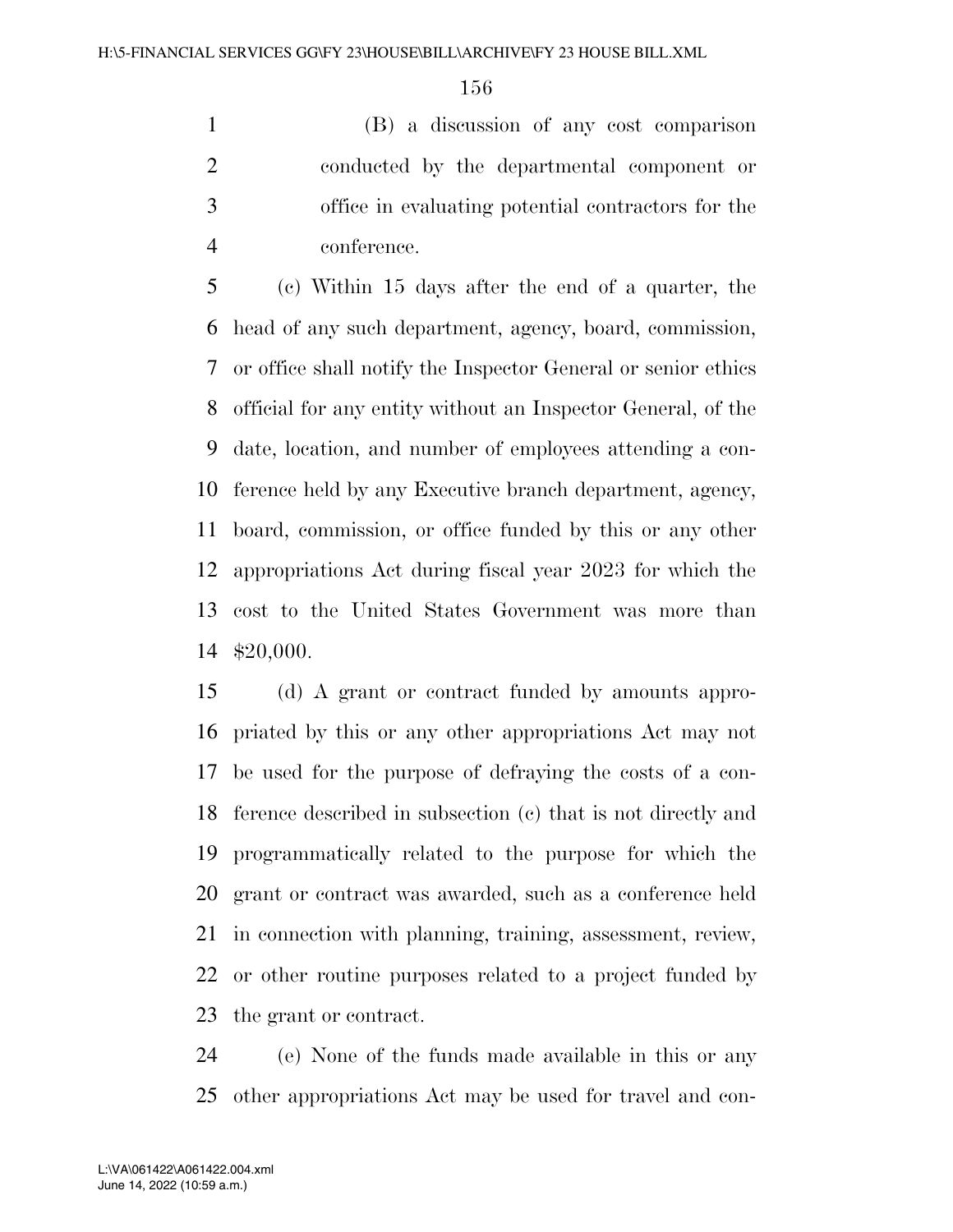(B) a discussion of any cost comparison conducted by the departmental component or office in evaluating potential contractors for the conference.

(c) Within 15 days after the end of a quarter, the head of any such department, agency, board, commission, or office shall notify the Inspector General or senior ethics official for any entity without an Inspector General, of the date, location, and number of employees attending a conference held by any Executive branch department, agency, board, commission, or office funded by this or any other appropriations Act during fiscal year 2023 for which the cost to the United States Government was more than $20,000.

(d) A grant or contract funded by amounts appropriated by this or any other appropriations Act may not be used for the purpose of defraying the costs of a conference described in subsection (c) that is not directly and programmatically related to the purpose for which the grant or contract was awarded, such as a conference held in connection with planning, training, assessment, review, or other routine purposes related to a project funded by the grant or contract.

(e) None of the funds made available in this or any other appropriations Act may be used for travel and con-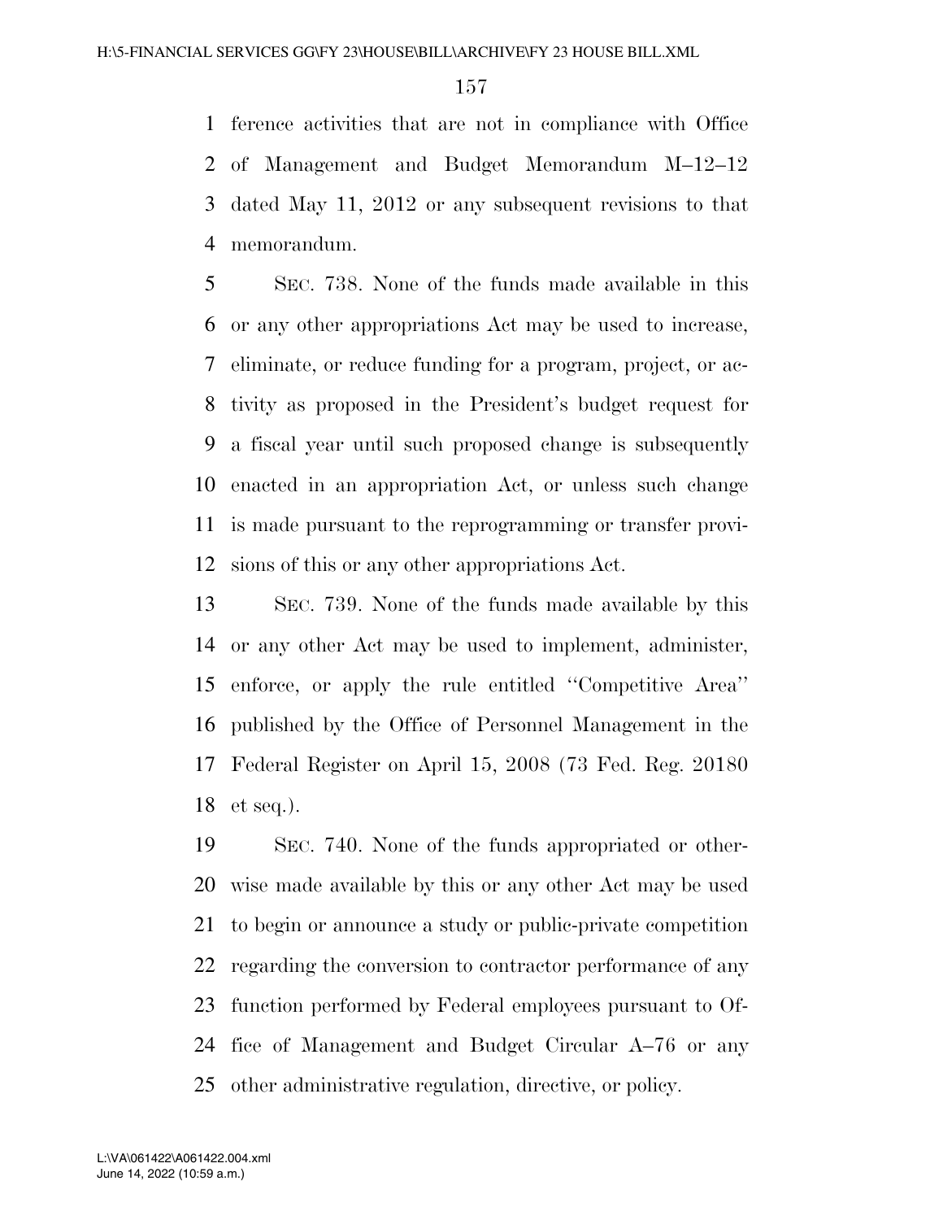ference activities that are not in compliance with Office of Management and Budget Memorandum M–12–12 dated May 11, 2012 or any subsequent revisions to that memorandum.

SEC. 738. None of the funds made available in this or any other appropriations Act may be used to increase, eliminate, or reduce funding for a program, project, or activity as proposed in the President's budget request for a fiscal year until such proposed change is subsequently enacted in an appropriation Act, or unless such change is made pursuant to the reprogramming or transfer provisions of this or any other appropriations Act.

SEC. 739. None of the funds made available by this or any other Act may be used to implement, administer, enforce, or apply the rule entitled ''Competitive Area'' published by the Office of Personnel Management in the Federal Register on April 15, 2008 (73 Fed. Reg. 20180 et seq.).

SEC. 740. None of the funds appropriated or otherwise made available by this or any other Act may be used to begin or announce a study or public-private competition regarding the conversion to contractor performance of any function performed by Federal employees pursuant to Office of Management and Budget Circular A–76 or any other administrative regulation, directive, or policy.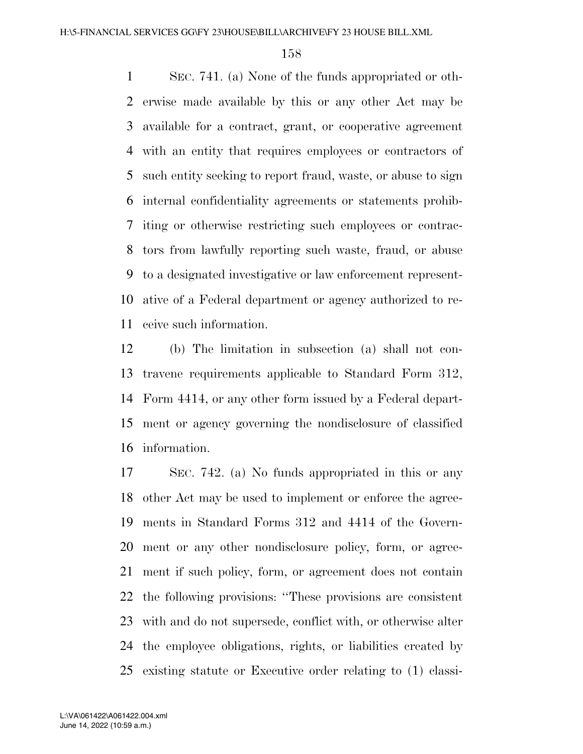SEC. 741. (a) None of the funds appropriated or otherwise made available by this or any other Act may be available for a contract, grant, or cooperative agreement with an entity that requires employees or contractors of such entity seeking to report fraud, waste, or abuse to sign internal confidentiality agreements or statements prohibiting or otherwise restricting such employees or contractors from lawfully reporting such waste, fraud, or abuse to a designated investigative or law enforcement representative of a Federal department or agency authorized to receive such information.

(b) The limitation in subsection (a) shall not contravene requirements applicable to Standard Form 312, Form 4414, or any other form issued by a Federal department or agency governing the nondisclosure of classified information.

SEC. 742. (a) No funds appropriated in this or any other Act may be used to implement or enforce the agreements in Standard Forms 312 and 4414 of the Government or any other nondisclosure policy, form, or agreement if such policy, form, or agreement does not contain the following provisions: "These provisions are consistent with and do not supersede, conflict with, or otherwise alter the employee obligations, rights, or liabilities created by existing statute or Executive order relating to (1) classi-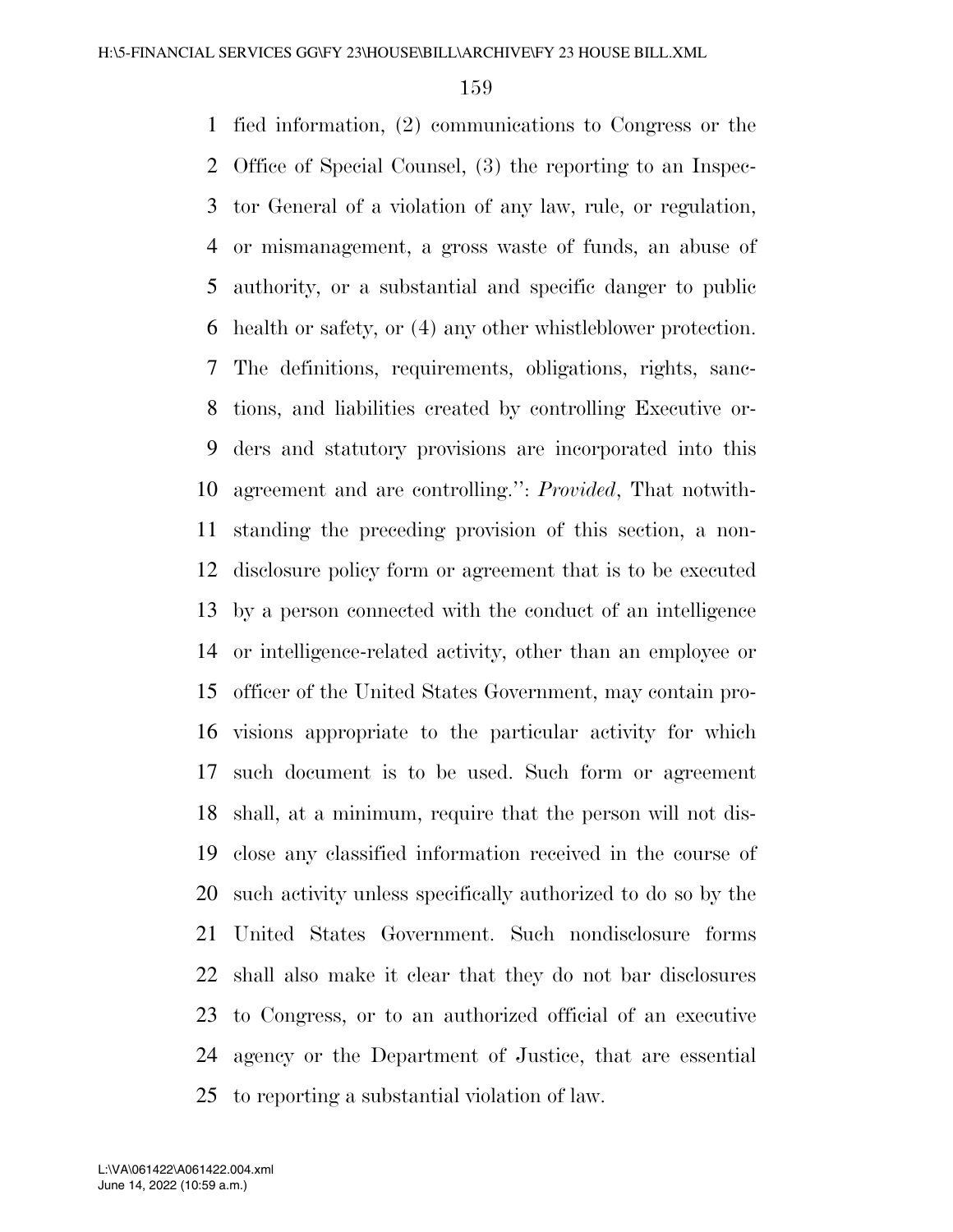fied information, (2) communications to Congress or the Office of Special Counsel, (3) the reporting to an Inspector General of a violation of any law, rule, or regulation, or mismanagement, a gross waste of funds, an abuse of authority, or a substantial and specific danger to public health or safety, or (4) any other whistleblower protection. The definitions, requirements, obligations, rights, sanctions, and liabilities created by controlling Executive orders and statutory provisions are incorporated into this agreement and are controlling.'': *Provided*, That notwithstanding the preceding provision of this section, a nondisclosure policy form or agreement that is to be executed by a person connected with the conduct of an intelligence or intelligence-related activity, other than an employee or officer of the United States Government, may contain provisions appropriate to the particular activity for which such document is to be used. Such form or agreement shall, at a minimum, require that the person will not disclose any classified information received in the course of such activity unless specifically authorized to do so by the United States Government. Such nondisclosure forms shall also make it clear that they do not bar disclosures to Congress, or to an authorized official of an executive agency or the Department of Justice, that are essential to reporting a substantial violation of law.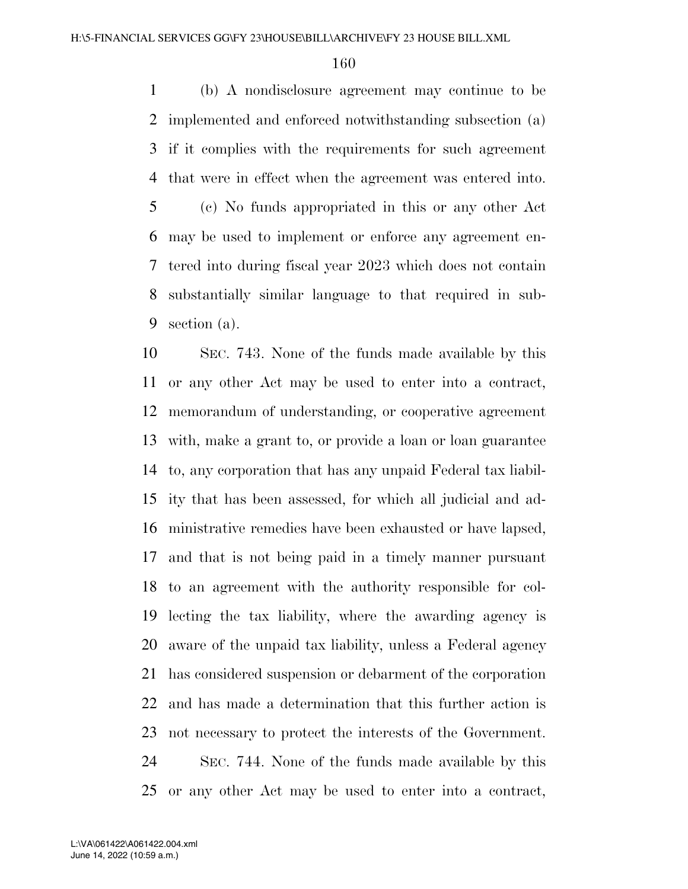(b) A nondisclosure agreement may continue to be implemented and enforced notwithstanding subsection (a) if it complies with the requirements for such agreement that were in effect when the agreement was entered into.

(c) No funds appropriated in this or any other Act may be used to implement or enforce any agreement entered into during fiscal year 2023 which does not contain substantially similar language to that required in subsection (a).

SEC. 743. None of the funds made available by this or any other Act may be used to enter into a contract, memorandum of understanding, or cooperative agreement with, make a grant to, or provide a loan or loan guarantee to, any corporation that has any unpaid Federal tax liability that has been assessed, for which all judicial and administrative remedies have been exhausted or have lapsed, and that is not being paid in a timely manner pursuant to an agreement with the authority responsible for collecting the tax liability, where the awarding agency is aware of the unpaid tax liability, unless a Federal agency has considered suspension or debarment of the corporation and has made a determination that this further action is not necessary to protect the interests of the Government.

SEC. 744. None of the funds made available by this or any other Act may be used to enter into a contract,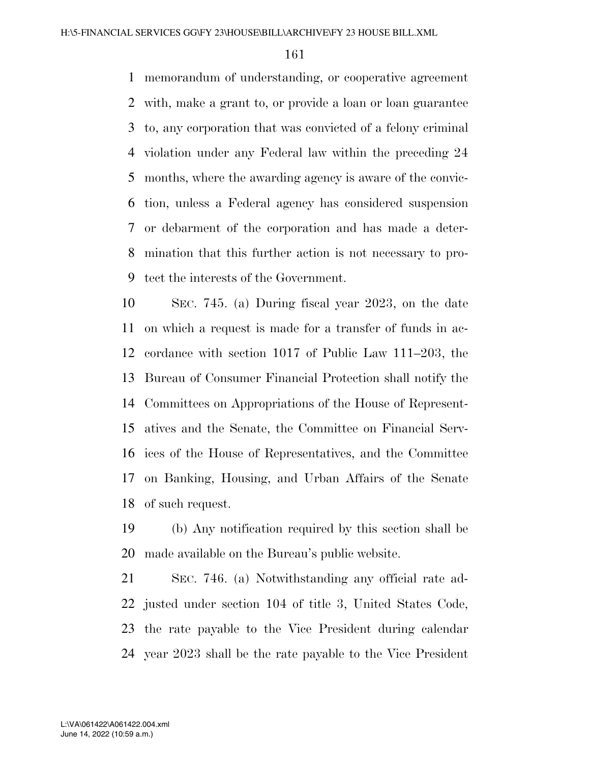memorandum of understanding, or cooperative agreement with, make a grant to, or provide a loan or loan guarantee to, any corporation that was convicted of a felony criminal violation under any Federal law within the preceding 24 months, where the awarding agency is aware of the conviction, unless a Federal agency has considered suspension or debarment of the corporation and has made a determination that this further action is not necessary to protect the interests of the Government.

SEC. 745. (a) During fiscal year 2023, on the date on which a request is made for a transfer of funds in accordance with section 1017 of Public Law 111–203, the Bureau of Consumer Financial Protection shall notify the Committees on Appropriations of the House of Representatives and the Senate, the Committee on Financial Services of the House of Representatives, and the Committee on Banking, Housing, and Urban Affairs of the Senate of such request.

(b) Any notification required by this section shall be made available on the Bureau's public website.

SEC. 746. (a) Notwithstanding any official rate adjusted under section 104 of title 3, United States Code, the rate payable to the Vice President during calendar year 2023 shall be the rate payable to the Vice President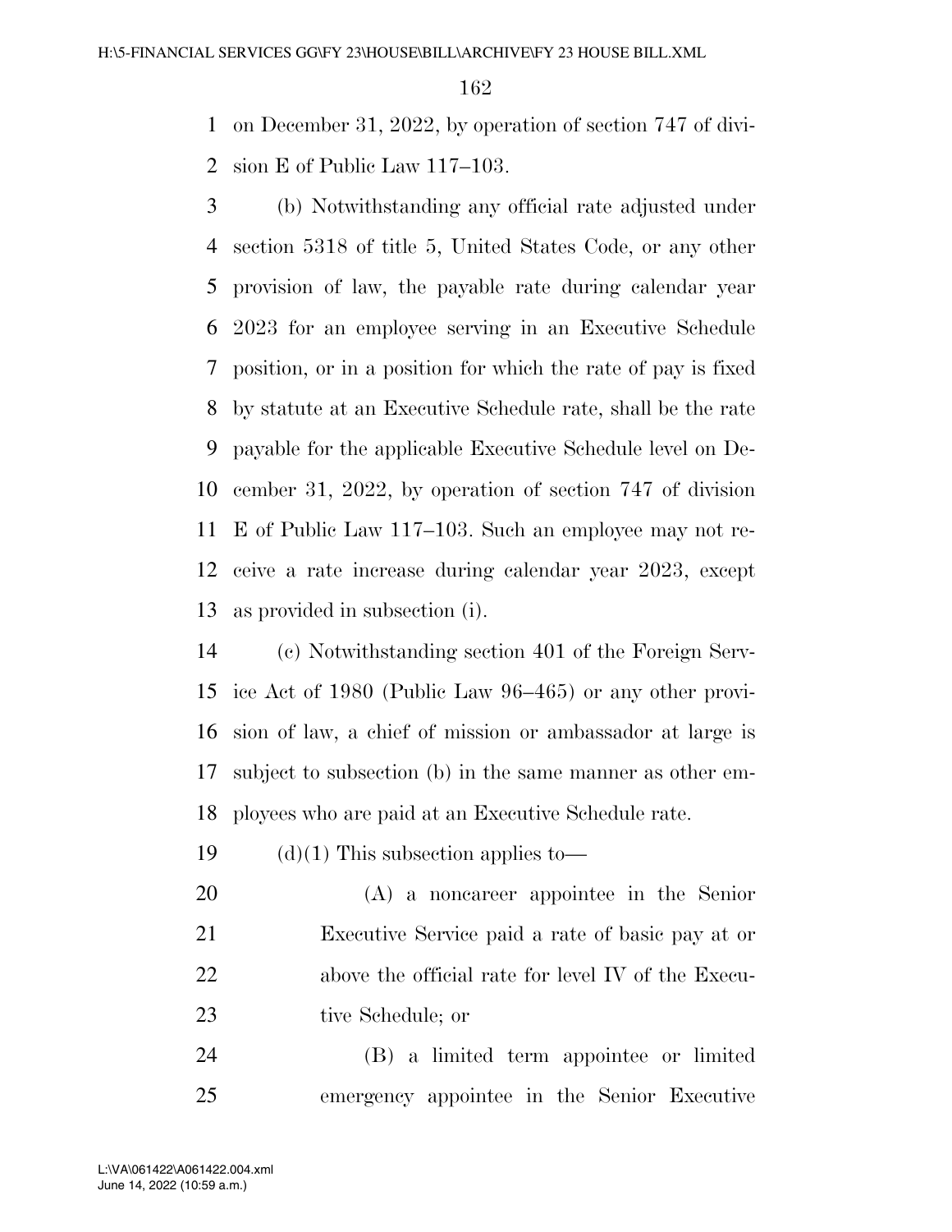on December 31, 2022, by operation of section 747 of division E of Public Law 117–103.

(b) Notwithstanding any official rate adjusted under section 5318 of title 5, United States Code, or any other provision of law, the payable rate during calendar year 2023 for an employee serving in an Executive Schedule position, or in a position for which the rate of pay is fixed by statute at an Executive Schedule rate, shall be the rate payable for the applicable Executive Schedule level on December 31, 2022, by operation of section 747 of division E of Public Law 117–103. Such an employee may not receive a rate increase during calendar year 2023, except as provided in subsection (i).

(c) Notwithstanding section 401 of the Foreign Service Act of 1980 (Public Law 96–465) or any other provision of law, a chief of mission or ambassador at large is subject to subsection (b) in the same manner as other employees who are paid at an Executive Schedule rate.

(d)(1) This subsection applies to—

(A) a noncareer appointee in the Senior Executive Service paid a rate of basic pay at or above the official rate for level IV of the Executive Schedule; or

(B) a limited term appointee or limited emergency appointee in the Senior Executive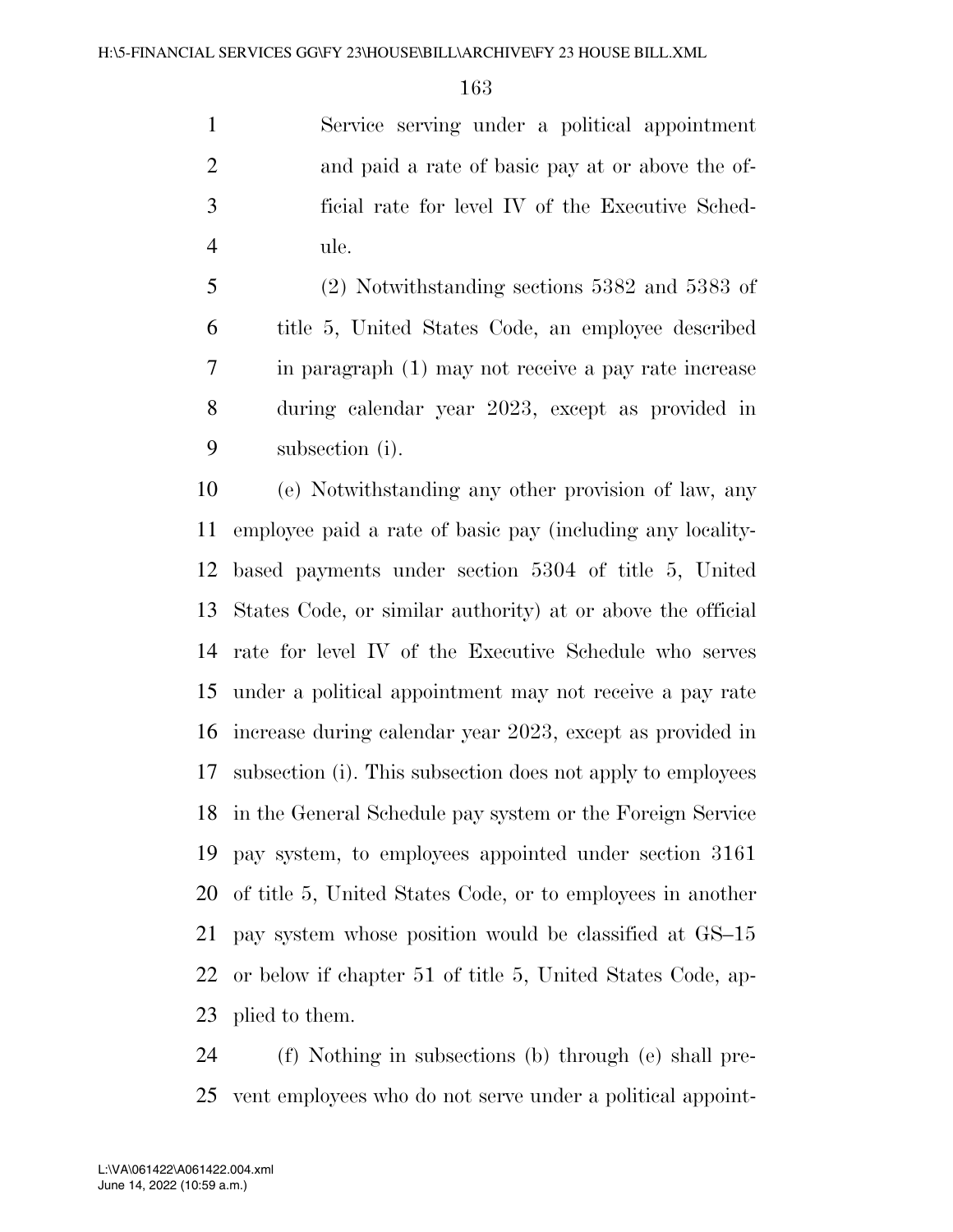Service serving under a political appointment and paid a rate of basic pay at or above the official rate for level IV of the Executive Schedule.

(2) Notwithstanding sections 5382 and 5383 of title 5, United States Code, an employee described in paragraph (1) may not receive a pay rate increase during calendar year 2023, except as provided in subsection (i).

(e) Notwithstanding any other provision of law, any employee paid a rate of basic pay (including any locality-based payments under section 5304 of title 5, United States Code, or similar authority) at or above the official rate for level IV of the Executive Schedule who serves under a political appointment may not receive a pay rate increase during calendar year 2023, except as provided in subsection (i). This subsection does not apply to employees in the General Schedule pay system or the Foreign Service pay system, to employees appointed under section 3161 of title 5, United States Code, or to employees in another pay system whose position would be classified at GS–15 or below if chapter 51 of title 5, United States Code, applied to them.

(f) Nothing in subsections (b) through (e) shall prevent employees who do not serve under a political appoint-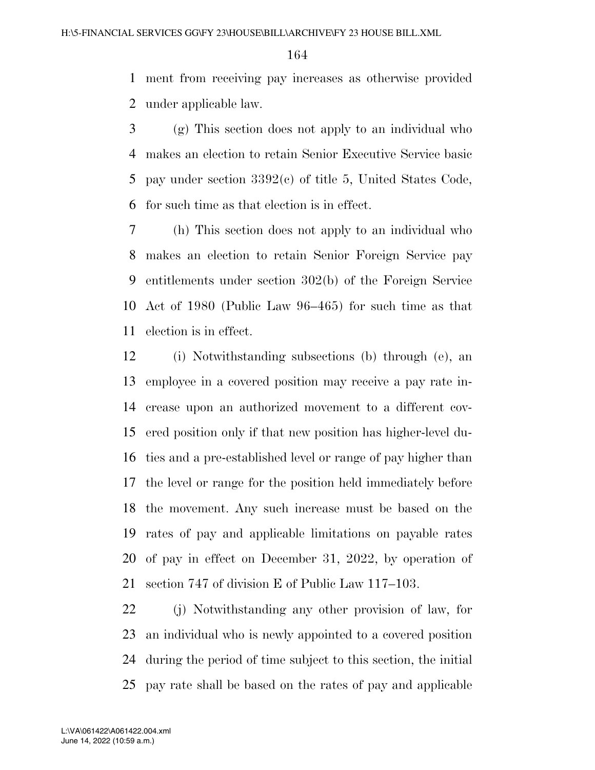ment from receiving pay increases as otherwise provided under applicable law.

(g) This section does not apply to an individual who makes an election to retain Senior Executive Service basic pay under section 3392(c) of title 5, United States Code, for such time as that election is in effect.

(h) This section does not apply to an individual who makes an election to retain Senior Foreign Service pay entitlements under section 302(b) of the Foreign Service Act of 1980 (Public Law 96–465) for such time as that election is in effect.

(i) Notwithstanding subsections (b) through (e), an employee in a covered position may receive a pay rate increase upon an authorized movement to a different covered position only if that new position has higher-level duties and a pre-established level or range of pay higher than the level or range for the position held immediately before the movement. Any such increase must be based on the rates of pay and applicable limitations on payable rates of pay in effect on December 31, 2022, by operation of section 747 of division E of Public Law 117–103.

(j) Notwithstanding any other provision of law, for an individual who is newly appointed to a covered position during the period of time subject to this section, the initial pay rate shall be based on the rates of pay and applicable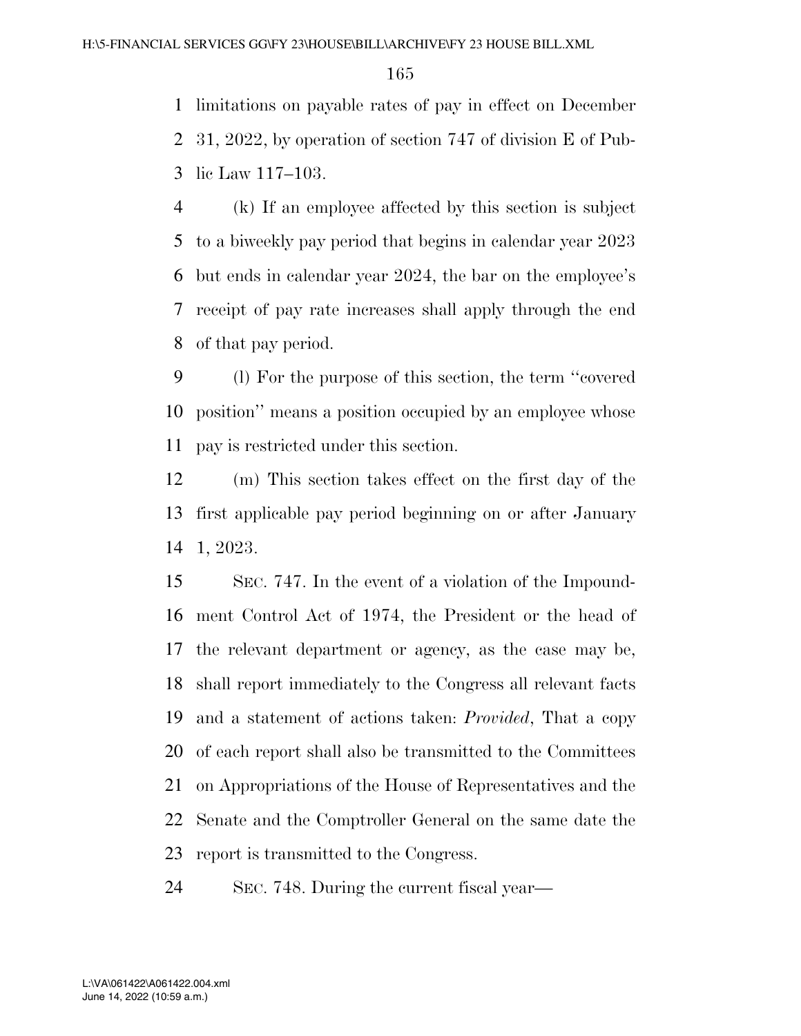limitations on payable rates of pay in effect on December 31, 2022, by operation of section 747 of division E of Public Law 117–103.

(k) If an employee affected by this section is subject to a biweekly pay period that begins in calendar year 2023 but ends in calendar year 2024, the bar on the employee's receipt of pay rate increases shall apply through the end of that pay period.

(l) For the purpose of this section, the term ''covered position'' means a position occupied by an employee whose pay is restricted under this section.

(m) This section takes effect on the first day of the first applicable pay period beginning on or after January 1, 2023.

SEC. 747. In the event of a violation of the Impoundment Control Act of 1974, the President or the head of the relevant department or agency, as the case may be, shall report immediately to the Congress all relevant facts and a statement of actions taken: *Provided*, That a copy of each report shall also be transmitted to the Committees on Appropriations of the House of Representatives and the Senate and the Comptroller General on the same date the report is transmitted to the Congress.

SEC. 748. During the current fiscal year—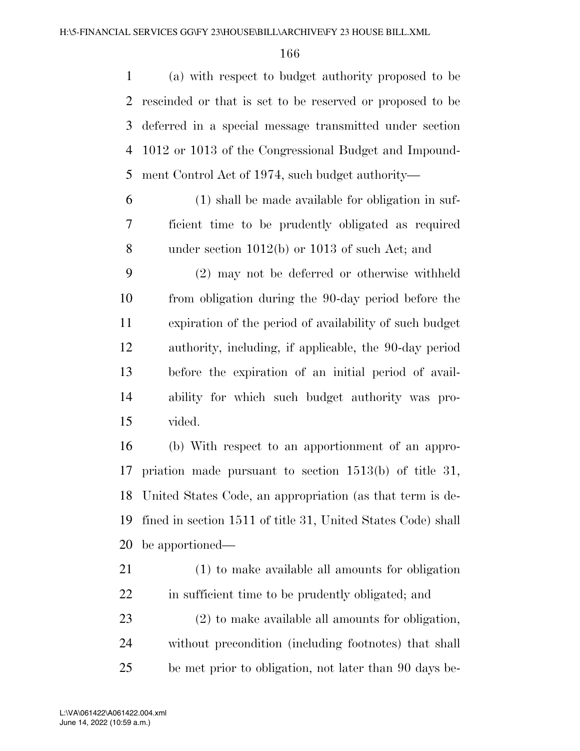(a) with respect to budget authority proposed to be rescinded or that is set to be reserved or proposed to be deferred in a special message transmitted under section 1012 or 1013 of the Congressional Budget and Impoundment Control Act of 1974, such budget authority—

(1) shall be made available for obligation in sufficient time to be prudently obligated as required under section 1012(b) or 1013 of such Act; and

(2) may not be deferred or otherwise withheld from obligation during the 90-day period before the expiration of the period of availability of such budget authority, including, if applicable, the 90-day period before the expiration of an initial period of availability for which such budget authority was provided.

(b) With respect to an apportionment of an appropriation made pursuant to section 1513(b) of title 31, United States Code, an appropriation (as that term is defined in section 1511 of title 31, United States Code) shall be apportioned—

(1) to make available all amounts for obligation in sufficient time to be prudently obligated; and

(2) to make available all amounts for obligation, without precondition (including footnotes) that shall be met prior to obligation, not later than 90 days be-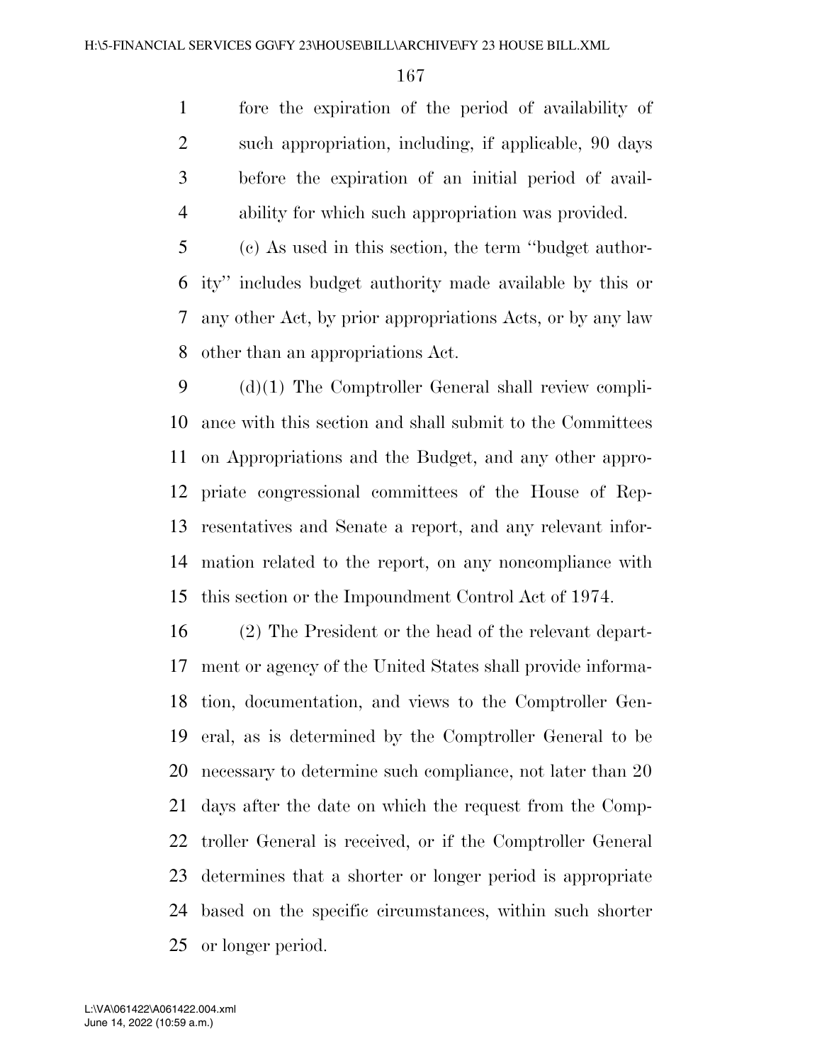fore the expiration of the period of availability of such appropriation, including, if applicable, 90 days before the expiration of an initial period of availability for which such appropriation was provided.

(c) As used in this section, the term ''budget authority'' includes budget authority made available by this or any other Act, by prior appropriations Acts, or by any law other than an appropriations Act.

(d)(1) The Comptroller General shall review compliance with this section and shall submit to the Committees on Appropriations and the Budget, and any other appropriate congressional committees of the House of Representatives and Senate a report, and any relevant information related to the report, on any noncompliance with this section or the Impoundment Control Act of 1974.

(2) The President or the head of the relevant department or agency of the United States shall provide information, documentation, and views to the Comptroller General, as is determined by the Comptroller General to be necessary to determine such compliance, not later than 20 days after the date on which the request from the Comptroller General is received, or if the Comptroller General determines that a shorter or longer period is appropriate based on the specific circumstances, within such shorter or longer period.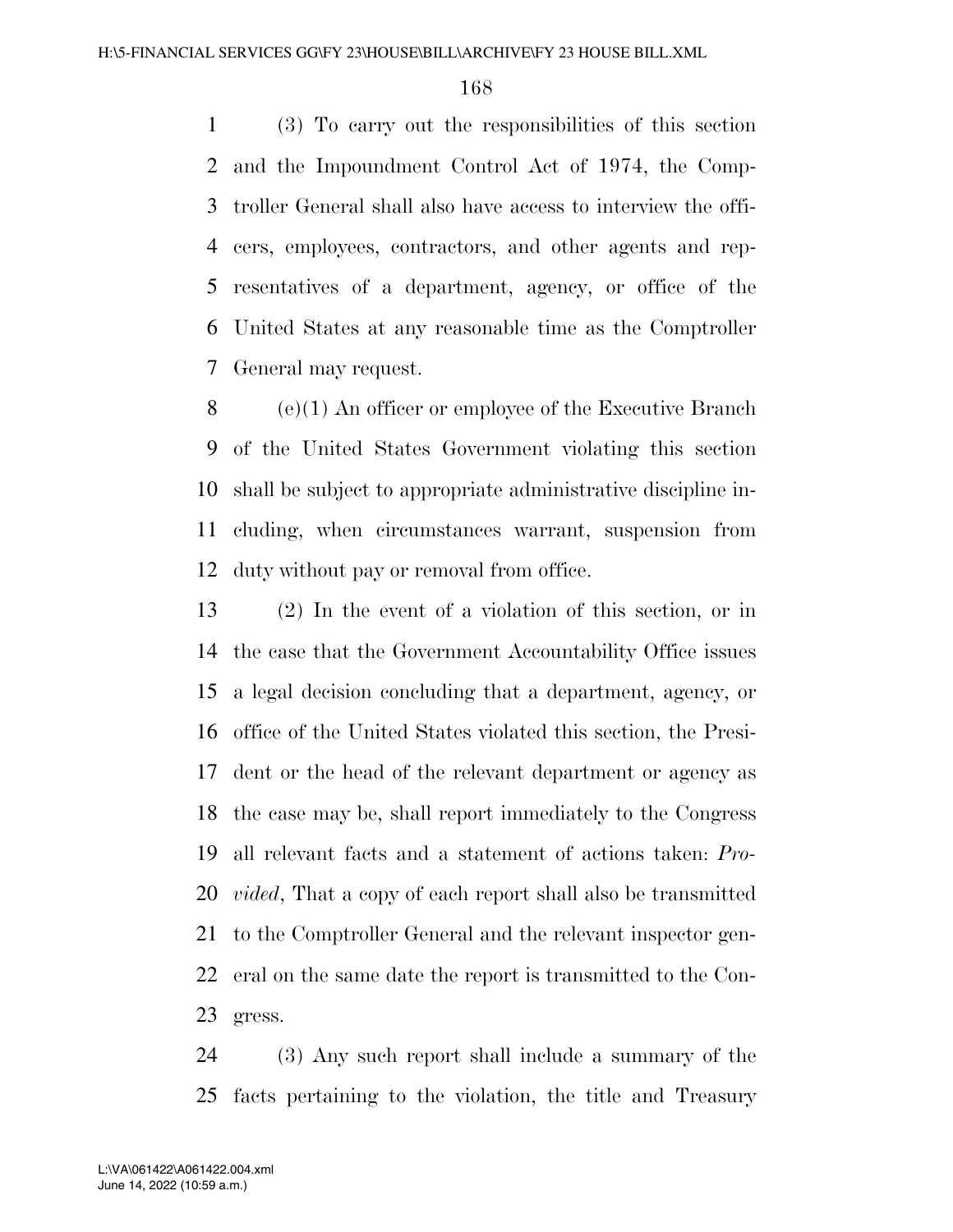(3) To carry out the responsibilities of this section and the Impoundment Control Act of 1974, the Comptroller General shall also have access to interview the officers, employees, contractors, and other agents and representatives of a department, agency, or office of the United States at any reasonable time as the Comptroller General may request.

(e)(1) An officer or employee of the Executive Branch of the United States Government violating this section shall be subject to appropriate administrative discipline including, when circumstances warrant, suspension from duty without pay or removal from office.

(2) In the event of a violation of this section, or in the case that the Government Accountability Office issues a legal decision concluding that a department, agency, or office of the United States violated this section, the President or the head of the relevant department or agency as the case may be, shall report immediately to the Congress all relevant facts and a statement of actions taken: *Provided*, That a copy of each report shall also be transmitted to the Comptroller General and the relevant inspector general on the same date the report is transmitted to the Congress.

(3) Any such report shall include a summary of the facts pertaining to the violation, the title and Treasury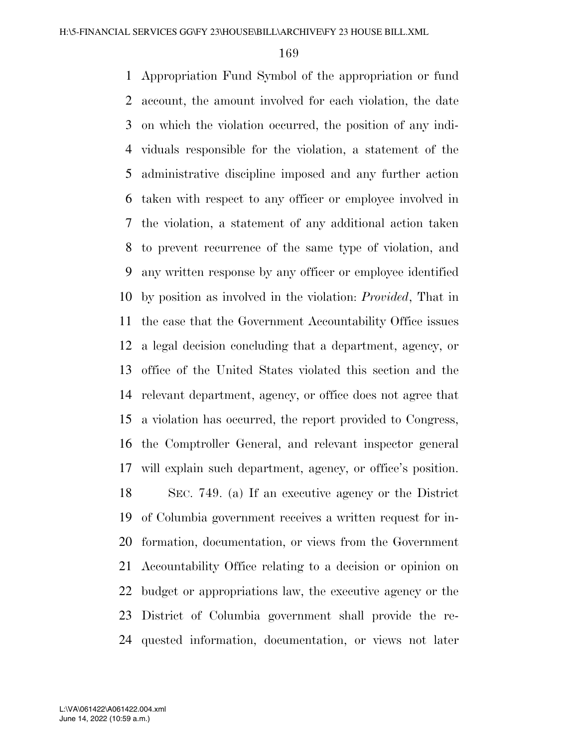Appropriation Fund Symbol of the appropriation or fund account, the amount involved for each violation, the date on which the violation occurred, the position of any individuals responsible for the violation, a statement of the administrative discipline imposed and any further action taken with respect to any officer or employee involved in the violation, a statement of any additional action taken to prevent recurrence of the same type of violation, and any written response by any officer or employee identified by position as involved in the violation: *Provided*, That in the case that the Government Accountability Office issues a legal decision concluding that a department, agency, or office of the United States violated this section and the relevant department, agency, or office does not agree that a violation has occurred, the report provided to Congress, the Comptroller General, and relevant inspector general will explain such department, agency, or office's position.

SEC. 749. (a) If an executive agency or the District of Columbia government receives a written request for information, documentation, or views from the Government Accountability Office relating to a decision or opinion on budget or appropriations law, the executive agency or the District of Columbia government shall provide the requested information, documentation, or views not later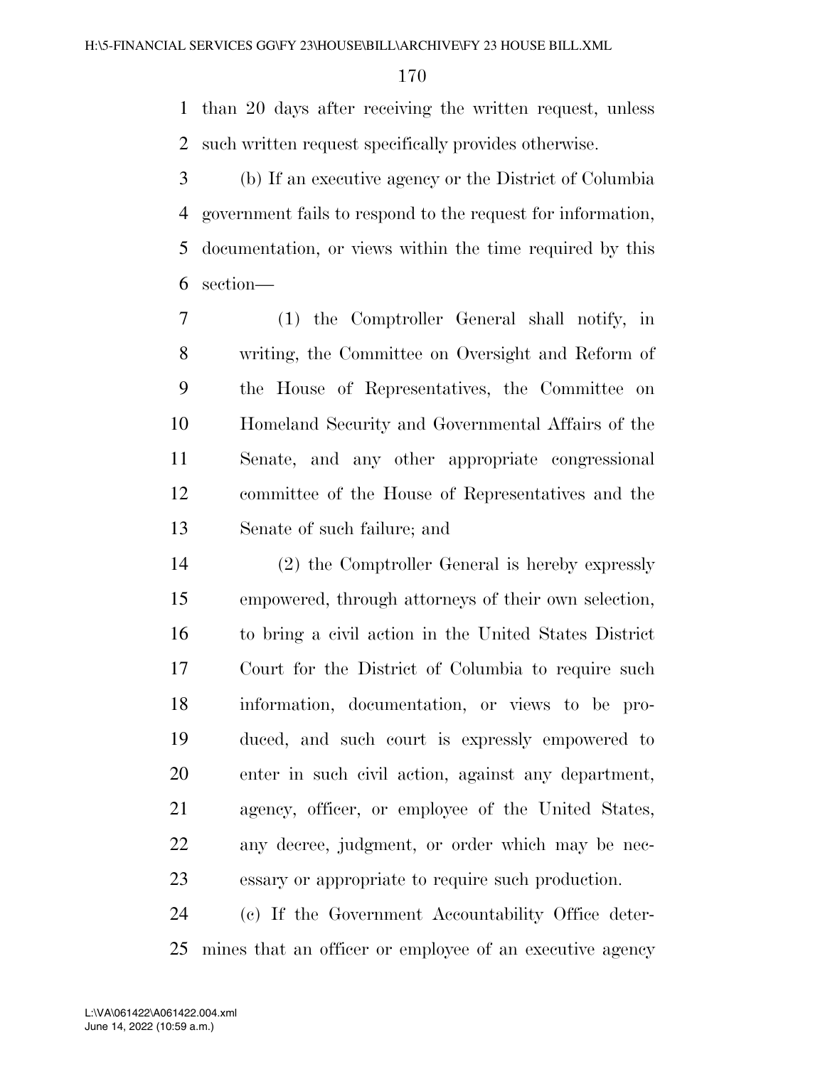than 20 days after receiving the written request, unless such written request specifically provides otherwise.

(b) If an executive agency or the District of Columbia government fails to respond to the request for information, documentation, or views within the time required by this section—

(1) the Comptroller General shall notify, in writing, the Committee on Oversight and Reform of the House of Representatives, the Committee on Homeland Security and Governmental Affairs of the Senate, and any other appropriate congressional committee of the House of Representatives and the Senate of such failure; and

(2) the Comptroller General is hereby expressly empowered, through attorneys of their own selection, to bring a civil action in the United States District Court for the District of Columbia to require such information, documentation, or views to be produced, and such court is expressly empowered to enter in such civil action, against any department, agency, officer, or employee of the United States, any decree, judgment, or order which may be necessary or appropriate to require such production.

(c) If the Government Accountability Office determines that an officer or employee of an executive agency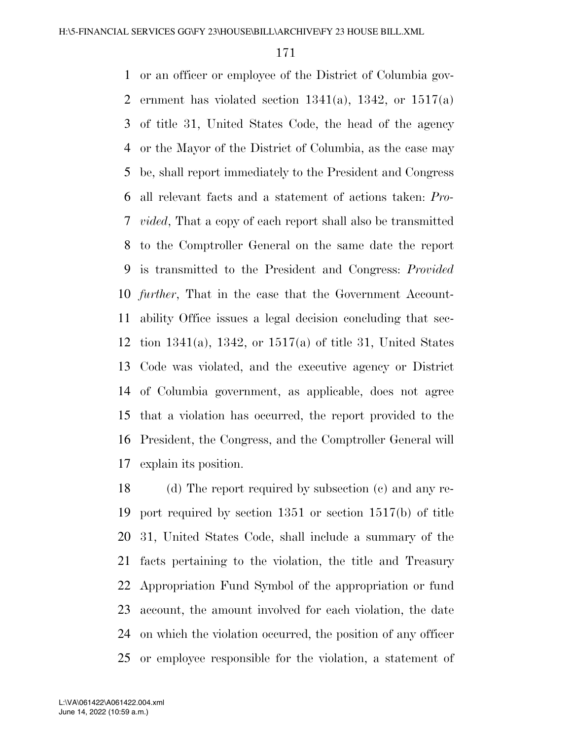or an officer or employee of the District of Columbia government has violated section 1341(a), 1342, or 1517(a) of title 31, United States Code, the head of the agency or the Mayor of the District of Columbia, as the case may be, shall report immediately to the President and Congress all relevant facts and a statement of actions taken: *Provided*, That a copy of each report shall also be transmitted to the Comptroller General on the same date the report is transmitted to the President and Congress: *Provided further*, That in the case that the Government Accountability Office issues a legal decision concluding that section 1341(a), 1342, or 1517(a) of title 31, United States Code was violated, and the executive agency or District of Columbia government, as applicable, does not agree that a violation has occurred, the report provided to the President, the Congress, and the Comptroller General will explain its position.

(d) The report required by subsection (c) and any report required by section 1351 or section 1517(b) of title 31, United States Code, shall include a summary of the facts pertaining to the violation, the title and Treasury Appropriation Fund Symbol of the appropriation or fund account, the amount involved for each violation, the date on which the violation occurred, the position of any officer or employee responsible for the violation, a statement of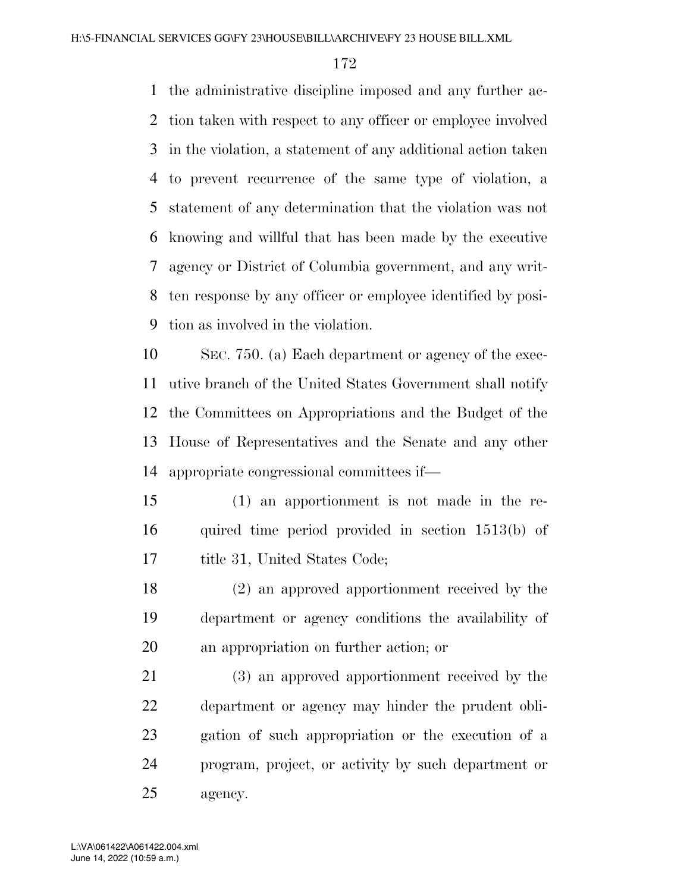the administrative discipline imposed and any further action taken with respect to any officer or employee involved in the violation, a statement of any additional action taken to prevent recurrence of the same type of violation, a statement of any determination that the violation was not knowing and willful that has been made by the executive agency or District of Columbia government, and any written response by any officer or employee identified by position as involved in the violation.

SEC. 750. (a) Each department or agency of the executive branch of the United States Government shall notify the Committees on Appropriations and the Budget of the House of Representatives and the Senate and any other appropriate congressional committees if—

(1) an apportionment is not made in the required time period provided in section 1513(b) of title 31, United States Code;

(2) an approved apportionment received by the department or agency conditions the availability of an appropriation on further action; or

(3) an approved apportionment received by the department or agency may hinder the prudent obligation of such appropriation or the execution of a program, project, or activity by such department or agency.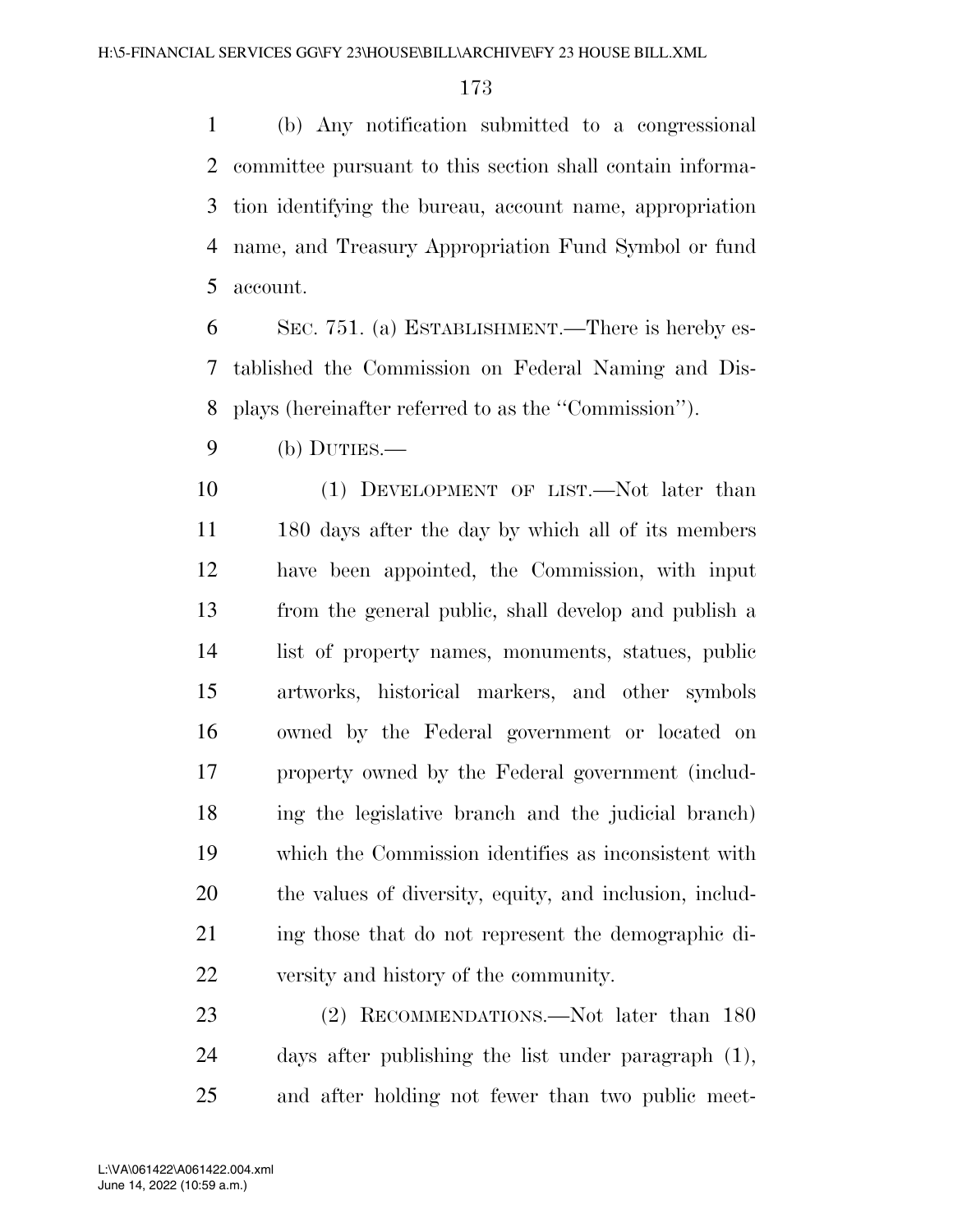(b) Any notification submitted to a congressional committee pursuant to this section shall contain information identifying the bureau, account name, appropriation name, and Treasury Appropriation Fund Symbol or fund account.

SEC. 751. (a) ESTABLISHMENT.—There is hereby established the Commission on Federal Naming and Displays (hereinafter referred to as the ''Commission'').

(b) DUTIES.—

(1) DEVELOPMENT OF LIST.—Not later than 180 days after the day by which all of its members have been appointed, the Commission, with input from the general public, shall develop and publish a list of property names, monuments, statues, public artworks, historical markers, and other symbols owned by the Federal government or located on property owned by the Federal government (including the legislative branch and the judicial branch) which the Commission identifies as inconsistent with the values of diversity, equity, and inclusion, including those that do not represent the demographic diversity and history of the community.

(2) RECOMMENDATIONS.—Not later than 180 days after publishing the list under paragraph (1), and after holding not fewer than two public meet-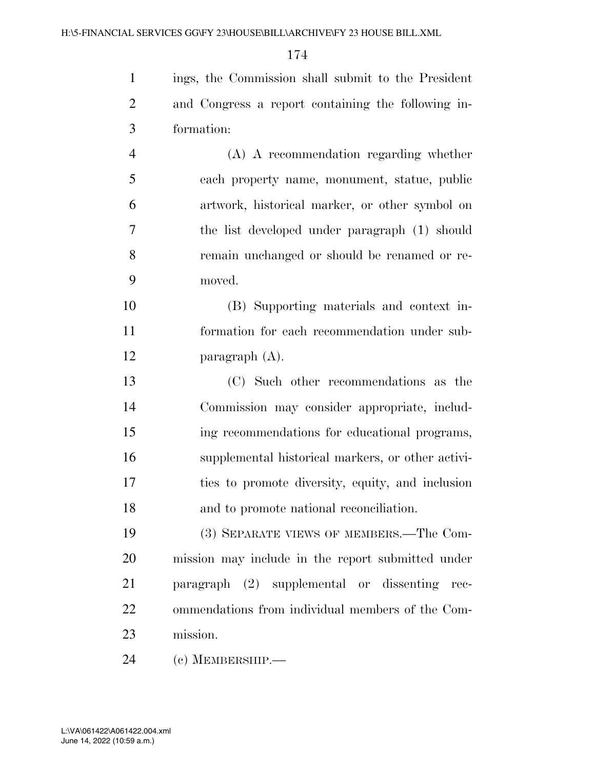ings, the Commission shall submit to the President and Congress a report containing the following information:

(A) A recommendation regarding whether each property name, monument, statue, public artwork, historical marker, or other symbol on the list developed under paragraph (1) should remain unchanged or should be renamed or removed.

(B) Supporting materials and context information for each recommendation under subparagraph (A).

(C) Such other recommendations as the Commission may consider appropriate, including recommendations for educational programs, supplemental historical markers, or other activities to promote diversity, equity, and inclusion and to promote national reconciliation.

(3) SEPARATE VIEWS OF MEMBERS.—The Commission may include in the report submitted under paragraph (2) supplemental or dissenting recommendations from individual members of the Commission.

(c) MEMBERSHIP.—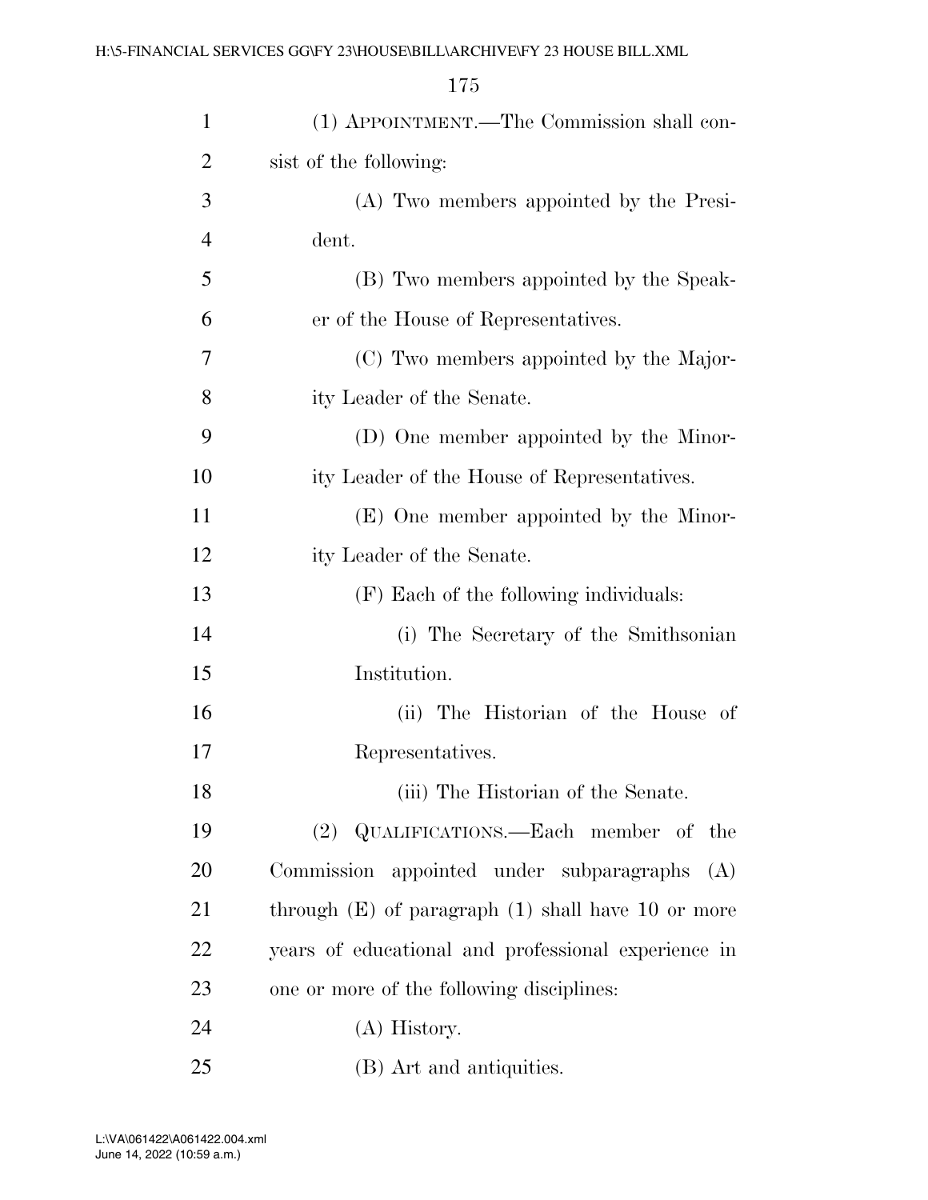(1) APPOINTMENT.—The Commission shall consist of the following:

(A) Two members appointed by the President.

(B) Two members appointed by the Speaker of the House of Representatives.

(C) Two members appointed by the Majority Leader of the Senate.

(D) One member appointed by the Minority Leader of the House of Representatives.

(E) One member appointed by the Minority Leader of the Senate.

(F) Each of the following individuals:

(i) The Secretary of the Smithsonian Institution.

(ii) The Historian of the House of Representatives.

(iii) The Historian of the Senate.

(2) QUALIFICATIONS.—Each member of the Commission appointed under subparagraphs (A) through (E) of paragraph (1) shall have 10 or more years of educational and professional experience in one or more of the following disciplines:

(A) History.

(B) Art and antiquities.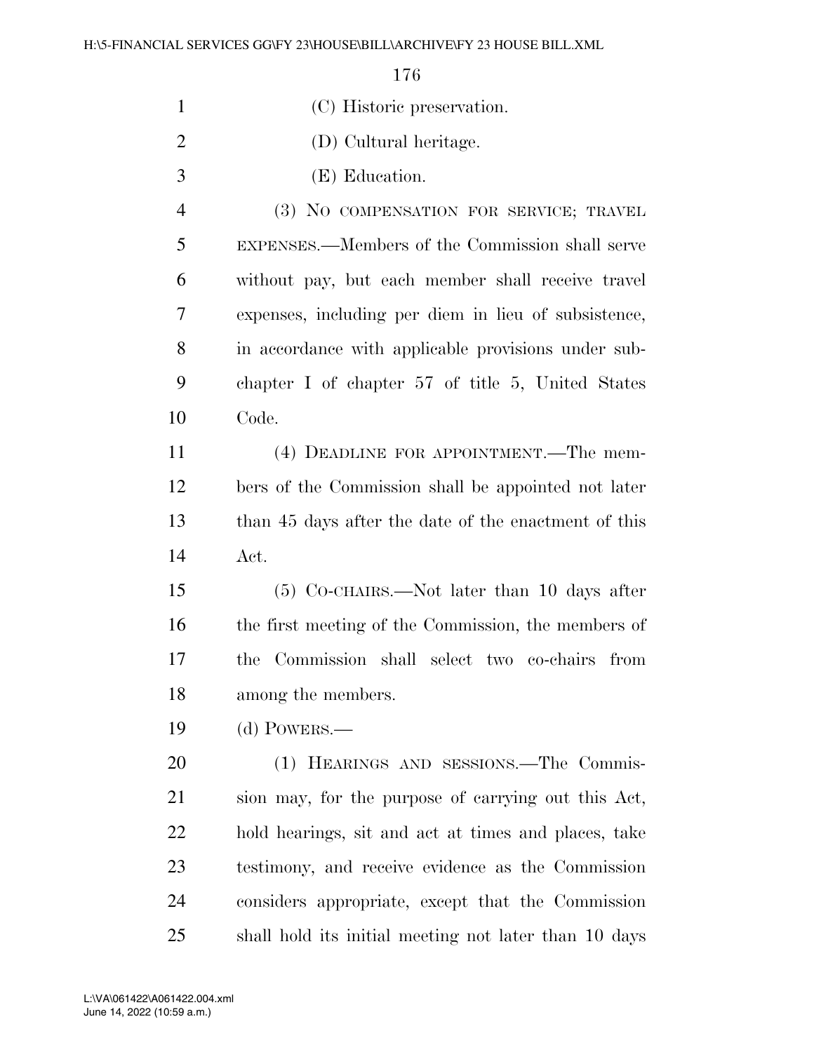(C) Historic preservation.

(D) Cultural heritage.

(E) Education.

(3) NO COMPENSATION FOR SERVICE; TRAVEL EXPENSES.—Members of the Commission shall serve without pay, but each member shall receive travel expenses, including per diem in lieu of subsistence, in accordance with applicable provisions under subchapter I of chapter 57 of title 5, United States Code.

(4) DEADLINE FOR APPOINTMENT.—The members of the Commission shall be appointed not later than 45 days after the date of the enactment of this Act.

(5) CO-CHAIRS.—Not later than 10 days after the first meeting of the Commission, the members of the Commission shall select two co-chairs from among the members.

(d) POWERS.—

(1) HEARINGS AND SESSIONS.—The Commission may, for the purpose of carrying out this Act, hold hearings, sit and act at times and places, take testimony, and receive evidence as the Commission considers appropriate, except that the Commission shall hold its initial meeting not later than 10 days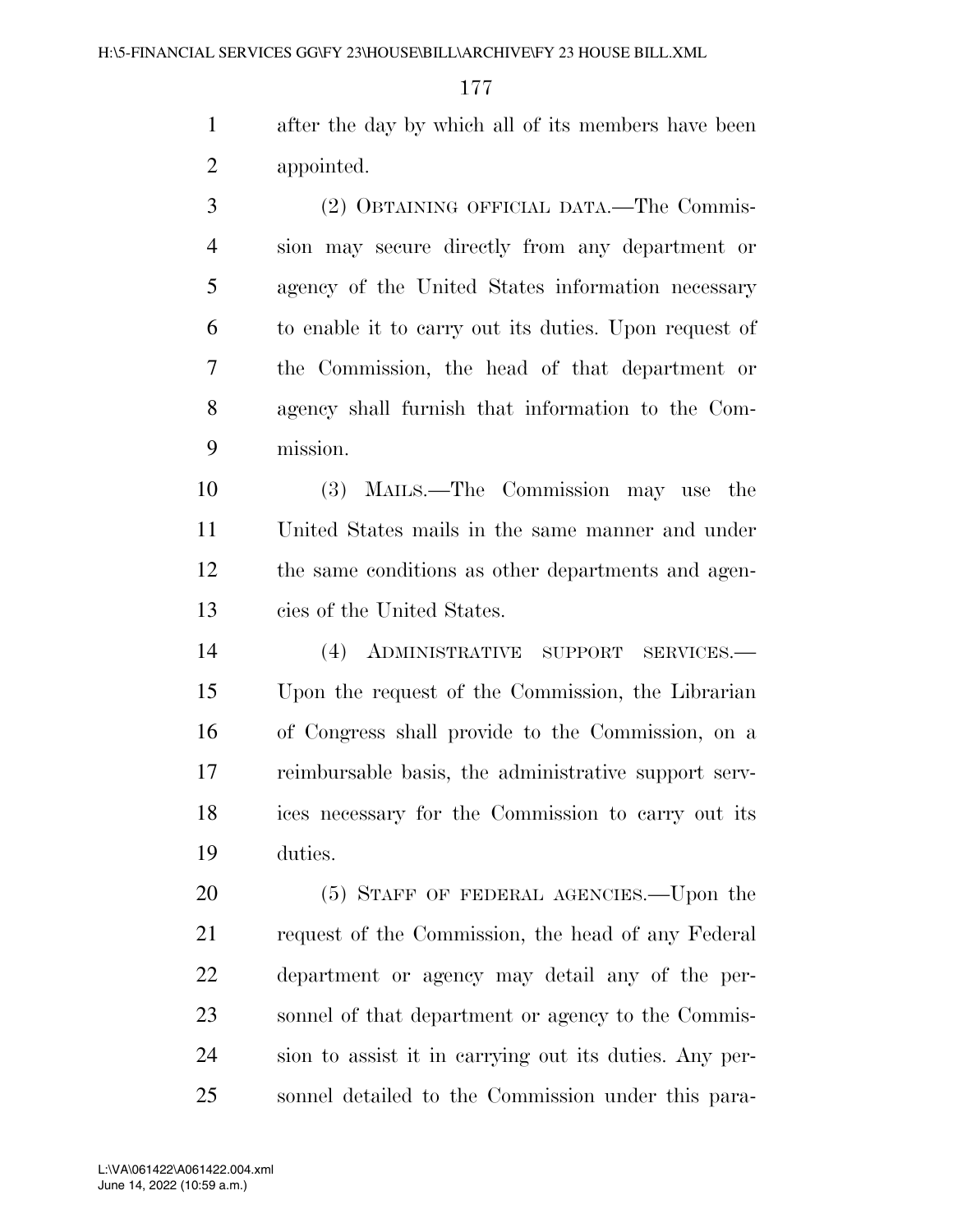after the day by which all of its members have been appointed.

(2) OBTAINING OFFICIAL DATA.—The Commission may secure directly from any department or agency of the United States information necessary to enable it to carry out its duties. Upon request of the Commission, the head of that department or agency shall furnish that information to the Commission.

(3) MAILS.—The Commission may use the United States mails in the same manner and under the same conditions as other departments and agencies of the United States.

(4) ADMINISTRATIVE SUPPORT SERVICES.—Upon the request of the Commission, the Librarian of Congress shall provide to the Commission, on a reimbursable basis, the administrative support services necessary for the Commission to carry out its duties.

(5) STAFF OF FEDERAL AGENCIES.—Upon the request of the Commission, the head of any Federal department or agency may detail any of the personnel of that department or agency to the Commission to assist it in carrying out its duties. Any personnel detailed to the Commission under this para-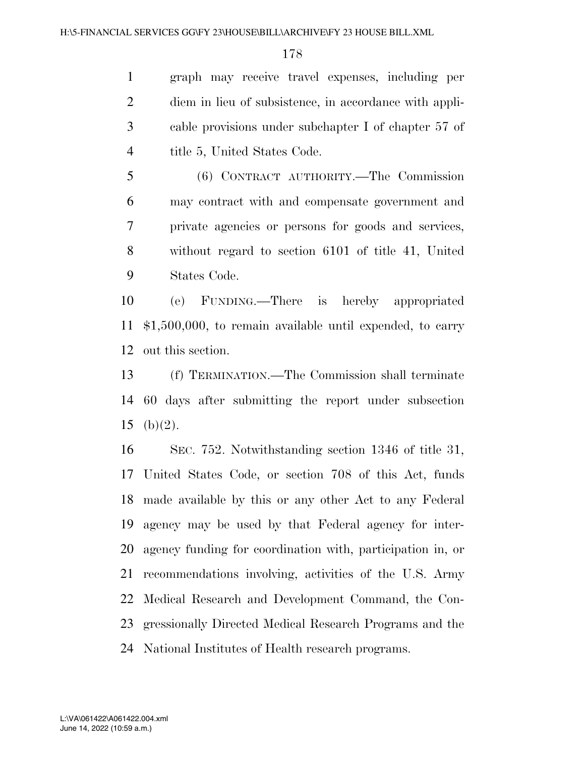graph may receive travel expenses, including per diem in lieu of subsistence, in accordance with applicable provisions under subchapter I of chapter 57 of title 5, United States Code.

(6) CONTRACT AUTHORITY.—The Commission may contract with and compensate government and private agencies or persons for goods and services, without regard to section 6101 of title 41, United States Code.

(e) FUNDING.—There is hereby appropriated $1,500,000, to remain available until expended, to carry out this section.

(f) TERMINATION.—The Commission shall terminate 60 days after submitting the report under subsection (b)(2).

SEC. 752. Notwithstanding section 1346 of title 31, United States Code, or section 708 of this Act, funds made available by this or any other Act to any Federal agency may be used by that Federal agency for interagency funding for coordination with, participation in, or recommendations involving, activities of the U.S. Army Medical Research and Development Command, the Congressionally Directed Medical Research Programs and the National Institutes of Health research programs.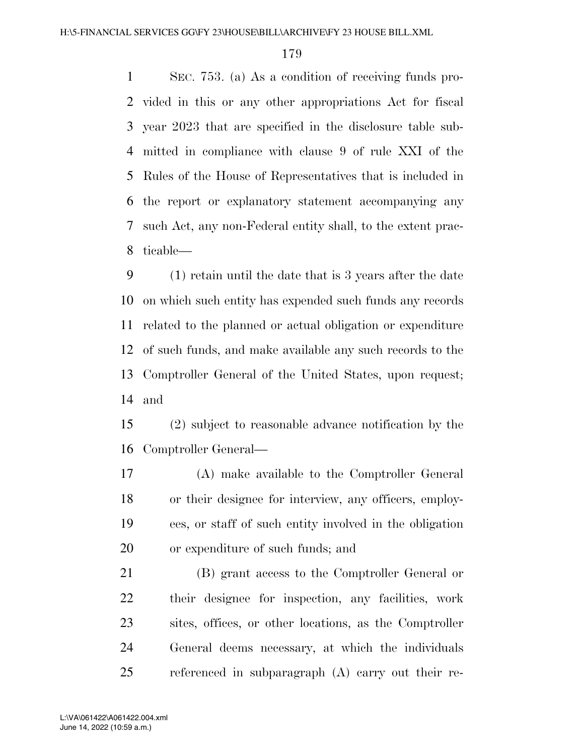SEC. 753. (a) As a condition of receiving funds provided in this or any other appropriations Act for fiscal year 2023 that are specified in the disclosure table submitted in compliance with clause 9 of rule XXI of the Rules of the House of Representatives that is included in the report or explanatory statement accompanying any such Act, any non-Federal entity shall, to the extent practicable—

(1) retain until the date that is 3 years after the date on which such entity has expended such funds any records related to the planned or actual obligation or expenditure of such funds, and make available any such records to the Comptroller General of the United States, upon request; and

(2) subject to reasonable advance notification by the Comptroller General—

(A) make available to the Comptroller General or their designee for interview, any officers, employees, or staff of such entity involved in the obligation or expenditure of such funds; and

(B) grant access to the Comptroller General or their designee for inspection, any facilities, work sites, offices, or other locations, as the Comptroller General deems necessary, at which the individuals referenced in subparagraph (A) carry out their re-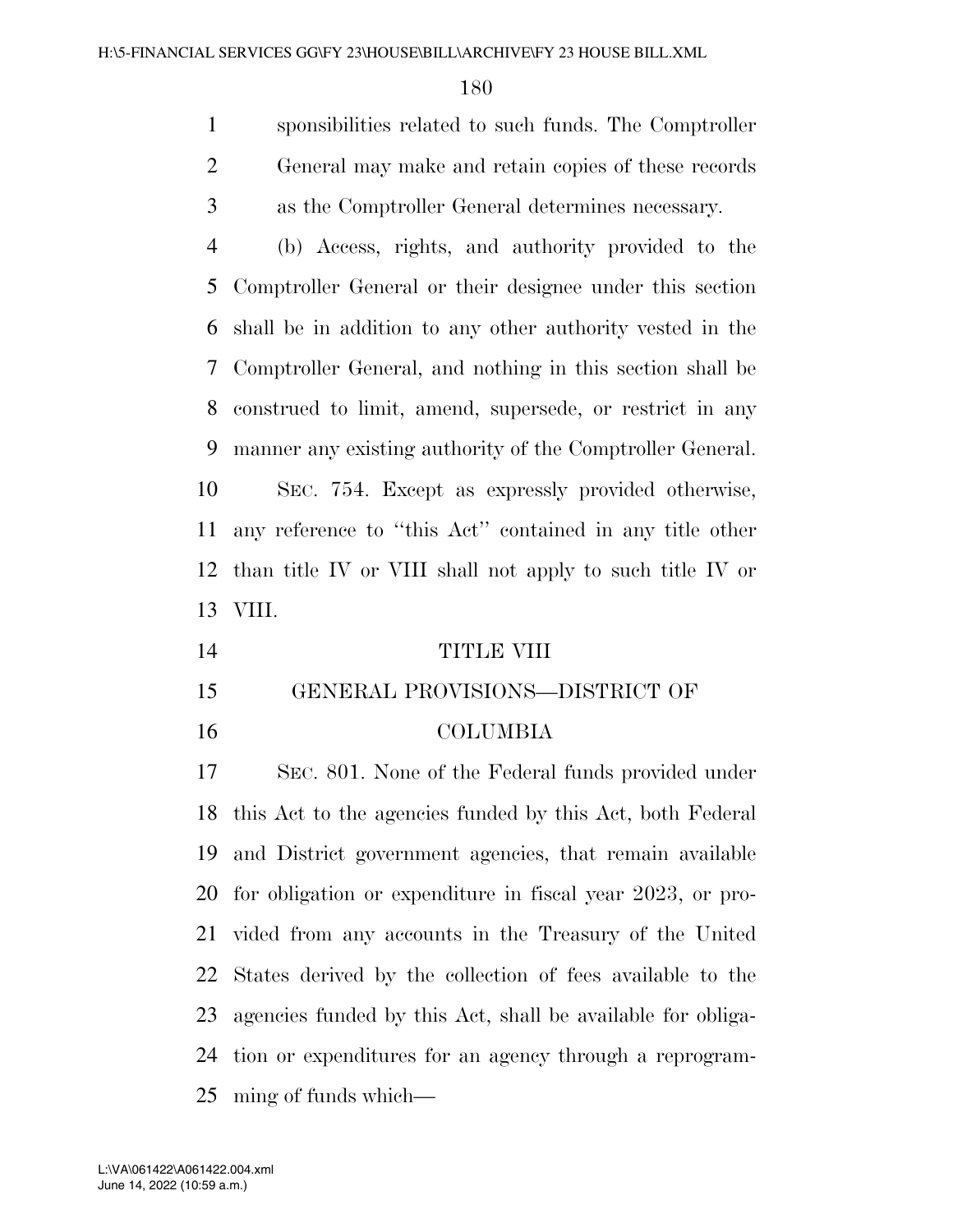sponsibilities related to such funds. The Comptroller General may make and retain copies of these records as the Comptroller General determines necessary.

(b) Access, rights, and authority provided to the Comptroller General or their designee under this section shall be in addition to any other authority vested in the Comptroller General, and nothing in this section shall be construed to limit, amend, supersede, or restrict in any manner any existing authority of the Comptroller General.

SEC. 754. Except as expressly provided otherwise, any reference to "this Act" contained in any title other than title IV or VIII shall not apply to such title IV or VIII.

# TITLE VIII

## GENERAL PROVISIONS—DISTRICT OF COLUMBIA

SEC. 801. None of the Federal funds provided under this Act to the agencies funded by this Act, both Federal and District government agencies, that remain available for obligation or expenditure in fiscal year 2023, or provided from any accounts in the Treasury of the United States derived by the collection of fees available to the agencies funded by this Act, shall be available for obligation or expenditures for an agency through a reprogramming of funds which—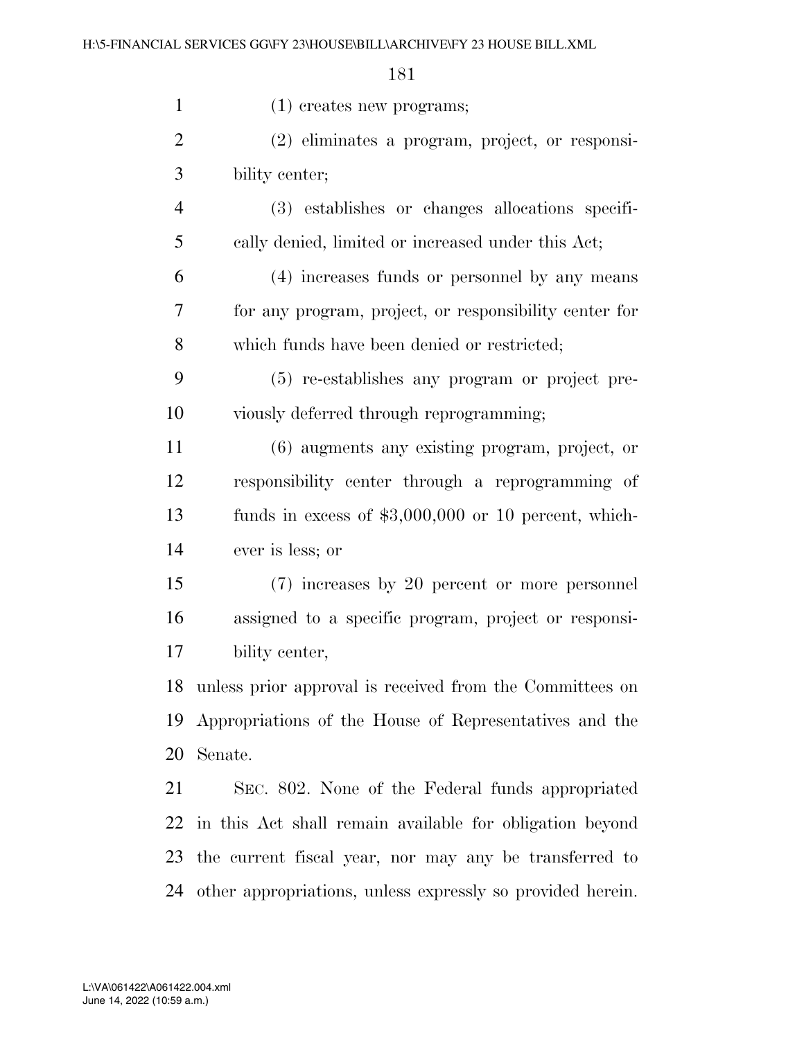(1) creates new programs;

(2) eliminates a program, project, or responsibility center;

(3) establishes or changes allocations specifically denied, limited or increased under this Act;

(4) increases funds or personnel by any means for any program, project, or responsibility center for which funds have been denied or restricted;

(5) re-establishes any program or project previously deferred through reprogramming;

(6) augments any existing program, project, or responsibility center through a reprogramming of funds in excess of $3,000,000 or 10 percent, whichever is less; or

(7) increases by 20 percent or more personnel assigned to a specific program, project or responsibility center,

unless prior approval is received from the Committees on Appropriations of the House of Representatives and the Senate.

SEC. 802. None of the Federal funds appropriated in this Act shall remain available for obligation beyond the current fiscal year, nor may any be transferred to other appropriations, unless expressly so provided herein.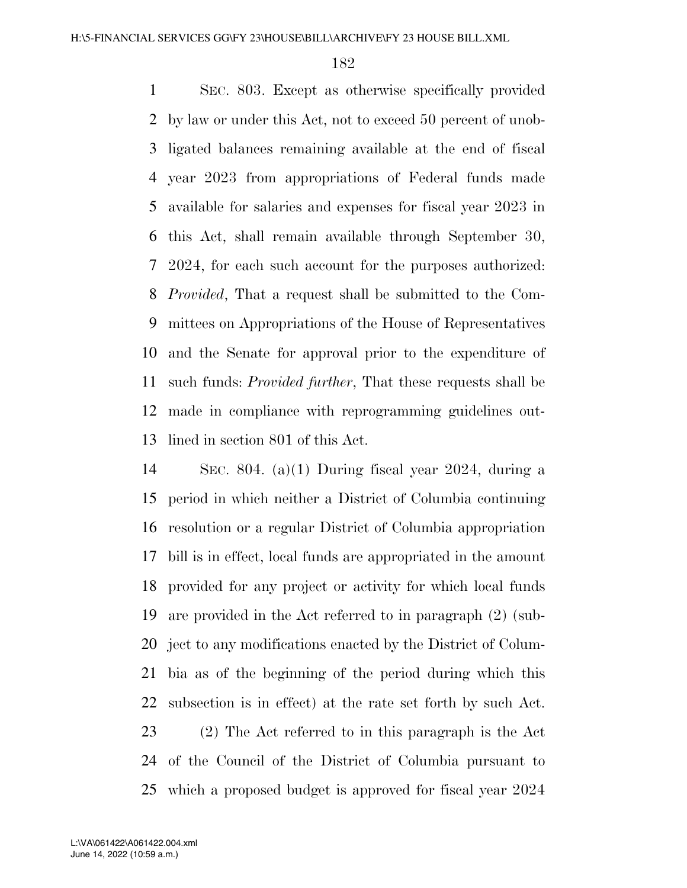SEC. 803. Except as otherwise specifically provided by law or under this Act, not to exceed 50 percent of unobligated balances remaining available at the end of fiscal year 2023 from appropriations of Federal funds made available for salaries and expenses for fiscal year 2023 in this Act, shall remain available through September 30, 2024, for each such account for the purposes authorized: *Provided*, That a request shall be submitted to the Committees on Appropriations of the House of Representatives and the Senate for approval prior to the expenditure of such funds: *Provided further*, That these requests shall be made in compliance with reprogramming guidelines outlined in section 801 of this Act.

SEC. 804. (a)(1) During fiscal year 2024, during a period in which neither a District of Columbia continuing resolution or a regular District of Columbia appropriation bill is in effect, local funds are appropriated in the amount provided for any project or activity for which local funds are provided in the Act referred to in paragraph (2) (subject to any modifications enacted by the District of Columbia as of the beginning of the period during which this subsection is in effect) at the rate set forth by such Act.

(2) The Act referred to in this paragraph is the Act of the Council of the District of Columbia pursuant to which a proposed budget is approved for fiscal year 2024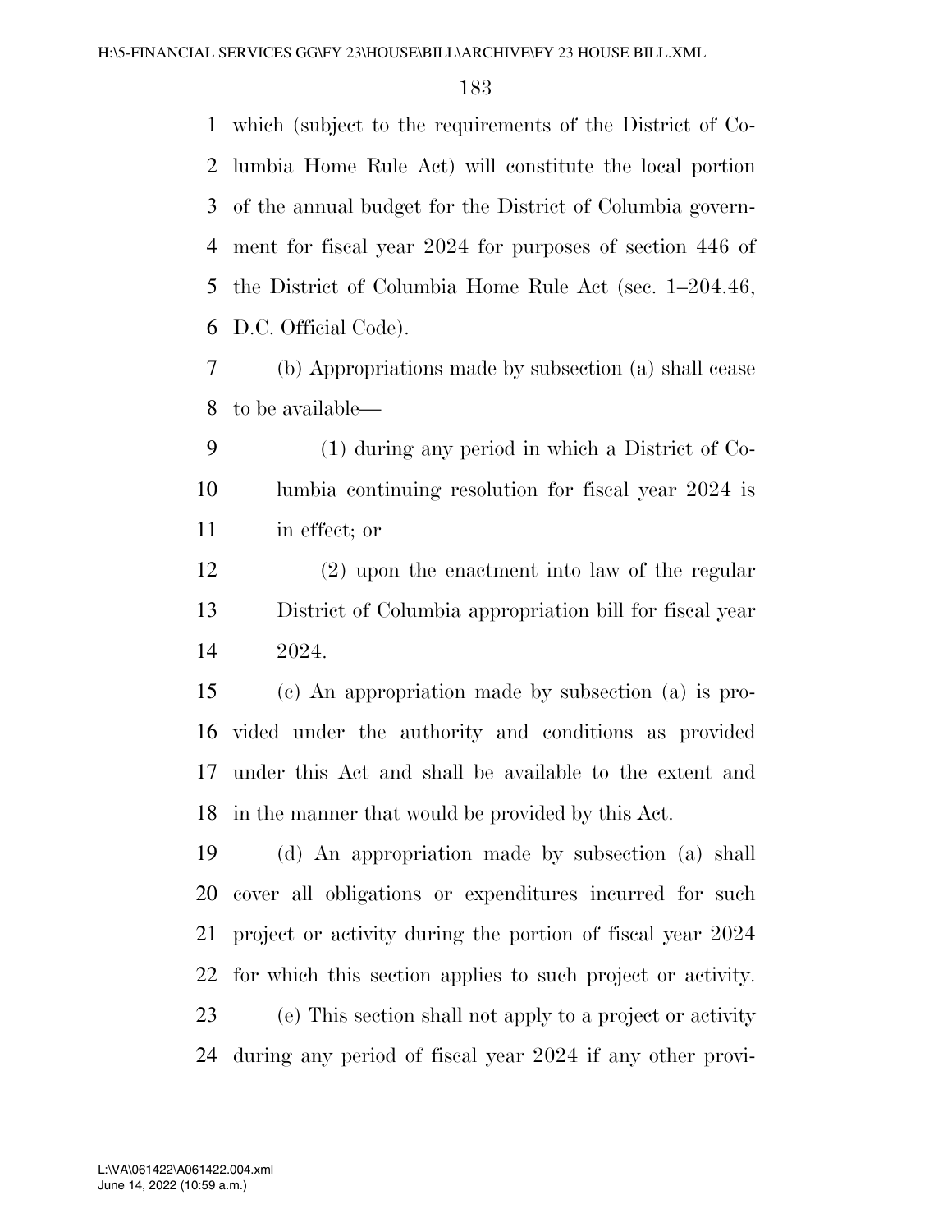which (subject to the requirements of the District of Columbia Home Rule Act) will constitute the local portion of the annual budget for the District of Columbia government for fiscal year 2024 for purposes of section 446 of the District of Columbia Home Rule Act (sec. 1–204.46, D.C. Official Code).

(b) Appropriations made by subsection (a) shall cease to be available—

(1) during any period in which a District of Columbia continuing resolution for fiscal year 2024 is in effect; or

(2) upon the enactment into law of the regular District of Columbia appropriation bill for fiscal year 2024.

(c) An appropriation made by subsection (a) is provided under the authority and conditions as provided under this Act and shall be available to the extent and in the manner that would be provided by this Act.

(d) An appropriation made by subsection (a) shall cover all obligations or expenditures incurred for such project or activity during the portion of fiscal year 2024 for which this section applies to such project or activity.

(e) This section shall not apply to a project or activity during any period of fiscal year 2024 if any other provi-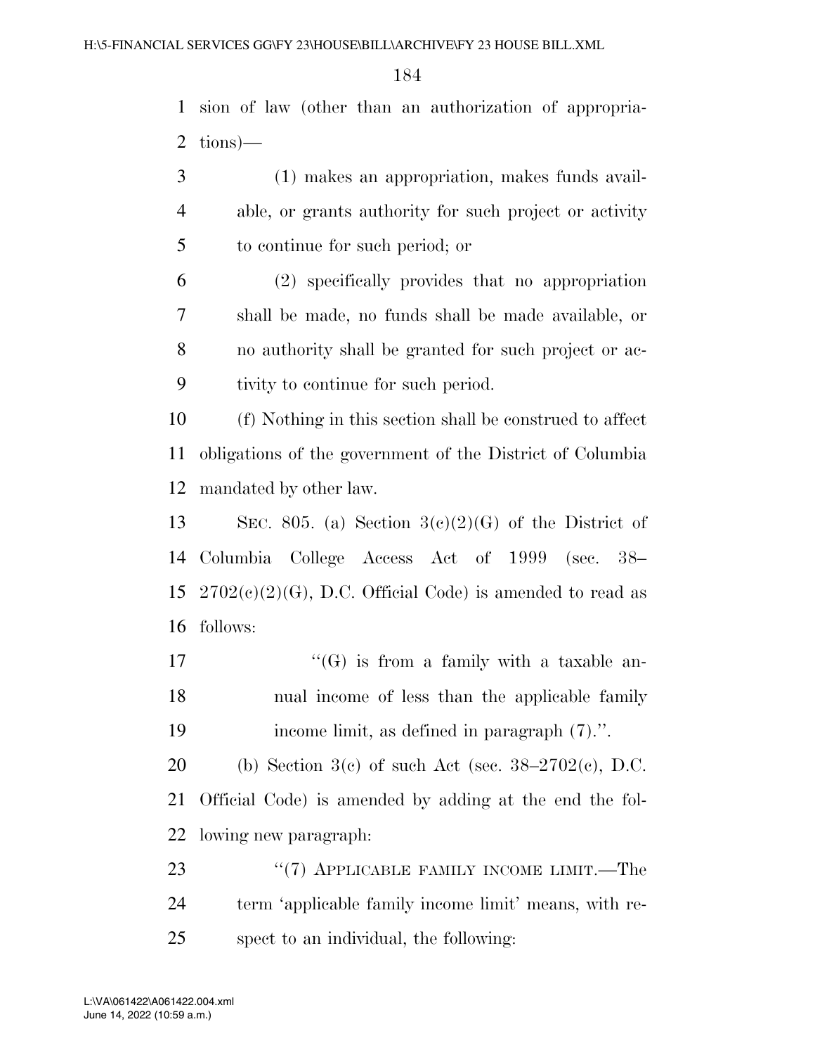sion of law (other than an authorization of appropriations)—

(1) makes an appropriation, makes funds available, or grants authority for such project or activity to continue for such period; or

(2) specifically provides that no appropriation shall be made, no funds shall be made available, or no authority shall be granted for such project or activity to continue for such period.

(f) Nothing in this section shall be construed to affect obligations of the government of the District of Columbia mandated by other law.

SEC. 805. (a) Section 3(c)(2)(G) of the District of Columbia College Access Act of 1999 (sec. 38–2702(c)(2)(G), D.C. Official Code) is amended to read as follows:

"(G) is from a family with a taxable annual income of less than the applicable family income limit, as defined in paragraph (7).".

(b) Section 3(c) of such Act (sec. 38–2702(c), D.C. Official Code) is amended by adding at the end the following new paragraph:

"(7) APPLICABLE FAMILY INCOME LIMIT.—The term 'applicable family income limit' means, with respect to an individual, the following: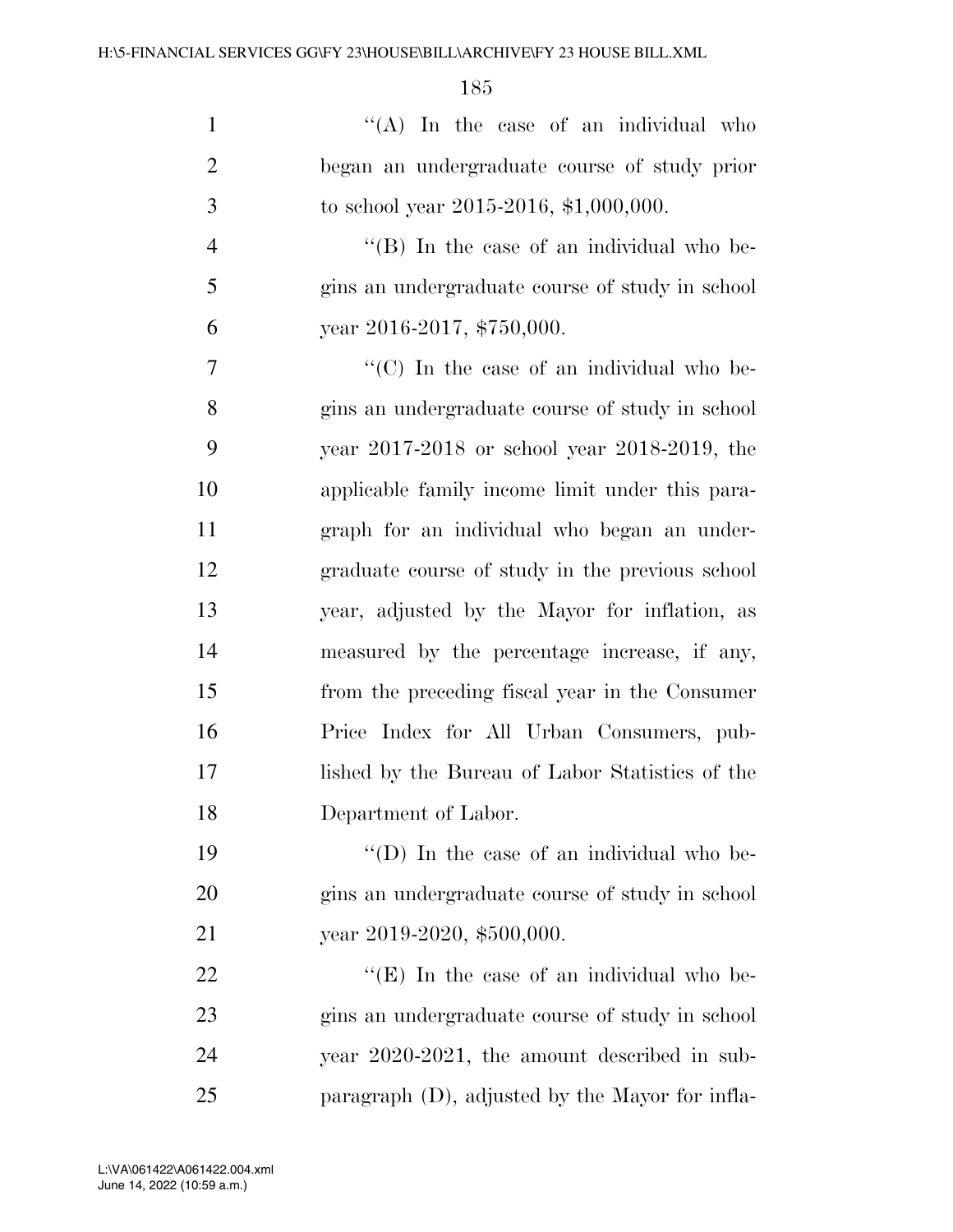''(A) In the case of an individual who began an undergraduate course of study prior to school year 2015-2016, $1,000,000.

''(B) In the case of an individual who begins an undergraduate course of study in school year 2016-2017, $750,000.

''(C) In the case of an individual who begins an undergraduate course of study in school year 2017-2018 or school year 2018-2019, the applicable family income limit under this paragraph for an individual who began an undergraduate course of study in the previous school year, adjusted by the Mayor for inflation, as measured by the percentage increase, if any, from the preceding fiscal year in the Consumer Price Index for All Urban Consumers, published by the Bureau of Labor Statistics of the Department of Labor.

''(D) In the case of an individual who begins an undergraduate course of study in school year 2019-2020, $500,000.

''(E) In the case of an individual who begins an undergraduate course of study in school year 2020-2021, the amount described in subparagraph (D), adjusted by the Mayor for infla-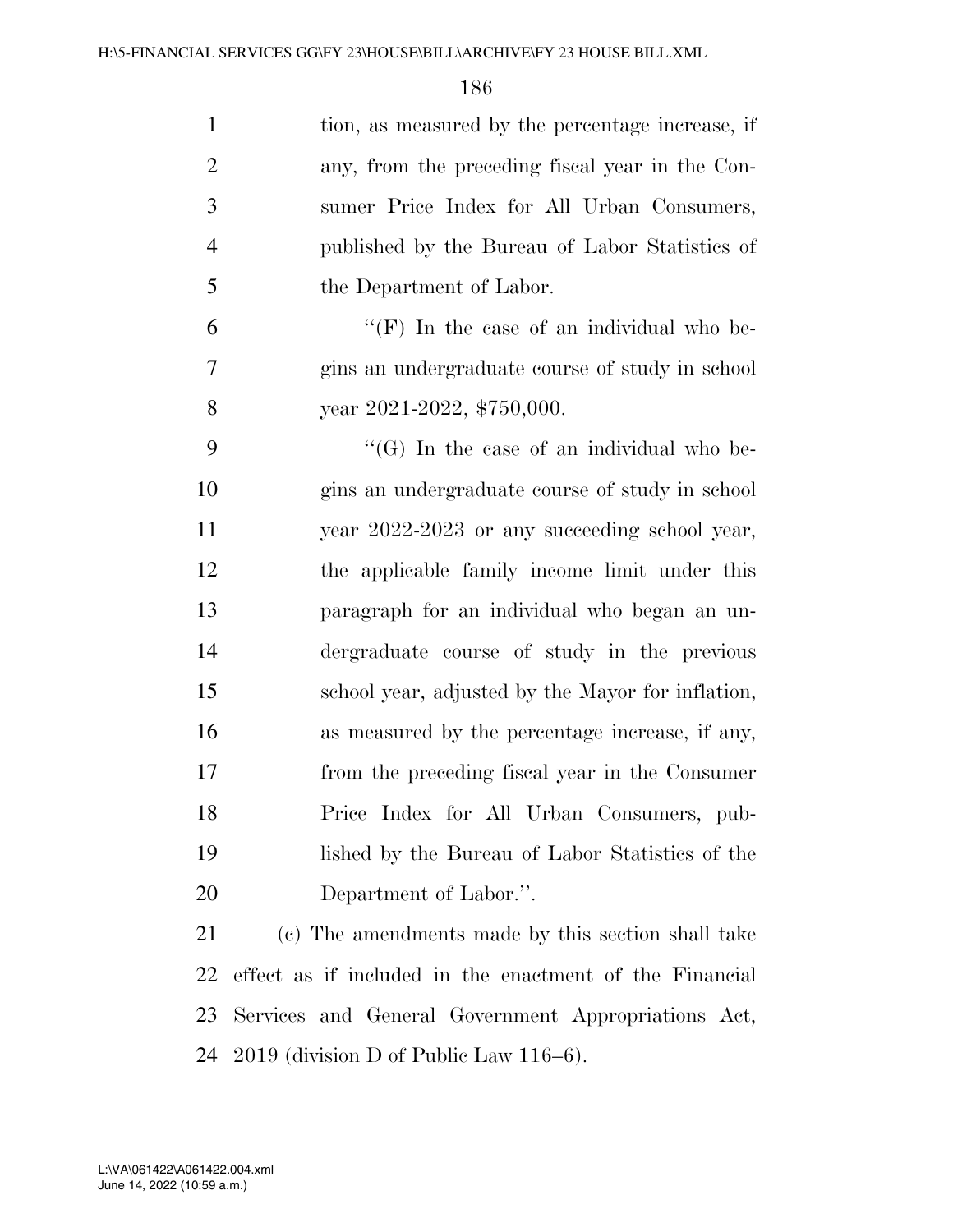tion, as measured by the percentage increase, if any, from the preceding fiscal year in the Consumer Price Index for All Urban Consumers, published by the Bureau of Labor Statistics of the Department of Labor.

"(F) In the case of an individual who begins an undergraduate course of study in school year 2021-2022, $750,000.

"(G) In the case of an individual who begins an undergraduate course of study in school year 2022-2023 or any succeeding school year, the applicable family income limit under this paragraph for an individual who began an undergraduate course of study in the previous school year, adjusted by the Mayor for inflation, as measured by the percentage increase, if any, from the preceding fiscal year in the Consumer Price Index for All Urban Consumers, published by the Bureau of Labor Statistics of the Department of Labor.".

(c) The amendments made by this section shall take effect as if included in the enactment of the Financial Services and General Government Appropriations Act, 2019 (division D of Public Law 116–6).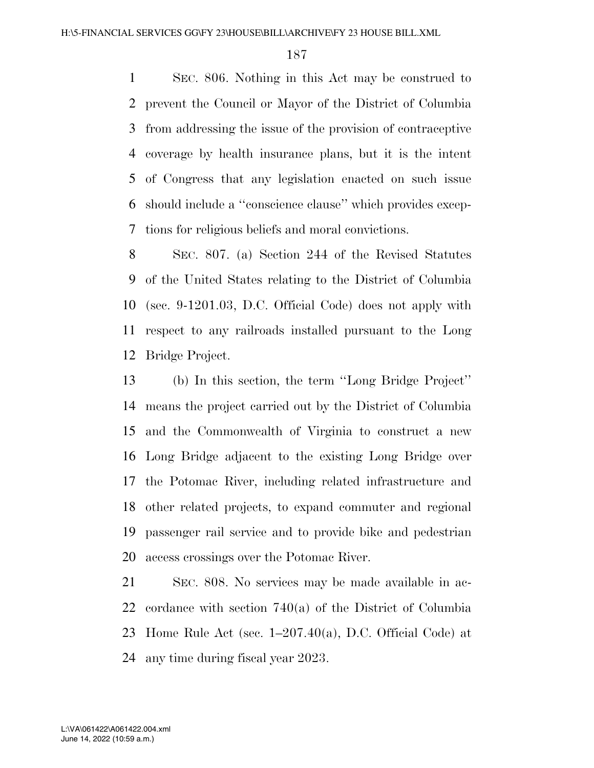SEC. 806. Nothing in this Act may be construed to prevent the Council or Mayor of the District of Columbia from addressing the issue of the provision of contraceptive coverage by health insurance plans, but it is the intent of Congress that any legislation enacted on such issue should include a ''conscience clause'' which provides exceptions for religious beliefs and moral convictions.

SEC. 807. (a) Section 244 of the Revised Statutes of the United States relating to the District of Columbia (sec. 9-1201.03, D.C. Official Code) does not apply with respect to any railroads installed pursuant to the Long Bridge Project.

(b) In this section, the term ''Long Bridge Project'' means the project carried out by the District of Columbia and the Commonwealth of Virginia to construct a new Long Bridge adjacent to the existing Long Bridge over the Potomac River, including related infrastructure and other related projects, to expand commuter and regional passenger rail service and to provide bike and pedestrian access crossings over the Potomac River.

SEC. 808. No services may be made available in accordance with section 740(a) of the District of Columbia Home Rule Act (sec. 1–207.40(a), D.C. Official Code) at any time during fiscal year 2023.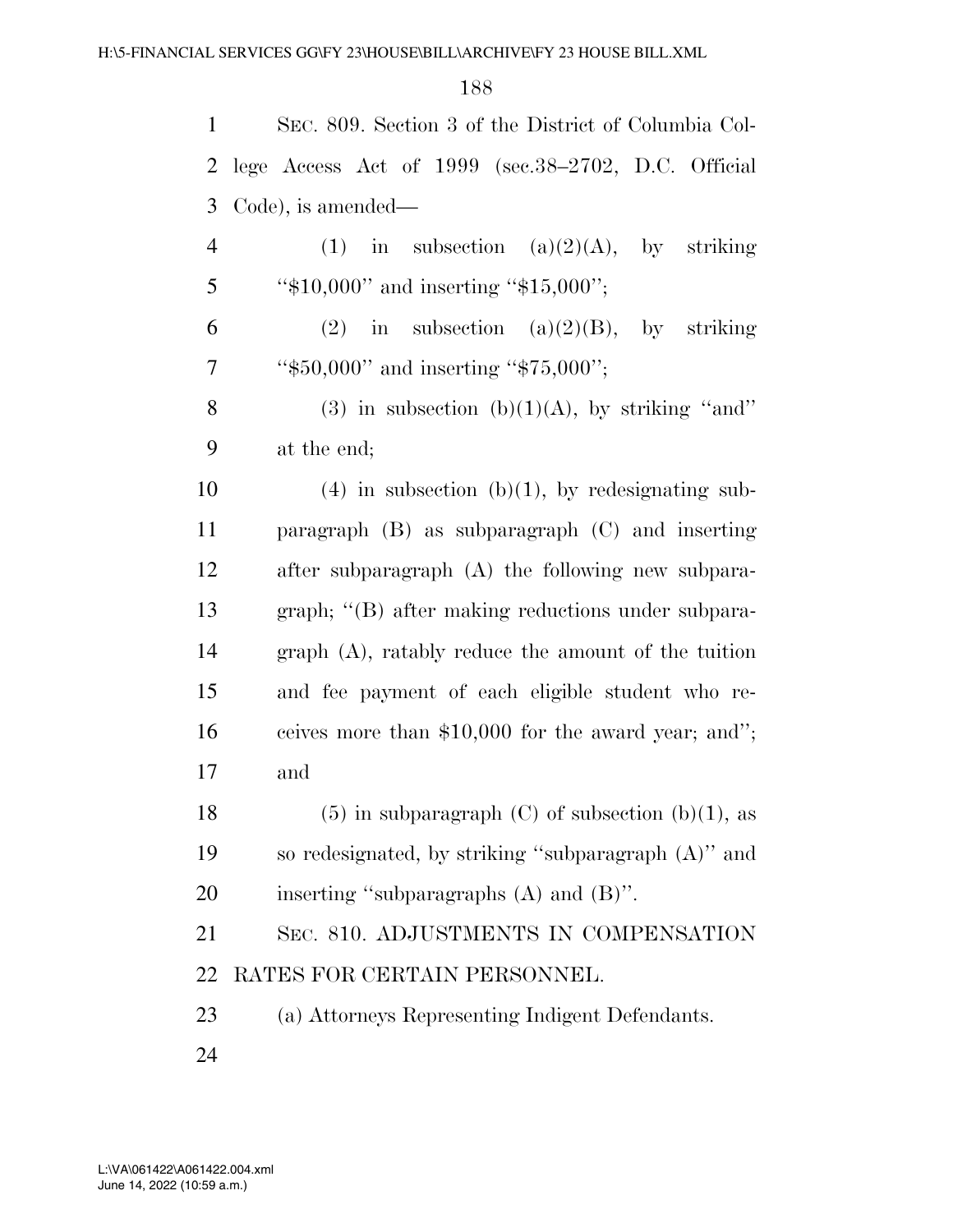SEC. 809. Section 3 of the District of Columbia College Access Act of 1999 (sec.38–2702, D.C. Official Code), is amended—

(1) in subsection (a)(2)(A), by striking "$10,000" and inserting "$15,000";

(2) in subsection (a)(2)(B), by striking "$50,000" and inserting "$75,000";

(3) in subsection (b)(1)(A), by striking "and" at the end;

(4) in subsection (b)(1), by redesignating subparagraph (B) as subparagraph (C) and inserting after subparagraph (A) the following new subparagraph; "(B) after making reductions under subparagraph (A), ratably reduce the amount of the tuition and fee payment of each eligible student who receives more than $10,000 for the award year; and"; and

(5) in subparagraph (C) of subsection (b)(1), as so redesignated, by striking "subparagraph (A)" and inserting "subparagraphs (A) and (B)".

SEC. 810. ADJUSTMENTS IN COMPENSATION RATES FOR CERTAIN PERSONNEL.

(a) Attorneys Representing Indigent Defendants.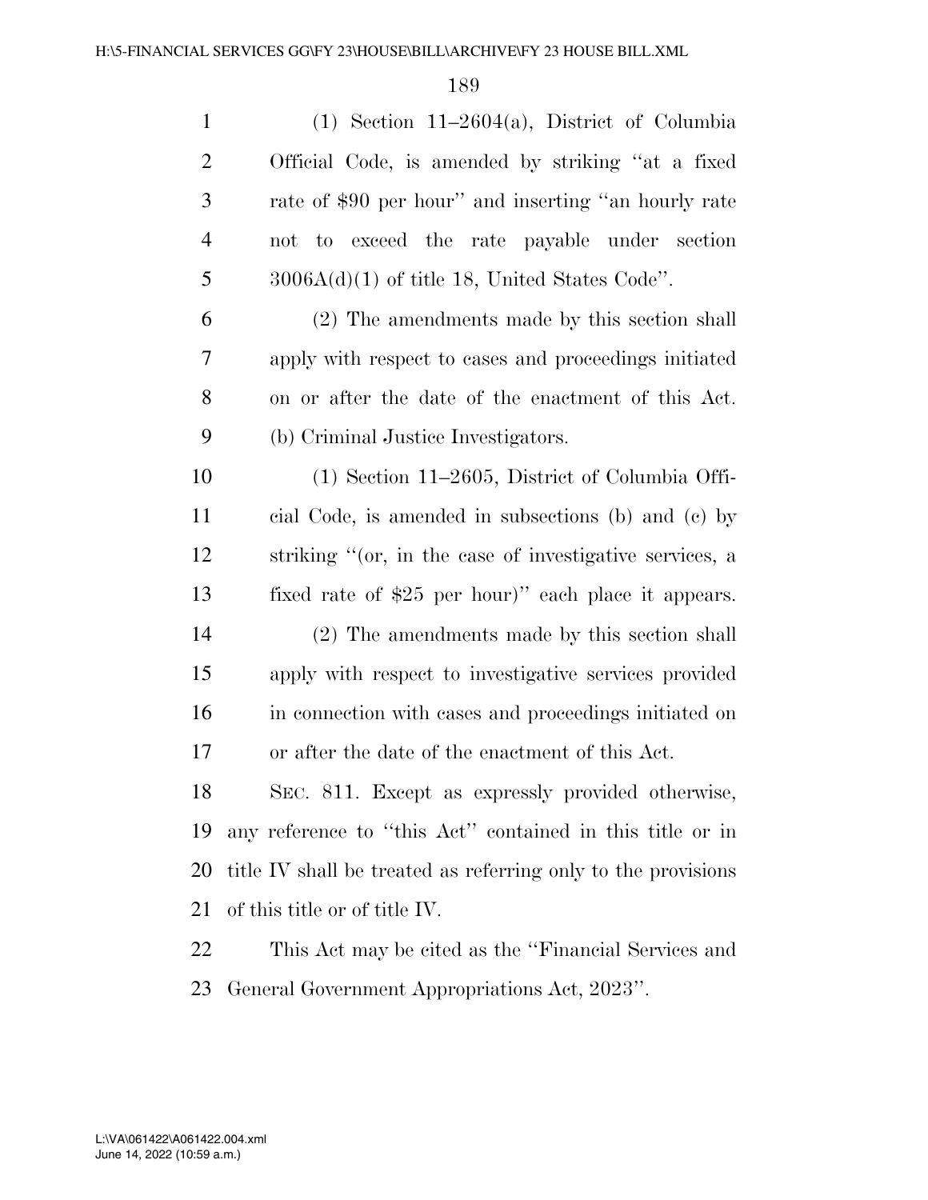(1) Section 11–2604(a), District of Columbia Official Code, is amended by striking ''at a fixed rate of $90 per hour'' and inserting ''an hourly rate not to exceed the rate payable under section 3006A(d)(1) of title 18, United States Code''.

(2) The amendments made by this section shall apply with respect to cases and proceedings initiated on or after the date of the enactment of this Act.

(b) Criminal Justice Investigators.

(1) Section 11–2605, District of Columbia Official Code, is amended in subsections (b) and (c) by striking ''(or, in the case of investigative services, a fixed rate of $25 per hour)'' each place it appears.

(2) The amendments made by this section shall apply with respect to investigative services provided in connection with cases and proceedings initiated on or after the date of the enactment of this Act.

SEC. 811. Except as expressly provided otherwise, any reference to ''this Act'' contained in this title or in title IV shall be treated as referring only to the provisions of this title or of title IV.

This Act may be cited as the ''Financial Services and General Government Appropriations Act, 2023''.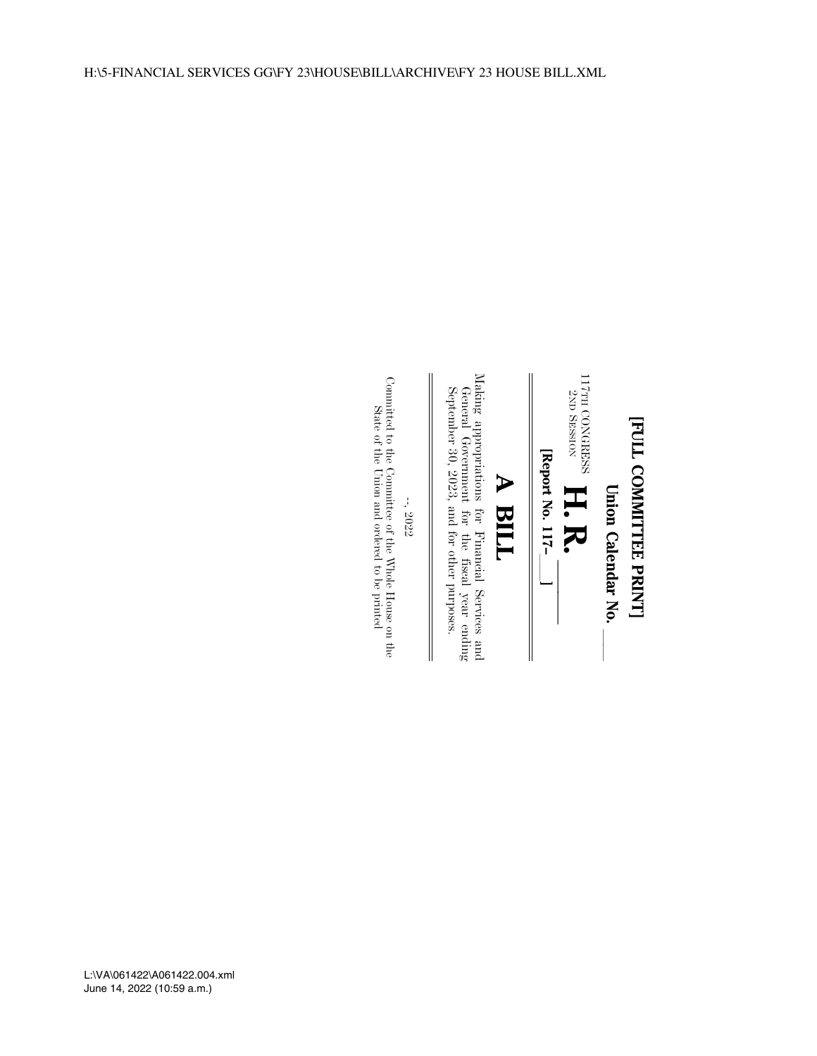**[FULL COMMITTEE PRINT]**

**Union Calendar No. \_\_\_**

117TH CONGRESS
2D SESSION

# H. R. \_\_\_

**[Report No. 117–\_\_]**

# A BILL

Making appropriations for Financial Services and General Government for the fiscal year ending September 30, 2023, and for other purposes.

--, 2022

Committed to the Committee of the Whole House on the State of the Union and ordered to be printed